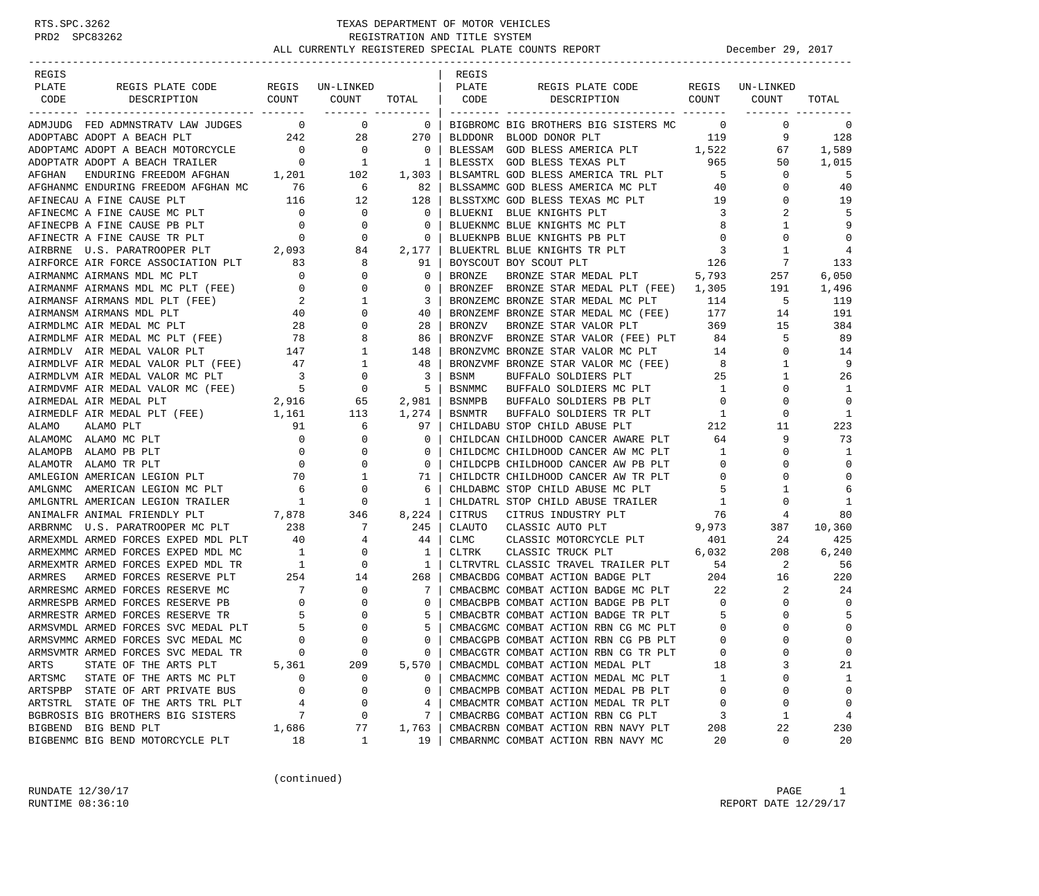# TEXAS DEPARTMENT OF MOTOR VEHICLES

## REGISTRATION AND TITLE SYSTEM

### ALL CURRENTLY REGISTERED SPECIAL PLATE COUNTS REPORT

RTS.SPC.3262
PRD2 SPC83262

December 29, 2017

| REGIS PLATE CODE | REGIS PLATE CODE DESCRIPTION | REGIS COUNT | UN-LINKED COUNT | TOTAL |
|---|---|---|---|---|
| ADMJUDG | FED ADMNSTRATV LAW JUDGES | 0 | 0 | 0 |
| ADOPTABC | ADOPT A BEACH PLT | 242 | 28 | 270 |
| ADOPTAMC | ADOPT A BEACH MOTORCYCLE | 0 | 0 | 0 |
| ADOPTATR | ADOPT A BEACH TRAILER | 0 | 1 | 1 |
| AFGHAN | ENDURING FREEDOM AFGHAN | 1,201 | 102 | 1,303 |
| AFGHANMC | ENDURING FREEDOM AFGHAN MC | 76 | 6 | 82 |
| AFINECAU | A FINE CAUSE PLT | 116 | 12 | 128 |
| AFINECMC | A FINE CAUSE MC PLT | 0 | 0 | 0 |
| AFINECPB | A FINE CAUSE PB PLT | 0 | 0 | 0 |
| AFINECTR | A FINE CAUSE TR PLT | 0 | 0 | 0 |
| AIRBRNE | U.S. PARATROOPER PLT | 2,093 | 84 | 2,177 |
| AIRFORCE | AIR FORCE ASSOCIATION PLT | 83 | 8 | 91 |
| AIRMANMC | AIRMANS MDL MC PLT | 0 | 0 | 0 |
| AIRMANMF | AIRMANS MDL MC PLT (FEE) | 0 | 0 | 0 |
| AIRMANSF | AIRMANS MDL PLT (FEE) | 2 | 1 | 3 |
| AIRMANSM | AIRMANS MDL PLT | 40 | 0 | 40 |
| AIRMDLMC | AIR MEDAL MC PLT | 28 | 0 | 28 |
| AIRMDLMF | AIR MEDAL MC PLT (FEE) | 78 | 8 | 86 |
| AIRMDLV | AIR MEDAL VALOR PLT | 147 | 1 | 148 |
| AIRMDLVF | AIR MEDAL VALOR PLT (FEE) | 47 | 1 | 48 |
| AIRMDLVM | AIR MEDAL VALOR MC PLT | 3 | 0 | 3 |
| AIRMDVMF | AIR MEDAL VALOR MC (FEE) | 5 | 0 | 5 |
| AIRMEDAL | AIR MEDAL PLT | 2,916 | 65 | 2,981 |
| AIRMEDLF | AIR MEDAL PLT (FEE) | 1,161 | 113 | 1,274 |
| ALAMO | ALAMO PLT | 91 | 6 | 97 |
| ALAMOMC | ALAMO MC PLT | 0 | 0 | 0 |
| ALAMOPB | ALAMO PB PLT | 0 | 0 | 0 |
| ALAMOTR | ALAMO TR PLT | 0 | 0 | 0 |
| AMLEGION | AMERICAN LEGION PLT | 70 | 1 | 71 |
| AMLGNMC | AMERICAN LEGION MC PLT | 6 | 0 | 6 |
| AMLGNTRL | AMERICAN LEGION TRAILER | 1 | 0 | 1 |
| ANIMALFR | ANIMAL FRIENDLY PLT | 7,878 | 346 | 8,224 |
| ARBRNMC | U.S. PARATROOPER MC PLT | 238 | 7 | 245 |
| ARMEXMDL | ARMED FORCES EXPED MDL PLT | 40 | 4 | 44 |
| ARMEXMMC | ARMED FORCES EXPED MDL MC | 1 | 0 | 1 |
| ARMEXMTR | ARMED FORCES EXPED MDL TR | 1 | 0 | 1 |
| ARMRES | ARMED FORCES RESERVE PLT | 254 | 14 | 268 |
| ARMRESMC | ARMED FORCES RESERVE MC | 7 | 0 | 7 |
| ARMRESPB | ARMED FORCES RESERVE PB | 0 | 0 | 0 |
| ARMRESTR | ARMED FORCES RESERVE TR | 5 | 0 | 5 |
| ARMSVMDL | ARMED FORCES SVC MEDAL PLT | 5 | 0 | 5 |
| ARMSVMMC | ARMED FORCES SVC MEDAL MC | 0 | 0 | 0 |
| ARMSVMTR | ARMED FORCES SVC MEDAL TR | 0 | 0 | 0 |
| ARTS | STATE OF THE ARTS PLT | 5,361 | 209 | 5,570 |
| ARTSMC | STATE OF THE ARTS MC PLT | 0 | 0 | 0 |
| ARTSPBP | STATE OF ART PRIVATE BUS | 0 | 0 | 0 |
| ARTSTRL | STATE OF THE ARTS TRL PLT | 4 | 0 | 4 |
| BGBROSIS | BIG BROTHERS BIG SISTERS | 7 | 0 | 7 |
| BIGBEND | BIG BEND PLT | 1,686 | 77 | 1,763 |
| BIGBENMC | BIG BEND MOTORCYCLE PLT | 18 | 1 | 19 |
| BIGBROMC | BIG BROTHERS BIG SISTERS MC | 0 | 0 | 0 |
| BLDDONR | BLOOD DONOR PLT | 119 | 9 | 128 |
| BLESSAM | GOD BLESS AMERICA PLT | 1,522 | 67 | 1,589 |
| BLESSTX | GOD BLESS TEXAS PLT | 965 | 50 | 1,015 |
| BLSAMTRL | GOD BLESS AMERICA TRL PLT | 5 | 0 | 5 |
| BLSSAMMC | GOD BLESS AMERICA MC PLT | 40 | 0 | 40 |
| BLSSTXMC | GOD BLESS TEXAS MC PLT | 19 | 0 | 19 |
| BLUEKNI | BLUE KNIGHTS PLT | 3 | 2 | 5 |
| BLUEKNMC | BLUE KNIGHTS MC PLT | 8 | 1 | 9 |
| BLUEKNPB | BLUE KNIGHTS PB PLT | 0 | 0 | 0 |
| BLUEKTRL | BLUE KNIGHTS TR PLT | 3 | 1 | 4 |
| BOYSCOUT | BOY SCOUT PLT | 126 | 7 | 133 |
| BRONZE | BRONZE STAR MEDAL PLT | 5,793 | 257 | 6,050 |
| BRONZEF | BRONZE STAR MEDAL PLT (FEE) | 1,305 | 191 | 1,496 |
| BRONZEMC | BRONZE STAR MEDAL MC PLT | 114 | 5 | 119 |
| BRONZEMF | BRONZE STAR MEDAL MC (FEE) | 177 | 14 | 191 |
| BRONZV | BRONZE STAR VALOR PLT | 369 | 15 | 384 |
| BRONZVF | BRONZE STAR VALOR (FEE) PLT | 84 | 5 | 89 |
| BRONZVMC | BRONZE STAR VALOR MC PLT | 14 | 0 | 14 |
| BRONZVMF | BRONZE STAR VALOR MC (FEE) | 8 | 1 | 9 |
| BSNM | BUFFALO SOLDIERS PLT | 25 | 1 | 26 |
| BSNMMC | BUFFALO SOLDIERS MC PLT | 1 | 0 | 1 |
| BSNMPB | BUFFALO SOLDIERS PB PLT | 0 | 0 | 0 |
| BSNMTR | BUFFALO SOLDIERS TR PLT | 1 | 0 | 1 |
| CHILDABU | STOP CHILD ABUSE PLT | 212 | 11 | 223 |
| CHILDCAN | CHILDHOOD CANCER AWARE PLT | 64 | 9 | 73 |
| CHILDCMC | CHILDHOOD CANCER AW MC PLT | 1 | 0 | 1 |
| CHILDCPB | CHILDHOOD CANCER AW PB PLT | 0 | 0 | 0 |
| CHILDCTR | CHILDHOOD CANCER AW TR PLT | 0 | 0 | 0 |
| CHLDABMC | STOP CHILD ABUSE MC PLT | 5 | 1 | 6 |
| CHLDATRL | STOP CHILD ABUSE TRAILER | 1 | 0 | 1 |
| CITRUS | CITRUS INDUSTRY PLT | 76 | 4 | 80 |
| CLAUTO | CLASSIC AUTO PLT | 9,973 | 387 | 10,360 |
| CLMC | CLASSIC MOTORCYCLE PLT | 401 | 24 | 425 |
| CLTRK | CLASSIC TRUCK PLT | 6,032 | 208 | 6,240 |
| CLTRVTRL | CLASSIC TRAVEL TRAILER PLT | 54 | 2 | 56 |
| CMBACBDG | COMBAT ACTION BADGE PLT | 204 | 16 | 220 |
| CMBACBMC | COMBAT ACTION BADGE MC PLT | 22 | 2 | 24 |
| CMBACBPB | COMBAT ACTION BADGE PB PLT | 0 | 0 | 0 |
| CMBACBTR | COMBAT ACTION BADGE TR PLT | 5 | 0 | 5 |
| CMBACGMC | COMBAT ACTION RBN CG MC PLT | 0 | 0 | 0 |
| CMBACGPB | COMBAT ACTION RBN CG PB PLT | 0 | 0 | 0 |
| CMBACGTR | COMBAT ACTION RBN CG TR PLT | 0 | 0 | 0 |
| CMBACMDL | COMBAT ACTION MEDAL PLT | 18 | 3 | 21 |
| CMBACMMC | COMBAT ACTION MEDAL MC PLT | 1 | 0 | 1 |
| CMBACMPB | COMBAT ACTION MEDAL PB PLT | 0 | 0 | 0 |
| CMBACMTR | COMBAT ACTION MEDAL TR PLT | 0 | 0 | 0 |
| CMBACRBG | COMBAT ACTION RBN CG PLT | 3 | 1 | 4 |
| CMBACRBN | COMBAT ACTION RBN NAVY PLT | 208 | 22 | 230 |
| CMBARNMC | COMBAT ACTION RBN NAVY MC | 20 | 0 | 20 |

(continued)

RUNDATE 12/30/17
RUNTIME 08:36:10

REPORT DATE 12/29/17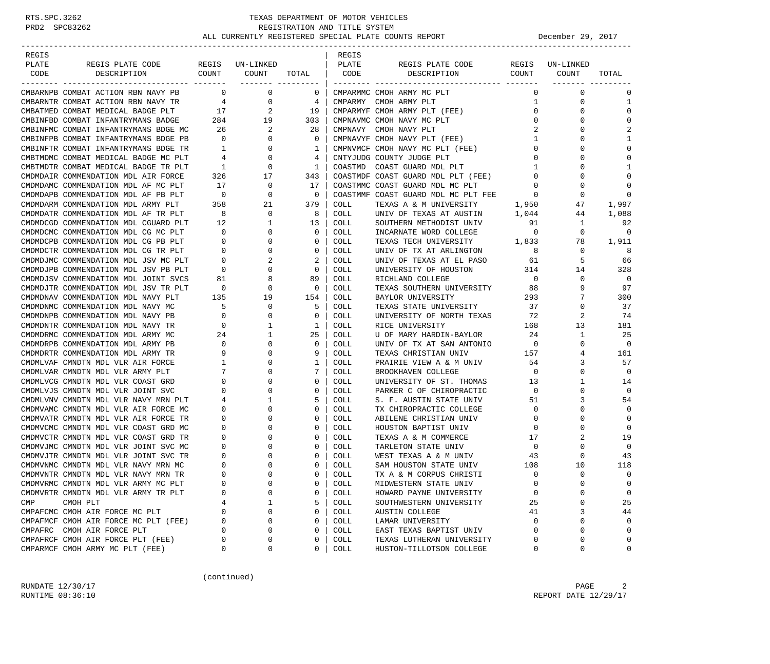RTS.SPC.3262 PRD2 SPC83262

# TEXAS DEPARTMENT OF MOTOR VEHICLES
## REGISTRATION AND TITLE SYSTEM
### ALL CURRENTLY REGISTERED SPECIAL PLATE COUNTS REPORT — December 29, 2017

| REGIS PLATE CODE | REGIS PLATE CODE DESCRIPTION | REGIS COUNT | UN-LINKED COUNT | TOTAL |
|---|---|---|---|---|
| CMBARNPB | COMBAT ACTION RBN NAVY PB | 0 | 0 | 0 |
| CMBARNTR | COMBAT ACTION RBN NAVY TR | 4 | 0 | 4 |
| CMBATMED | COMBAT MEDICAL BADGE PLT | 17 | 2 | 19 |
| CMBINFBD | COMBAT INFANTRYMANS BADGE | 284 | 19 | 303 |
| CMBINFMC | COMBAT INFANTRYMANS BDGE MC | 26 | 2 | 28 |
| CMBINFPB | COMBAT INFANTRYMANS BDGE PB | 0 | 0 | 0 |
| CMBINFTR | COMBAT INFANTRYMANS BDGE TR | 1 | 0 | 1 |
| CMBTMDMC | COMBAT MEDICAL BADGE MC PLT | 4 | 0 | 4 |
| CMBTMDTR | COMBAT MEDICAL BADGE TR PLT | 1 | 0 | 1 |
| CMDMDAIR | COMMENDATION MDL AIR FORCE | 326 | 17 | 343 |
| CMDMDAMC | COMMENDATION MDL AF MC PLT | 17 | 0 | 17 |
| CMDMDAPB | COMMENDATION MDL AF PB PLT | 0 | 0 | 0 |
| CMDMDARM | COMMENDATION MDL ARMY PLT | 358 | 21 | 379 |
| CMDMDATR | COMMENDATION MDL AF TR PLT | 8 | 0 | 8 |
| CMDMDCGD | COMMENDATION MDL CGUARD PLT | 12 | 1 | 13 |
| CMDMDCMC | COMMENDATION MDL CG MC PLT | 0 | 0 | 0 |
| CMDMDCPB | COMMENDATION MDL CG PB PLT | 0 | 0 | 0 |
| CMDMDCTR | COMMENDATION MDL CG TR PLT | 0 | 0 | 0 |
| CMDMDJMC | COMMENDATION MDL JSV MC PLT | 0 | 2 | 2 |
| CMDMDJPB | COMMENDATION MDL JSV PB PLT | 0 | 0 | 0 |
| CMDMDJSV | COMMENDATION MDL JOINT SVCS | 81 | 8 | 89 |
| CMDMDJTR | COMMENDATION MDL JSV TR PLT | 0 | 0 | 0 |
| CMDMDNAV | COMMENDATION MDL NAVY PLT | 135 | 19 | 154 |
| CMDMDNMC | COMMENDATION MDL NAVY MC | 5 | 0 | 5 |
| CMDMDNPB | COMMENDATION MDL NAVY PB | 0 | 0 | 0 |
| CMDMDNTR | COMMENDATION MDL NAVY TR | 0 | 1 | 1 |
| CMDMDRMC | COMMENDATION MDL ARMY MC | 24 | 1 | 25 |
| CMDMDRPB | COMMENDATION MDL ARMY PB | 0 | 0 | 0 |
| CMDMDRTR | COMMENDATION MDL ARMY TR | 9 | 0 | 9 |
| CMDMLVAF | CMNDTN MDL VLR AIR FORCE | 1 | 0 | 1 |
| CMDMLVAR | CMNDTN MDL VLR ARMY PLT | 7 | 0 | 7 |
| CMDMLVCG | CMNDTN MDL VLR COAST GRD | 0 | 0 | 0 |
| CMDMLVJS | CMNDTN MDL VLR JOINT SVC | 0 | 0 | 0 |
| CMDMLVNV | CMNDTN MDL VLR NAVY MRN PLT | 4 | 1 | 5 |
| CMDMVAMC | CMNDTN MDL VLR AIR FORCE MC | 0 | 0 | 0 |
| CMDMVATR | CMNDTN MDL VLR AIR FORCE TR | 0 | 0 | 0 |
| CMDMVCMC | CMNDTN MDL VLR COAST GRD MC | 0 | 0 | 0 |
| CMDMVCTR | CMNDTN MDL VLR COAST GRD TR | 0 | 0 | 0 |
| CMDMVJMC | CMNDTN MDL VLR JOINT SVC MC | 0 | 0 | 0 |
| CMDMVJTR | CMNDTN MDL VLR JOINT SVC TR | 0 | 0 | 0 |
| CMDMVNMC | CMNDTN MDL VLR NAVY MRN MC | 0 | 0 | 0 |
| CMDMVNTR | CMNDTN MDL VLR NAVY MRN TR | 0 | 0 | 0 |
| CMDMVRMC | CMNDTN MDL VLR ARMY MC PLT | 0 | 0 | 0 |
| CMDMVRTR | CMNDTN MDL VLR ARMY TR PLT | 0 | 0 | 0 |
| CMP | CMOH PLT | 4 | 1 | 5 |
| CMPAFCMC | CMOH AIR FORCE MC PLT | 0 | 0 | 0 |
| CMPAFMCF | CMOH AIR FORCE MC PLT (FEE) | 0 | 0 | 0 |
| CMPAFRC | CMOH AIR FORCE PLT | 0 | 0 | 0 |
| CMPAFRCF | CMOH AIR FORCE PLT (FEE) | 0 | 0 | 0 |
| CMPARMCF | CMOH ARMY MC PLT (FEE) | 0 | 0 | 0 |
| CMPARMMC | CMOH ARMY MC PLT | 0 | 0 | 0 |
| CMPARMY | CMOH ARMY PLT | 1 | 0 | 1 |
| CMPARMYF | CMOH ARMY PLT (FEE) | 0 | 0 | 0 |
| CMPNAVMC | CMOH NAVY MC PLT | 0 | 0 | 0 |
| CMPNAVY | CMOH NAVY PLT | 2 | 0 | 2 |
| CMPNAVYF | CMOH NAVY PLT (FEE) | 1 | 0 | 1 |
| CMPNVMCF | CMOH NAVY MC PLT (FEE) | 0 | 0 | 0 |
| CNTYJUDG | COUNTY JUDGE PLT | 0 | 0 | 0 |
| COASTMD | COAST GUARD MDL PLT | 1 | 0 | 1 |
| COASTMDF | COAST GUARD MDL PLT (FEE) | 0 | 0 | 0 |
| COASTMMC | COAST GUARD MDL MC PLT | 0 | 0 | 0 |
| COASTMMF | COAST GUARD MDL MC PLT FEE | 0 | 0 | 0 |
| COLL | TEXAS A & M UNIVERSITY | 1,950 | 47 | 1,997 |
| COLL | UNIV OF TEXAS AT AUSTIN | 1,044 | 44 | 1,088 |
| COLL | SOUTHERN METHODIST UNIV | 91 | 1 | 92 |
| COLL | INCARNATE WORD COLLEGE | 0 | 0 | 0 |
| COLL | TEXAS TECH UNIVERSITY | 1,833 | 78 | 1,911 |
| COLL | UNIV OF TX AT ARLINGTON | 8 | 0 | 8 |
| COLL | UNIV OF TEXAS AT EL PASO | 61 | 5 | 66 |
| COLL | UNIVERSITY OF HOUSTON | 314 | 14 | 328 |
| COLL | RICHLAND COLLEGE | 0 | 0 | 0 |
| COLL | TEXAS SOUTHERN UNIVERSITY | 88 | 9 | 97 |
| COLL | BAYLOR UNIVERSITY | 293 | 7 | 300 |
| COLL | TEXAS STATE UNIVERSITY | 37 | 0 | 37 |
| COLL | UNIVERSITY OF NORTH TEXAS | 72 | 2 | 74 |
| COLL | RICE UNIVERSITY | 168 | 13 | 181 |
| COLL | U OF MARY HARDIN-BAYLOR | 24 | 1 | 25 |
| COLL | UNIV OF TX AT SAN ANTONIO | 0 | 0 | 0 |
| COLL | TEXAS CHRISTIAN UNIV | 157 | 4 | 161 |
| COLL | PRAIRIE VIEW A & M UNIV | 54 | 3 | 57 |
| COLL | BROOKHAVEN COLLEGE | 0 | 0 | 0 |
| COLL | UNIVERSITY OF ST. THOMAS | 13 | 1 | 14 |
| COLL | PARKER C OF CHIROPRACTIC | 0 | 0 | 0 |
| COLL | S. F. AUSTIN STATE UNIV | 51 | 3 | 54 |
| COLL | TX CHIROPRACTIC COLLEGE | 0 | 0 | 0 |
| COLL | ABILENE CHRISTIAN UNIV | 0 | 0 | 0 |
| COLL | HOUSTON BAPTIST UNIV | 0 | 0 | 0 |
| COLL | TEXAS A & M COMMERCE | 17 | 2 | 19 |
| COLL | TARLETON STATE UNIV | 0 | 0 | 0 |
| COLL | WEST TEXAS A & M UNIV | 43 | 0 | 43 |
| COLL | SAM HOUSTON STATE UNIV | 108 | 10 | 118 |
| COLL | TX A & M CORPUS CHRISTI | 0 | 0 | 0 |
| COLL | MIDWESTERN STATE UNIV | 0 | 0 | 0 |
| COLL | HOWARD PAYNE UNIVERSITY | 0 | 0 | 0 |
| COLL | SOUTHWESTERN UNIVERSITY | 25 | 0 | 25 |
| COLL | AUSTIN COLLEGE | 41 | 3 | 44 |
| COLL | LAMAR UNIVERSITY | 0 | 0 | 0 |
| COLL | EAST TEXAS BAPTIST UNIV | 0 | 0 | 0 |
| COLL | TEXAS LUTHERAN UNIVERSITY | 0 | 0 | 0 |
| COLL | HUSTON-TILLOTSON COLLEGE | 0 | 0 | 0 |

(continued)

RUNDATE 12/30/17
RUNTIME 08:36:10
REPORT DATE 12/29/17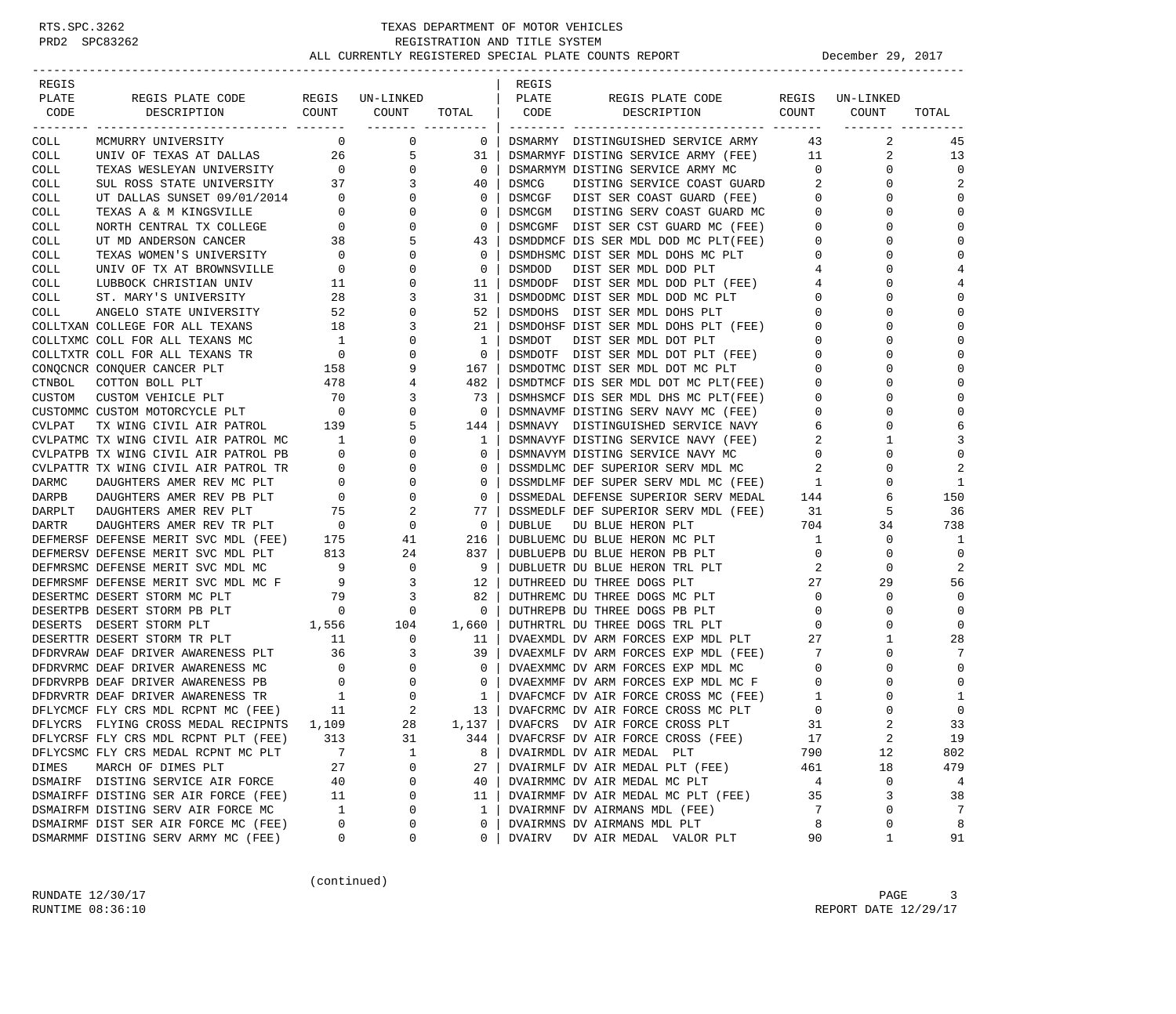RTS.SPC.3262
PRD2 SPC83262

# TEXAS DEPARTMENT OF MOTOR VEHICLES
## REGISTRATION AND TITLE SYSTEM
### ALL CURRENTLY REGISTERED SPECIAL PLATE COUNTS REPORT

December 29, 2017

| REGIS PLATE CODE | REGIS PLATE CODE DESCRIPTION | REGIS COUNT | UN-LINKED COUNT | TOTAL |
|---|---|---|---|---|
| COLL | MCMURRY UNIVERSITY | 0 | 0 | 0 |
| COLL | UNIV OF TEXAS AT DALLAS | 26 | 5 | 31 |
| COLL | TEXAS WESLEYAN UNIVERSITY | 0 | 0 | 0 |
| COLL | SUL ROSS STATE UNIVERSITY | 37 | 3 | 40 |
| COLL | UT DALLAS SUNSET 09/01/2014 | 0 | 0 | 0 |
| COLL | TEXAS A & M KINGSVILLE | 0 | 0 | 0 |
| COLL | NORTH CENTRAL TX COLLEGE | 0 | 0 | 0 |
| COLL | UT MD ANDERSON CANCER | 38 | 5 | 43 |
| COLL | TEXAS WOMEN'S UNIVERSITY | 0 | 0 | 0 |
| COLL | UNIV OF TX AT BROWNSVILLE | 0 | 0 | 0 |
| COLL | LUBBOCK CHRISTIAN UNIV | 11 | 0 | 11 |
| COLL | ST. MARY'S UNIVERSITY | 28 | 3 | 31 |
| COLL | ANGELO STATE UNIVERSITY | 52 | 0 | 52 |
| COLLTXAN | COLLEGE FOR ALL TEXANS | 18 | 3 | 21 |
| COLLTXMC | COLL FOR ALL TEXANS MC | 1 | 0 | 1 |
| COLLTXTR | COLL FOR ALL TEXANS TR | 0 | 0 | 0 |
| CONQCNCR | CONQUER CANCER PLT | 158 | 9 | 167 |
| CTNBOL | COTTON BOLL PLT | 478 | 4 | 482 |
| CUSTOM | CUSTOM VEHICLE PLT | 70 | 3 | 73 |
| CUSTOMMC | CUSTOM MOTORCYCLE PLT | 0 | 0 | 0 |
| CVLPAT | TX WING CIVIL AIR PATROL | 139 | 5 | 144 |
| CVLPATMC | TX WING CIVIL AIR PATROL MC | 1 | 0 | 1 |
| CVLPATPB | TX WING CIVIL AIR PATROL PB | 0 | 0 | 0 |
| CVLPATTR | TX WING CIVIL AIR PATROL TR | 0 | 0 | 0 |
| DARMC | DAUGHTERS AMER REV MC PLT | 0 | 0 | 0 |
| DARPB | DAUGHTERS AMER REV PB PLT | 0 | 0 | 0 |
| DARPLT | DAUGHTERS AMER REV PLT | 75 | 2 | 77 |
| DARTR | DAUGHTERS AMER REV TR PLT | 0 | 0 | 0 |
| DEFMERSF | DEFENSE MERIT SVC MDL (FEE) | 175 | 41 | 216 |
| DEFMERSV | DEFENSE MERIT SVC MDL PLT | 813 | 24 | 837 |
| DEFMRSMC | DEFENSE MERIT SVC MDL MC | 9 | 0 | 9 |
| DEFMRSMF | DEFENSE MERIT SVC MDL MC F | 9 | 3 | 12 |
| DESERTMC | DESERT STORM MC PLT | 79 | 3 | 82 |
| DESERTPB | DESERT STORM PB PLT | 0 | 0 | 0 |
| DESERTS | DESERT STORM PLT | 1,556 | 104 | 1,660 |
| DESERTTR | DESERT STORM TR PLT | 11 | 0 | 11 |
| DFDRVRAW | DEAF DRIVER AWARENESS PLT | 36 | 3 | 39 |
| DFDRVRMC | DEAF DRIVER AWARENESS MC | 0 | 0 | 0 |
| DFDRVRPB | DEAF DRIVER AWARENESS PB | 0 | 0 | 0 |
| DFDRVRTR | DEAF DRIVER AWARENESS TR | 1 | 0 | 1 |
| DFLYCMCF | FLY CRS MDL RCPNT MC (FEE) | 11 | 2 | 13 |
| DFLYCRS | FLYING CROSS MEDAL RECIPNTS | 1,109 | 28 | 1,137 |
| DFLYCRSF | FLY CRS MDL RCPNT PLT (FEE) | 313 | 31 | 344 |
| DFLYCSMC | FLY CRS MEDAL RCPNT MC PLT | 7 | 1 | 8 |
| DIMES | MARCH OF DIMES PLT | 27 | 0 | 27 |
| DSMAIRF | DISTING SERVICE AIR FORCE | 40 | 0 | 40 |
| DSMAIRFF | DISTING SER AIR FORCE (FEE) | 11 | 0 | 11 |
| DSMAIRFM | DISTING SERV AIR FORCE MC | 1 | 0 | 1 |
| DSMAIRMF | DIST SER AIR FORCE MC (FEE) | 0 | 0 | 0 |
| DSMARMMF | DISTING SERV ARMY MC (FEE) | 0 | 0 | 0 |
| DSMARMY | DISTINGUISHED SERVICE ARMY | 43 | 2 | 45 |
| DSMARMYF | DISTING SERVICE ARMY (FEE) | 11 | 2 | 13 |
| DSMARMYM | DISTING SERVICE ARMY MC | 0 | 0 | 0 |
| DSMCG | DISTING SERVICE COAST GUARD | 2 | 0 | 2 |
| DSMCGF | DIST SER COAST GUARD (FEE) | 0 | 0 | 0 |
| DSMCGM | DISTING SERV COAST GUARD MC | 0 | 0 | 0 |
| DSMCGMF | DIST SER CST GUARD MC (FEE) | 0 | 0 | 0 |
| DSMDDMCF | DIS SER MDL DOD MC PLT(FEE) | 0 | 0 | 0 |
| DSMDHSMC | DIST SER MDL DOHS MC PLT | 0 | 0 | 0 |
| DSMDOD | DIST SER MDL DOD PLT | 4 | 0 | 4 |
| DSMDODF | DIST SER MDL DOD PLT (FEE) | 4 | 0 | 4 |
| DSMDODMC | DIST SER MDL DOD MC PLT | 0 | 0 | 0 |
| DSMDOHS | DIST SER MDL DOHS PLT | 0 | 0 | 0 |
| DSMDOHSF | DIST SER MDL DOHS PLT (FEE) | 0 | 0 | 0 |
| DSMDOT | DIST SER MDL DOT PLT | 0 | 0 | 0 |
| DSMDOTF | DIST SER MDL DOT PLT (FEE) | 0 | 0 | 0 |
| DSMDOTMC | DIST SER MDL DOT MC PLT | 0 | 0 | 0 |
| DSMDTMCF | DIS SER MDL DOT MC PLT(FEE) | 0 | 0 | 0 |
| DSMHSMCF | DIS SER MDL DHS MC PLT(FEE) | 0 | 0 | 0 |
| DSMNAVMF | DISTING SERV NAVY MC (FEE) | 0 | 0 | 0 |
| DSMNAVY | DISTINGUISHED SERVICE NAVY | 6 | 0 | 6 |
| DSMNAVYF | DISTING SERVICE NAVY (FEE) | 2 | 1 | 3 |
| DSMNAVYM | DISTING SERVICE NAVY MC | 0 | 0 | 0 |
| DSSMDLMC | DEF SUPERIOR SERV MDL MC | 2 | 0 | 2 |
| DSSMDLMF | DEF SUPER SERV MDL MC (FEE) | 1 | 0 | 1 |
| DSSMEDAL | DEFENSE SUPERIOR SERV MEDAL | 144 | 6 | 150 |
| DSSMEDLF | DEF SUPERIOR SERV MDL (FEE) | 31 | 5 | 36 |
| DUBLUE | DU BLUE HERON PLT | 704 | 34 | 738 |
| DUBLUEMC | DU BLUE HERON MC PLT | 1 | 0 | 1 |
| DUBLUEPB | DU BLUE HERON PB PLT | 0 | 0 | 0 |
| DUBLUETR | DU BLUE HERON TRL PLT | 2 | 0 | 2 |
| DUTHREED | DU THREE DOGS PLT | 27 | 29 | 56 |
| DUTHREMC | DU THREE DOGS MC PLT | 0 | 0 | 0 |
| DUTHREPB | DU THREE DOGS PB PLT | 0 | 0 | 0 |
| DUTHRTRL | DU THREE DOGS TRL PLT | 0 | 0 | 0 |
| DVAEXMDL | DV ARM FORCES EXP MDL PLT | 27 | 1 | 28 |
| DVAEXMLF | DV ARM FORCES EXP MDL (FEE) | 7 | 0 | 7 |
| DVAEXMMC | DV ARM FORCES EXP MDL MC | 0 | 0 | 0 |
| DVAEXMMF | DV ARM FORCES EXP MDL MC F | 0 | 0 | 0 |
| DVAFCMCF | DV AIR FORCE CROSS MC (FEE) | 1 | 0 | 1 |
| DVAFCRMC | DV AIR FORCE CROSS MC PLT | 0 | 0 | 0 |
| DVAFCRS | DV AIR FORCE CROSS PLT | 31 | 2 | 33 |
| DVAFCRSF | DV AIR FORCE CROSS (FEE) | 17 | 2 | 19 |
| DVAIRMDL | DV AIR MEDAL PLT | 790 | 12 | 802 |
| DVAIRMLF | DV AIR MEDAL PLT (FEE) | 461 | 18 | 479 |
| DVAIRMMC | DV AIR MEDAL MC PLT | 4 | 0 | 4 |
| DVAIRMMF | DV AIR MEDAL MC PLT (FEE) | 35 | 3 | 38 |
| DVAIRMNF | DV AIRMANS MDL (FEE) | 7 | 0 | 7 |
| DVAIRMNS | DV AIRMANS MDL PLT | 8 | 0 | 8 |
| DVAIRV | DV AIR MEDAL VALOR PLT | 90 | 1 | 91 |

(continued)

RUNDATE 12/30/17
RUNTIME 08:36:10

REPORT DATE 12/29/17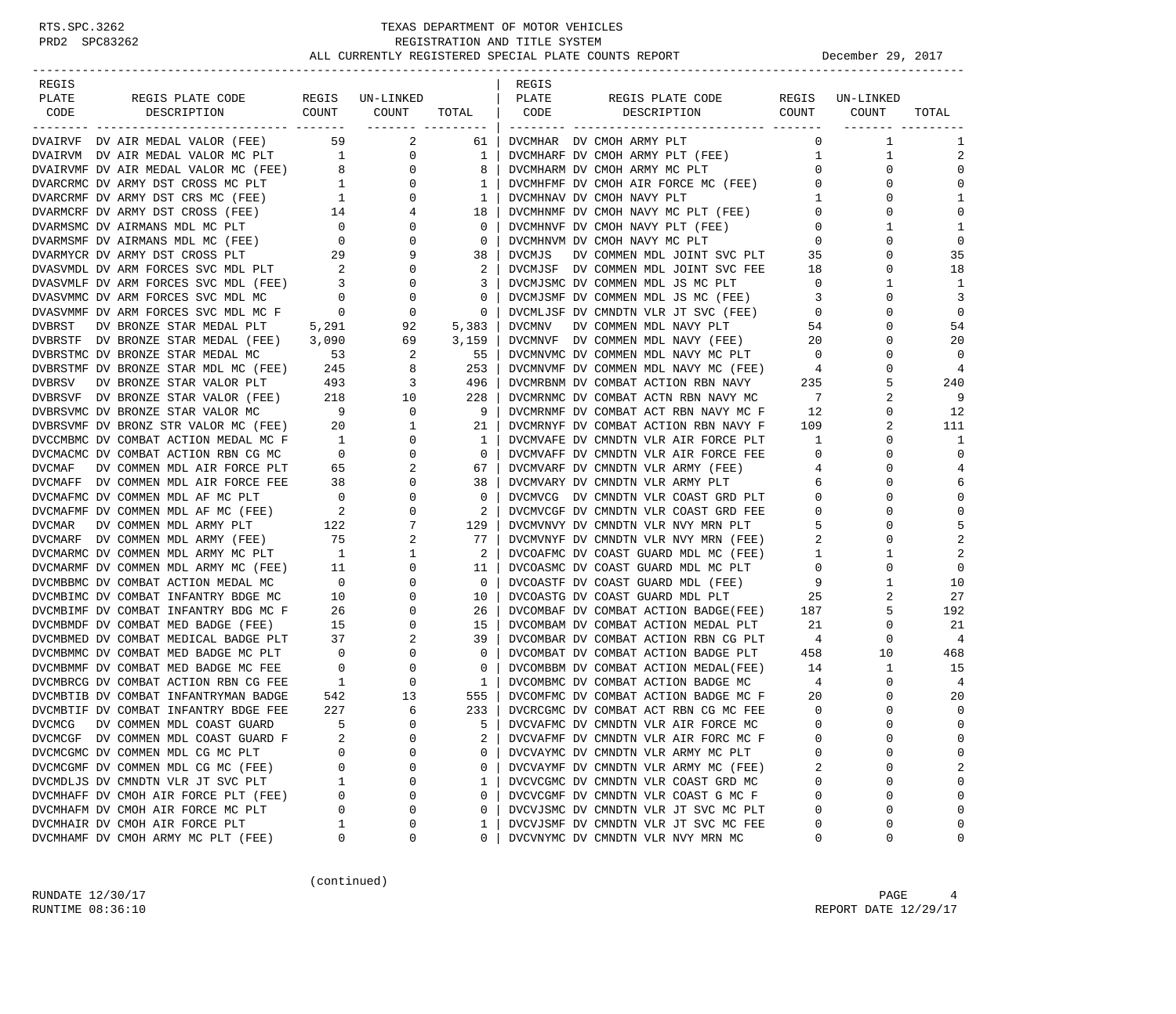TEXAS DEPARTMENT OF MOTOR VEHICLES
REGISTRATION AND TITLE SYSTEM
ALL CURRENTLY REGISTERED SPECIAL PLATE COUNTS REPORT — December 29, 2017

| REGIS PLATE CODE | REGIS PLATE CODE DESCRIPTION | REGIS COUNT | UN-LINKED COUNT | TOTAL |
|---|---|---|---|---|
| DVAIRVF | DV AIR MEDAL VALOR (FEE) | 59 | 2 | 61 |
| DVAIRVM | DV AIR MEDAL VALOR MC PLT | 1 | 0 | 1 |
| DVAIRVMF | DV AIR MEDAL VALOR MC (FEE) | 8 | 0 | 8 |
| DVARCRMC | DV ARMY DST CROSS MC PLT | 1 | 0 | 1 |
| DVARCRMF | DV ARMY DST CRS MC (FEE) | 1 | 0 | 1 |
| DVARMCRF | DV ARMY DST CROSS (FEE) | 14 | 4 | 18 |
| DVARMSMC | DV AIRMANS MDL MC PLT | 0 | 0 | 0 |
| DVARMSMF | DV AIRMANS MDL MC (FEE) | 0 | 0 | 0 |
| DVARMYCR | DV ARMY DST CROSS PLT | 29 | 9 | 38 |
| DVASVMDL | DV ARM FORCES SVC MDL PLT | 2 | 0 | 2 |
| DVASVMLF | DV ARM FORCES SVC MDL (FEE) | 3 | 0 | 3 |
| DVASVMMC | DV ARM FORCES SVC MDL MC | 0 | 0 | 0 |
| DVASVMMF | DV ARM FORCES SVC MDL MC F | 0 | 0 | 0 |
| DVBRST | DV BRONZE STAR MEDAL PLT | 5,291 | 92 | 5,383 |
| DVBRSTF | DV BRONZE STAR MEDAL (FEE) | 3,090 | 69 | 3,159 |
| DVBRSTMC | DV BRONZE STAR MEDAL MC | 53 | 2 | 55 |
| DVBRSTMF | DV BRONZE STAR MDL MC (FEE) | 245 | 8 | 253 |
| DVBRSV | DV BRONZE STAR VALOR PLT | 493 | 3 | 496 |
| DVBRSVF | DV BRONZE STAR VALOR (FEE) | 218 | 10 | 228 |
| DVBRSVMC | DV BRONZE STAR VALOR MC | 9 | 0 | 9 |
| DVBRSVMF | DV BRONZ STR VALOR MC (FEE) | 20 | 1 | 21 |
| DVCCMBMC | DV COMBAT ACTION MEDAL MC F | 1 | 0 | 1 |
| DVCMACMC | DV COMBAT ACTION RBN CG MC | 0 | 0 | 0 |
| DVCMAF | DV COMMEN MDL AIR FORCE PLT | 65 | 2 | 67 |
| DVCMAFF | DV COMMEN MDL AIR FORCE FEE | 38 | 0 | 38 |
| DVCMAFMC | DV COMMEN MDL AF MC PLT | 0 | 0 | 0 |
| DVCMAFMF | DV COMMEN MDL AF MC (FEE) | 2 | 0 | 2 |
| DVCMAR | DV COMMEN MDL ARMY PLT | 122 | 7 | 129 |
| DVCMARF | DV COMMEN MDL ARMY (FEE) | 75 | 2 | 77 |
| DVCMARMC | DV COMMEN MDL ARMY MC PLT | 1 | 1 | 2 |
| DVCMARMF | DV COMMEN MDL ARMY MC (FEE) | 11 | 0 | 11 |
| DVCMBBMC | DV COMBAT ACTION MEDAL MC | 0 | 0 | 0 |
| DVCMBIMC | DV COMBAT INFANTRY BDGE MC | 10 | 0 | 10 |
| DVCMBIMF | DV COMBAT INFANTRY BDG MC F | 26 | 0 | 26 |
| DVCMBMDF | DV COMBAT MED BADGE (FEE) | 15 | 0 | 15 |
| DVCMBMED | DV COMBAT MEDICAL BADGE PLT | 37 | 2 | 39 |
| DVCMBMMC | DV COMBAT MED BADGE MC PLT | 0 | 0 | 0 |
| DVCMBMMF | DV COMBAT MED BADGE MC FEE | 0 | 0 | 0 |
| DVCMBRCG | DV COMBAT ACTION RBN CG FEE | 1 | 0 | 1 |
| DVCMBTIB | DV COMBAT INFANTRYMAN BADGE | 542 | 13 | 555 |
| DVCMBTIF | DV COMBAT INFANTRY BDGE FEE | 227 | 6 | 233 |
| DVCMCG | DV COMMEN MDL COAST GUARD | 5 | 0 | 5 |
| DVCMCGF | DV COMMEN MDL COAST GUARD F | 2 | 0 | 2 |
| DVCMCGMC | DV COMMEN MDL CG MC PLT | 0 | 0 | 0 |
| DVCMCGMF | DV COMMEN MDL CG MC (FEE) | 0 | 0 | 0 |
| DVCMDLJS | DV CMNDTN VLR JT SVC PLT | 1 | 0 | 1 |
| DVCMHAFF | DV CMOH AIR FORCE PLT (FEE) | 0 | 0 | 0 |
| DVCMHAFM | DV CMOH AIR FORCE MC PLT | 0 | 0 | 0 |
| DVCMHAIR | DV CMOH AIR FORCE PLT | 1 | 0 | 1 |
| DVCMHAMF | DV CMOH ARMY MC PLT (FEE) | 0 | 0 | 0 |
| DVCMHAR | DV CMOH ARMY PLT | 0 | 1 | 1 |
| DVCMHARF | DV CMOH ARMY PLT (FEE) | 1 | 1 | 2 |
| DVCMHARM | DV CMOH ARMY MC PLT | 0 | 0 | 0 |
| DVCMHFMF | DV CMOH AIR FORCE MC (FEE) | 0 | 0 | 0 |
| DVCMHNAV | DV CMOH NAVY PLT | 1 | 0 | 1 |
| DVCMHNMF | DV CMOH NAVY MC PLT (FEE) | 0 | 0 | 0 |
| DVCMHNVF | DV CMOH NAVY PLT (FEE) | 0 | 1 | 1 |
| DVCMHNVM | DV CMOH NAVY MC PLT | 0 | 0 | 0 |
| DVCMJS | DV COMMEN MDL JOINT SVC PLT | 35 | 0 | 35 |
| DVCMJSF | DV COMMEN MDL JOINT SVC FEE | 18 | 0 | 18 |
| DVCMJSMC | DV COMMEN MDL JS MC PLT | 0 | 1 | 1 |
| DVCMJSMF | DV COMMEN MDL JS MC (FEE) | 3 | 0 | 3 |
| DVCMLJSF | DV CMNDTN VLR JT SVC (FEE) | 0 | 0 | 0 |
| DVCMNV | DV COMMEN MDL NAVY PLT | 54 | 0 | 54 |
| DVCMNVF | DV COMMEN MDL NAVY (FEE) | 20 | 0 | 20 |
| DVCMNVMC | DV COMMEN MDL NAVY MC PLT | 0 | 0 | 0 |
| DVCMNVMF | DV COMMEN MDL NAVY MC (FEE) | 4 | 0 | 4 |
| DVCMRBNM | DV COMBAT ACTION RBN NAVY | 235 | 5 | 240 |
| DVCMRNMC | DV COMBAT ACTN RBN NAVY MC | 7 | 2 | 9 |
| DVCMRNMF | DV COMBAT ACT RBN NAVY MC F | 12 | 0 | 12 |
| DVCMRNYF | DV COMBAT ACTION RBN NAVY F | 109 | 2 | 111 |
| DVCMVAFE | DV CMNDTN VLR AIR FORCE PLT | 1 | 0 | 1 |
| DVCMVAFF | DV CMNDTN VLR AIR FORCE FEE | 0 | 0 | 0 |
| DVCMVARF | DV CMNDTN VLR ARMY (FEE) | 4 | 0 | 4 |
| DVCMVARY | DV CMNDTN VLR ARMY PLT | 6 | 0 | 6 |
| DVCMVCG | DV CMNDTN VLR COAST GRD PLT | 0 | 0 | 0 |
| DVCMVCGF | DV CMNDTN VLR COAST GRD FEE | 0 | 0 | 0 |
| DVCMVNVY | DV CMNDTN VLR NVY MRN PLT | 5 | 0 | 5 |
| DVCMVNYF | DV CMNDTN VLR NVY MRN (FEE) | 2 | 0 | 2 |
| DVCOAFMC | DV COAST GUARD MDL MC (FEE) | 1 | 1 | 2 |
| DVCOASMC | DV COAST GUARD MDL MC PLT | 0 | 0 | 0 |
| DVCOASTF | DV COAST GUARD MDL (FEE) | 9 | 1 | 10 |
| DVCOASTG | DV COAST GUARD MDL PLT | 25 | 2 | 27 |
| DVCOMBAF | DV COMBAT ACTION BADGE(FEE) | 187 | 5 | 192 |
| DVCOMBAM | DV COMBAT ACTION MEDAL PLT | 21 | 0 | 21 |
| DVCOMBAR | DV COMBAT ACTION RBN CG PLT | 4 | 0 | 4 |
| DVCOMBAT | DV COMBAT ACTION BADGE PLT | 458 | 10 | 468 |
| DVCOMBBM | DV COMBAT ACTION MEDAL(FEE) | 14 | 1 | 15 |
| DVCOMBMC | DV COMBAT ACTION BADGE MC | 4 | 0 | 4 |
| DVCOMFMC | DV COMBAT ACTION BADGE MC F | 20 | 0 | 20 |
| DVCRCGMC | DV COMBAT ACT RBN CG MC FEE | 0 | 0 | 0 |
| DVCVAFMC | DV CMNDTN VLR AIR FORCE MC | 0 | 0 | 0 |
| DVCVAFMF | DV CMNDTN VLR AIR FORC MC F | 0 | 0 | 0 |
| DVCVAYMC | DV CMNDTN VLR ARMY MC PLT | 0 | 0 | 0 |
| DVCVAYMF | DV CMNDTN VLR ARMY MC (FEE) | 2 | 0 | 2 |
| DVCVCGMC | DV CMNDTN VLR COAST GRD MC | 0 | 0 | 0 |
| DVCVCGMF | DV CMNDTN VLR COAST G MC F | 0 | 0 | 0 |
| DVCVJSMC | DV CMNDTN VLR JT SVC MC PLT | 0 | 0 | 0 |
| DVCVJSMF | DV CMNDTN VLR JT SVC MC FEE | 0 | 0 | 0 |
| DVCVNYMC | DV CMNDTN VLR NVY MRN MC | 0 | 0 | 0 |

(continued)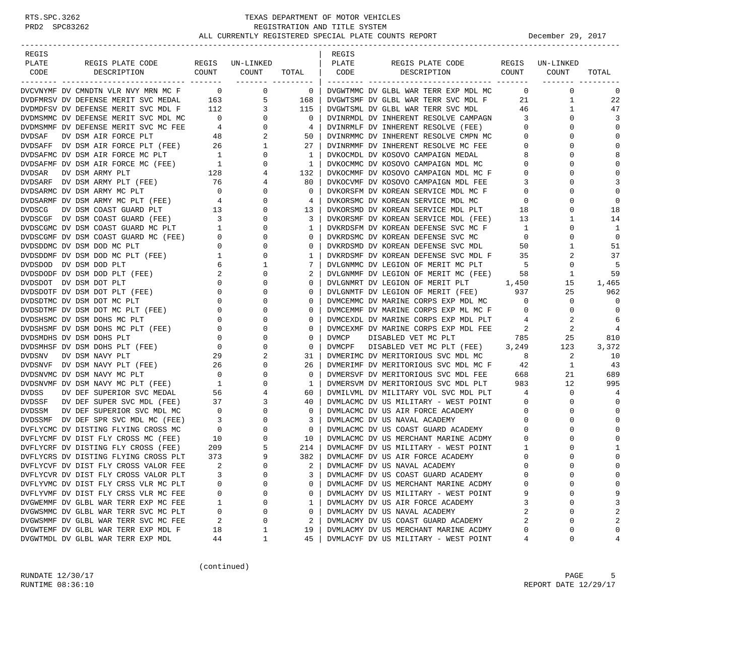RTS.SPC.3262 TEXAS DEPARTMENT OF MOTOR VEHICLES
PRD2 SPC83262 REGISTRATION AND TITLE SYSTEM
ALL CURRENTLY REGISTERED SPECIAL PLATE COUNTS REPORT December 29, 2017

| REGIS PLATE CODE | REGIS PLATE CODE DESCRIPTION | REGIS COUNT | UN-LINKED COUNT | TOTAL |
|---|---|---|---|---|
| DVCVNYMF | DV CMNDTN VLR NVY MRN MC F | 0 | 0 | 0 |
| DVDFMRSV | DV DEFENSE MERIT SVC MEDAL | 163 | 5 | 168 |
| DVDMDFSV | DV DEFENSE MERIT SVC MDL F | 112 | 3 | 115 |
| DVDMSMMC | DV DEFENSE MERIT SVC MDL MC | 0 | 0 | 0 |
| DVDMSMMF | DV DEFENSE MERIT SVC MC FEE | 4 | 0 | 4 |
| DVDSAF | DV DSM AIR FORCE PLT | 48 | 2 | 50 |
| DVDSAFF | DV DSM AIR FORCE PLT (FEE) | 26 | 1 | 27 |
| DVDSAFMC | DV DSM AIR FORCE MC PLT | 1 | 0 | 1 |
| DVDSAFMF | DV DSM AIR FORCE MC (FEE) | 1 | 0 | 1 |
| DVDSAR | DV DSM ARMY PLT | 128 | 4 | 132 |
| DVDSARF | DV DSM ARMY PLT (FEE) | 76 | 4 | 80 |
| DVDSARMC | DV DSM ARMY MC PLT | 0 | 0 | 0 |
| DVDSARMF | DV DSM ARMY MC PLT (FEE) | 4 | 0 | 4 |
| DVDSCG | DV DSM COAST GUARD PLT | 13 | 0 | 13 |
| DVDSCGF | DV DSM COAST GUARD (FEE) | 3 | 0 | 3 |
| DVDSCGMC | DV DSM COAST GUARD MC PLT | 1 | 0 | 1 |
| DVDSCGMF | DV DSM COAST GUARD MC (FEE) | 0 | 0 | 0 |
| DVDSDDMC | DV DSM DOD MC PLT | 0 | 0 | 0 |
| DVDSDDMF | DV DSM DOD MC PLT (FEE) | 1 | 0 | 1 |
| DVDSDOD | DV DSM DOD PLT | 6 | 1 | 7 |
| DVDSDODF | DV DSM DOD PLT (FEE) | 2 | 0 | 2 |
| DVDSDOT | DV DSM DOT PLT | 0 | 0 | 0 |
| DVDSDOTF | DV DSM DOT PLT (FEE) | 0 | 0 | 0 |
| DVDSDTMC | DV DSM DOT MC PLT | 0 | 0 | 0 |
| DVDSDTMF | DV DSM DOT MC PLT (FEE) | 0 | 0 | 0 |
| DVDSHSMC | DV DSM DOHS MC PLT | 0 | 0 | 0 |
| DVDSHSMF | DV DSM DOHS MC PLT (FEE) | 0 | 0 | 0 |
| DVDSMDHS | DV DSM DOHS PLT | 0 | 0 | 0 |
| DVDSMHSF | DV DSM DOHS PLT (FEE) | 0 | 0 | 0 |
| DVDSNV | DV DSM NAVY PLT | 29 | 2 | 31 |
| DVDSNVF | DV DSM NAVY PLT (FEE) | 26 | 0 | 26 |
| DVDSNVMC | DV DSM NAVY MC PLT | 0 | 0 | 0 |
| DVDSNVMF | DV DSM NAVY MC PLT (FEE) | 1 | 0 | 1 |
| DVDSS | DV DEF SUPERIOR SVC MEDAL | 56 | 4 | 60 |
| DVDSSF | DV DEF SUPER SVC MDL (FEE) | 37 | 3 | 40 |
| DVDSSM | DV DEF SUPERIOR SVC MDL MC | 0 | 0 | 0 |
| DVDSSMF | DV DEF SPR SVC MDL MC (FEE) | 3 | 0 | 3 |
| DVFLYCMC | DV DISTING FLYING CROSS MC | 0 | 0 | 0 |
| DVFLYCMF | DV DIST FLY CROSS MC (FEE) | 10 | 0 | 10 |
| DVFLYCRF | DV DISTING FLY CROSS (FEE) | 209 | 5 | 214 |
| DVFLYCRS | DV DISTING FLYING CROSS PLT | 373 | 9 | 382 |
| DVFLYCVF | DV DIST FLY CROSS VALOR FEE | 2 | 0 | 2 |
| DVFLYCVR | DV DIST FLY CROSS VALOR PLT | 3 | 0 | 3 |
| DVFLYVMC | DV DIST FLY CRSS VLR MC PLT | 0 | 0 | 0 |
| DVFLYVMF | DV DIST FLY CRSS VLR MC FEE | 0 | 0 | 0 |
| DVGWEMMF | DV GLBL WAR TERR EXP MC FEE | 1 | 0 | 1 |
| DVGWSMMC | DV GLBL WAR TERR SVC MC PLT | 0 | 0 | 0 |
| DVGWSMMF | DV GLBL WAR TERR SVC MC FEE | 2 | 0 | 2 |
| DVGWTEMF | DV GLBL WAR TERR EXP MDL F | 18 | 1 | 19 |
| DVGWTMDL | DV GLBL WAR TERR EXP MDL | 44 | 1 | 45 |
| DVGWTMMC | DV GLBL WAR TERR EXP MDL MC | 0 | 0 | 0 |
| DVGWTSMF | DV GLBL WAR TERR SVC MDL F | 21 | 1 | 22 |
| DVGWTSML | DV GLBL WAR TERR SVC MDL | 46 | 1 | 47 |
| DVINRMDL | DV INHERENT RESOLVE CAMPAGN | 3 | 0 | 3 |
| DVINRMLF | DV INHERENT RESOLVE (FEE) | 0 | 0 | 0 |
| DVINRMMC | DV INHERENT RESOLVE CMPN MC | 0 | 0 | 0 |
| DVINRMMF | DV INHERENT RESOLVE MC FEE | 0 | 0 | 0 |
| DVKOCMDL | DV KOSOVO CAMPAIGN MEDAL | 8 | 0 | 8 |
| DVKOCMMC | DV KOSOVO CAMPAIGN MDL MC | 0 | 0 | 0 |
| DVKOCMMF | DV KOSOVO CAMPAIGN MDL MC F | 0 | 0 | 0 |
| DVKOCVMF | DV KOSOVO CAMPAIGN MDL FEE | 3 | 0 | 3 |
| DVKORSFM | DV KOREAN SERVICE MDL MC F | 0 | 0 | 0 |
| DVKORSMC | DV KOREAN SERVICE MDL MC | 0 | 0 | 0 |
| DVKORSMD | DV KOREAN SERVICE MDL PLT | 18 | 0 | 18 |
| DVKORSMF | DV KOREAN SERVICE MDL (FEE) | 13 | 1 | 14 |
| DVKRDSFM | DV KOREAN DEFENSE SVC MC F | 1 | 0 | 1 |
| DVKRDSMC | DV KOREAN DEFENSE SVC MC | 0 | 0 | 0 |
| DVKRDSMD | DV KOREAN DEFENSE SVC MDL | 50 | 1 | 51 |
| DVKRDSMF | DV KOREAN DEFENSE SVC MDL F | 35 | 2 | 37 |
| DVLGNMMC | DV LEGION OF MERIT MC PLT | 5 | 0 | 5 |
| DVLGNMMF | DV LEGION OF MERIT MC (FEE) | 58 | 1 | 59 |
| DVLGNMRT | DV LEGION OF MERIT PLT | 1,450 | 15 | 1,465 |
| DVLGNMTF | DV LEGION OF MERIT (FEE) | 937 | 25 | 962 |
| DVMCEMMC | DV MARINE CORPS EXP MDL MC | 0 | 0 | 0 |
| DVMCEMMF | DV MARINE CORPS EXP ML MC F | 0 | 0 | 0 |
| DVMCEXDL | DV MARINE CORPS EXP MDL PLT | 4 | 2 | 6 |
| DVMCEXMF | DV MARINE CORPS EXP MDL FEE | 2 | 2 | 4 |
| DVMCP | DISABLED VET MC PLT | 785 | 25 | 810 |
| DVMCPF | DISABLED VET MC PLT (FEE) | 3,249 | 123 | 3,372 |
| DVMERIMC | DV MERITORIOUS SVC MDL MC | 8 | 2 | 10 |
| DVMERIMF | DV MERITORIOUS SVC MDL MC F | 42 | 1 | 43 |
| DVMERSVF | DV MERITORIOUS SVC MDL FEE | 668 | 21 | 689 |
| DVMERSVM | DV MERITORIOUS SVC MDL PLT | 983 | 12 | 995 |
| DVMILVML | DV MILITARY VOL SVC MDL PLT | 4 | 0 | 4 |
| DVMLACMC | DV US MILITARY - WEST POINT | 0 | 0 | 0 |
| DVMLACMC | DV US AIR FORCE ACADEMY | 0 | 0 | 0 |
| DVMLACMC | DV US NAVAL ACADEMY | 0 | 0 | 0 |
| DVMLACMC | DV US COAST GUARD ACADEMY | 0 | 0 | 0 |
| DVMLACMC | DV US MERCHANT MARINE ACDMY | 0 | 0 | 0 |
| DVMLACMF | DV US MILITARY - WEST POINT | 1 | 0 | 1 |
| DVMLACMF | DV US AIR FORCE ACADEMY | 0 | 0 | 0 |
| DVMLACMF | DV US NAVAL ACADEMY | 0 | 0 | 0 |
| DVMLACMF | DV US COAST GUARD ACADEMY | 0 | 0 | 0 |
| DVMLACMF | DV US MERCHANT MARINE ACDMY | 0 | 0 | 0 |
| DVMLACMY | DV US MILITARY - WEST POINT | 9 | 0 | 9 |
| DVMLACMY | DV US AIR FORCE ACADEMY | 3 | 0 | 3 |
| DVMLACMY | DV US NAVAL ACADEMY | 2 | 0 | 2 |
| DVMLACMY | DV US COAST GUARD ACADEMY | 2 | 0 | 2 |
| DVMLACMY | DV US MERCHANT MARINE ACDMY | 0 | 0 | 0 |
| DVMLACYF | DV US MILITARY - WEST POINT | 4 | 0 | 4 |

(continued)

RUNDATE 12/30/17
RUNTIME 08:36:10
REPORT DATE 12/29/17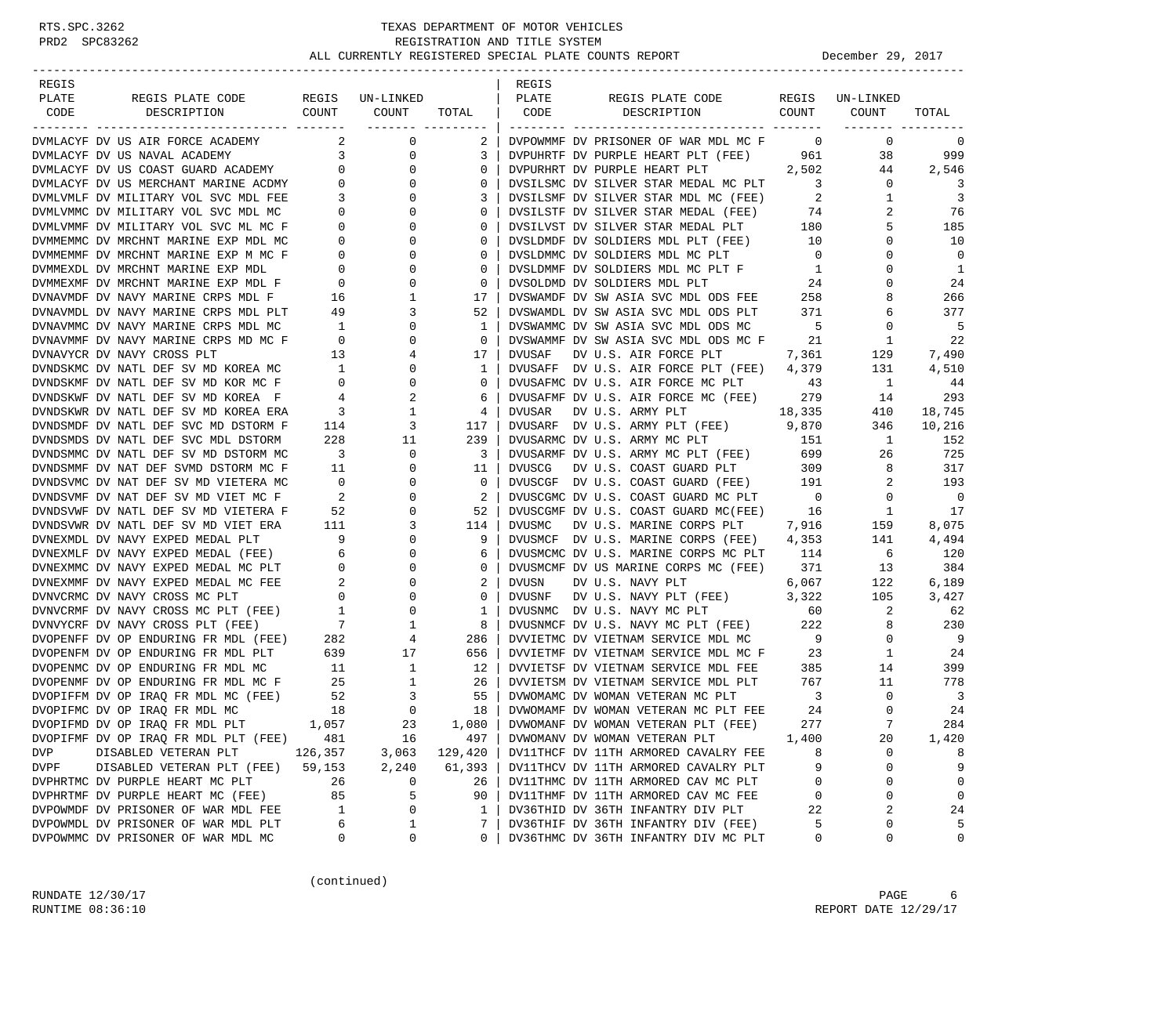RTS.SPC.3262
PRD2 SPC83262

# TEXAS DEPARTMENT OF MOTOR VEHICLES
## REGISTRATION AND TITLE SYSTEM
### ALL CURRENTLY REGISTERED SPECIAL PLATE COUNTS REPORT

December 29, 2017

| REGIS PLATE CODE | REGIS PLATE CODE DESCRIPTION | REGIS COUNT | UN-LINKED COUNT | TOTAL |
|---|---|---|---|---|
| DVMLACYF | DV US AIR FORCE ACADEMY | 2 | 0 | 2 |
| DVMLACYF | DV US NAVAL ACADEMY | 3 | 0 | 3 |
| DVMLACYF | DV US COAST GUARD ACADEMY | 0 | 0 | 0 |
| DVMLACYF | DV US MERCHANT MARINE ACDMY | 0 | 0 | 0 |
| DVMLVMLF | DV MILITARY VOL SVC MDL FEE | 3 | 0 | 3 |
| DVMLVMMC | DV MILITARY VOL SVC MDL MC | 0 | 0 | 0 |
| DVMLVMMF | DV MILITARY VOL SVC ML MC F | 0 | 0 | 0 |
| DVMMEMMC | DV MRCHNT MARINE EXP MDL MC | 0 | 0 | 0 |
| DVMMEMMF | DV MRCHNT MARINE EXP M MC F | 0 | 0 | 0 |
| DVMMEXDL | DV MRCHNT MARINE EXP MDL | 0 | 0 | 0 |
| DVMMEXMF | DV MRCHNT MARINE EXP MDL F | 0 | 0 | 0 |
| DVNAVMDF | DV NAVY MARINE CRPS MDL F | 16 | 1 | 17 |
| DVNAVMDL | DV NAVY MARINE CRPS MDL PLT | 49 | 3 | 52 |
| DVNAVMMC | DV NAVY MARINE CRPS MDL MC | 1 | 0 | 1 |
| DVNAVMMF | DV NAVY MARINE CRPS MD MC F | 0 | 0 | 0 |
| DVNAVYCR | DV NAVY CROSS PLT | 13 | 4 | 17 |
| DVNDSKMC | DV NATL DEF SV MD KOREA MC | 1 | 0 | 1 |
| DVNDSKMF | DV NATL DEF SV MD KOR MC F | 0 | 0 | 0 |
| DVNDSKWF | DV NATL DEF SV MD KOREA F | 4 | 2 | 6 |
| DVNDSKWR | DV NATL DEF SV MD KOREA ERA | 3 | 1 | 4 |
| DVNDSMDF | DV NATL DEF SVC MD DSTORM F | 114 | 3 | 117 |
| DVNDSMDS | DV NATL DEF SVC MDL DSTORM | 228 | 11 | 239 |
| DVNDSMMC | DV NATL DEF SV MD DSTORM MC | 3 | 0 | 3 |
| DVNDSMMF | DV NAT DEF SVMD DSTORM MC F | 11 | 0 | 11 |
| DVNDSVMC | DV NAT DEF SV MD VIETERA MC | 0 | 0 | 0 |
| DVNDSVMF | DV NAT DEF SV MD VIET MC F | 2 | 0 | 2 |
| DVNDSVWF | DV NATL DEF SV MD VIETERA F | 52 | 0 | 52 |
| DVNDSVWR | DV NATL DEF SV MD VIET ERA | 111 | 3 | 114 |
| DVNEXMDL | DV NAVY EXPED MEDAL PLT | 9 | 0 | 9 |
| DVNEXMLF | DV NAVY EXPED MEDAL (FEE) | 6 | 0 | 6 |
| DVNEXMMC | DV NAVY EXPED MEDAL MC PLT | 0 | 0 | 0 |
| DVNEXMMF | DV NAVY EXPED MEDAL MC FEE | 2 | 0 | 2 |
| DVNVCRMC | DV NAVY CROSS MC PLT | 0 | 0 | 0 |
| DVNVCRMF | DV NAVY CROSS MC PLT (FEE) | 1 | 0 | 1 |
| DVNVYCRF | DV NAVY CROSS PLT (FEE) | 7 | 1 | 8 |
| DVOPENFF | DV OP ENDURING FR MDL (FEE) | 282 | 4 | 286 |
| DVOPENFM | DV OP ENDURING FR MDL PLT | 639 | 17 | 656 |
| DVOPENMC | DV OP ENDURING FR MDL MC | 11 | 1 | 12 |
| DVOPENMF | DV OP ENDURING FR MDL MC F | 25 | 1 | 26 |
| DVOPIFFM | DV OP IRAQ FR MDL MC (FEE) | 52 | 3 | 55 |
| DVOPIFMC | DV OP IRAQ FR MDL MC | 18 | 0 | 18 |
| DVOPIFMD | DV OP IRAQ FR MDL PLT | 1,057 | 23 | 1,080 |
| DVOPIFMF | DV OP IRAQ FR MDL PLT (FEE) | 481 | 16 | 497 |
| DVP | DISABLED VETERAN PLT | 126,357 | 3,063 | 129,420 |
| DVPF | DISABLED VETERAN PLT (FEE) | 59,153 | 2,240 | 61,393 |
| DVPHRTMC | DV PURPLE HEART MC PLT | 26 | 0 | 26 |
| DVPHRTMF | DV PURPLE HEART MC (FEE) | 85 | 5 | 90 |
| DVPOWMDF | DV PRISONER OF WAR MDL FEE | 1 | 0 | 1 |
| DVPOWMDL | DV PRISONER OF WAR MDL PLT | 6 | 1 | 7 |
| DVPOWMMC | DV PRISONER OF WAR MDL MC | 0 | 0 | 0 |
| DVPOWMMF | DV PRISONER OF WAR MDL MC F | 0 | 0 | 0 |
| DVPUHRTF | DV PURPLE HEART PLT (FEE) | 961 | 38 | 999 |
| DVPURHRT | DV PURPLE HEART PLT | 2,502 | 44 | 2,546 |
| DVSILSMC | DV SILVER STAR MEDAL MC PLT | 3 | 0 | 3 |
| DVSILSMF | DV SILVER STAR MDL MC (FEE) | 2 | 1 | 3 |
| DVSILSTF | DV SILVER STAR MEDAL (FEE) | 74 | 2 | 76 |
| DVSILVST | DV SILVER STAR MEDAL PLT | 180 | 5 | 185 |
| DVSLDMDF | DV SOLDIERS MDL PLT (FEE) | 10 | 0 | 10 |
| DVSLDMMC | DV SOLDIERS MDL MC PLT | 0 | 0 | 0 |
| DVSLDMMF | DV SOLDIERS MDL MC PLT F | 1 | 0 | 1 |
| DVSOLDMD | DV SOLDIERS MDL PLT | 24 | 0 | 24 |
| DVSWAMDF | DV SW ASIA SVC MDL ODS FEE | 258 | 8 | 266 |
| DVSWAMDL | DV SW ASIA SVC MDL ODS PLT | 371 | 6 | 377 |
| DVSWAMMC | DV SW ASIA SVC MDL ODS MC | 5 | 0 | 5 |
| DVSWAMMF | DV SW ASIA SVC MDL ODS MC F | 21 | 1 | 22 |
| DVUSAF | DV U.S. AIR FORCE PLT | 7,361 | 129 | 7,490 |
| DVUSAFF | DV U.S. AIR FORCE PLT (FEE) | 4,379 | 131 | 4,510 |
| DVUSAFMC | DV U.S. AIR FORCE MC PLT | 43 | 1 | 44 |
| DVUSAFMF | DV U.S. AIR FORCE MC (FEE) | 279 | 14 | 293 |
| DVUSAR | DV U.S. ARMY PLT | 18,335 | 410 | 18,745 |
| DVUSARF | DV U.S. ARMY PLT (FEE) | 9,870 | 346 | 10,216 |
| DVUSARMC | DV U.S. ARMY MC PLT | 151 | 1 | 152 |
| DVUSARMF | DV U.S. ARMY MC PLT (FEE) | 699 | 26 | 725 |
| DVUSCG | DV U.S. COAST GUARD PLT | 309 | 8 | 317 |
| DVUSCGF | DV U.S. COAST GUARD (FEE) | 191 | 2 | 193 |
| DVUSCGMC | DV U.S. COAST GUARD MC PLT | 0 | 0 | 0 |
| DVUSCGMF | DV U.S. COAST GUARD MC(FEE) | 16 | 1 | 17 |
| DVUSMC | DV U.S. MARINE CORPS PLT | 7,916 | 159 | 8,075 |
| DVUSMCF | DV U.S. MARINE CORPS (FEE) | 4,353 | 141 | 4,494 |
| DVUSMCMC | DV U.S. MARINE CORPS MC PLT | 114 | 6 | 120 |
| DVUSMCMF | DV US MARINE CORPS MC (FEE) | 371 | 13 | 384 |
| DVUSN | DV U.S. NAVY PLT | 6,067 | 122 | 6,189 |
| DVUSNF | DV U.S. NAVY PLT (FEE) | 3,322 | 105 | 3,427 |
| DVUSNMC | DV U.S. NAVY MC PLT | 60 | 2 | 62 |
| DVUSNMCF | DV U.S. NAVY MC PLT (FEE) | 222 | 8 | 230 |
| DVVIETMC | DV VIETNAM SERVICE MDL MC | 9 | 0 | 9 |
| DVVIETMF | DV VIETNAM SERVICE MDL MC F | 23 | 1 | 24 |
| DVVIETSF | DV VIETNAM SERVICE MDL FEE | 385 | 14 | 399 |
| DVVIETSM | DV VIETNAM SERVICE MDL PLT | 767 | 11 | 778 |
| DVWOMAMC | DV WOMAN VETERAN MC PLT | 3 | 0 | 3 |
| DVWOMAMF | DV WOMAN VETERAN MC PLT FEE | 24 | 0 | 24 |
| DVWOMANF | DV WOMAN VETERAN PLT (FEE) | 277 | 7 | 284 |
| DVWOMANV | DV WOMAN VETERAN PLT | 1,400 | 20 | 1,420 |
| DV11THCF | DV 11TH ARMORED CAVALRY FEE | 8 | 0 | 8 |
| DV11THCV | DV 11TH ARMORED CAVALRY PLT | 9 | 0 | 9 |
| DV11THMC | DV 11TH ARMORED CAV MC PLT | 0 | 0 | 0 |
| DV11THMF | DV 11TH ARMORED CAV MC FEE | 0 | 0 | 0 |
| DV36THID | DV 36TH INFANTRY DIV PLT | 22 | 2 | 24 |
| DV36THIF | DV 36TH INFANTRY DIV (FEE) | 5 | 0 | 5 |
| DV36THMC | DV 36TH INFANTRY DIV MC PLT | 0 | 0 | 0 |

(continued)

RUNDATE 12/30/17
RUNTIME 08:36:10

REPORT DATE 12/29/17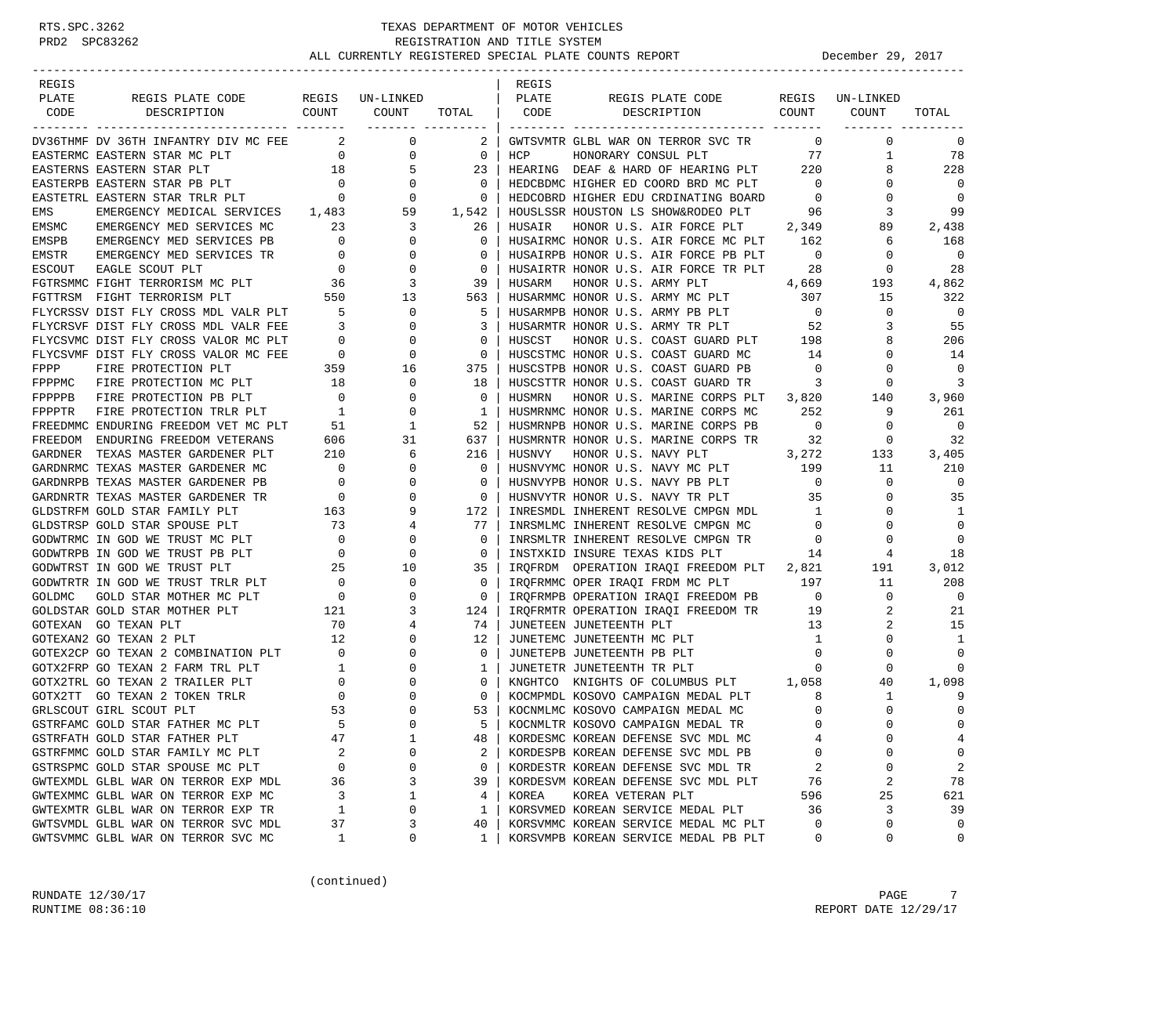RTS.SPC.3262
PRD2 SPC83262

# TEXAS DEPARTMENT OF MOTOR VEHICLES
## REGISTRATION AND TITLE SYSTEM
## ALL CURRENTLY REGISTERED SPECIAL PLATE COUNTS REPORT

December 29, 2017

| REGIS PLATE CODE | REGIS PLATE CODE DESCRIPTION | REGIS COUNT | UN-LINKED COUNT | TOTAL |
|---|---|---|---|---|
| DV36THMF | DV 36TH INFANTRY DIV MC FEE | 2 | 0 | 2 |
| EASTERMC | EASTERN STAR MC PLT | 0 | 0 | 0 |
| EASTERNS | EASTERN STAR PLT | 18 | 5 | 23 |
| EASTERPB | EASTERN STAR PB PLT | 0 | 0 | 0 |
| EASTETRL | EASTERN STAR TRLR PLT | 0 | 0 | 0 |
| EMS | EMERGENCY MEDICAL SERVICES | 1,483 | 59 | 1,542 |
| EMSMC | EMERGENCY MED SERVICES MC | 23 | 3 | 26 |
| EMSPB | EMERGENCY MED SERVICES PB | 0 | 0 | 0 |
| EMSTR | EMERGENCY MED SERVICES TR | 0 | 0 | 0 |
| ESCOUT | EAGLE SCOUT PLT | 0 | 0 | 0 |
| FGTRSMMC | FIGHT TERRORISM MC PLT | 36 | 3 | 39 |
| FGTTRSM | FIGHT TERRORISM PLT | 550 | 13 | 563 |
| FLYCRSSV | DIST FLY CROSS MDL VALR PLT | 5 | 0 | 5 |
| FLYCRSVF | DIST FLY CROSS MDL VALR FEE | 3 | 0 | 3 |
| FLYCSVMC | DIST FLY CROSS VALOR MC PLT | 0 | 0 | 0 |
| FLYCSVMF | DIST FLY CROSS VALOR MC FEE | 0 | 0 | 0 |
| FPPP | FIRE PROTECTION PLT | 359 | 16 | 375 |
| FPPPMC | FIRE PROTECTION MC PLT | 18 | 0 | 18 |
| FPPPPB | FIRE PROTECTION PB PLT | 0 | 0 | 0 |
| FPPPTR | FIRE PROTECTION TRLR PLT | 1 | 0 | 1 |
| FREEDMMC | ENDURING FREEDOM VET MC PLT | 51 | 1 | 52 |
| FREEDOM | ENDURING FREEDOM VETERANS | 606 | 31 | 637 |
| GARDNER | TEXAS MASTER GARDENER PLT | 210 | 6 | 216 |
| GARDNRMC | TEXAS MASTER GARDENER MC | 0 | 0 | 0 |
| GARDNRPB | TEXAS MASTER GARDENER PB | 0 | 0 | 0 |
| GARDNRTR | TEXAS MASTER GARDENER TR | 0 | 0 | 0 |
| GLDSTRFM | GOLD STAR FAMILY PLT | 163 | 9 | 172 |
| GLDSTRSP | GOLD STAR SPOUSE PLT | 73 | 4 | 77 |
| GODWTRMC | IN GOD WE TRUST MC PLT | 0 | 0 | 0 |
| GODWTRPB | IN GOD WE TRUST PB PLT | 0 | 0 | 0 |
| GODWTRST | IN GOD WE TRUST PLT | 25 | 10 | 35 |
| GODWTRTR | IN GOD WE TRUST TRLR PLT | 0 | 0 | 0 |
| GOLDMC | GOLD STAR MOTHER MC PLT | 0 | 0 | 0 |
| GOLDSTAR | GOLD STAR MOTHER PLT | 121 | 3 | 124 |
| GOTEXAN | GO TEXAN PLT | 70 | 4 | 74 |
| GOTEXAN2 | GO TEXAN 2 PLT | 12 | 0 | 12 |
| GOTEX2CP | GO TEXAN 2 COMBINATION PLT | 0 | 0 | 0 |
| GOTX2FRP | GO TEXAN 2 FARM TRL PLT | 1 | 0 | 1 |
| GOTX2TRL | GO TEXAN 2 TRAILER PLT | 0 | 0 | 0 |
| GOTX2TT | GO TEXAN 2 TOKEN TRLR | 0 | 0 | 0 |
| GRLSCOUT | GIRL SCOUT PLT | 53 | 0 | 53 |
| GSTRFAMC | GOLD STAR FATHER MC PLT | 5 | 0 | 5 |
| GSTRFATH | GOLD STAR FATHER PLT | 47 | 1 | 48 |
| GSTRFMMC | GOLD STAR FAMILY MC PLT | 2 | 0 | 2 |
| GSTRSPMC | GOLD STAR SPOUSE MC PLT | 0 | 0 | 0 |
| GWTEXMDL | GLBL WAR ON TERROR EXP MDL | 36 | 3 | 39 |
| GWTEXMMC | GLBL WAR ON TERROR EXP MC | 3 | 1 | 4 |
| GWTEXMTR | GLBL WAR ON TERROR EXP TR | 1 | 0 | 1 |
| GWTSVMDL | GLBL WAR ON TERROR SVC MDL | 37 | 3 | 40 |
| GWTSVMMC | GLBL WAR ON TERROR SVC MC | 1 | 0 | 1 |
| GWTSVMTR | GLBL WAR ON TERROR SVC TR | 0 | 0 | 0 |
| HCP | HONORARY CONSUL PLT | 77 | 1 | 78 |
| HEARING | DEAF & HARD OF HEARING PLT | 220 | 8 | 228 |
| HEDCBDMC | HIGHER ED COORD BRD MC PLT | 0 | 0 | 0 |
| HEDCOBRD | HIGHER EDU CRDINATING BOARD | 0 | 0 | 0 |
| HOUSLSSR | HOUSTON LS SHOW&RODEO PLT | 96 | 3 | 99 |
| HUSAIR | HONOR U.S. AIR FORCE PLT | 2,349 | 89 | 2,438 |
| HUSAIRMC | HONOR U.S. AIR FORCE MC PLT | 162 | 6 | 168 |
| HUSAIRPB | HONOR U.S. AIR FORCE PB PLT | 0 | 0 | 0 |
| HUSAIRTR | HONOR U.S. AIR FORCE TR PLT | 28 | 0 | 28 |
| HUSARM | HONOR U.S. ARMY PLT | 4,669 | 193 | 4,862 |
| HUSARMMC | HONOR U.S. ARMY MC PLT | 307 | 15 | 322 |
| HUSARMPB | HONOR U.S. ARMY PB PLT | 0 | 0 | 0 |
| HUSARMTR | HONOR U.S. ARMY TR PLT | 52 | 3 | 55 |
| HUSCST | HONOR U.S. COAST GUARD PLT | 198 | 8 | 206 |
| HUSCSTMC | HONOR U.S. COAST GUARD MC | 14 | 0 | 14 |
| HUSCSTPB | HONOR U.S. COAST GUARD PB | 0 | 0 | 0 |
| HUSCSTTR | HONOR U.S. COAST GUARD TR | 3 | 0 | 3 |
| HUSMRN | HONOR U.S. MARINE CORPS PLT | 3,820 | 140 | 3,960 |
| HUSMRNMC | HONOR U.S. MARINE CORPS MC | 252 | 9 | 261 |
| HUSMRNPB | HONOR U.S. MARINE CORPS PB | 0 | 0 | 0 |
| HUSMRNTR | HONOR U.S. MARINE CORPS TR | 32 | 0 | 32 |
| HUSNVY | HONOR U.S. NAVY PLT | 3,272 | 133 | 3,405 |
| HUSNVYMC | HONOR U.S. NAVY MC PLT | 199 | 11 | 210 |
| HUSNVYPB | HONOR U.S. NAVY PB PLT | 0 | 0 | 0 |
| HUSNVYTR | HONOR U.S. NAVY TR PLT | 35 | 0 | 35 |
| INRESMDL | INHERENT RESOLVE CMPGN MDL | 1 | 0 | 1 |
| INRSMLMC | INHERENT RESOLVE CMPGN MC | 0 | 0 | 0 |
| INRSMLTR | INHERENT RESOLVE CMPGN TR | 0 | 0 | 0 |
| INSTXKID | INSURE TEXAS KIDS PLT | 14 | 4 | 18 |
| IRQFRDM | OPERATION IRAQI FREEDOM PLT | 2,821 | 191 | 3,012 |
| IRQFRMMC | OPER IRAQI FRDM MC PLT | 197 | 11 | 208 |
| IRQFRMPB | OPERATION IRAQI FREEDOM PB | 0 | 0 | 0 |
| IRQFRMTR | OPERATION IRAQI FREEDOM TR | 19 | 2 | 21 |
| JUNETEEN | JUNETEENTH PLT | 13 | 2 | 15 |
| JUNETEMC | JUNETEENTH MC PLT | 1 | 0 | 1 |
| JUNETEPB | JUNETEENTH PB PLT | 0 | 0 | 0 |
| JUNETETR | JUNETEENTH TR PLT | 0 | 0 | 0 |
| KNGHTCO | KNIGHTS OF COLUMBUS PLT | 1,058 | 40 | 1,098 |
| KOCMPMDL | KOSOVO CAMPAIGN MEDAL PLT | 8 | 1 | 9 |
| KOCNMLMC | KOSOVO CAMPAIGN MEDAL MC | 0 | 0 | 0 |
| KOCNMLTR | KOSOVO CAMPAIGN MEDAL TR | 0 | 0 | 0 |
| KORDESMC | KOREAN DEFENSE SVC MDL MC | 4 | 0 | 4 |
| KORDESPB | KOREAN DEFENSE SVC MDL PB | 0 | 0 | 0 |
| KORDESTR | KOREAN DEFENSE SVC MDL TR | 2 | 0 | 2 |
| KORDESVM | KOREAN DEFENSE SVC MDL PLT | 76 | 2 | 78 |
| KOREA | KOREA VETERAN PLT | 596 | 25 | 621 |
| KORSVMED | KOREAN SERVICE MEDAL PLT | 36 | 3 | 39 |
| KORSVMMC | KOREAN SERVICE MEDAL MC PLT | 0 | 0 | 0 |
| KORSVMPB | KOREAN SERVICE MEDAL PB PLT | 0 | 0 | 0 |

(continued)

RUNDATE 12/30/17
RUNTIME 08:36:10

REPORT DATE 12/29/17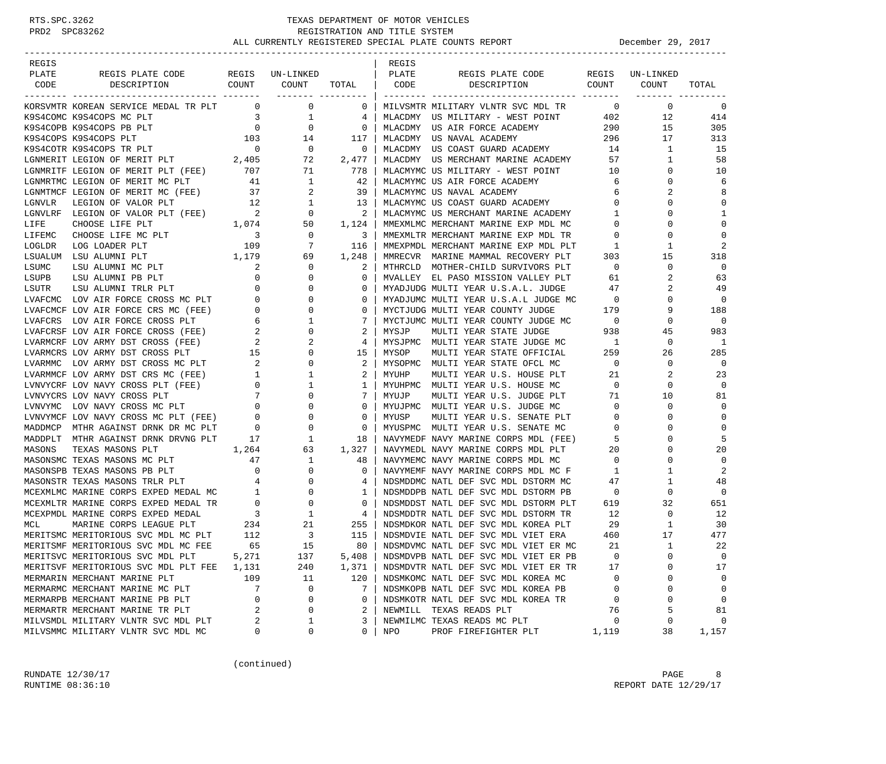RTS.SPC.3262
PRD2 SPC83262

# TEXAS DEPARTMENT OF MOTOR VEHICLES
## REGISTRATION AND TITLE SYSTEM
## ALL CURRENTLY REGISTERED SPECIAL PLATE COUNTS REPORT

December 29, 2017

| REGIS PLATE CODE | REGIS PLATE CODE DESCRIPTION | REGIS COUNT | UN-LINKED COUNT | TOTAL |
|---|---|---|---|---|
| KORSVMTR | KOREAN SERVICE MEDAL TR PLT | 0 | 0 | 0 |
| K9S4COMC | K9S4COPS MC PLT | 3 | 1 | 4 |
| K9S4COPB | K9S4COPS PB PLT | 0 | 0 | 0 |
| K9S4COPS | K9S4COPS PLT | 103 | 14 | 117 |
| K9S4COTR | K9S4COPS TR PLT | 0 | 0 | 0 |
| LGNMERIT | LEGION OF MERIT PLT | 2,405 | 72 | 2,477 |
| LGNMRITF | LEGION OF MERIT PLT (FEE) | 707 | 71 | 778 |
| LGNMRTMC | LEGION OF MERIT MC PLT | 41 | 1 | 42 |
| LGNMTMCF | LEGION OF MERIT MC (FEE) | 37 | 2 | 39 |
| LGNVLR | LEGION OF VALOR PLT | 12 | 1 | 13 |
| LGNVLRF | LEGION OF VALOR PLT (FEE) | 2 | 0 | 2 |
| LIFE | CHOOSE LIFE PLT | 1,074 | 50 | 1,124 |
| LIFEMC | CHOOSE LIFE MC PLT | 3 | 0 | 3 |
| LOGLDR | LOG LOADER PLT | 109 | 7 | 116 |
| LSUALUM | LSU ALUMNI PLT | 1,179 | 69 | 1,248 |
| LSUMC | LSU ALUMNI MC PLT | 2 | 0 | 2 |
| LSUPB | LSU ALUMNI PB PLT | 0 | 0 | 0 |
| LSUTR | LSU ALUMNI TRLR PLT | 0 | 0 | 0 |
| LVAFCMC | LOV AIR FORCE CROSS MC PLT | 0 | 0 | 0 |
| LVAFCMCF | LOV AIR FORCE CRS MC (FEE) | 0 | 0 | 0 |
| LVAFCRS | LOV AIR FORCE CROSS PLT | 6 | 1 | 7 |
| LVAFCRSF | LOV AIR FORCE CROSS (FEE) | 2 | 0 | 2 |
| LVARMCRF | LOV ARMY DST CROSS (FEE) | 2 | 2 | 4 |
| LVARMCRS | LOV ARMY DST CROSS PLT | 15 | 0 | 15 |
| LVARMMC | LOV ARMY DST CROSS MC PLT | 2 | 0 | 2 |
| LVARMMCF | LOV ARMY DST CRS MC (FEE) | 1 | 1 | 2 |
| LVNVYCRF | LOV NAVY CROSS PLT (FEE) | 0 | 1 | 1 |
| LVNVYCRS | LOV NAVY CROSS PLT | 7 | 0 | 7 |
| LVNVYMC | LOV NAVY CROSS MC PLT | 0 | 0 | 0 |
| LVNVYMCF | LOV NAVY CROSS MC PLT (FEE) | 0 | 0 | 0 |
| MADDMCP | MTHR AGAINST DRNK DR MC PLT | 0 | 0 | 0 |
| MADDPLT | MTHR AGAINST DRNK DRVNG PLT | 17 | 1 | 18 |
| MASONS | TEXAS MASONS PLT | 1,264 | 63 | 1,327 |
| MASONSMC | TEXAS MASONS MC PLT | 47 | 1 | 48 |
| MASONSPB | TEXAS MASONS PB PLT | 0 | 0 | 0 |
| MASONSTR | TEXAS MASONS TRLR PLT | 4 | 0 | 4 |
| MCEXMLMC | MARINE CORPS EXPED MEDAL MC | 1 | 0 | 1 |
| MCEXMLTR | MARINE CORPS EXPED MEDAL TR | 0 | 0 | 0 |
| MCEXPMDL | MARINE CORPS EXPED MEDAL | 3 | 1 | 4 |
| MCL | MARINE CORPS LEAGUE PLT | 234 | 21 | 255 |
| MERITSMC | MERITORIOUS SVC MDL MC PLT | 112 | 3 | 115 |
| MERITSMF | MERITORIOUS SVC MDL MC FEE | 65 | 15 | 80 |
| MERITSVC | MERITORIOUS SVC MDL PLT | 5,271 | 137 | 5,408 |
| MERITSVF | MERITORIOUS SVC MDL PLT FEE | 1,131 | 240 | 1,371 |
| MERMARIN | MERCHANT MARINE PLT | 109 | 11 | 120 |
| MERMARMC | MERCHANT MARINE MC PLT | 7 | 0 | 7 |
| MERMARPB | MERCHANT MARINE PB PLT | 0 | 0 | 0 |
| MERMARTR | MERCHANT MARINE TR PLT | 2 | 0 | 2 |
| MILVSMDL | MILITARY VLNTR SVC MDL PLT | 2 | 1 | 3 |
| MILVSMMC | MILITARY VLNTR SVC MDL MC | 0 | 0 | 0 |
| MILVSMTR | MILITARY VLNTR SVC MDL TR | 0 | 0 | 0 |
| MLACDMY | US MILITARY - WEST POINT | 402 | 12 | 414 |
| MLACDMY | US AIR FORCE ACADEMY | 290 | 15 | 305 |
| MLACDMY | US NAVAL ACADEMY | 296 | 17 | 313 |
| MLACDMY | US COAST GUARD ACADEMY | 14 | 1 | 15 |
| MLACDMY | US MERCHANT MARINE ACADEMY | 57 | 1 | 58 |
| MLACMYMC | US MILITARY - WEST POINT | 10 | 0 | 10 |
| MLACMYMC | US AIR FORCE ACADEMY | 6 | 0 | 6 |
| MLACMYMC | US NAVAL ACADEMY | 6 | 2 | 8 |
| MLACMYMC | US COAST GUARD ACADEMY | 0 | 0 | 0 |
| MLACMYMC | US MERCHANT MARINE ACADEMY | 1 | 0 | 1 |
| MMEXMLMC | MERCHANT MARINE EXP MDL MC | 0 | 0 | 0 |
| MMEXMLTR | MERCHANT MARINE EXP MDL TR | 0 | 0 | 0 |
| MMEXPMDL | MERCHANT MARINE EXP MDL PLT | 1 | 1 | 2 |
| MMRECVR | MARINE MAMMAL RECOVERY PLT | 303 | 15 | 318 |
| MTHRCLD | MOTHER-CHILD SURVIVORS PLT | 0 | 0 | 0 |
| MVALLEY | EL PASO MISSION VALLEY PLT | 61 | 2 | 63 |
| MYADJUDG | MULTI YEAR U.S.A.L. JUDGE | 47 | 2 | 49 |
| MYADJUMC | MULTI YEAR U.S.A.L JUDGE MC | 0 | 0 | 0 |
| MYCTJUDG | MULTI YEAR COUNTY JUDGE | 179 | 9 | 188 |
| MYCTJUMC | MULTI YEAR COUNTY JUDGE MC | 0 | 0 | 0 |
| MYSJP | MULTI YEAR STATE JUDGE | 938 | 45 | 983 |
| MYSJPMC | MULTI YEAR STATE JUDGE MC | 1 | 0 | 1 |
| MYSOP | MULTI YEAR STATE OFFICIAL | 259 | 26 | 285 |
| MYSOPMC | MULTI YEAR STATE OFCL MC | 0 | 0 | 0 |
| MYUHP | MULTI YEAR U.S. HOUSE PLT | 21 | 2 | 23 |
| MYUHPMC | MULTI YEAR U.S. HOUSE MC | 0 | 0 | 0 |
| MYUJP | MULTI YEAR U.S. JUDGE PLT | 71 | 10 | 81 |
| MYUJPMC | MULTI YEAR U.S. JUDGE MC | 0 | 0 | 0 |
| MYUSP | MULTI YEAR U.S. SENATE PLT | 0 | 0 | 0 |
| MYUSPMC | MULTI YEAR U.S. SENATE MC | 0 | 0 | 0 |
| NAVYMEDF | NAVY MARINE CORPS MDL (FEE) | 5 | 0 | 5 |
| NAVYMEDL | NAVY MARINE CORPS MDL PLT | 20 | 0 | 20 |
| NAVYMEMC | NAVY MARINE CORPS MDL MC | 0 | 0 | 0 |
| NAVYMEMF | NAVY MARINE CORPS MDL MC F | 1 | 1 | 2 |
| NDSMDDMC | NATL DEF SVC MDL DSTORM MC | 47 | 1 | 48 |
| NDSMDDPB | NATL DEF SVC MDL DSTORM PB | 0 | 0 | 0 |
| NDSMDDST | NATL DEF SVC MDL DSTORM PLT | 619 | 32 | 651 |
| NDSMDDTR | NATL DEF SVC MDL DSTORM TR | 12 | 0 | 12 |
| NDSMDKOR | NATL DEF SVC MDL KOREA PLT | 29 | 1 | 30 |
| NDSMDVIE | NATL DEF SVC MDL VIET ERA | 460 | 17 | 477 |
| NDSMDVMC | NATL DEF SVC MDL VIET ER MC | 21 | 1 | 22 |
| NDSMDVPB | NATL DEF SVC MDL VIET ER PB | 0 | 0 | 0 |
| NDSMDVTR | NATL DEF SVC MDL VIET ER TR | 17 | 0 | 17 |
| NDSMKOMC | NATL DEF SVC MDL KOREA MC | 0 | 0 | 0 |
| NDSMKOPB | NATL DEF SVC MDL KOREA PB | 0 | 0 | 0 |
| NDSMKOTR | NATL DEF SVC MDL KOREA TR | 0 | 0 | 0 |
| NEWMILL | TEXAS READS PLT | 76 | 5 | 81 |
| NEWMILMC | TEXAS READS MC PLT | 0 | 0 | 0 |
| NPO | PROF FIREFIGHTER PLT | 1,119 | 38 | 1,157 |

(continued)

RUNDATE 12/30/17
RUNTIME 08:36:10

REPORT DATE 12/29/17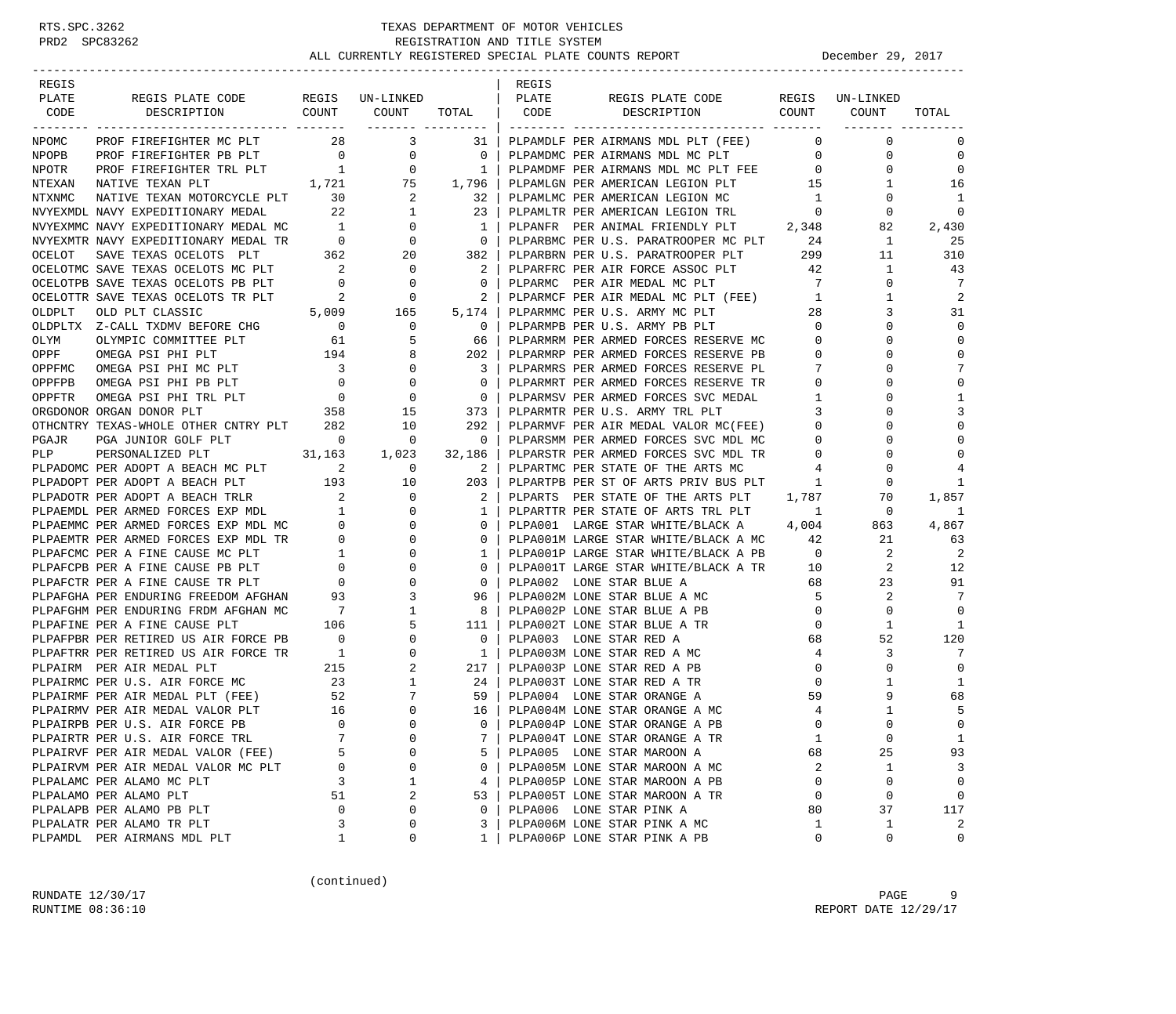RTS.SPC.3262 TEXAS DEPARTMENT OF MOTOR VEHICLES
PRD2 SPC83262 REGISTRATION AND TITLE SYSTEM
ALL CURRENTLY REGISTERED SPECIAL PLATE COUNTS REPORT December 29, 2017

| REGIS PLATE CODE | REGIS PLATE CODE DESCRIPTION | REGIS COUNT | UN-LINKED COUNT | TOTAL |
|---|---|---|---|---|
| NPOMC | PROF FIREFIGHTER MC PLT | 28 | 3 | 31 |
| NPOPB | PROF FIREFIGHTER PB PLT | 0 | 0 | 0 |
| NPOTR | PROF FIREFIGHTER TRL PLT | 1 | 0 | 1 |
| NTEXAN | NATIVE TEXAN PLT | 1,721 | 75 | 1,796 |
| NTXNMC | NATIVE TEXAN MOTORCYCLE PLT | 30 | 2 | 32 |
| NVYEXMDL | NAVY EXPEDITIONARY MEDAL | 22 | 1 | 23 |
| NVYEXMMC | NAVY EXPEDITIONARY MEDAL MC | 1 | 0 | 1 |
| NVYEXMTR | NAVY EXPEDITIONARY MEDAL TR | 0 | 0 | 0 |
| OCELOT | SAVE TEXAS OCELOTS PLT | 362 | 20 | 382 |
| OCELOTMC | SAVE TEXAS OCELOTS MC PLT | 2 | 0 | 2 |
| OCELOTPB | SAVE TEXAS OCELOTS PB PLT | 0 | 0 | 0 |
| OCELOTTR | SAVE TEXAS OCELOTS TR PLT | 2 | 0 | 2 |
| OLDPLT | OLD PLT CLASSIC | 5,009 | 165 | 5,174 |
| OLDPLTX | Z-CALL TXDMV BEFORE CHG | 0 | 0 | 0 |
| OLYM | OLYMPIC COMMITTEE PLT | 61 | 5 | 66 |
| OPPF | OMEGA PSI PHI PLT | 194 | 8 | 202 |
| OPPFMC | OMEGA PSI PHI MC PLT | 3 | 0 | 3 |
| OPPFPB | OMEGA PSI PHI PB PLT | 0 | 0 | 0 |
| OPPFTR | OMEGA PSI PHI TRL PLT | 0 | 0 | 0 |
| ORGDONOR | ORGAN DONOR PLT | 358 | 15 | 373 |
| OTHCNTRY | TEXAS-WHOLE OTHER CNTRY PLT | 282 | 10 | 292 |
| PGAJR | PGA JUNIOR GOLF PLT | 0 | 0 | 0 |
| PLP | PERSONALIZED PLT | 31,163 | 1,023 | 32,186 |
| PLPADOMC | PER ADOPT A BEACH MC PLT | 2 | 0 | 2 |
| PLPADOPT | PER ADOPT A BEACH PLT | 193 | 10 | 203 |
| PLPADOTR | PER ADOPT A BEACH TRLR | 2 | 0 | 2 |
| PLPAEMDL | PER ARMED FORCES EXP MDL | 1 | 0 | 1 |
| PLPAEMMC | PER ARMED FORCES EXP MDL MC | 0 | 0 | 0 |
| PLPAEMTR | PER ARMED FORCES EXP MDL TR | 0 | 0 | 0 |
| PLPAFCMC | PER A FINE CAUSE MC PLT | 1 | 0 | 1 |
| PLPAFCPB | PER A FINE CAUSE PB PLT | 0 | 0 | 0 |
| PLPAFCTR | PER A FINE CAUSE TR PLT | 0 | 0 | 0 |
| PLPAFGHA | PER ENDURING FREEDOM AFGHAN | 93 | 3 | 96 |
| PLPAFGHM | PER ENDURING FRDM AFGHAN MC | 7 | 1 | 8 |
| PLPAFINE | PER A FINE CAUSE PLT | 106 | 5 | 111 |
| PLPAFPBR | PER RETIRED US AIR FORCE PB | 0 | 0 | 0 |
| PLPAFTRR | PER RETIRED US AIR FORCE TR | 1 | 0 | 1 |
| PLPAIRM | PER AIR MEDAL PLT | 215 | 2 | 217 |
| PLPAIRMC | PER U.S. AIR FORCE MC | 23 | 1 | 24 |
| PLPAIRMF | PER AIR MEDAL PLT (FEE) | 52 | 7 | 59 |
| PLPAIRMV | PER AIR MEDAL VALOR PLT | 16 | 0 | 16 |
| PLPAIRPB | PER U.S. AIR FORCE PB | 0 | 0 | 0 |
| PLPAIRTR | PER U.S. AIR FORCE TRL | 7 | 0 | 7 |
| PLPAIRVF | PER AIR MEDAL VALOR (FEE) | 5 | 0 | 5 |
| PLPAIRVM | PER AIR MEDAL VALOR MC PLT | 0 | 0 | 0 |
| PLPALAMC | PER ALAMO MC PLT | 3 | 1 | 4 |
| PLPALAMO | PER ALAMO PLT | 51 | 2 | 53 |
| PLPALAPB | PER ALAMO PB PLT | 0 | 0 | 0 |
| PLPALATR | PER ALAMO TR PLT | 3 | 0 | 3 |
| PLPAMDL | PER AIRMANS MDL PLT | 1 | 0 | 1 |
| PLPAMDLF | PER AIRMANS MDL PLT (FEE) | 0 | 0 | 0 |
| PLPAMDMC | PER AIRMANS MDL MC PLT | 0 | 0 | 0 |
| PLPAMDMF | PER AIRMANS MDL MC PLT FEE | 0 | 0 | 0 |
| PLPAMLGN | PER AMERICAN LEGION PLT | 15 | 1 | 16 |
| PLPAMLMC | PER AMERICAN LEGION MC | 1 | 0 | 1 |
| PLPAMLTR | PER AMERICAN LEGION TRL | 0 | 0 | 0 |
| PLPANFR | PER ANIMAL FRIENDLY PLT | 2,348 | 82 | 2,430 |
| PLPARBMC | PER U.S. PARATROOPER MC PLT | 24 | 1 | 25 |
| PLPARBRN | PER U.S. PARATROOPER PLT | 299 | 11 | 310 |
| PLPARFRC | PER AIR FORCE ASSOC PLT | 42 | 1 | 43 |
| PLPARMC | PER AIR MEDAL MC PLT | 7 | 0 | 7 |
| PLPARMCF | PER AIR MEDAL MC PLT (FEE) | 1 | 1 | 2 |
| PLPARMMC | PER U.S. ARMY MC PLT | 28 | 3 | 31 |
| PLPARMPB | PER U.S. ARMY PB PLT | 0 | 0 | 0 |
| PLPARMRM | PER ARMED FORCES RESERVE MC | 0 | 0 | 0 |
| PLPARMRP | PER ARMED FORCES RESERVE PB | 0 | 0 | 0 |
| PLPARMRS | PER ARMED FORCES RESERVE PL | 7 | 0 | 7 |
| PLPARMRT | PER ARMED FORCES RESERVE TR | 0 | 0 | 0 |
| PLPARMSV | PER ARMED FORCES SVC MEDAL | 1 | 0 | 1 |
| PLPARMTR | PER U.S. ARMY TRL PLT | 3 | 0 | 3 |
| PLPARMVF | PER AIR MEDAL VALOR MC(FEE) | 0 | 0 | 0 |
| PLPARSMM | PER ARMED FORCES SVC MDL MC | 0 | 0 | 0 |
| PLPARSTR | PER ARMED FORCES SVC MDL TR | 0 | 0 | 0 |
| PLPARTMC | PER STATE OF THE ARTS MC | 4 | 0 | 4 |
| PLPARTPB | PER ST OF ARTS PRIV BUS PLT | 1 | 0 | 1 |
| PLPARTS | PER STATE OF THE ARTS PLT | 1,787 | 70 | 1,857 |
| PLPARTTR | PER STATE OF ARTS TRL PLT | 1 | 0 | 1 |
| PLPA001 | LARGE STAR WHITE/BLACK A | 4,004 | 863 | 4,867 |
| PLPA001M | LARGE STAR WHITE/BLACK A MC | 42 | 21 | 63 |
| PLPA001P | LARGE STAR WHITE/BLACK A PB | 0 | 2 | 2 |
| PLPA001T | LARGE STAR WHITE/BLACK A TR | 10 | 2 | 12 |
| PLPA002 | LONE STAR BLUE A | 68 | 23 | 91 |
| PLPA002M | LONE STAR BLUE A MC | 5 | 2 | 7 |
| PLPA002P | LONE STAR BLUE A PB | 0 | 0 | 0 |
| PLPA002T | LONE STAR BLUE A TR | 0 | 1 | 1 |
| PLPA003 | LONE STAR RED A | 68 | 52 | 120 |
| PLPA003M | LONE STAR RED A MC | 4 | 3 | 7 |
| PLPA003P | LONE STAR RED A PB | 0 | 0 | 0 |
| PLPA003T | LONE STAR RED A TR | 0 | 1 | 1 |
| PLPA004 | LONE STAR ORANGE A | 59 | 9 | 68 |
| PLPA004M | LONE STAR ORANGE A MC | 4 | 1 | 5 |
| PLPA004P | LONE STAR ORANGE A PB | 0 | 0 | 0 |
| PLPA004T | LONE STAR ORANGE A TR | 1 | 0 | 1 |
| PLPA005 | LONE STAR MAROON A | 68 | 25 | 93 |
| PLPA005M | LONE STAR MAROON A MC | 2 | 1 | 3 |
| PLPA005P | LONE STAR MAROON A PB | 0 | 0 | 0 |
| PLPA005T | LONE STAR MAROON A TR | 0 | 0 | 0 |
| PLPA006 | LONE STAR PINK A | 80 | 37 | 117 |
| PLPA006M | LONE STAR PINK A MC | 1 | 1 | 2 |
| PLPA006P | LONE STAR PINK A PB | 0 | 0 | 0 |

(continued)

RUNDATE 12/30/17
RUNTIME 08:36:10
REPORT DATE 12/29/17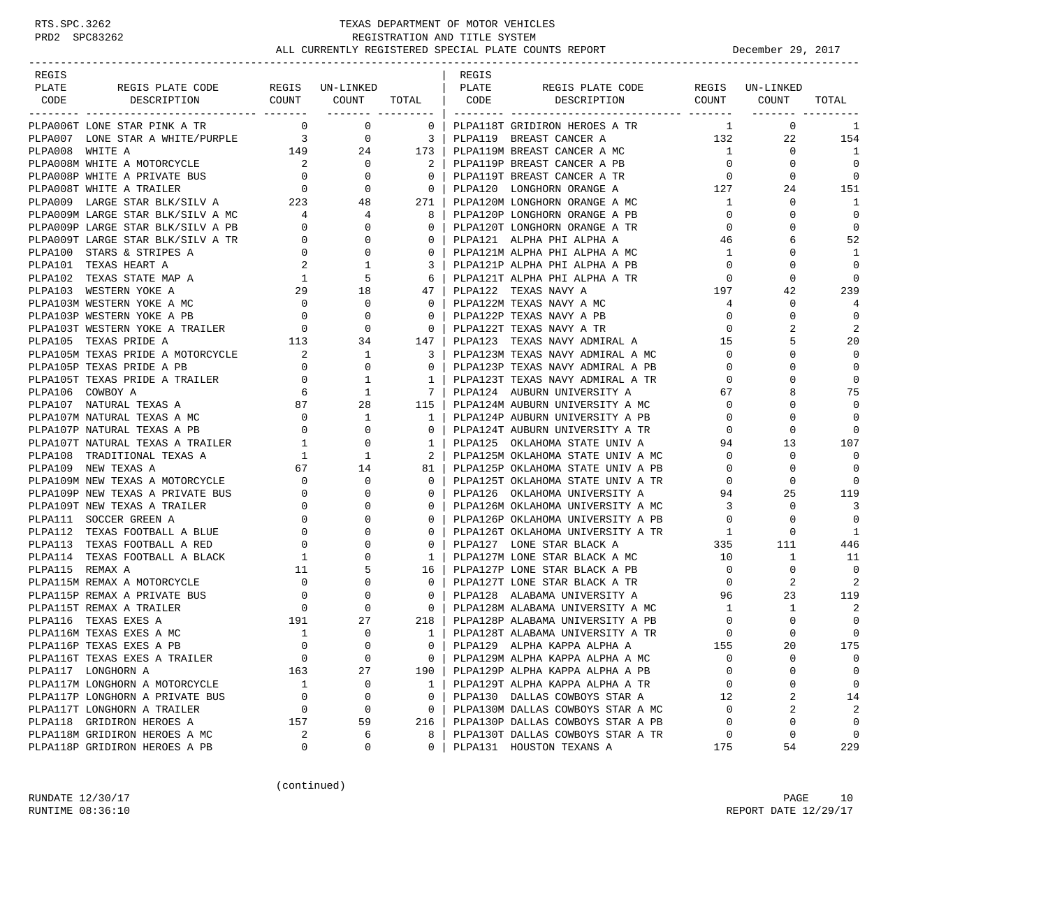TEXAS DEPARTMENT OF MOTOR VEHICLES
REGISTRATION AND TITLE SYSTEM
ALL CURRENTLY REGISTERED SPECIAL PLATE COUNTS REPORT — December 29, 2017

| REGIS PLATE CODE | REGIS PLATE CODE DESCRIPTION | REGIS COUNT | UN-LINKED COUNT | TOTAL |
|---|---|---|---|---|
| PLPA006T | LONE STAR PINK A TR | 0 | 0 | 0 |
| PLPA007 | LONE STAR A WHITE/PURPLE | 3 | 0 | 3 |
| PLPA008 | WHITE A | 149 | 24 | 173 |
| PLPA008M | WHITE A MOTORCYCLE | 2 | 0 | 2 |
| PLPA008P | WHITE A PRIVATE BUS | 0 | 0 | 0 |
| PLPA008T | WHITE A TRAILER | 0 | 0 | 0 |
| PLPA009 | LARGE STAR BLK/SILV A | 223 | 48 | 271 |
| PLPA009M | LARGE STAR BLK/SILV A MC | 4 | 4 | 8 |
| PLPA009P | LARGE STAR BLK/SILV A PB | 0 | 0 | 0 |
| PLPA009T | LARGE STAR BLK/SILV A TR | 0 | 0 | 0 |
| PLPA100 | STARS & STRIPES A | 0 | 0 | 0 |
| PLPA101 | TEXAS HEART A | 2 | 1 | 3 |
| PLPA102 | TEXAS STATE MAP A | 1 | 5 | 6 |
| PLPA103 | WESTERN YOKE A | 29 | 18 | 47 |
| PLPA103M | WESTERN YOKE A MC | 0 | 0 | 0 |
| PLPA103P | WESTERN YOKE A PB | 0 | 0 | 0 |
| PLPA103T | WESTERN YOKE A TRAILER | 0 | 0 | 0 |
| PLPA105 | TEXAS PRIDE A | 113 | 34 | 147 |
| PLPA105M | TEXAS PRIDE A MOTORCYCLE | 2 | 1 | 3 |
| PLPA105P | TEXAS PRIDE A PB | 0 | 0 | 0 |
| PLPA105T | TEXAS PRIDE A TRAILER | 0 | 1 | 1 |
| PLPA106 | COWBOY A | 6 | 1 | 7 |
| PLPA107 | NATURAL TEXAS A | 87 | 28 | 115 |
| PLPA107M | NATURAL TEXAS A MC | 0 | 1 | 1 |
| PLPA107P | NATURAL TEXAS A PB | 0 | 0 | 0 |
| PLPA107T | NATURAL TEXAS A TRAILER | 1 | 0 | 1 |
| PLPA108 | TRADITIONAL TEXAS A | 1 | 1 | 2 |
| PLPA109 | NEW TEXAS A | 67 | 14 | 81 |
| PLPA109M | NEW TEXAS A MOTORCYCLE | 0 | 0 | 0 |
| PLPA109P | NEW TEXAS A PRIVATE BUS | 0 | 0 | 0 |
| PLPA109T | NEW TEXAS A TRAILER | 0 | 0 | 0 |
| PLPA111 | SOCCER GREEN A | 0 | 0 | 0 |
| PLPA112 | TEXAS FOOTBALL A BLUE | 0 | 0 | 0 |
| PLPA113 | TEXAS FOOTBALL A RED | 0 | 0 | 0 |
| PLPA114 | TEXAS FOOTBALL A BLACK | 1 | 0 | 1 |
| PLPA115 | REMAX A | 11 | 5 | 16 |
| PLPA115M | REMAX A MOTORCYCLE | 0 | 0 | 0 |
| PLPA115P | REMAX A PRIVATE BUS | 0 | 0 | 0 |
| PLPA115T | REMAX A TRAILER | 0 | 0 | 0 |
| PLPA116 | TEXAS EXES A | 191 | 27 | 218 |
| PLPA116M | TEXAS EXES A MC | 1 | 0 | 1 |
| PLPA116P | TEXAS EXES A PB | 0 | 0 | 0 |
| PLPA116T | TEXAS EXES A TRAILER | 0 | 0 | 0 |
| PLPA117 | LONGHORN A | 163 | 27 | 190 |
| PLPA117M | LONGHORN A MOTORCYCLE | 1 | 0 | 1 |
| PLPA117P | LONGHORN A PRIVATE BUS | 0 | 0 | 0 |
| PLPA117T | LONGHORN A TRAILER | 0 | 0 | 0 |
| PLPA118 | GRIDIRON HEROES A | 157 | 59 | 216 |
| PLPA118M | GRIDIRON HEROES A MC | 2 | 6 | 8 |
| PLPA118P | GRIDIRON HEROES A PB | 0 | 0 | 0 |
| PLPA118T | GRIDIRON HEROES A TR | 1 | 0 | 1 |
| PLPA119 | BREAST CANCER A | 132 | 22 | 154 |
| PLPA119M | BREAST CANCER A MC | 1 | 0 | 1 |
| PLPA119P | BREAST CANCER A PB | 0 | 0 | 0 |
| PLPA119T | BREAST CANCER A TR | 0 | 0 | 0 |
| PLPA120 | LONGHORN ORANGE A | 127 | 24 | 151 |
| PLPA120M | LONGHORN ORANGE A MC | 1 | 0 | 1 |
| PLPA120P | LONGHORN ORANGE A PB | 0 | 0 | 0 |
| PLPA120T | LONGHORN ORANGE A TR | 0 | 0 | 0 |
| PLPA121 | ALPHA PHI ALPHA A | 46 | 6 | 52 |
| PLPA121M | ALPHA PHI ALPHA A MC | 1 | 0 | 1 |
| PLPA121P | ALPHA PHI ALPHA A PB | 0 | 0 | 0 |
| PLPA121T | ALPHA PHI ALPHA A TR | 0 | 0 | 0 |
| PLPA122 | TEXAS NAVY A | 197 | 42 | 239 |
| PLPA122M | TEXAS NAVY A MC | 4 | 0 | 4 |
| PLPA122P | TEXAS NAVY A PB | 0 | 0 | 0 |
| PLPA122T | TEXAS NAVY A TR | 0 | 2 | 2 |
| PLPA123 | TEXAS NAVY ADMIRAL A | 15 | 5 | 20 |
| PLPA123M | TEXAS NAVY ADMIRAL A MC | 0 | 0 | 0 |
| PLPA123P | TEXAS NAVY ADMIRAL A PB | 0 | 0 | 0 |
| PLPA123T | TEXAS NAVY ADMIRAL A TR | 0 | 0 | 0 |
| PLPA124 | AUBURN UNIVERSITY A | 67 | 8 | 75 |
| PLPA124M | AUBURN UNIVERSITY A MC | 0 | 0 | 0 |
| PLPA124P | AUBURN UNIVERSITY A PB | 0 | 0 | 0 |
| PLPA124T | AUBURN UNIVERSITY A TR | 0 | 0 | 0 |
| PLPA125 | OKLAHOMA STATE UNIV A | 94 | 13 | 107 |
| PLPA125M | OKLAHOMA STATE UNIV A MC | 0 | 0 | 0 |
| PLPA125P | OKLAHOMA STATE UNIV A PB | 0 | 0 | 0 |
| PLPA125T | OKLAHOMA STATE UNIV A TR | 0 | 0 | 0 |
| PLPA126 | OKLAHOMA UNIVERSITY A | 94 | 25 | 119 |
| PLPA126M | OKLAHOMA UNIVERSITY A MC | 3 | 0 | 3 |
| PLPA126P | OKLAHOMA UNIVERSITY A PB | 0 | 0 | 0 |
| PLPA126T | OKLAHOMA UNIVERSITY A TR | 1 | 0 | 1 |
| PLPA127 | LONE STAR BLACK A | 335 | 111 | 446 |
| PLPA127M | LONE STAR BLACK A MC | 10 | 1 | 11 |
| PLPA127P | LONE STAR BLACK A PB | 0 | 0 | 0 |
| PLPA127T | LONE STAR BLACK A TR | 0 | 2 | 2 |
| PLPA128 | ALABAMA UNIVERSITY A | 96 | 23 | 119 |
| PLPA128M | ALABAMA UNIVERSITY A MC | 1 | 1 | 2 |
| PLPA128P | ALABAMA UNIVERSITY A PB | 0 | 0 | 0 |
| PLPA128T | ALABAMA UNIVERSITY A TR | 0 | 0 | 0 |
| PLPA129 | ALPHA KAPPA ALPHA A | 155 | 20 | 175 |
| PLPA129M | ALPHA KAPPA ALPHA A MC | 0 | 0 | 0 |
| PLPA129P | ALPHA KAPPA ALPHA A PB | 0 | 0 | 0 |
| PLPA129T | ALPHA KAPPA ALPHA A TR | 0 | 0 | 0 |
| PLPA130 | DALLAS COWBOYS STAR A | 12 | 2 | 14 |
| PLPA130M | DALLAS COWBOYS STAR A MC | 0 | 2 | 2 |
| PLPA130P | DALLAS COWBOYS STAR A PB | 0 | 0 | 0 |
| PLPA130T | DALLAS COWBOYS STAR A TR | 0 | 0 | 0 |
| PLPA131 | HOUSTON TEXANS A | 175 | 54 | 229 |

(continued)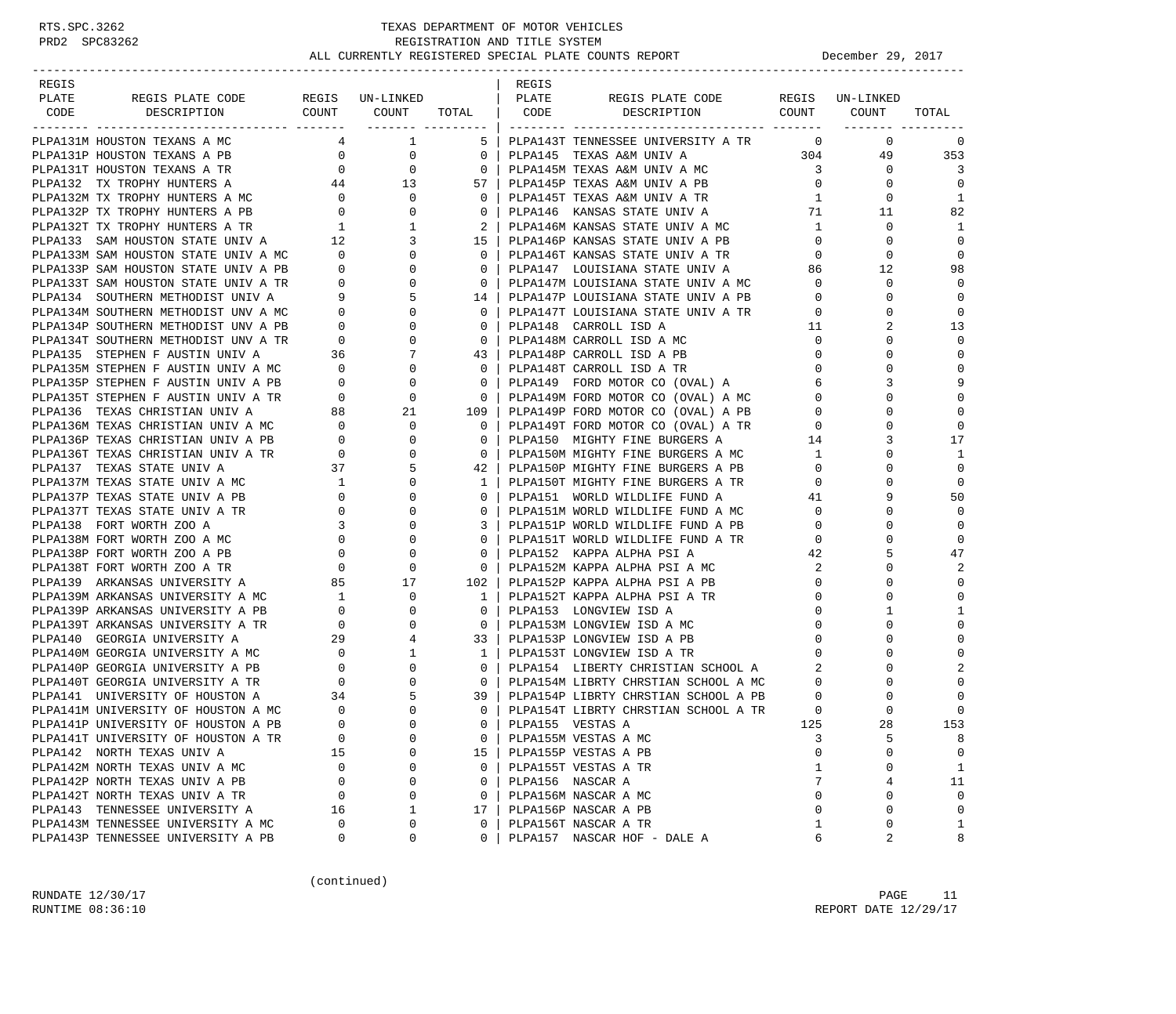RTS.SPC.3262
PRD2 SPC83262

# TEXAS DEPARTMENT OF MOTOR VEHICLES
## REGISTRATION AND TITLE SYSTEM
## ALL CURRENTLY REGISTERED SPECIAL PLATE COUNTS REPORT

December 29, 2017

| REGIS PLATE CODE | REGIS PLATE CODE DESCRIPTION | REGIS COUNT | UN-LINKED COUNT | TOTAL |
|---|---|---|---|---|
| PLPA131M | HOUSTON TEXANS A MC | 4 | 1 | 5 |
| PLPA131P | HOUSTON TEXANS A PB | 0 | 0 | 0 |
| PLPA131T | HOUSTON TEXANS A TR | 0 | 0 | 0 |
| PLPA132 | TX TROPHY HUNTERS A | 44 | 13 | 57 |
| PLPA132M | TX TROPHY HUNTERS A MC | 0 | 0 | 0 |
| PLPA132P | TX TROPHY HUNTERS A PB | 0 | 0 | 0 |
| PLPA132T | TX TROPHY HUNTERS A TR | 1 | 1 | 2 |
| PLPA133 | SAM HOUSTON STATE UNIV A | 12 | 3 | 15 |
| PLPA133M | SAM HOUSTON STATE UNIV A MC | 0 | 0 | 0 |
| PLPA133P | SAM HOUSTON STATE UNIV A PB | 0 | 0 | 0 |
| PLPA133T | SAM HOUSTON STATE UNIV A TR | 0 | 0 | 0 |
| PLPA134 | SOUTHERN METHODIST UNIV A | 9 | 5 | 14 |
| PLPA134M | SOUTHERN METHODIST UNV A MC | 0 | 0 | 0 |
| PLPA134P | SOUTHERN METHODIST UNV A PB | 0 | 0 | 0 |
| PLPA134T | SOUTHERN METHODIST UNV A TR | 0 | 0 | 0 |
| PLPA135 | STEPHEN F AUSTIN UNIV A | 36 | 7 | 43 |
| PLPA135M | STEPHEN F AUSTIN UNIV A MC | 0 | 0 | 0 |
| PLPA135P | STEPHEN F AUSTIN UNIV A PB | 0 | 0 | 0 |
| PLPA135T | STEPHEN F AUSTIN UNIV A TR | 0 | 0 | 0 |
| PLPA136 | TEXAS CHRISTIAN UNIV A | 88 | 21 | 109 |
| PLPA136M | TEXAS CHRISTIAN UNIV A MC | 0 | 0 | 0 |
| PLPA136P | TEXAS CHRISTIAN UNIV A PB | 0 | 0 | 0 |
| PLPA136T | TEXAS CHRISTIAN UNIV A TR | 0 | 0 | 0 |
| PLPA137 | TEXAS STATE UNIV A | 37 | 5 | 42 |
| PLPA137M | TEXAS STATE UNIV A MC | 1 | 0 | 1 |
| PLPA137P | TEXAS STATE UNIV A PB | 0 | 0 | 0 |
| PLPA137T | TEXAS STATE UNIV A TR | 0 | 0 | 0 |
| PLPA138 | FORT WORTH ZOO A | 3 | 0 | 3 |
| PLPA138M | FORT WORTH ZOO A MC | 0 | 0 | 0 |
| PLPA138P | FORT WORTH ZOO A PB | 0 | 0 | 0 |
| PLPA138T | FORT WORTH ZOO A TR | 0 | 0 | 0 |
| PLPA139 | ARKANSAS UNIVERSITY A | 85 | 17 | 102 |
| PLPA139M | ARKANSAS UNIVERSITY A MC | 1 | 0 | 1 |
| PLPA139P | ARKANSAS UNIVERSITY A PB | 0 | 0 | 0 |
| PLPA139T | ARKANSAS UNIVERSITY A TR | 0 | 0 | 0 |
| PLPA140 | GEORGIA UNIVERSITY A | 29 | 4 | 33 |
| PLPA140M | GEORGIA UNIVERSITY A MC | 0 | 1 | 1 |
| PLPA140P | GEORGIA UNIVERSITY A PB | 0 | 0 | 0 |
| PLPA140T | GEORGIA UNIVERSITY A TR | 0 | 0 | 0 |
| PLPA141 | UNIVERSITY OF HOUSTON A | 34 | 5 | 39 |
| PLPA141M | UNIVERSITY OF HOUSTON A MC | 0 | 0 | 0 |
| PLPA141P | UNIVERSITY OF HOUSTON A PB | 0 | 0 | 0 |
| PLPA141T | UNIVERSITY OF HOUSTON A TR | 0 | 0 | 0 |
| PLPA142 | NORTH TEXAS UNIV A | 15 | 0 | 15 |
| PLPA142M | NORTH TEXAS UNIV A MC | 0 | 0 | 0 |
| PLPA142P | NORTH TEXAS UNIV A PB | 0 | 0 | 0 |
| PLPA142T | NORTH TEXAS UNIV A TR | 0 | 0 | 0 |
| PLPA143 | TENNESSEE UNIVERSITY A | 16 | 1 | 17 |
| PLPA143M | TENNESSEE UNIVERSITY A MC | 0 | 0 | 0 |
| PLPA143P | TENNESSEE UNIVERSITY A PB | 0 | 0 | 0 |
| PLPA143T | TENNESSEE UNIVERSITY A TR | 0 | 0 | 0 |
| PLPA145 | TEXAS A&M UNIV A | 304 | 49 | 353 |
| PLPA145M | TEXAS A&M UNIV A MC | 3 | 0 | 3 |
| PLPA145P | TEXAS A&M UNIV A PB | 0 | 0 | 0 |
| PLPA145T | TEXAS A&M UNIV A TR | 1 | 0 | 1 |
| PLPA146 | KANSAS STATE UNIV A | 71 | 11 | 82 |
| PLPA146M | KANSAS STATE UNIV A MC | 1 | 0 | 1 |
| PLPA146P | KANSAS STATE UNIV A PB | 0 | 0 | 0 |
| PLPA146T | KANSAS STATE UNIV A TR | 0 | 0 | 0 |
| PLPA147 | LOUISIANA STATE UNIV A | 86 | 12 | 98 |
| PLPA147M | LOUISIANA STATE UNIV A MC | 0 | 0 | 0 |
| PLPA147P | LOUISIANA STATE UNIV A PB | 0 | 0 | 0 |
| PLPA147T | LOUISIANA STATE UNIV A TR | 0 | 0 | 0 |
| PLPA148 | CARROLL ISD A | 11 | 2 | 13 |
| PLPA148M | CARROLL ISD A MC | 0 | 0 | 0 |
| PLPA148P | CARROLL ISD A PB | 0 | 0 | 0 |
| PLPA148T | CARROLL ISD A TR | 0 | 0 | 0 |
| PLPA149 | FORD MOTOR CO (OVAL) A | 6 | 3 | 9 |
| PLPA149M | FORD MOTOR CO (OVAL) A MC | 0 | 0 | 0 |
| PLPA149P | FORD MOTOR CO (OVAL) A PB | 0 | 0 | 0 |
| PLPA149T | FORD MOTOR CO (OVAL) A TR | 0 | 0 | 0 |
| PLPA150 | MIGHTY FINE BURGERS A | 14 | 3 | 17 |
| PLPA150M | MIGHTY FINE BURGERS A MC | 1 | 0 | 1 |
| PLPA150P | MIGHTY FINE BURGERS A PB | 0 | 0 | 0 |
| PLPA150T | MIGHTY FINE BURGERS A TR | 0 | 0 | 0 |
| PLPA151 | WORLD WILDLIFE FUND A | 41 | 9 | 50 |
| PLPA151M | WORLD WILDLIFE FUND A MC | 0 | 0 | 0 |
| PLPA151P | WORLD WILDLIFE FUND A PB | 0 | 0 | 0 |
| PLPA151T | WORLD WILDLIFE FUND A TR | 0 | 0 | 0 |
| PLPA152 | KAPPA ALPHA PSI A | 42 | 5 | 47 |
| PLPA152M | KAPPA ALPHA PSI A MC | 2 | 0 | 2 |
| PLPA152P | KAPPA ALPHA PSI A PB | 0 | 0 | 0 |
| PLPA152T | KAPPA ALPHA PSI A TR | 0 | 0 | 0 |
| PLPA153 | LONGVIEW ISD A | 0 | 1 | 1 |
| PLPA153M | LONGVIEW ISD A MC | 0 | 0 | 0 |
| PLPA153P | LONGVIEW ISD A PB | 0 | 0 | 0 |
| PLPA153T | LONGVIEW ISD A TR | 0 | 0 | 0 |
| PLPA154 | LIBERTY CHRISTIAN SCHOOL A | 2 | 0 | 2 |
| PLPA154M | LIBRTY CHRSTIAN SCHOOL A MC | 0 | 0 | 0 |
| PLPA154P | LIBRTY CHRSTIAN SCHOOL A PB | 0 | 0 | 0 |
| PLPA154T | LIBRTY CHRSTIAN SCHOOL A TR | 0 | 0 | 0 |
| PLPA155 | VESTAS A | 125 | 28 | 153 |
| PLPA155M | VESTAS A MC | 3 | 5 | 8 |
| PLPA155P | VESTAS A PB | 0 | 0 | 0 |
| PLPA155T | VESTAS A TR | 1 | 0 | 1 |
| PLPA156 | NASCAR A | 7 | 4 | 11 |
| PLPA156M | NASCAR A MC | 0 | 0 | 0 |
| PLPA156P | NASCAR A PB | 0 | 0 | 0 |
| PLPA156T | NASCAR A TR | 1 | 0 | 1 |
| PLPA157 | NASCAR HOF - DALE A | 6 | 2 | 8 |

(continued)

RUNDATE 12/30/17
RUNTIME 08:36:10

REPORT DATE 12/29/17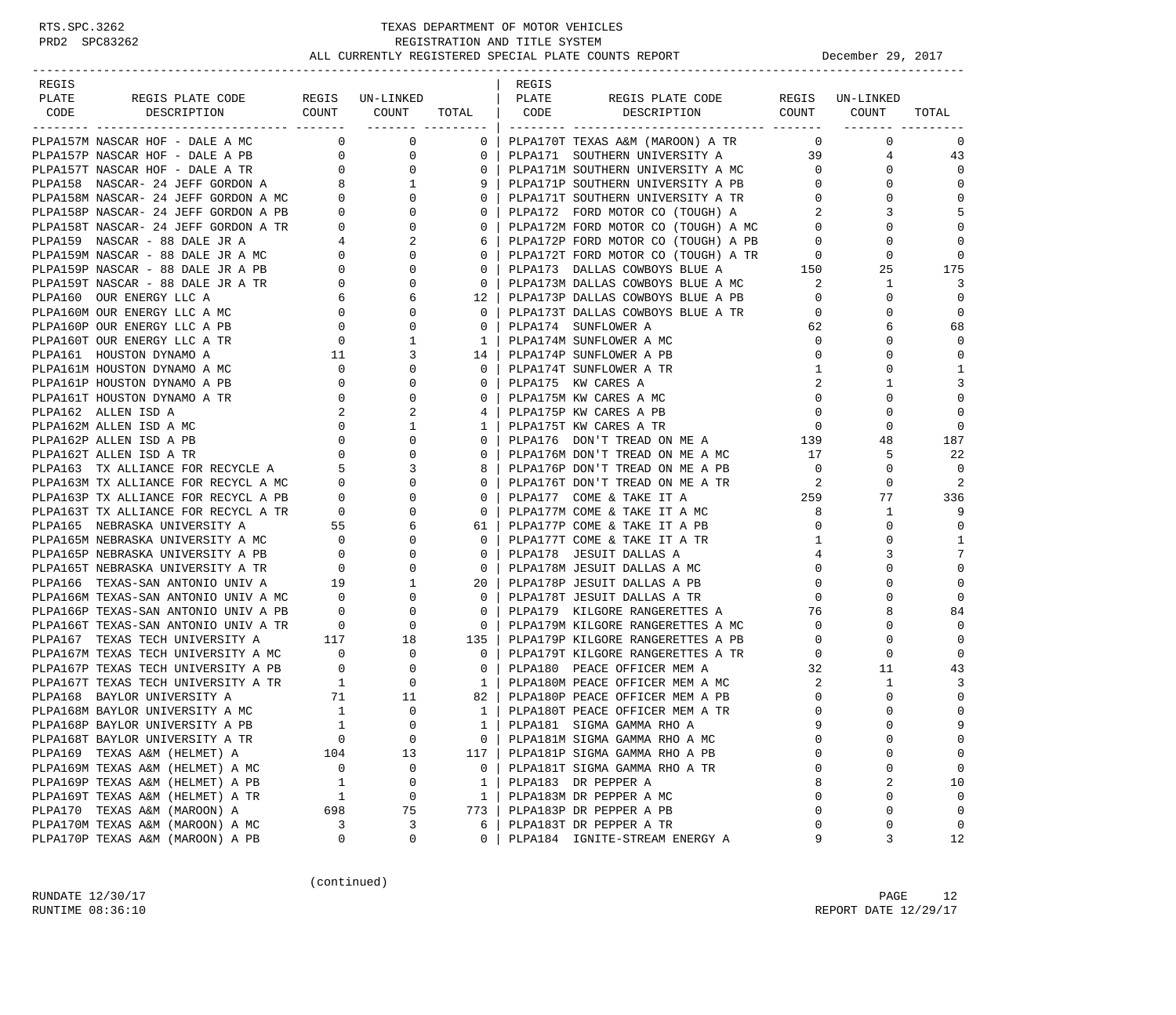RTS.SPC.3262 TEXAS DEPARTMENT OF MOTOR VEHICLES
PRD2 SPC83262 REGISTRATION AND TITLE SYSTEM
ALL CURRENTLY REGISTERED SPECIAL PLATE COUNTS REPORT December 29, 2017

| REGIS PLATE CODE | REGIS PLATE CODE DESCRIPTION | REGIS COUNT | UN-LINKED COUNT | TOTAL |
|---|---|---|---|---|
| PLPA157M | NASCAR HOF - DALE A MC | 0 | 0 | 0 |
| PLPA157P | NASCAR HOF - DALE A PB | 0 | 0 | 0 |
| PLPA157T | NASCAR HOF - DALE A TR | 0 | 0 | 0 |
| PLPA158 | NASCAR- 24 JEFF GORDON A | 8 | 1 | 9 |
| PLPA158M | NASCAR- 24 JEFF GORDON A MC | 0 | 0 | 0 |
| PLPA158P | NASCAR- 24 JEFF GORDON A PB | 0 | 0 | 0 |
| PLPA158T | NASCAR- 24 JEFF GORDON A TR | 0 | 0 | 0 |
| PLPA159 | NASCAR - 88 DALE JR A | 4 | 2 | 6 |
| PLPA159M | NASCAR - 88 DALE JR A MC | 0 | 0 | 0 |
| PLPA159P | NASCAR - 88 DALE JR A PB | 0 | 0 | 0 |
| PLPA159T | NASCAR - 88 DALE JR A TR | 0 | 0 | 0 |
| PLPA160 | OUR ENERGY LLC A | 6 | 6 | 12 |
| PLPA160M | OUR ENERGY LLC A MC | 0 | 0 | 0 |
| PLPA160P | OUR ENERGY LLC A PB | 0 | 0 | 0 |
| PLPA160T | OUR ENERGY LLC A TR | 0 | 1 | 1 |
| PLPA161 | HOUSTON DYNAMO A | 11 | 3 | 14 |
| PLPA161M | HOUSTON DYNAMO A MC | 0 | 0 | 0 |
| PLPA161P | HOUSTON DYNAMO A PB | 0 | 0 | 0 |
| PLPA161T | HOUSTON DYNAMO A TR | 0 | 0 | 0 |
| PLPA162 | ALLEN ISD A | 2 | 2 | 4 |
| PLPA162M | ALLEN ISD A MC | 0 | 1 | 1 |
| PLPA162P | ALLEN ISD A PB | 0 | 0 | 0 |
| PLPA162T | ALLEN ISD A TR | 0 | 0 | 0 |
| PLPA163 | TX ALLIANCE FOR RECYCLE A | 5 | 3 | 8 |
| PLPA163M | TX ALLIANCE FOR RECYCL A MC | 0 | 0 | 0 |
| PLPA163P | TX ALLIANCE FOR RECYCL A PB | 0 | 0 | 0 |
| PLPA163T | TX ALLIANCE FOR RECYCL A TR | 0 | 0 | 0 |
| PLPA165 | NEBRASKA UNIVERSITY A | 55 | 6 | 61 |
| PLPA165M | NEBRASKA UNIVERSITY A MC | 0 | 0 | 0 |
| PLPA165P | NEBRASKA UNIVERSITY A PB | 0 | 0 | 0 |
| PLPA165T | NEBRASKA UNIVERSITY A TR | 0 | 0 | 0 |
| PLPA166 | TEXAS-SAN ANTONIO UNIV A | 19 | 1 | 20 |
| PLPA166M | TEXAS-SAN ANTONIO UNIV A MC | 0 | 0 | 0 |
| PLPA166P | TEXAS-SAN ANTONIO UNIV A PB | 0 | 0 | 0 |
| PLPA166T | TEXAS-SAN ANTONIO UNIV A TR | 0 | 0 | 0 |
| PLPA167 | TEXAS TECH UNIVERSITY A | 117 | 18 | 135 |
| PLPA167M | TEXAS TECH UNIVERSITY A MC | 0 | 0 | 0 |
| PLPA167P | TEXAS TECH UNIVERSITY A PB | 0 | 0 | 0 |
| PLPA167T | TEXAS TECH UNIVERSITY A TR | 1 | 0 | 1 |
| PLPA168 | BAYLOR UNIVERSITY A | 71 | 11 | 82 |
| PLPA168M | BAYLOR UNIVERSITY A MC | 1 | 0 | 1 |
| PLPA168P | BAYLOR UNIVERSITY A PB | 1 | 0 | 1 |
| PLPA168T | BAYLOR UNIVERSITY A TR | 0 | 0 | 0 |
| PLPA169 | TEXAS A&M (HELMET) A | 104 | 13 | 117 |
| PLPA169M | TEXAS A&M (HELMET) A MC | 0 | 0 | 0 |
| PLPA169P | TEXAS A&M (HELMET) A PB | 1 | 0 | 1 |
| PLPA169T | TEXAS A&M (HELMET) A TR | 1 | 0 | 1 |
| PLPA170 | TEXAS A&M (MAROON) A | 698 | 75 | 773 |
| PLPA170M | TEXAS A&M (MAROON) A MC | 3 | 3 | 6 |
| PLPA170P | TEXAS A&M (MAROON) A PB | 0 | 0 | 0 |
| PLPA170T | TEXAS A&M (MAROON) A TR | 0 | 0 | 0 |
| PLPA171 | SOUTHERN UNIVERSITY A | 39 | 4 | 43 |
| PLPA171M | SOUTHERN UNIVERSITY A MC | 0 | 0 | 0 |
| PLPA171P | SOUTHERN UNIVERSITY A PB | 0 | 0 | 0 |
| PLPA171T | SOUTHERN UNIVERSITY A TR | 0 | 0 | 0 |
| PLPA172 | FORD MOTOR CO (TOUGH) A | 2 | 3 | 5 |
| PLPA172M | FORD MOTOR CO (TOUGH) A MC | 0 | 0 | 0 |
| PLPA172P | FORD MOTOR CO (TOUGH) A PB | 0 | 0 | 0 |
| PLPA172T | FORD MOTOR CO (TOUGH) A TR | 0 | 0 | 0 |
| PLPA173 | DALLAS COWBOYS BLUE A | 150 | 25 | 175 |
| PLPA173M | DALLAS COWBOYS BLUE A MC | 2 | 1 | 3 |
| PLPA173P | DALLAS COWBOYS BLUE A PB | 0 | 0 | 0 |
| PLPA173T | DALLAS COWBOYS BLUE A TR | 0 | 0 | 0 |
| PLPA174 | SUNFLOWER A | 62 | 6 | 68 |
| PLPA174M | SUNFLOWER A MC | 0 | 0 | 0 |
| PLPA174P | SUNFLOWER A PB | 0 | 0 | 0 |
| PLPA174T | SUNFLOWER A TR | 1 | 0 | 1 |
| PLPA175 | KW CARES A | 2 | 1 | 3 |
| PLPA175M | KW CARES A MC | 0 | 0 | 0 |
| PLPA175P | KW CARES A PB | 0 | 0 | 0 |
| PLPA175T | KW CARES A TR | 0 | 0 | 0 |
| PLPA176 | DON'T TREAD ON ME A | 139 | 48 | 187 |
| PLPA176M | DON'T TREAD ON ME A MC | 17 | 5 | 22 |
| PLPA176P | DON'T TREAD ON ME A PB | 0 | 0 | 0 |
| PLPA176T | DON'T TREAD ON ME A TR | 2 | 0 | 2 |
| PLPA177 | COME & TAKE IT A | 259 | 77 | 336 |
| PLPA177M | COME & TAKE IT A MC | 8 | 1 | 9 |
| PLPA177P | COME & TAKE IT A PB | 0 | 0 | 0 |
| PLPA177T | COME & TAKE IT A TR | 1 | 0 | 1 |
| PLPA178 | JESUIT DALLAS A | 4 | 3 | 7 |
| PLPA178M | JESUIT DALLAS A MC | 0 | 0 | 0 |
| PLPA178P | JESUIT DALLAS A PB | 0 | 0 | 0 |
| PLPA178T | JESUIT DALLAS A TR | 0 | 0 | 0 |
| PLPA179 | KILGORE RANGERETTES A | 76 | 8 | 84 |
| PLPA179M | KILGORE RANGERETTES A MC | 0 | 0 | 0 |
| PLPA179P | KILGORE RANGERETTES A PB | 0 | 0 | 0 |
| PLPA179T | KILGORE RANGERETTES A TR | 0 | 0 | 0 |
| PLPA180 | PEACE OFFICER MEM A | 32 | 11 | 43 |
| PLPA180M | PEACE OFFICER MEM A MC | 2 | 1 | 3 |
| PLPA180P | PEACE OFFICER MEM A PB | 0 | 0 | 0 |
| PLPA180T | PEACE OFFICER MEM A TR | 0 | 0 | 0 |
| PLPA181 | SIGMA GAMMA RHO A | 9 | 0 | 9 |
| PLPA181M | SIGMA GAMMA RHO A MC | 0 | 0 | 0 |
| PLPA181P | SIGMA GAMMA RHO A PB | 0 | 0 | 0 |
| PLPA181T | SIGMA GAMMA RHO A TR | 0 | 0 | 0 |
| PLPA183 | DR PEPPER A | 8 | 2 | 10 |
| PLPA183M | DR PEPPER A MC | 0 | 0 | 0 |
| PLPA183P | DR PEPPER A PB | 0 | 0 | 0 |
| PLPA183T | DR PEPPER A TR | 0 | 0 | 0 |
| PLPA184 | IGNITE-STREAM ENERGY A | 9 | 3 | 12 |

(continued)

RUNDATE 12/30/17
RUNTIME 08:36:10
REPORT DATE 12/29/17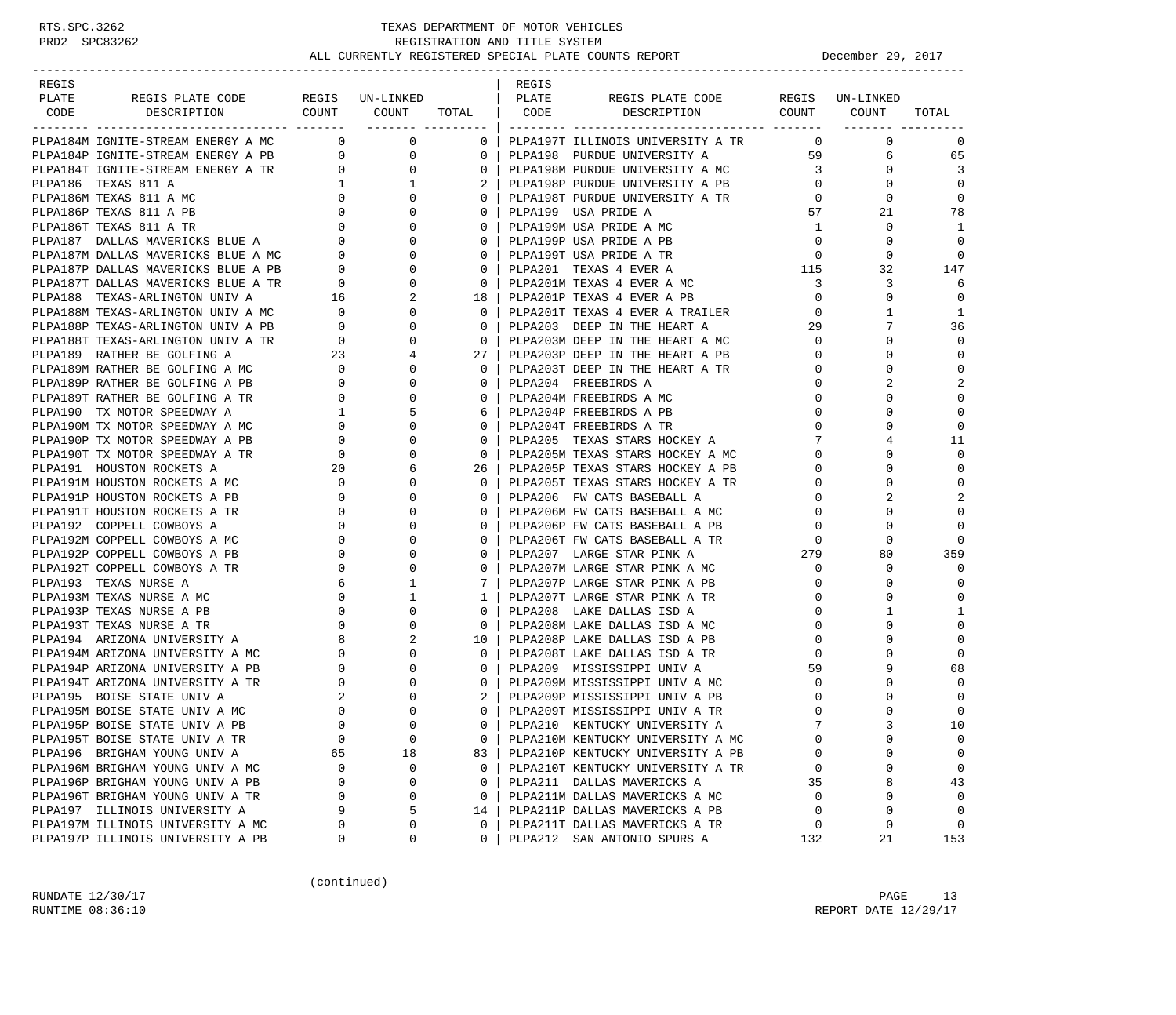TEXAS DEPARTMENT OF MOTOR VEHICLES
REGISTRATION AND TITLE SYSTEM
ALL CURRENTLY REGISTERED SPECIAL PLATE COUNTS REPORT December 29, 2017

| REGIS PLATE CODE | REGIS PLATE CODE DESCRIPTION | REGIS COUNT | UN-LINKED COUNT | TOTAL |
|---|---|---|---|---|
| PLPA184M | IGNITE-STREAM ENERGY A MC | 0 | 0 | 0 |
| PLPA184P | IGNITE-STREAM ENERGY A PB | 0 | 0 | 0 |
| PLPA184T | IGNITE-STREAM ENERGY A TR | 0 | 0 | 0 |
| PLPA186 | TEXAS 811 A | 1 | 1 | 2 |
| PLPA186M | TEXAS 811 A MC | 0 | 0 | 0 |
| PLPA186P | TEXAS 811 A PB | 0 | 0 | 0 |
| PLPA186T | TEXAS 811 A TR | 0 | 0 | 0 |
| PLPA187 | DALLAS MAVERICKS BLUE A | 0 | 0 | 0 |
| PLPA187M | DALLAS MAVERICKS BLUE A MC | 0 | 0 | 0 |
| PLPA187P | DALLAS MAVERICKS BLUE A PB | 0 | 0 | 0 |
| PLPA187T | DALLAS MAVERICKS BLUE A TR | 0 | 0 | 0 |
| PLPA188 | TEXAS-ARLINGTON UNIV A | 16 | 2 | 18 |
| PLPA188M | TEXAS-ARLINGTON UNIV A MC | 0 | 0 | 0 |
| PLPA188P | TEXAS-ARLINGTON UNIV A PB | 0 | 0 | 0 |
| PLPA188T | TEXAS-ARLINGTON UNIV A TR | 0 | 0 | 0 |
| PLPA189 | RATHER BE GOLFING A | 23 | 4 | 27 |
| PLPA189M | RATHER BE GOLFING A MC | 0 | 0 | 0 |
| PLPA189P | RATHER BE GOLFING A PB | 0 | 0 | 0 |
| PLPA189T | RATHER BE GOLFING A TR | 0 | 0 | 0 |
| PLPA190 | TX MOTOR SPEEDWAY A | 1 | 5 | 6 |
| PLPA190M | TX MOTOR SPEEDWAY A MC | 0 | 0 | 0 |
| PLPA190P | TX MOTOR SPEEDWAY A PB | 0 | 0 | 0 |
| PLPA190T | TX MOTOR SPEEDWAY A TR | 0 | 0 | 0 |
| PLPA191 | HOUSTON ROCKETS A | 20 | 6 | 26 |
| PLPA191M | HOUSTON ROCKETS A MC | 0 | 0 | 0 |
| PLPA191P | HOUSTON ROCKETS A PB | 0 | 0 | 0 |
| PLPA191T | HOUSTON ROCKETS A TR | 0 | 0 | 0 |
| PLPA192 | COPPELL COWBOYS A | 0 | 0 | 0 |
| PLPA192M | COPPELL COWBOYS A MC | 0 | 0 | 0 |
| PLPA192P | COPPELL COWBOYS A PB | 0 | 0 | 0 |
| PLPA192T | COPPELL COWBOYS A TR | 0 | 0 | 0 |
| PLPA193 | TEXAS NURSE A | 6 | 1 | 7 |
| PLPA193M | TEXAS NURSE A MC | 0 | 1 | 1 |
| PLPA193P | TEXAS NURSE A PB | 0 | 0 | 0 |
| PLPA193T | TEXAS NURSE A TR | 0 | 0 | 0 |
| PLPA194 | ARIZONA UNIVERSITY A | 8 | 2 | 10 |
| PLPA194M | ARIZONA UNIVERSITY A MC | 0 | 0 | 0 |
| PLPA194P | ARIZONA UNIVERSITY A PB | 0 | 0 | 0 |
| PLPA194T | ARIZONA UNIVERSITY A TR | 0 | 0 | 0 |
| PLPA195 | BOISE STATE UNIV A | 2 | 0 | 2 |
| PLPA195M | BOISE STATE UNIV A MC | 0 | 0 | 0 |
| PLPA195P | BOISE STATE UNIV A PB | 0 | 0 | 0 |
| PLPA195T | BOISE STATE UNIV A TR | 0 | 0 | 0 |
| PLPA196 | BRIGHAM YOUNG UNIV A | 65 | 18 | 83 |
| PLPA196M | BRIGHAM YOUNG UNIV A MC | 0 | 0 | 0 |
| PLPA196P | BRIGHAM YOUNG UNIV A PB | 0 | 0 | 0 |
| PLPA196T | BRIGHAM YOUNG UNIV A TR | 0 | 0 | 0 |
| PLPA197 | ILLINOIS UNIVERSITY A | 9 | 5 | 14 |
| PLPA197M | ILLINOIS UNIVERSITY A MC | 0 | 0 | 0 |
| PLPA197P | ILLINOIS UNIVERSITY A PB | 0 | 0 | 0 |
| PLPA197T | ILLINOIS UNIVERSITY A TR | 0 | 0 | 0 |
| PLPA198 | PURDUE UNIVERSITY A | 59 | 6 | 65 |
| PLPA198M | PURDUE UNIVERSITY A MC | 3 | 0 | 3 |
| PLPA198P | PURDUE UNIVERSITY A PB | 0 | 0 | 0 |
| PLPA198T | PURDUE UNIVERSITY A TR | 0 | 0 | 0 |
| PLPA199 | USA PRIDE A | 57 | 21 | 78 |
| PLPA199M | USA PRIDE A MC | 1 | 0 | 1 |
| PLPA199P | USA PRIDE A PB | 0 | 0 | 0 |
| PLPA199T | USA PRIDE A TR | 0 | 0 | 0 |
| PLPA201 | TEXAS 4 EVER A | 115 | 32 | 147 |
| PLPA201M | TEXAS 4 EVER A MC | 3 | 3 | 6 |
| PLPA201P | TEXAS 4 EVER A PB | 0 | 0 | 0 |
| PLPA201T | TEXAS 4 EVER A TRAILER | 0 | 1 | 1 |
| PLPA203 | DEEP IN THE HEART A | 29 | 7 | 36 |
| PLPA203M | DEEP IN THE HEART A MC | 0 | 0 | 0 |
| PLPA203P | DEEP IN THE HEART A PB | 0 | 0 | 0 |
| PLPA203T | DEEP IN THE HEART A TR | 0 | 0 | 0 |
| PLPA204 | FREEBIRDS A | 0 | 2 | 2 |
| PLPA204M | FREEBIRDS A MC | 0 | 0 | 0 |
| PLPA204P | FREEBIRDS A PB | 0 | 0 | 0 |
| PLPA204T | FREEBIRDS A TR | 0 | 0 | 0 |
| PLPA205 | TEXAS STARS HOCKEY A | 7 | 4 | 11 |
| PLPA205M | TEXAS STARS HOCKEY A MC | 0 | 0 | 0 |
| PLPA205P | TEXAS STARS HOCKEY A PB | 0 | 0 | 0 |
| PLPA205T | TEXAS STARS HOCKEY A TR | 0 | 0 | 0 |
| PLPA206 | FW CATS BASEBALL A | 0 | 2 | 2 |
| PLPA206M | FW CATS BASEBALL A MC | 0 | 0 | 0 |
| PLPA206P | FW CATS BASEBALL A PB | 0 | 0 | 0 |
| PLPA206T | FW CATS BASEBALL A TR | 0 | 0 | 0 |
| PLPA207 | LARGE STAR PINK A | 279 | 80 | 359 |
| PLPA207M | LARGE STAR PINK A MC | 0 | 0 | 0 |
| PLPA207P | LARGE STAR PINK A PB | 0 | 0 | 0 |
| PLPA207T | LARGE STAR PINK A TR | 0 | 0 | 0 |
| PLPA208 | LAKE DALLAS ISD A | 0 | 1 | 1 |
| PLPA208M | LAKE DALLAS ISD A MC | 0 | 0 | 0 |
| PLPA208P | LAKE DALLAS ISD A PB | 0 | 0 | 0 |
| PLPA208T | LAKE DALLAS ISD A TR | 0 | 0 | 0 |
| PLPA209 | MISSISSIPPI UNIV A | 59 | 9 | 68 |
| PLPA209M | MISSISSIPPI UNIV A MC | 0 | 0 | 0 |
| PLPA209P | MISSISSIPPI UNIV A PB | 0 | 0 | 0 |
| PLPA209T | MISSISSIPPI UNIV A TR | 0 | 0 | 0 |
| PLPA210 | KENTUCKY UNIVERSITY A | 7 | 3 | 10 |
| PLPA210M | KENTUCKY UNIVERSITY A MC | 0 | 0 | 0 |
| PLPA210P | KENTUCKY UNIVERSITY A PB | 0 | 0 | 0 |
| PLPA210T | KENTUCKY UNIVERSITY A TR | 0 | 0 | 0 |
| PLPA211 | DALLAS MAVERICKS A | 35 | 8 | 43 |
| PLPA211M | DALLAS MAVERICKS A MC | 0 | 0 | 0 |
| PLPA211P | DALLAS MAVERICKS A PB | 0 | 0 | 0 |
| PLPA211T | DALLAS MAVERICKS A TR | 0 | 0 | 0 |
| PLPA212 | SAN ANTONIO SPURS A | 132 | 21 | 153 |

(continued)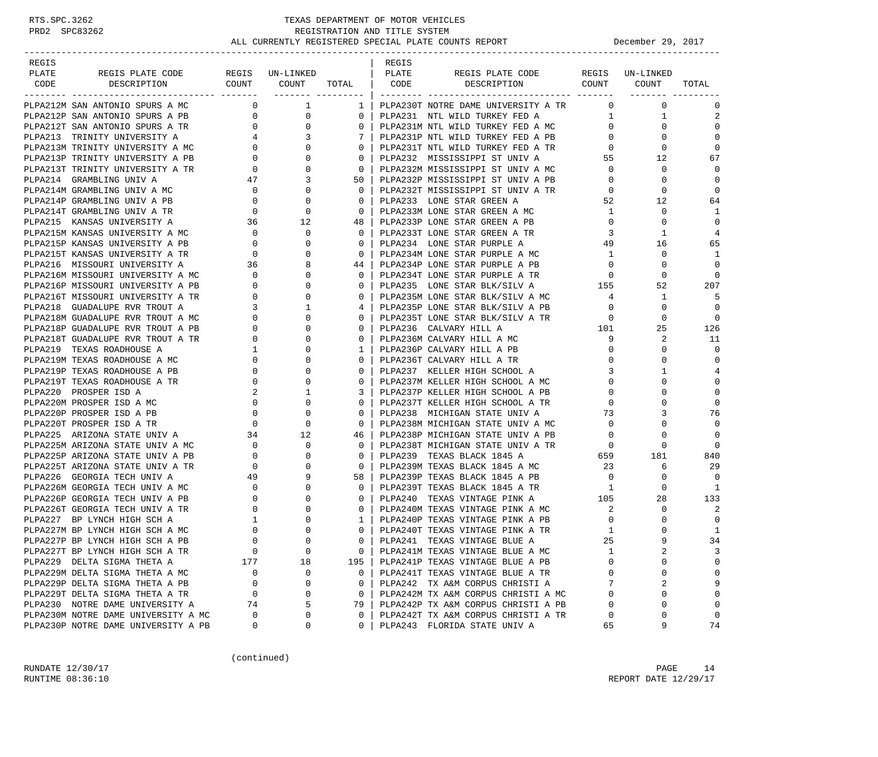# TEXAS DEPARTMENT OF MOTOR VEHICLES
## REGISTRATION AND TITLE SYSTEM
### ALL CURRENTLY REGISTERED SPECIAL PLATE COUNTS REPORT — December 29, 2017

RTS.SPC.3262
PRD2 SPC83262

| REGIS PLATE CODE | REGIS PLATE CODE DESCRIPTION | REGIS COUNT | UN-LINKED COUNT | TOTAL |
|---|---|---|---|---|
| PLPA212M | SAN ANTONIO SPURS A MC | 0 | 1 | 1 |
| PLPA212P | SAN ANTONIO SPURS A PB | 0 | 0 | 0 |
| PLPA212T | SAN ANTONIO SPURS A TR | 0 | 0 | 0 |
| PLPA213 | TRINITY UNIVERSITY A | 4 | 3 | 7 |
| PLPA213M | TRINITY UNIVERSITY A MC | 0 | 0 | 0 |
| PLPA213P | TRINITY UNIVERSITY A PB | 0 | 0 | 0 |
| PLPA213T | TRINITY UNIVERSITY A TR | 0 | 0 | 0 |
| PLPA214 | GRAMBLING UNIV A | 47 | 3 | 50 |
| PLPA214M | GRAMBLING UNIV A MC | 0 | 0 | 0 |
| PLPA214P | GRAMBLING UNIV A PB | 0 | 0 | 0 |
| PLPA214T | GRAMBLING UNIV A TR | 0 | 0 | 0 |
| PLPA215 | KANSAS UNIVERSITY A | 36 | 12 | 48 |
| PLPA215M | KANSAS UNIVERSITY A MC | 0 | 0 | 0 |
| PLPA215P | KANSAS UNIVERSITY A PB | 0 | 0 | 0 |
| PLPA215T | KANSAS UNIVERSITY A TR | 0 | 0 | 0 |
| PLPA216 | MISSOURI UNIVERSITY A | 36 | 8 | 44 |
| PLPA216M | MISSOURI UNIVERSITY A MC | 0 | 0 | 0 |
| PLPA216P | MISSOURI UNIVERSITY A PB | 0 | 0 | 0 |
| PLPA216T | MISSOURI UNIVERSITY A TR | 0 | 0 | 0 |
| PLPA218 | GUADALUPE RVR TROUT A | 3 | 1 | 4 |
| PLPA218M | GUADALUPE RVR TROUT A MC | 0 | 0 | 0 |
| PLPA218P | GUADALUPE RVR TROUT A PB | 0 | 0 | 0 |
| PLPA218T | GUADALUPE RVR TROUT A TR | 0 | 0 | 0 |
| PLPA219 | TEXAS ROADHOUSE A | 1 | 0 | 1 |
| PLPA219M | TEXAS ROADHOUSE A MC | 0 | 0 | 0 |
| PLPA219P | TEXAS ROADHOUSE A PB | 0 | 0 | 0 |
| PLPA219T | TEXAS ROADHOUSE A TR | 0 | 0 | 0 |
| PLPA220 | PROSPER ISD A | 2 | 1 | 3 |
| PLPA220M | PROSPER ISD A MC | 0 | 0 | 0 |
| PLPA220P | PROSPER ISD A PB | 0 | 0 | 0 |
| PLPA220T | PROSPER ISD A TR | 0 | 0 | 0 |
| PLPA225 | ARIZONA STATE UNIV A | 34 | 12 | 46 |
| PLPA225M | ARIZONA STATE UNIV A MC | 0 | 0 | 0 |
| PLPA225P | ARIZONA STATE UNIV A PB | 0 | 0 | 0 |
| PLPA225T | ARIZONA STATE UNIV A TR | 0 | 0 | 0 |
| PLPA226 | GEORGIA TECH UNIV A | 49 | 9 | 58 |
| PLPA226M | GEORGIA TECH UNIV A MC | 0 | 0 | 0 |
| PLPA226P | GEORGIA TECH UNIV A PB | 0 | 0 | 0 |
| PLPA226T | GEORGIA TECH UNIV A TR | 0 | 0 | 0 |
| PLPA227 | BP LYNCH HIGH SCH A | 1 | 0 | 1 |
| PLPA227M | BP LYNCH HIGH SCH A MC | 0 | 0 | 0 |
| PLPA227P | BP LYNCH HIGH SCH A PB | 0 | 0 | 0 |
| PLPA227T | BP LYNCH HIGH SCH A TR | 0 | 0 | 0 |
| PLPA229 | DELTA SIGMA THETA A | 177 | 18 | 195 |
| PLPA229M | DELTA SIGMA THETA A MC | 0 | 0 | 0 |
| PLPA229P | DELTA SIGMA THETA A PB | 0 | 0 | 0 |
| PLPA229T | DELTA SIGMA THETA A TR | 0 | 0 | 0 |
| PLPA230 | NOTRE DAME UNIVERSITY A | 74 | 5 | 79 |
| PLPA230M | NOTRE DAME UNIVERSITY A MC | 0 | 0 | 0 |
| PLPA230P | NOTRE DAME UNIVERSITY A PB | 0 | 0 | 0 |
| PLPA230T | NOTRE DAME UNIVERSITY A TR | 0 | 0 | 0 |
| PLPA231 | NTL WILD TURKEY FED A | 1 | 1 | 2 |
| PLPA231M | NTL WILD TURKEY FED A MC | 0 | 0 | 0 |
| PLPA231P | NTL WILD TURKEY FED A PB | 0 | 0 | 0 |
| PLPA231T | NTL WILD TURKEY FED A TR | 0 | 0 | 0 |
| PLPA232 | MISSISSIPPI ST UNIV A | 55 | 12 | 67 |
| PLPA232M | MISSISSIPPI ST UNIV A MC | 0 | 0 | 0 |
| PLPA232P | MISSISSIPPI ST UNIV A PB | 0 | 0 | 0 |
| PLPA232T | MISSISSIPPI ST UNIV A TR | 0 | 0 | 0 |
| PLPA233 | LONE STAR GREEN A | 52 | 12 | 64 |
| PLPA233M | LONE STAR GREEN A MC | 1 | 0 | 1 |
| PLPA233P | LONE STAR GREEN A PB | 0 | 0 | 0 |
| PLPA233T | LONE STAR GREEN A TR | 3 | 1 | 4 |
| PLPA234 | LONE STAR PURPLE A | 49 | 16 | 65 |
| PLPA234M | LONE STAR PURPLE A MC | 1 | 0 | 1 |
| PLPA234P | LONE STAR PURPLE A PB | 0 | 0 | 0 |
| PLPA234T | LONE STAR PURPLE A TR | 0 | 0 | 0 |
| PLPA235 | LONE STAR BLK/SILV A | 155 | 52 | 207 |
| PLPA235M | LONE STAR BLK/SILV A MC | 4 | 1 | 5 |
| PLPA235P | LONE STAR BLK/SILV A PB | 0 | 0 | 0 |
| PLPA235T | LONE STAR BLK/SILV A TR | 0 | 0 | 0 |
| PLPA236 | CALVARY HILL A | 101 | 25 | 126 |
| PLPA236M | CALVARY HILL A MC | 9 | 2 | 11 |
| PLPA236P | CALVARY HILL A PB | 0 | 0 | 0 |
| PLPA236T | CALVARY HILL A TR | 0 | 0 | 0 |
| PLPA237 | KELLER HIGH SCHOOL A | 3 | 1 | 4 |
| PLPA237M | KELLER HIGH SCHOOL A MC | 0 | 0 | 0 |
| PLPA237P | KELLER HIGH SCHOOL A PB | 0 | 0 | 0 |
| PLPA237T | KELLER HIGH SCHOOL A TR | 0 | 0 | 0 |
| PLPA238 | MICHIGAN STATE UNIV A | 73 | 3 | 76 |
| PLPA238M | MICHIGAN STATE UNIV A MC | 0 | 0 | 0 |
| PLPA238P | MICHIGAN STATE UNIV A PB | 0 | 0 | 0 |
| PLPA238T | MICHIGAN STATE UNIV A TR | 0 | 0 | 0 |
| PLPA239 | TEXAS BLACK 1845 A | 659 | 181 | 840 |
| PLPA239M | TEXAS BLACK 1845 A MC | 23 | 6 | 29 |
| PLPA239P | TEXAS BLACK 1845 A PB | 0 | 0 | 0 |
| PLPA239T | TEXAS BLACK 1845 A TR | 1 | 0 | 1 |
| PLPA240 | TEXAS VINTAGE PINK A | 105 | 28 | 133 |
| PLPA240M | TEXAS VINTAGE PINK A MC | 2 | 0 | 2 |
| PLPA240P | TEXAS VINTAGE PINK A PB | 0 | 0 | 0 |
| PLPA240T | TEXAS VINTAGE PINK A TR | 1 | 0 | 1 |
| PLPA241 | TEXAS VINTAGE BLUE A | 25 | 9 | 34 |
| PLPA241M | TEXAS VINTAGE BLUE A MC | 1 | 2 | 3 |
| PLPA241P | TEXAS VINTAGE BLUE A PB | 0 | 0 | 0 |
| PLPA241T | TEXAS VINTAGE BLUE A TR | 0 | 0 | 0 |
| PLPA242 | TX A&M CORPUS CHRISTI A | 7 | 2 | 9 |
| PLPA242M | TX A&M CORPUS CHRISTI A MC | 0 | 0 | 0 |
| PLPA242P | TX A&M CORPUS CHRISTI A PB | 0 | 0 | 0 |
| PLPA242T | TX A&M CORPUS CHRISTI A TR | 0 | 0 | 0 |
| PLPA243 | FLORIDA STATE UNIV A | 65 | 9 | 74 |

(continued)

RUNDATE 12/30/17
RUNTIME 08:36:10
REPORT DATE 12/29/17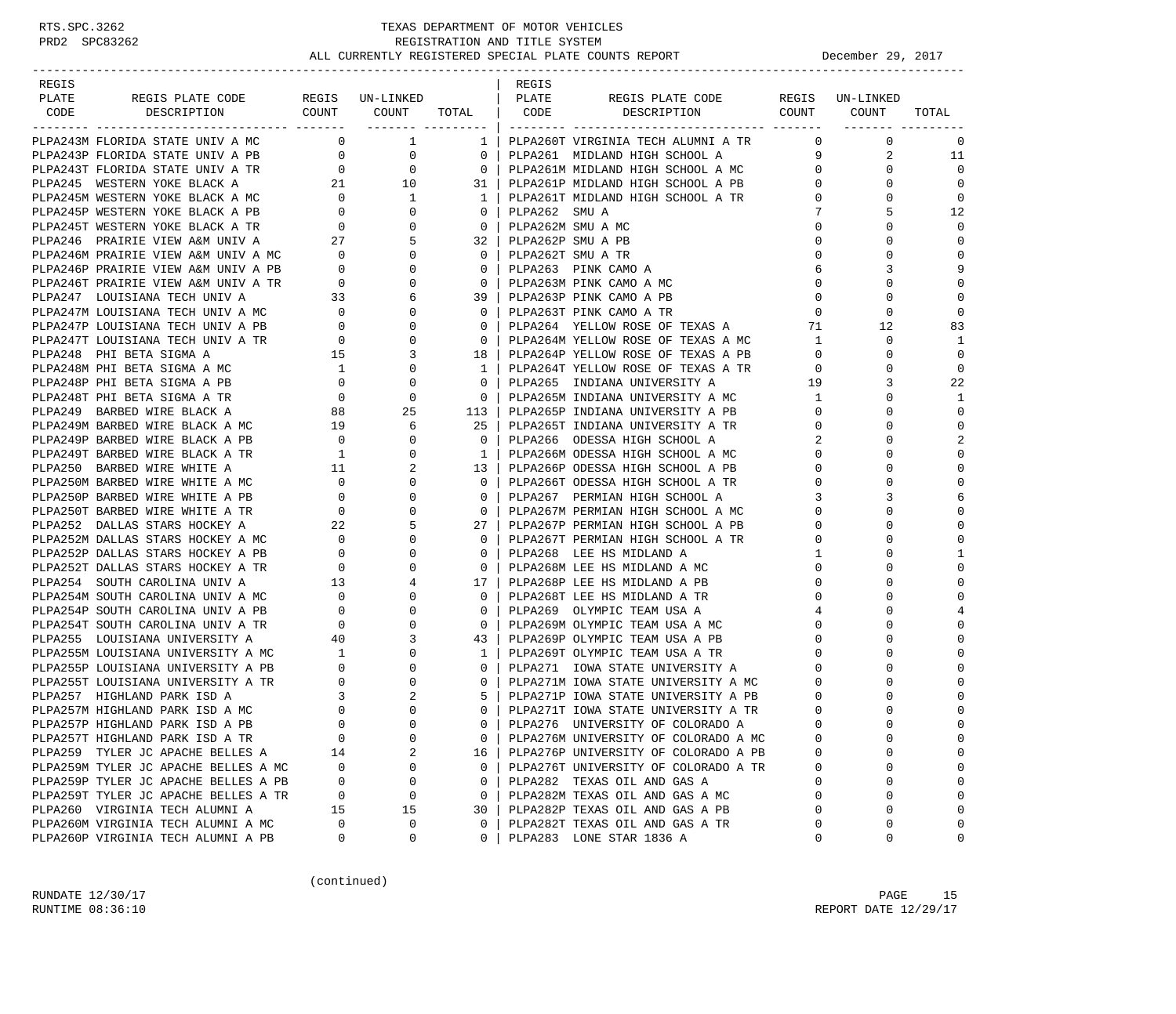TEXAS DEPARTMENT OF MOTOR VEHICLES
REGISTRATION AND TITLE SYSTEM
ALL CURRENTLY REGISTERED SPECIAL PLATE COUNTS REPORT — December 29, 2017

| REGIS PLATE CODE | REGIS PLATE CODE DESCRIPTION | REGIS COUNT | UN-LINKED COUNT | TOTAL |
|---|---|---|---|---|
| PLPA243M | FLORIDA STATE UNIV A MC | 0 | 1 | 1 |
| PLPA243P | FLORIDA STATE UNIV A PB | 0 | 0 | 0 |
| PLPA243T | FLORIDA STATE UNIV A TR | 0 | 0 | 0 |
| PLPA245 | WESTERN YOKE BLACK A | 21 | 10 | 31 |
| PLPA245M | WESTERN YOKE BLACK A MC | 0 | 1 | 1 |
| PLPA245P | WESTERN YOKE BLACK A PB | 0 | 0 | 0 |
| PLPA245T | WESTERN YOKE BLACK A TR | 0 | 0 | 0 |
| PLPA246 | PRAIRIE VIEW A&M UNIV A | 27 | 5 | 32 |
| PLPA246M | PRAIRIE VIEW A&M UNIV A MC | 0 | 0 | 0 |
| PLPA246P | PRAIRIE VIEW A&M UNIV A PB | 0 | 0 | 0 |
| PLPA246T | PRAIRIE VIEW A&M UNIV A TR | 0 | 0 | 0 |
| PLPA247 | LOUISIANA TECH UNIV A | 33 | 6 | 39 |
| PLPA247M | LOUISIANA TECH UNIV A MC | 0 | 0 | 0 |
| PLPA247P | LOUISIANA TECH UNIV A PB | 0 | 0 | 0 |
| PLPA247T | LOUISIANA TECH UNIV A TR | 0 | 0 | 0 |
| PLPA248 | PHI BETA SIGMA A | 15 | 3 | 18 |
| PLPA248M | PHI BETA SIGMA A MC | 1 | 0 | 1 |
| PLPA248P | PHI BETA SIGMA A PB | 0 | 0 | 0 |
| PLPA248T | PHI BETA SIGMA A TR | 0 | 0 | 0 |
| PLPA249 | BARBED WIRE BLACK A | 88 | 25 | 113 |
| PLPA249M | BARBED WIRE BLACK A MC | 19 | 6 | 25 |
| PLPA249P | BARBED WIRE BLACK A PB | 0 | 0 | 0 |
| PLPA249T | BARBED WIRE BLACK A TR | 1 | 0 | 1 |
| PLPA250 | BARBED WIRE WHITE A | 11 | 2 | 13 |
| PLPA250M | BARBED WIRE WHITE A MC | 0 | 0 | 0 |
| PLPA250P | BARBED WIRE WHITE A PB | 0 | 0 | 0 |
| PLPA250T | BARBED WIRE WHITE A TR | 0 | 0 | 0 |
| PLPA252 | DALLAS STARS HOCKEY A | 22 | 5 | 27 |
| PLPA252M | DALLAS STARS HOCKEY A MC | 0 | 0 | 0 |
| PLPA252P | DALLAS STARS HOCKEY A PB | 0 | 0 | 0 |
| PLPA252T | DALLAS STARS HOCKEY A TR | 0 | 0 | 0 |
| PLPA254 | SOUTH CAROLINA UNIV A | 13 | 4 | 17 |
| PLPA254M | SOUTH CAROLINA UNIV A MC | 0 | 0 | 0 |
| PLPA254P | SOUTH CAROLINA UNIV A PB | 0 | 0 | 0 |
| PLPA254T | SOUTH CAROLINA UNIV A TR | 0 | 0 | 0 |
| PLPA255 | LOUISIANA UNIVERSITY A | 40 | 3 | 43 |
| PLPA255M | LOUISIANA UNIVERSITY A MC | 1 | 0 | 1 |
| PLPA255P | LOUISIANA UNIVERSITY A PB | 0 | 0 | 0 |
| PLPA255T | LOUISIANA UNIVERSITY A TR | 0 | 0 | 0 |
| PLPA257 | HIGHLAND PARK ISD A | 3 | 2 | 5 |
| PLPA257M | HIGHLAND PARK ISD A MC | 0 | 0 | 0 |
| PLPA257P | HIGHLAND PARK ISD A PB | 0 | 0 | 0 |
| PLPA257T | HIGHLAND PARK ISD A TR | 0 | 0 | 0 |
| PLPA259 | TYLER JC APACHE BELLES A | 14 | 2 | 16 |
| PLPA259M | TYLER JC APACHE BELLES A MC | 0 | 0 | 0 |
| PLPA259P | TYLER JC APACHE BELLES A PB | 0 | 0 | 0 |
| PLPA259T | TYLER JC APACHE BELLES A TR | 0 | 0 | 0 |
| PLPA260 | VIRGINIA TECH ALUMNI A | 15 | 15 | 30 |
| PLPA260M | VIRGINIA TECH ALUMNI A MC | 0 | 0 | 0 |
| PLPA260P | VIRGINIA TECH ALUMNI A PB | 0 | 0 | 0 |
| PLPA260T | VIRGINIA TECH ALUMNI A TR | 0 | 0 | 0 |
| PLPA261 | MIDLAND HIGH SCHOOL A | 9 | 2 | 11 |
| PLPA261M | MIDLAND HIGH SCHOOL A MC | 0 | 0 | 0 |
| PLPA261P | MIDLAND HIGH SCHOOL A PB | 0 | 0 | 0 |
| PLPA261T | MIDLAND HIGH SCHOOL A TR | 0 | 0 | 0 |
| PLPA262 | SMU A | 7 | 5 | 12 |
| PLPA262M | SMU A MC | 0 | 0 | 0 |
| PLPA262P | SMU A PB | 0 | 0 | 0 |
| PLPA262T | SMU A TR | 0 | 0 | 0 |
| PLPA263 | PINK CAMO A | 6 | 3 | 9 |
| PLPA263M | PINK CAMO A MC | 0 | 0 | 0 |
| PLPA263P | PINK CAMO A PB | 0 | 0 | 0 |
| PLPA263T | PINK CAMO A TR | 0 | 0 | 0 |
| PLPA264 | YELLOW ROSE OF TEXAS A | 71 | 12 | 83 |
| PLPA264M | YELLOW ROSE OF TEXAS A MC | 1 | 0 | 1 |
| PLPA264P | YELLOW ROSE OF TEXAS A PB | 0 | 0 | 0 |
| PLPA264T | YELLOW ROSE OF TEXAS A TR | 0 | 0 | 0 |
| PLPA265 | INDIANA UNIVERSITY A | 19 | 3 | 22 |
| PLPA265M | INDIANA UNIVERSITY A MC | 1 | 0 | 1 |
| PLPA265P | INDIANA UNIVERSITY A PB | 0 | 0 | 0 |
| PLPA265T | INDIANA UNIVERSITY A TR | 0 | 0 | 0 |
| PLPA266 | ODESSA HIGH SCHOOL A | 2 | 0 | 2 |
| PLPA266M | ODESSA HIGH SCHOOL A MC | 0 | 0 | 0 |
| PLPA266P | ODESSA HIGH SCHOOL A PB | 0 | 0 | 0 |
| PLPA266T | ODESSA HIGH SCHOOL A TR | 0 | 0 | 0 |
| PLPA267 | PERMIAN HIGH SCHOOL A | 3 | 3 | 6 |
| PLPA267M | PERMIAN HIGH SCHOOL A MC | 0 | 0 | 0 |
| PLPA267P | PERMIAN HIGH SCHOOL A PB | 0 | 0 | 0 |
| PLPA267T | PERMIAN HIGH SCHOOL A TR | 0 | 0 | 0 |
| PLPA268 | LEE HS MIDLAND A | 1 | 0 | 1 |
| PLPA268M | LEE HS MIDLAND A MC | 0 | 0 | 0 |
| PLPA268P | LEE HS MIDLAND A PB | 0 | 0 | 0 |
| PLPA268T | LEE HS MIDLAND A TR | 0 | 0 | 0 |
| PLPA269 | OLYMPIC TEAM USA A | 4 | 0 | 4 |
| PLPA269M | OLYMPIC TEAM USA A MC | 0 | 0 | 0 |
| PLPA269P | OLYMPIC TEAM USA A PB | 0 | 0 | 0 |
| PLPA269T | OLYMPIC TEAM USA A TR | 0 | 0 | 0 |
| PLPA271 | IOWA STATE UNIVERSITY A | 0 | 0 | 0 |
| PLPA271M | IOWA STATE UNIVERSITY A MC | 0 | 0 | 0 |
| PLPA271P | IOWA STATE UNIVERSITY A PB | 0 | 0 | 0 |
| PLPA271T | IOWA STATE UNIVERSITY A TR | 0 | 0 | 0 |
| PLPA276 | UNIVERSITY OF COLORADO A | 0 | 0 | 0 |
| PLPA276M | UNIVERSITY OF COLORADO A MC | 0 | 0 | 0 |
| PLPA276P | UNIVERSITY OF COLORADO A PB | 0 | 0 | 0 |
| PLPA276T | UNIVERSITY OF COLORADO A TR | 0 | 0 | 0 |
| PLPA282 | TEXAS OIL AND GAS A | 0 | 0 | 0 |
| PLPA282M | TEXAS OIL AND GAS A MC | 0 | 0 | 0 |
| PLPA282P | TEXAS OIL AND GAS A PB | 0 | 0 | 0 |
| PLPA282T | TEXAS OIL AND GAS A TR | 0 | 0 | 0 |
| PLPA283 | LONE STAR 1836 A | 0 | 0 | 0 |

(continued)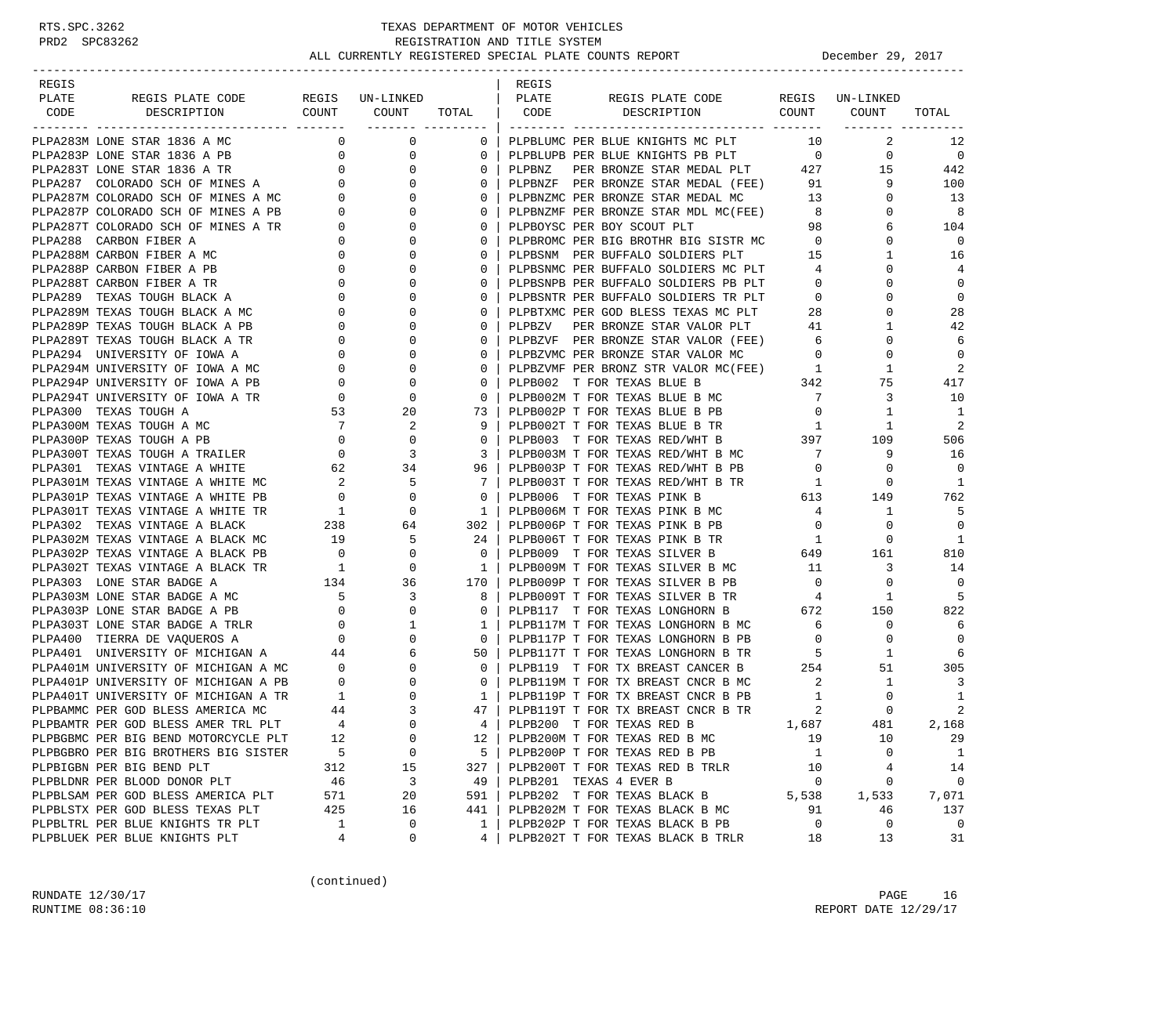# TEXAS DEPARTMENT OF MOTOR VEHICLES
## REGISTRATION AND TITLE SYSTEM
### ALL CURRENTLY REGISTERED SPECIAL PLATE COUNTS REPORT — December 29, 2017

| REGIS PLATE CODE | REGIS PLATE CODE DESCRIPTION | REGIS COUNT | UN-LINKED COUNT | TOTAL |
|---|---|---|---|---|
| PLPA283M | LONE STAR 1836 A MC | 0 | 0 | 0 |
| PLPA283P | LONE STAR 1836 A PB | 0 | 0 | 0 |
| PLPA283T | LONE STAR 1836 A TR | 0 | 0 | 0 |
| PLPA287 | COLORADO SCH OF MINES A | 0 | 0 | 0 |
| PLPA287M | COLORADO SCH OF MINES A MC | 0 | 0 | 0 |
| PLPA287P | COLORADO SCH OF MINES A PB | 0 | 0 | 0 |
| PLPA287T | COLORADO SCH OF MINES A TR | 0 | 0 | 0 |
| PLPA288 | CARBON FIBER A | 0 | 0 | 0 |
| PLPA288M | CARBON FIBER A MC | 0 | 0 | 0 |
| PLPA288P | CARBON FIBER A PB | 0 | 0 | 0 |
| PLPA288T | CARBON FIBER A TR | 0 | 0 | 0 |
| PLPA289 | TEXAS TOUGH BLACK A | 0 | 0 | 0 |
| PLPA289M | TEXAS TOUGH BLACK A MC | 0 | 0 | 0 |
| PLPA289P | TEXAS TOUGH BLACK A PB | 0 | 0 | 0 |
| PLPA289T | TEXAS TOUGH BLACK A TR | 0 | 0 | 0 |
| PLPA294 | UNIVERSITY OF IOWA A | 0 | 0 | 0 |
| PLPA294M | UNIVERSITY OF IOWA A MC | 0 | 0 | 0 |
| PLPA294P | UNIVERSITY OF IOWA A PB | 0 | 0 | 0 |
| PLPA294T | UNIVERSITY OF IOWA A TR | 0 | 0 | 0 |
| PLPA300 | TEXAS TOUGH A | 53 | 20 | 73 |
| PLPA300M | TEXAS TOUGH A MC | 7 | 2 | 9 |
| PLPA300P | TEXAS TOUGH A PB | 0 | 0 | 0 |
| PLPA300T | TEXAS TOUGH A TRAILER | 0 | 3 | 3 |
| PLPA301 | TEXAS VINTAGE A WHITE | 62 | 34 | 96 |
| PLPA301M | TEXAS VINTAGE A WHITE MC | 2 | 5 | 7 |
| PLPA301P | TEXAS VINTAGE A WHITE PB | 0 | 0 | 0 |
| PLPA301T | TEXAS VINTAGE A WHITE TR | 1 | 0 | 1 |
| PLPA302 | TEXAS VINTAGE A BLACK | 238 | 64 | 302 |
| PLPA302M | TEXAS VINTAGE A BLACK MC | 19 | 5 | 24 |
| PLPA302P | TEXAS VINTAGE A BLACK PB | 0 | 0 | 0 |
| PLPA302T | TEXAS VINTAGE A BLACK TR | 1 | 0 | 1 |
| PLPA303 | LONE STAR BADGE A | 134 | 36 | 170 |
| PLPA303M | LONE STAR BADGE A MC | 5 | 3 | 8 |
| PLPA303P | LONE STAR BADGE A PB | 0 | 0 | 0 |
| PLPA303T | LONE STAR BADGE A TRLR | 0 | 1 | 1 |
| PLPA400 | TIERRA DE VAQUEROS A | 0 | 0 | 0 |
| PLPA401 | UNIVERSITY OF MICHIGAN A | 44 | 6 | 50 |
| PLPA401M | UNIVERSITY OF MICHIGAN A MC | 0 | 0 | 0 |
| PLPA401P | UNIVERSITY OF MICHIGAN A PB | 0 | 0 | 0 |
| PLPA401T | UNIVERSITY OF MICHIGAN A TR | 1 | 0 | 1 |
| PLPBAMMC | PER GOD BLESS AMERICA MC | 44 | 3 | 47 |
| PLPBAMTR | PER GOD BLESS AMER TRL PLT | 4 | 0 | 4 |
| PLPBGBMC | PER BIG BEND MOTORCYCLE PLT | 12 | 0 | 12 |
| PLPBGBRO | PER BIG BROTHERS BIG SISTER | 5 | 0 | 5 |
| PLPBIGBN | PER BIG BEND PLT | 312 | 15 | 327 |
| PLPBLDNR | PER BLOOD DONOR PLT | 46 | 3 | 49 |
| PLPBLSAM | PER GOD BLESS AMERICA PLT | 571 | 20 | 591 |
| PLPBLSTX | PER GOD BLESS TEXAS PLT | 425 | 16 | 441 |
| PLPBLTRL | PER BLUE KNIGHTS TR PLT | 1 | 0 | 1 |
| PLPBLUEK | PER BLUE KNIGHTS PLT | 4 | 0 | 4 |
| PLPBLUMC | PER BLUE KNIGHTS MC PLT | 10 | 2 | 12 |
| PLPBLUPB | PER BLUE KNIGHTS PB PLT | 0 | 0 | 0 |
| PLPBNZ | PER BRONZE STAR MEDAL PLT | 427 | 15 | 442 |
| PLPBNZF | PER BRONZE STAR MEDAL (FEE) | 91 | 9 | 100 |
| PLPBNZMC | PER BRONZE STAR MEDAL MC | 13 | 0 | 13 |
| PLPBNZMF | PER BRONZE STAR MDL MC(FEE) | 8 | 0 | 8 |
| PLPBOYSC | PER BOY SCOUT PLT | 98 | 6 | 104 |
| PLPBROMC | PER BIG BROTHR BIG SISTR MC | 0 | 0 | 0 |
| PLPBSNM | PER BUFFALO SOLDIERS PLT | 15 | 1 | 16 |
| PLPBSNMC | PER BUFFALO SOLDIERS MC PLT | 4 | 0 | 4 |
| PLPBSNPB | PER BUFFALO SOLDIERS PB PLT | 0 | 0 | 0 |
| PLPBSNTR | PER BUFFALO SOLDIERS TR PLT | 0 | 0 | 0 |
| PLPBTXMC | PER GOD BLESS TEXAS MC PLT | 28 | 0 | 28 |
| PLPBZV | PER BRONZE STAR VALOR PLT | 41 | 1 | 42 |
| PLPBZVF | PER BRONZE STAR VALOR (FEE) | 6 | 0 | 6 |
| PLPBZVMC | PER BRONZE STAR VALOR MC | 0 | 0 | 0 |
| PLPBZVMF | PER BRONZ STR VALOR MC(FEE) | 1 | 1 | 2 |
| PLPB002 | T FOR TEXAS BLUE B | 342 | 75 | 417 |
| PLPB002M | T FOR TEXAS BLUE B MC | 7 | 3 | 10 |
| PLPB002P | T FOR TEXAS BLUE B PB | 0 | 1 | 1 |
| PLPB002T | T FOR TEXAS BLUE B TR | 1 | 1 | 2 |
| PLPB003 | T FOR TEXAS RED/WHT B | 397 | 109 | 506 |
| PLPB003M | T FOR TEXAS RED/WHT B MC | 7 | 9 | 16 |
| PLPB003P | T FOR TEXAS RED/WHT B PB | 0 | 0 | 0 |
| PLPB003T | T FOR TEXAS RED/WHT B TR | 1 | 0 | 1 |
| PLPB006 | T FOR TEXAS PINK B | 613 | 149 | 762 |
| PLPB006M | T FOR TEXAS PINK B MC | 4 | 1 | 5 |
| PLPB006P | T FOR TEXAS PINK B PB | 0 | 0 | 0 |
| PLPB006T | T FOR TEXAS PINK B TR | 1 | 0 | 1 |
| PLPB009 | T FOR TEXAS SILVER B | 649 | 161 | 810 |
| PLPB009M | T FOR TEXAS SILVER B MC | 11 | 3 | 14 |
| PLPB009P | T FOR TEXAS SILVER B PB | 0 | 0 | 0 |
| PLPB009T | T FOR TEXAS SILVER B TR | 4 | 1 | 5 |
| PLPB117 | T FOR TEXAS LONGHORN B | 672 | 150 | 822 |
| PLPB117M | T FOR TEXAS LONGHORN B MC | 6 | 0 | 6 |
| PLPB117P | T FOR TEXAS LONGHORN B PB | 0 | 0 | 0 |
| PLPB117T | T FOR TEXAS LONGHORN B TR | 5 | 1 | 6 |
| PLPB119 | T FOR TX BREAST CANCER B | 254 | 51 | 305 |
| PLPB119M | T FOR TX BREAST CNCR B MC | 2 | 1 | 3 |
| PLPB119P | T FOR TX BREAST CNCR B PB | 1 | 0 | 1 |
| PLPB119T | T FOR TX BREAST CNCR B TR | 2 | 0 | 2 |
| PLPB200 | T FOR TEXAS RED B | 1,687 | 481 | 2,168 |
| PLPB200M | T FOR TEXAS RED B MC | 19 | 10 | 29 |
| PLPB200P | T FOR TEXAS RED B PB | 1 | 0 | 1 |
| PLPB200T | T FOR TEXAS RED B TRLR | 10 | 4 | 14 |
| PLPB201 | TEXAS 4 EVER B | 0 | 0 | 0 |
| PLPB202 | T FOR TEXAS BLACK B | 5,538 | 1,533 | 7,071 |
| PLPB202M | T FOR TEXAS BLACK B MC | 91 | 46 | 137 |
| PLPB202P | T FOR TEXAS BLACK B PB | 0 | 0 | 0 |
| PLPB202T | T FOR TEXAS BLACK B TRLR | 18 | 13 | 31 |

(continued)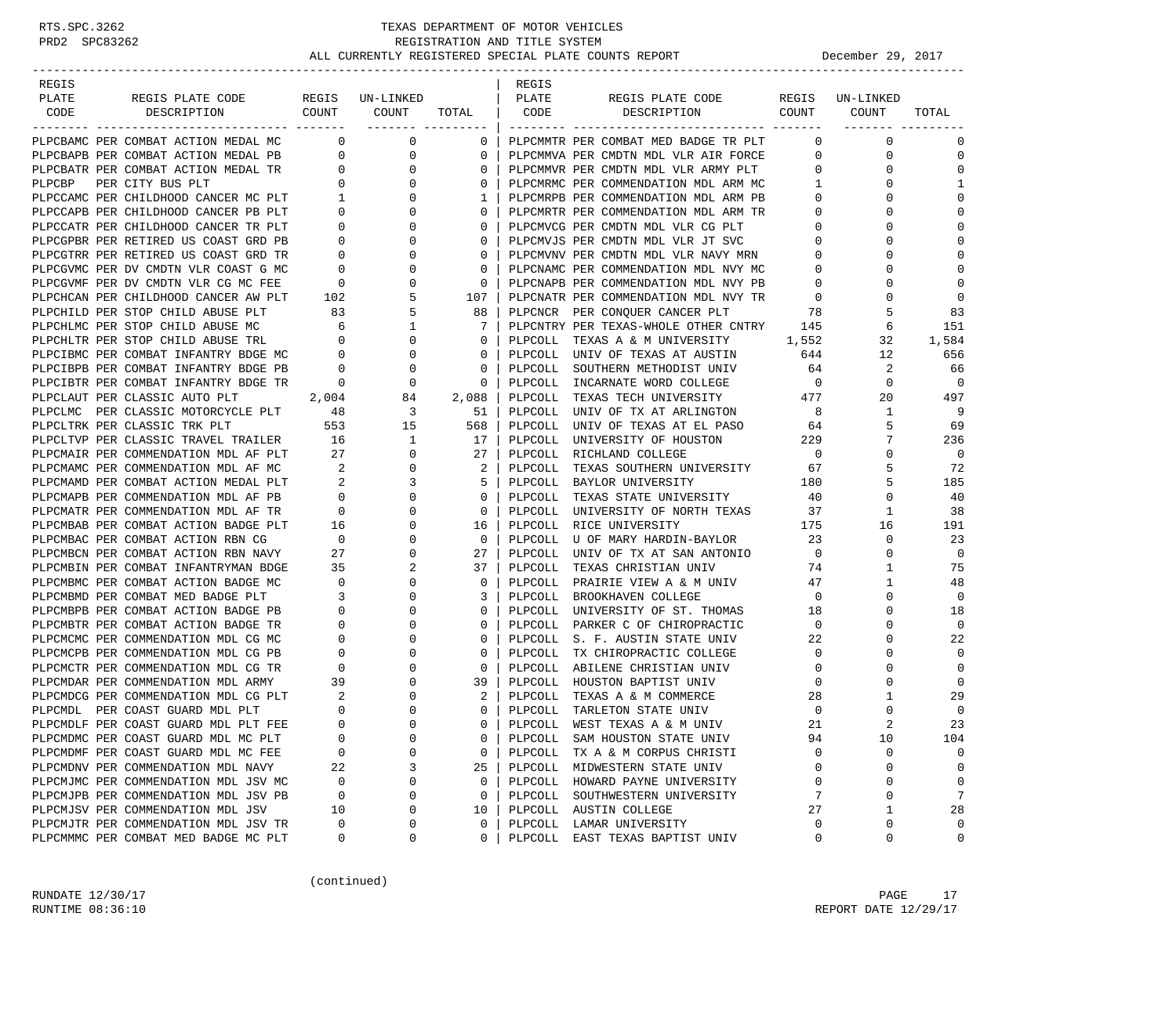RTS.SPC.3262 PRD2 SPC83262

# TEXAS DEPARTMENT OF MOTOR VEHICLES
## REGISTRATION AND TITLE SYSTEM
### ALL CURRENTLY REGISTERED SPECIAL PLATE COUNTS REPORT

December 29, 2017

| REGIS PLATE CODE | REGIS PLATE CODE DESCRIPTION | REGIS COUNT | UN-LINKED COUNT | TOTAL |
|---|---|---|---|---|
| PLPCBAMC | PER COMBAT ACTION MEDAL MC | 0 | 0 | 0 |
| PLPCBAPB | PER COMBAT ACTION MEDAL PB | 0 | 0 | 0 |
| PLPCBATR | PER COMBAT ACTION MEDAL TR | 0 | 0 | 0 |
| PLPCBP | PER CITY BUS PLT | 0 | 0 | 0 |
| PLPCCAMC | PER CHILDHOOD CANCER MC PLT | 1 | 0 | 1 |
| PLPCCAPB | PER CHILDHOOD CANCER PB PLT | 0 | 0 | 0 |
| PLPCCATR | PER CHILDHOOD CANCER TR PLT | 0 | 0 | 0 |
| PLPCGPBR | PER RETIRED US COAST GRD PB | 0 | 0 | 0 |
| PLPCGTRR | PER RETIRED US COAST GRD TR | 0 | 0 | 0 |
| PLPCGVMC | PER DV CMDTN VLR COAST G MC | 0 | 0 | 0 |
| PLPCGVMF | PER DV CMDTN VLR CG MC FEE | 0 | 0 | 0 |
| PLPCHCAN | PER CHILDHOOD CANCER AW PLT | 102 | 5 | 107 |
| PLPCHILD | PER STOP CHILD ABUSE PLT | 83 | 5 | 88 |
| PLPCHLMC | PER STOP CHILD ABUSE MC | 6 | 1 | 7 |
| PLPCHLTR | PER STOP CHILD ABUSE TRL | 0 | 0 | 0 |
| PLPCIBMC | PER COMBAT INFANTRY BDGE MC | 0 | 0 | 0 |
| PLPCIBPB | PER COMBAT INFANTRY BDGE PB | 0 | 0 | 0 |
| PLPCIBTR | PER COMBAT INFANTRY BDGE TR | 0 | 0 | 0 |
| PLPCLAUT | PER CLASSIC AUTO PLT | 2,004 | 84 | 2,088 |
| PLPCLMC | PER CLASSIC MOTORCYCLE PLT | 48 | 3 | 51 |
| PLPCLTRK | PER CLASSIC TRK PLT | 553 | 15 | 568 |
| PLPCLTVP | PER CLASSIC TRAVEL TRAILER | 16 | 1 | 17 |
| PLPCMAIR | PER COMMENDATION MDL AF PLT | 27 | 0 | 27 |
| PLPCMAMC | PER COMMENDATION MDL AF MC | 2 | 0 | 2 |
| PLPCMAMD | PER COMBAT ACTION MEDAL PLT | 2 | 3 | 5 |
| PLPCMAPB | PER COMMENDATION MDL AF PB | 0 | 0 | 0 |
| PLPCMATR | PER COMMENDATION MDL AF TR | 0 | 0 | 0 |
| PLPCMBAB | PER COMBAT ACTION BADGE PLT | 16 | 0 | 16 |
| PLPCMBAC | PER COMBAT ACTION RBN CG | 0 | 0 | 0 |
| PLPCMBCN | PER COMBAT ACTION RBN NAVY | 27 | 0 | 27 |
| PLPCMBIN | PER COMBAT INFANTRYMAN BDGE | 35 | 2 | 37 |
| PLPCMBMC | PER COMBAT ACTION BADGE MC | 0 | 0 | 0 |
| PLPCMBMD | PER COMBAT MED BADGE PLT | 3 | 0 | 3 |
| PLPCMBPB | PER COMBAT ACTION BADGE PB | 0 | 0 | 0 |
| PLPCMBTR | PER COMBAT ACTION BADGE TR | 0 | 0 | 0 |
| PLPCMCMC | PER COMMENDATION MDL CG MC | 0 | 0 | 0 |
| PLPCMCPB | PER COMMENDATION MDL CG PB | 0 | 0 | 0 |
| PLPCMCTR | PER COMMENDATION MDL CG TR | 0 | 0 | 0 |
| PLPCMDAR | PER COMMENDATION MDL ARMY | 39 | 0 | 39 |
| PLPCMDCG | PER COMMENDATION MDL CG PLT | 2 | 0 | 2 |
| PLPCMDL | PER COAST GUARD MDL PLT | 0 | 0 | 0 |
| PLPCMDLF | PER COAST GUARD MDL PLT FEE | 0 | 0 | 0 |
| PLPCMDMC | PER COAST GUARD MDL MC PLT | 0 | 0 | 0 |
| PLPCMDMF | PER COAST GUARD MDL MC FEE | 0 | 0 | 0 |
| PLPCMDNV | PER COMMENDATION MDL NAVY | 22 | 3 | 25 |
| PLPCMJMC | PER COMMENDATION MDL JSV MC | 0 | 0 | 0 |
| PLPCMJPB | PER COMMENDATION MDL JSV PB | 0 | 0 | 0 |
| PLPCMJSV | PER COMMENDATION MDL JSV | 10 | 0 | 10 |
| PLPCMJTR | PER COMMENDATION MDL JSV TR | 0 | 0 | 0 |
| PLPCMMMC | PER COMBAT MED BADGE MC PLT | 0 | 0 | 0 |
| PLPCMMTR | PER COMBAT MED BADGE TR PLT | 0 | 0 | 0 |
| PLPCMMVA | PER CMDTN MDL VLR AIR FORCE | 0 | 0 | 0 |
| PLPCMMVR | PER CMDTN MDL VLR ARMY PLT | 0 | 0 | 0 |
| PLPCMRMC | PER COMMENDATION MDL ARM MC | 1 | 0 | 1 |
| PLPCMRPB | PER COMMENDATION MDL ARM PB | 0 | 0 | 0 |
| PLPCMRTR | PER COMMENDATION MDL ARM TR | 0 | 0 | 0 |
| PLPCMVCG | PER CMDTN MDL VLR CG PLT | 0 | 0 | 0 |
| PLPCMVJS | PER CMDTN MDL VLR JT SVC | 0 | 0 | 0 |
| PLPCMVNV | PER CMDTN MDL VLR NAVY MRN | 0 | 0 | 0 |
| PLPCNAMC | PER COMMENDATION MDL NVY MC | 0 | 0 | 0 |
| PLPCNAPB | PER COMMENDATION MDL NVY PB | 0 | 0 | 0 |
| PLPCNATR | PER COMMENDATION MDL NVY TR | 0 | 0 | 0 |
| PLPCNCR | PER CONQUER CANCER PLT | 78 | 5 | 83 |
| PLPCNTRY | PER TEXAS-WHOLE OTHER CNTRY | 145 | 6 | 151 |
| PLPCOLL | TEXAS A & M UNIVERSITY | 1,552 | 32 | 1,584 |
| PLPCOLL | UNIV OF TEXAS AT AUSTIN | 644 | 12 | 656 |
| PLPCOLL | SOUTHERN METHODIST UNIV | 64 | 2 | 66 |
| PLPCOLL | INCARNATE WORD COLLEGE | 0 | 0 | 0 |
| PLPCOLL | TEXAS TECH UNIVERSITY | 477 | 20 | 497 |
| PLPCOLL | UNIV OF TX AT ARLINGTON | 8 | 1 | 9 |
| PLPCOLL | UNIV OF TEXAS AT EL PASO | 64 | 5 | 69 |
| PLPCOLL | UNIVERSITY OF HOUSTON | 229 | 7 | 236 |
| PLPCOLL | RICHLAND COLLEGE | 0 | 0 | 0 |
| PLPCOLL | TEXAS SOUTHERN UNIVERSITY | 67 | 5 | 72 |
| PLPCOLL | BAYLOR UNIVERSITY | 180 | 5 | 185 |
| PLPCOLL | TEXAS STATE UNIVERSITY | 40 | 0 | 40 |
| PLPCOLL | UNIVERSITY OF NORTH TEXAS | 37 | 1 | 38 |
| PLPCOLL | RICE UNIVERSITY | 175 | 16 | 191 |
| PLPCOLL | U OF MARY HARDIN-BAYLOR | 23 | 0 | 23 |
| PLPCOLL | UNIV OF TX AT SAN ANTONIO | 0 | 0 | 0 |
| PLPCOLL | TEXAS CHRISTIAN UNIV | 74 | 1 | 75 |
| PLPCOLL | PRAIRIE VIEW A & M UNIV | 47 | 1 | 48 |
| PLPCOLL | BROOKHAVEN COLLEGE | 0 | 0 | 0 |
| PLPCOLL | UNIVERSITY OF ST. THOMAS | 18 | 0 | 18 |
| PLPCOLL | PARKER C OF CHIROPRACTIC | 0 | 0 | 0 |
| PLPCOLL | S. F. AUSTIN STATE UNIV | 22 | 0 | 22 |
| PLPCOLL | TX CHIROPRACTIC COLLEGE | 0 | 0 | 0 |
| PLPCOLL | ABILENE CHRISTIAN UNIV | 0 | 0 | 0 |
| PLPCOLL | HOUSTON BAPTIST UNIV | 0 | 0 | 0 |
| PLPCOLL | TEXAS A & M COMMERCE | 28 | 1 | 29 |
| PLPCOLL | TARLETON STATE UNIV | 0 | 0 | 0 |
| PLPCOLL | WEST TEXAS A & M UNIV | 21 | 2 | 23 |
| PLPCOLL | SAM HOUSTON STATE UNIV | 94 | 10 | 104 |
| PLPCOLL | TX A & M CORPUS CHRISTI | 0 | 0 | 0 |
| PLPCOLL | MIDWESTERN STATE UNIV | 0 | 0 | 0 |
| PLPCOLL | HOWARD PAYNE UNIVERSITY | 0 | 0 | 0 |
| PLPCOLL | SOUTHWESTERN UNIVERSITY | 7 | 0 | 7 |
| PLPCOLL | AUSTIN COLLEGE | 27 | 1 | 28 |
| PLPCOLL | LAMAR UNIVERSITY | 0 | 0 | 0 |
| PLPCOLL | EAST TEXAS BAPTIST UNIV | 0 | 0 | 0 |

(continued)

RUNDATE 12/30/17
RUNTIME 08:36:10

REPORT DATE 12/29/17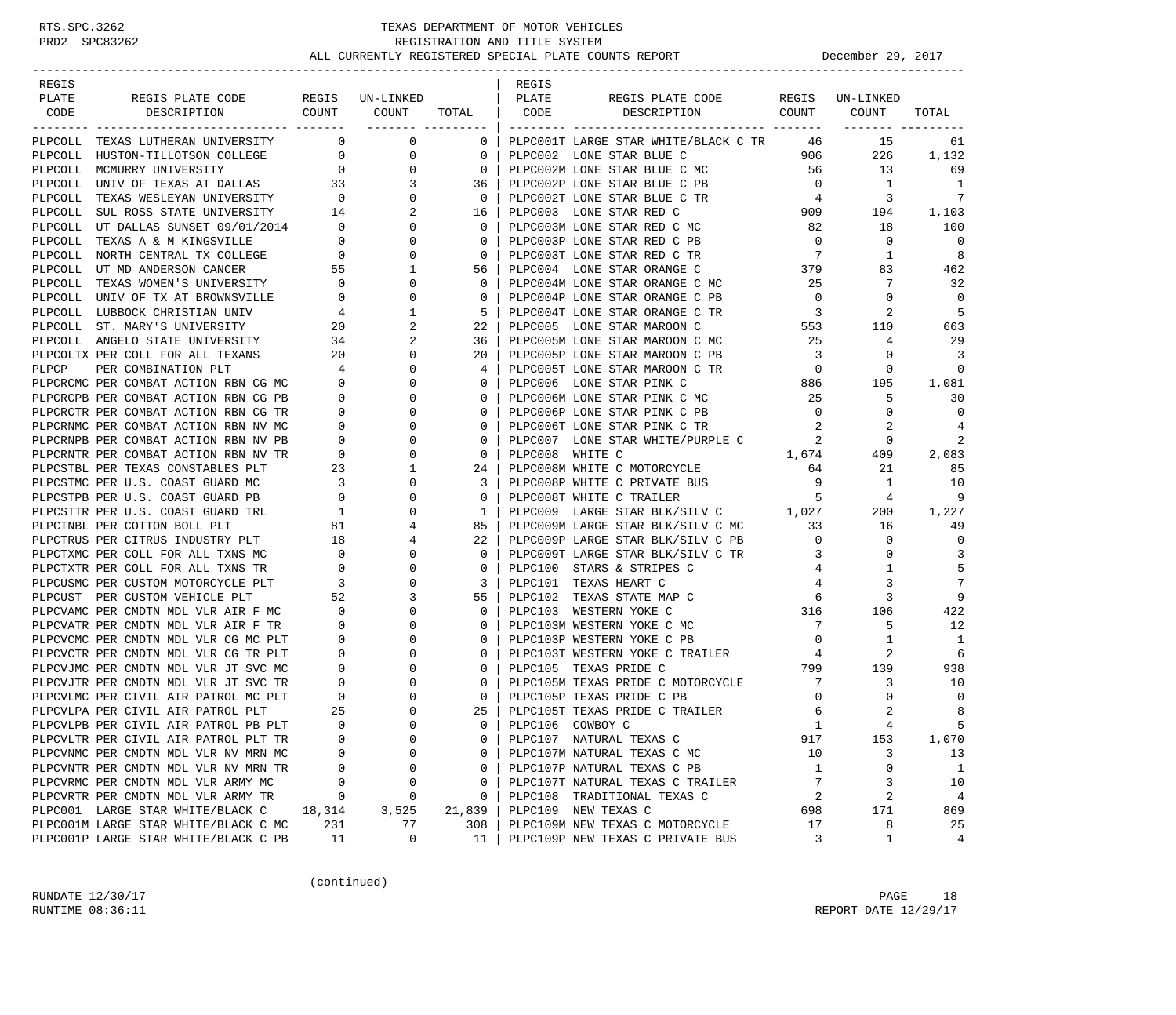# TEXAS DEPARTMENT OF MOTOR VEHICLES

## REGISTRATION AND TITLE SYSTEM

### ALL CURRENTLY REGISTERED SPECIAL PLATE COUNTS REPORT — December 29, 2017

| REGIS PLATE CODE | REGIS PLATE CODE DESCRIPTION | REGIS COUNT | UN-LINKED COUNT | TOTAL |
|---|---|---|---|---|
| PLPCOLL | TEXAS LUTHERAN UNIVERSITY | 0 | 0 | 0 |
| PLPCOLL | HUSTON-TILLOTSON COLLEGE | 0 | 0 | 0 |
| PLPCOLL | MCMURRY UNIVERSITY | 0 | 0 | 0 |
| PLPCOLL | UNIV OF TEXAS AT DALLAS | 33 | 3 | 36 |
| PLPCOLL | TEXAS WESLEYAN UNIVERSITY | 0 | 0 | 0 |
| PLPCOLL | SUL ROSS STATE UNIVERSITY | 14 | 2 | 16 |
| PLPCOLL | UT DALLAS SUNSET 09/01/2014 | 0 | 0 | 0 |
| PLPCOLL | TEXAS A & M KINGSVILLE | 0 | 0 | 0 |
| PLPCOLL | NORTH CENTRAL TX COLLEGE | 0 | 0 | 0 |
| PLPCOLL | UT MD ANDERSON CANCER | 55 | 1 | 56 |
| PLPCOLL | TEXAS WOMEN'S UNIVERSITY | 0 | 0 | 0 |
| PLPCOLL | UNIV OF TX AT BROWNSVILLE | 0 | 0 | 0 |
| PLPCOLL | LUBBOCK CHRISTIAN UNIV | 4 | 1 | 5 |
| PLPCOLL | ST. MARY'S UNIVERSITY | 20 | 2 | 22 |
| PLPCOLL | ANGELO STATE UNIVERSITY | 34 | 2 | 36 |
| PLPCOLTX | PER COLL FOR ALL TEXANS | 20 | 0 | 20 |
| PLPCP | PER COMBINATION PLT | 4 | 0 | 4 |
| PLPCRCMC | PER COMBAT ACTION RBN CG MC | 0 | 0 | 0 |
| PLPCRCPB | PER COMBAT ACTION RBN CG PB | 0 | 0 | 0 |
| PLPCRCTR | PER COMBAT ACTION RBN CG TR | 0 | 0 | 0 |
| PLPCRNMC | PER COMBAT ACTION RBN NV MC | 0 | 0 | 0 |
| PLPCRNPB | PER COMBAT ACTION RBN NV PB | 0 | 0 | 0 |
| PLPCRNTR | PER COMBAT ACTION RBN NV TR | 0 | 0 | 0 |
| PLPCSTBL | PER TEXAS CONSTABLES PLT | 23 | 1 | 24 |
| PLPCSTMC | PER U.S. COAST GUARD MC | 3 | 0 | 3 |
| PLPCSTPB | PER U.S. COAST GUARD PB | 0 | 0 | 0 |
| PLPCSTTR | PER U.S. COAST GUARD TRL | 1 | 0 | 1 |
| PLPCTNBL | PER COTTON BOLL PLT | 81 | 4 | 85 |
| PLPCTRUS | PER CITRUS INDUSTRY PLT | 18 | 4 | 22 |
| PLPCTXMC | PER COLL FOR ALL TXNS MC | 0 | 0 | 0 |
| PLPCTXTR | PER COLL FOR ALL TXNS TR | 0 | 0 | 0 |
| PLPCUSMC | PER CUSTOM MOTORCYCLE PLT | 3 | 0 | 3 |
| PLPCUST | PER CUSTOM VEHICLE PLT | 52 | 3 | 55 |
| PLPCVAMC | PER CMDTN MDL VLR AIR F MC | 0 | 0 | 0 |
| PLPCVATR | PER CMDTN MDL VLR AIR F TR | 0 | 0 | 0 |
| PLPCVCMC | PER CMDTN MDL VLR CG MC PLT | 0 | 0 | 0 |
| PLPCVCTR | PER CMDTN MDL VLR CG TR PLT | 0 | 0 | 0 |
| PLPCVJMC | PER CMDTN MDL VLR JT SVC MC | 0 | 0 | 0 |
| PLPCVJTR | PER CMDTN MDL VLR JT SVC TR | 0 | 0 | 0 |
| PLPCVLMC | PER CIVIL AIR PATROL MC PLT | 0 | 0 | 0 |
| PLPCVLPA | PER CIVIL AIR PATROL PLT | 25 | 0 | 25 |
| PLPCVLPB | PER CIVIL AIR PATROL PB PLT | 0 | 0 | 0 |
| PLPCVLTR | PER CIVIL AIR PATROL PLT TR | 0 | 0 | 0 |
| PLPCVNMC | PER CMDTN MDL VLR NV MRN MC | 0 | 0 | 0 |
| PLPCVNTR | PER CMDTN MDL VLR NV MRN TR | 0 | 0 | 0 |
| PLPCVRMC | PER CMDTN MDL VLR ARMY MC | 0 | 0 | 0 |
| PLPCVRTR | PER CMDTN MDL VLR ARMY TR | 0 | 0 | 0 |
| PLPC001 | LARGE STAR WHITE/BLACK C | 18,314 | 3,525 | 21,839 |
| PLPC001M | LARGE STAR WHITE/BLACK C MC | 231 | 77 | 308 |
| PLPC001P | LARGE STAR WHITE/BLACK C PB | 11 | 0 | 11 |
| PLPC001T | LARGE STAR WHITE/BLACK C TR | 46 | 15 | 61 |
| PLPC002 | LONE STAR BLUE C | 906 | 226 | 1,132 |
| PLPC002M | LONE STAR BLUE C MC | 56 | 13 | 69 |
| PLPC002P | LONE STAR BLUE C PB | 0 | 1 | 1 |
| PLPC002T | LONE STAR BLUE C TR | 4 | 3 | 7 |
| PLPC003 | LONE STAR RED C | 909 | 194 | 1,103 |
| PLPC003M | LONE STAR RED C MC | 82 | 18 | 100 |
| PLPC003P | LONE STAR RED C PB | 0 | 0 | 0 |
| PLPC003T | LONE STAR RED C TR | 7 | 1 | 8 |
| PLPC004 | LONE STAR ORANGE C | 379 | 83 | 462 |
| PLPC004M | LONE STAR ORANGE C MC | 25 | 7 | 32 |
| PLPC004P | LONE STAR ORANGE C PB | 0 | 0 | 0 |
| PLPC004T | LONE STAR ORANGE C TR | 3 | 2 | 5 |
| PLPC005 | LONE STAR MAROON C | 553 | 110 | 663 |
| PLPC005M | LONE STAR MAROON C MC | 25 | 4 | 29 |
| PLPC005P | LONE STAR MAROON C PB | 3 | 0 | 3 |
| PLPC005T | LONE STAR MAROON C TR | 0 | 0 | 0 |
| PLPC006 | LONE STAR PINK C | 886 | 195 | 1,081 |
| PLPC006M | LONE STAR PINK C MC | 25 | 5 | 30 |
| PLPC006P | LONE STAR PINK C PB | 0 | 0 | 0 |
| PLPC006T | LONE STAR PINK C TR | 2 | 2 | 4 |
| PLPC007 | LONE STAR WHITE/PURPLE C | 2 | 0 | 2 |
| PLPC008 | WHITE C | 1,674 | 409 | 2,083 |
| PLPC008M | WHITE C MOTORCYCLE | 64 | 21 | 85 |
| PLPC008P | WHITE C PRIVATE BUS | 9 | 1 | 10 |
| PLPC008T | WHITE C TRAILER | 5 | 4 | 9 |
| PLPC009 | LARGE STAR BLK/SILV C | 1,027 | 200 | 1,227 |
| PLPC009M | LARGE STAR BLK/SILV C MC | 33 | 16 | 49 |
| PLPC009P | LARGE STAR BLK/SILV C PB | 0 | 0 | 0 |
| PLPC009T | LARGE STAR BLK/SILV C TR | 3 | 0 | 3 |
| PLPC100 | STARS & STRIPES C | 4 | 1 | 5 |
| PLPC101 | TEXAS HEART C | 4 | 3 | 7 |
| PLPC102 | TEXAS STATE MAP C | 6 | 3 | 9 |
| PLPC103 | WESTERN YOKE C | 316 | 106 | 422 |
| PLPC103M | WESTERN YOKE C MC | 7 | 5 | 12 |
| PLPC103P | WESTERN YOKE C PB | 0 | 1 | 1 |
| PLPC103T | WESTERN YOKE C TRAILER | 4 | 2 | 6 |
| PLPC105 | TEXAS PRIDE C | 799 | 139 | 938 |
| PLPC105M | TEXAS PRIDE C MOTORCYCLE | 7 | 3 | 10 |
| PLPC105P | TEXAS PRIDE C PB | 0 | 0 | 0 |
| PLPC105T | TEXAS PRIDE C TRAILER | 6 | 2 | 8 |
| PLPC106 | COWBOY C | 1 | 4 | 5 |
| PLPC107 | NATURAL TEXAS C | 917 | 153 | 1,070 |
| PLPC107M | NATURAL TEXAS C MC | 10 | 3 | 13 |
| PLPC107P | NATURAL TEXAS C PB | 1 | 0 | 1 |
| PLPC107T | NATURAL TEXAS C TRAILER | 7 | 3 | 10 |
| PLPC108 | TRADITIONAL TEXAS C | 2 | 2 | 4 |
| PLPC109 | NEW TEXAS C | 698 | 171 | 869 |
| PLPC109M | NEW TEXAS C MOTORCYCLE | 17 | 8 | 25 |
| PLPC109P | NEW TEXAS C PRIVATE BUS | 3 | 1 | 4 |

(continued)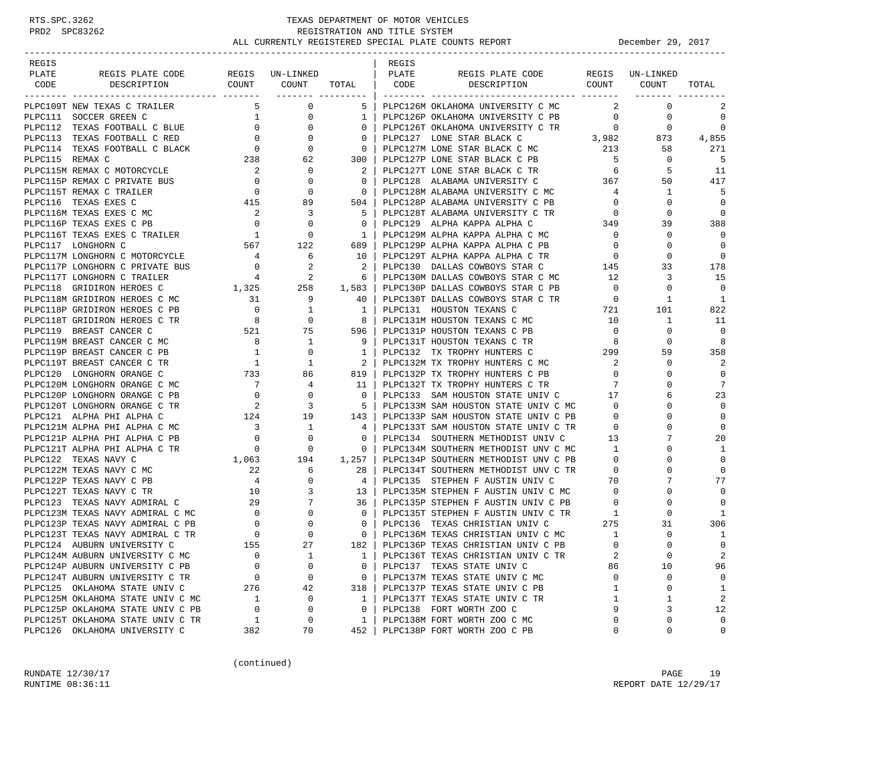TEXAS DEPARTMENT OF MOTOR VEHICLES
REGISTRATION AND TITLE SYSTEM
ALL CURRENTLY REGISTERED SPECIAL PLATE COUNTS REPORT December 29, 2017

| REGIS PLATE CODE | REGIS PLATE CODE DESCRIPTION | REGIS COUNT | UN-LINKED COUNT | TOTAL |
|---|---|---|---|---|
| PLPC109T | NEW TEXAS C TRAILER | 5 | 0 | 5 |
| PLPC111 | SOCCER GREEN C | 1 | 0 | 1 |
| PLPC112 | TEXAS FOOTBALL C BLUE | 0 | 0 | 0 |
| PLPC113 | TEXAS FOOTBALL C RED | 0 | 0 | 0 |
| PLPC114 | TEXAS FOOTBALL C BLACK | 0 | 0 | 0 |
| PLPC115 | REMAX C | 238 | 62 | 300 |
| PLPC115M | REMAX C MOTORCYCLE | 2 | 0 | 2 |
| PLPC115P | REMAX C PRIVATE BUS | 0 | 0 | 0 |
| PLPC115T | REMAX C TRAILER | 0 | 0 | 0 |
| PLPC116 | TEXAS EXES C | 415 | 89 | 504 |
| PLPC116M | TEXAS EXES C MC | 2 | 3 | 5 |
| PLPC116P | TEXAS EXES C PB | 0 | 0 | 0 |
| PLPC116T | TEXAS EXES C TRAILER | 1 | 0 | 1 |
| PLPC117 | LONGHORN C | 567 | 122 | 689 |
| PLPC117M | LONGHORN C MOTORCYCLE | 4 | 6 | 10 |
| PLPC117P | LONGHORN C PRIVATE BUS | 0 | 2 | 2 |
| PLPC117T | LONGHORN C TRAILER | 4 | 2 | 6 |
| PLPC118 | GRIDIRON HEROES C | 1,325 | 258 | 1,583 |
| PLPC118M | GRIDIRON HEROES C MC | 31 | 9 | 40 |
| PLPC118P | GRIDIRON HEROES C PB | 0 | 1 | 1 |
| PLPC118T | GRIDIRON HEROES C TR | 8 | 0 | 8 |
| PLPC119 | BREAST CANCER C | 521 | 75 | 596 |
| PLPC119M | BREAST CANCER C MC | 8 | 1 | 9 |
| PLPC119P | BREAST CANCER C PB | 1 | 0 | 1 |
| PLPC119T | BREAST CANCER C TR | 1 | 1 | 2 |
| PLPC120 | LONGHORN ORANGE C | 733 | 86 | 819 |
| PLPC120M | LONGHORN ORANGE C MC | 7 | 4 | 11 |
| PLPC120P | LONGHORN ORANGE C PB | 0 | 0 | 0 |
| PLPC120T | LONGHORN ORANGE C TR | 2 | 3 | 5 |
| PLPC121 | ALPHA PHI ALPHA C | 124 | 19 | 143 |
| PLPC121M | ALPHA PHI ALPHA C MC | 3 | 1 | 4 |
| PLPC121P | ALPHA PHI ALPHA C PB | 0 | 0 | 0 |
| PLPC121T | ALPHA PHI ALPHA C TR | 0 | 0 | 0 |
| PLPC122 | TEXAS NAVY C | 1,063 | 194 | 1,257 |
| PLPC122M | TEXAS NAVY C MC | 22 | 6 | 28 |
| PLPC122P | TEXAS NAVY C PB | 4 | 0 | 4 |
| PLPC122T | TEXAS NAVY C TR | 10 | 3 | 13 |
| PLPC123 | TEXAS NAVY ADMIRAL C | 29 | 7 | 36 |
| PLPC123M | TEXAS NAVY ADMIRAL C MC | 0 | 0 | 0 |
| PLPC123P | TEXAS NAVY ADMIRAL C PB | 0 | 0 | 0 |
| PLPC123T | TEXAS NAVY ADMIRAL C TR | 0 | 0 | 0 |
| PLPC124 | AUBURN UNIVERSITY C | 155 | 27 | 182 |
| PLPC124M | AUBURN UNIVERSITY C MC | 0 | 1 | 1 |
| PLPC124P | AUBURN UNIVERSITY C PB | 0 | 0 | 0 |
| PLPC124T | AUBURN UNIVERSITY C TR | 0 | 0 | 0 |
| PLPC125 | OKLAHOMA STATE UNIV C | 276 | 42 | 318 |
| PLPC125M | OKLAHOMA STATE UNIV C MC | 1 | 0 | 1 |
| PLPC125P | OKLAHOMA STATE UNIV C PB | 0 | 0 | 0 |
| PLPC125T | OKLAHOMA STATE UNIV C TR | 1 | 0 | 1 |
| PLPC126 | OKLAHOMA UNIVERSITY C | 382 | 70 | 452 |
| PLPC126M | OKLAHOMA UNIVERSITY C MC | 2 | 0 | 2 |
| PLPC126P | OKLAHOMA UNIVERSITY C PB | 0 | 0 | 0 |
| PLPC126T | OKLAHOMA UNIVERSITY C TR | 0 | 0 | 0 |
| PLPC127 | LONE STAR BLACK C | 3,982 | 873 | 4,855 |
| PLPC127M | LONE STAR BLACK C MC | 213 | 58 | 271 |
| PLPC127P | LONE STAR BLACK C PB | 5 | 0 | 5 |
| PLPC127T | LONE STAR BLACK C TR | 6 | 5 | 11 |
| PLPC128 | ALABAMA UNIVERSITY C | 367 | 50 | 417 |
| PLPC128M | ALABAMA UNIVERSITY C MC | 4 | 1 | 5 |
| PLPC128P | ALABAMA UNIVERSITY C PB | 0 | 0 | 0 |
| PLPC128T | ALABAMA UNIVERSITY C TR | 0 | 0 | 0 |
| PLPC129 | ALPHA KAPPA ALPHA C | 349 | 39 | 388 |
| PLPC129M | ALPHA KAPPA ALPHA C MC | 0 | 0 | 0 |
| PLPC129P | ALPHA KAPPA ALPHA C PB | 0 | 0 | 0 |
| PLPC129T | ALPHA KAPPA ALPHA C TR | 0 | 0 | 0 |
| PLPC130 | DALLAS COWBOYS STAR C | 145 | 33 | 178 |
| PLPC130M | DALLAS COWBOYS STAR C MC | 12 | 3 | 15 |
| PLPC130P | DALLAS COWBOYS STAR C PB | 0 | 0 | 0 |
| PLPC130T | DALLAS COWBOYS STAR C TR | 0 | 1 | 1 |
| PLPC131 | HOUSTON TEXANS C | 721 | 101 | 822 |
| PLPC131M | HOUSTON TEXANS C MC | 10 | 1 | 11 |
| PLPC131P | HOUSTON TEXANS C PB | 0 | 0 | 0 |
| PLPC131T | HOUSTON TEXANS C TR | 8 | 0 | 8 |
| PLPC132 | TX TROPHY HUNTERS C | 299 | 59 | 358 |
| PLPC132M | TX TROPHY HUNTERS C MC | 2 | 0 | 2 |
| PLPC132P | TX TROPHY HUNTERS C PB | 0 | 0 | 0 |
| PLPC132T | TX TROPHY HUNTERS C TR | 7 | 0 | 7 |
| PLPC133 | SAM HOUSTON STATE UNIV C | 17 | 6 | 23 |
| PLPC133M | SAM HOUSTON STATE UNIV C MC | 0 | 0 | 0 |
| PLPC133P | SAM HOUSTON STATE UNIV C PB | 0 | 0 | 0 |
| PLPC133T | SAM HOUSTON STATE UNIV C TR | 0 | 0 | 0 |
| PLPC134 | SOUTHERN METHODIST UNIV C | 13 | 7 | 20 |
| PLPC134M | SOUTHERN METHODIST UNV C MC | 1 | 0 | 1 |
| PLPC134P | SOUTHERN METHODIST UNV C PB | 0 | 0 | 0 |
| PLPC134T | SOUTHERN METHODIST UNV C TR | 0 | 0 | 0 |
| PLPC135 | STEPHEN F AUSTIN UNIV C | 70 | 7 | 77 |
| PLPC135M | STEPHEN F AUSTIN UNIV C MC | 0 | 0 | 0 |
| PLPC135P | STEPHEN F AUSTIN UNIV C PB | 0 | 0 | 0 |
| PLPC135T | STEPHEN F AUSTIN UNIV C TR | 1 | 0 | 1 |
| PLPC136 | TEXAS CHRISTIAN UNIV C | 275 | 31 | 306 |
| PLPC136M | TEXAS CHRISTIAN UNIV C MC | 1 | 0 | 1 |
| PLPC136P | TEXAS CHRISTIAN UNIV C PB | 0 | 0 | 0 |
| PLPC136T | TEXAS CHRISTIAN UNIV C TR | 2 | 0 | 2 |
| PLPC137 | TEXAS STATE UNIV C | 86 | 10 | 96 |
| PLPC137M | TEXAS STATE UNIV C MC | 0 | 0 | 0 |
| PLPC137P | TEXAS STATE UNIV C PB | 1 | 0 | 1 |
| PLPC137T | TEXAS STATE UNIV C TR | 1 | 1 | 2 |
| PLPC138 | FORT WORTH ZOO C | 9 | 3 | 12 |
| PLPC138M | FORT WORTH ZOO C MC | 0 | 0 | 0 |
| PLPC138P | FORT WORTH ZOO C PB | 0 | 0 | 0 |

(continued)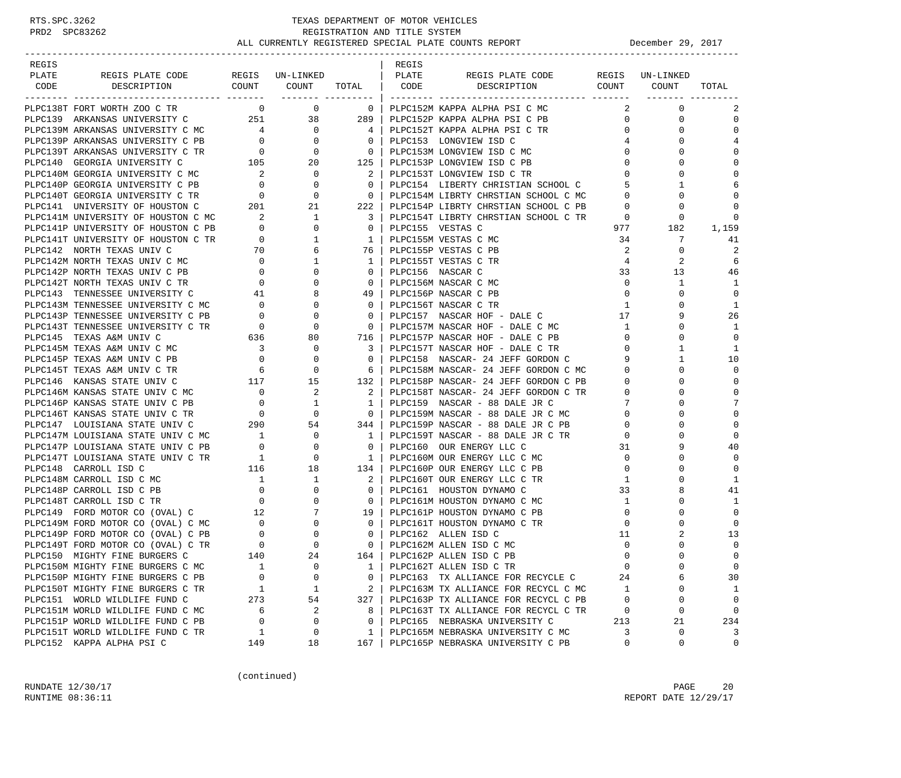TEXAS DEPARTMENT OF MOTOR VEHICLES
REGISTRATION AND TITLE SYSTEM
ALL CURRENTLY REGISTERED SPECIAL PLATE COUNTS REPORT — December 29, 2017

| REGIS PLATE CODE | REGIS PLATE CODE DESCRIPTION | REGIS COUNT | UN-LINKED COUNT | TOTAL |
|---|---|---|---|---|
| PLPC138T | FORT WORTH ZOO C TR | 0 | 0 | 0 |
| PLPC139 | ARKANSAS UNIVERSITY C | 251 | 38 | 289 |
| PLPC139M | ARKANSAS UNIVERSITY C MC | 4 | 0 | 4 |
| PLPC139P | ARKANSAS UNIVERSITY C PB | 0 | 0 | 0 |
| PLPC139T | ARKANSAS UNIVERSITY C TR | 0 | 0 | 0 |
| PLPC140 | GEORGIA UNIVERSITY C | 105 | 20 | 125 |
| PLPC140M | GEORGIA UNIVERSITY C MC | 2 | 0 | 2 |
| PLPC140P | GEORGIA UNIVERSITY C PB | 0 | 0 | 0 |
| PLPC140T | GEORGIA UNIVERSITY C TR | 0 | 0 | 0 |
| PLPC141 | UNIVERSITY OF HOUSTON C | 201 | 21 | 222 |
| PLPC141M | UNIVERSITY OF HOUSTON C MC | 2 | 1 | 3 |
| PLPC141P | UNIVERSITY OF HOUSTON C PB | 0 | 0 | 0 |
| PLPC141T | UNIVERSITY OF HOUSTON C TR | 0 | 1 | 1 |
| PLPC142 | NORTH TEXAS UNIV C | 70 | 6 | 76 |
| PLPC142M | NORTH TEXAS UNIV C MC | 0 | 1 | 1 |
| PLPC142P | NORTH TEXAS UNIV C PB | 0 | 0 | 0 |
| PLPC142T | NORTH TEXAS UNIV C TR | 0 | 0 | 0 |
| PLPC143 | TENNESSEE UNIVERSITY C | 41 | 8 | 49 |
| PLPC143M | TENNESSEE UNIVERSITY C MC | 0 | 0 | 0 |
| PLPC143P | TENNESSEE UNIVERSITY C PB | 0 | 0 | 0 |
| PLPC143T | TENNESSEE UNIVERSITY C TR | 0 | 0 | 0 |
| PLPC145 | TEXAS A&M UNIV C | 636 | 80 | 716 |
| PLPC145M | TEXAS A&M UNIV C MC | 3 | 0 | 3 |
| PLPC145P | TEXAS A&M UNIV C PB | 0 | 0 | 0 |
| PLPC145T | TEXAS A&M UNIV C TR | 6 | 0 | 6 |
| PLPC146 | KANSAS STATE UNIV C | 117 | 15 | 132 |
| PLPC146M | KANSAS STATE UNIV C MC | 0 | 2 | 2 |
| PLPC146P | KANSAS STATE UNIV C PB | 0 | 1 | 1 |
| PLPC146T | KANSAS STATE UNIV C TR | 0 | 0 | 0 |
| PLPC147 | LOUISIANA STATE UNIV C | 290 | 54 | 344 |
| PLPC147M | LOUISIANA STATE UNIV C MC | 1 | 0 | 1 |
| PLPC147P | LOUISIANA STATE UNIV C PB | 0 | 0 | 0 |
| PLPC147T | LOUISIANA STATE UNIV C TR | 1 | 0 | 1 |
| PLPC148 | CARROLL ISD C | 116 | 18 | 134 |
| PLPC148M | CARROLL ISD C MC | 1 | 1 | 2 |
| PLPC148P | CARROLL ISD C PB | 0 | 0 | 0 |
| PLPC148T | CARROLL ISD C TR | 0 | 0 | 0 |
| PLPC149 | FORD MOTOR CO (OVAL) C | 12 | 7 | 19 |
| PLPC149M | FORD MOTOR CO (OVAL) C MC | 0 | 0 | 0 |
| PLPC149P | FORD MOTOR CO (OVAL) C PB | 0 | 0 | 0 |
| PLPC149T | FORD MOTOR CO (OVAL) C TR | 0 | 0 | 0 |
| PLPC150 | MIGHTY FINE BURGERS C | 140 | 24 | 164 |
| PLPC150M | MIGHTY FINE BURGERS C MC | 1 | 0 | 1 |
| PLPC150P | MIGHTY FINE BURGERS C PB | 0 | 0 | 0 |
| PLPC150T | MIGHTY FINE BURGERS C TR | 1 | 1 | 2 |
| PLPC151 | WORLD WILDLIFE FUND C | 273 | 54 | 327 |
| PLPC151M | WORLD WILDLIFE FUND C MC | 6 | 2 | 8 |
| PLPC151P | WORLD WILDLIFE FUND C PB | 0 | 0 | 0 |
| PLPC151T | WORLD WILDLIFE FUND C TR | 1 | 0 | 1 |
| PLPC152 | KAPPA ALPHA PSI C | 149 | 18 | 167 |
| PLPC152M | KAPPA ALPHA PSI C MC | 2 | 0 | 2 |
| PLPC152P | KAPPA ALPHA PSI C PB | 0 | 0 | 0 |
| PLPC152T | KAPPA ALPHA PSI C TR | 0 | 0 | 0 |
| PLPC153 | LONGVIEW ISD C | 4 | 0 | 4 |
| PLPC153M | LONGVIEW ISD C MC | 0 | 0 | 0 |
| PLPC153P | LONGVIEW ISD C PB | 0 | 0 | 0 |
| PLPC153T | LONGVIEW ISD C TR | 0 | 0 | 0 |
| PLPC154 | LIBERTY CHRISTIAN SCHOOL C | 5 | 1 | 6 |
| PLPC154M | LIBRTY CHRSTIAN SCHOOL C MC | 0 | 0 | 0 |
| PLPC154P | LIBRTY CHRSTIAN SCHOOL C PB | 0 | 0 | 0 |
| PLPC154T | LIBRTY CHRSTIAN SCHOOL C TR | 0 | 0 | 0 |
| PLPC155 | VESTAS C | 977 | 182 | 1,159 |
| PLPC155M | VESTAS C MC | 34 | 7 | 41 |
| PLPC155P | VESTAS C PB | 2 | 0 | 2 |
| PLPC155T | VESTAS C TR | 4 | 2 | 6 |
| PLPC156 | NASCAR C | 33 | 13 | 46 |
| PLPC156M | NASCAR C MC | 0 | 1 | 1 |
| PLPC156P | NASCAR C PB | 0 | 0 | 0 |
| PLPC156T | NASCAR C TR | 1 | 0 | 1 |
| PLPC157 | NASCAR HOF - DALE C | 17 | 9 | 26 |
| PLPC157M | NASCAR HOF - DALE C MC | 1 | 0 | 1 |
| PLPC157P | NASCAR HOF - DALE C PB | 0 | 0 | 0 |
| PLPC157T | NASCAR HOF - DALE C TR | 0 | 1 | 1 |
| PLPC158 | NASCAR- 24 JEFF GORDON C | 9 | 1 | 10 |
| PLPC158M | NASCAR- 24 JEFF GORDON C MC | 0 | 0 | 0 |
| PLPC158P | NASCAR- 24 JEFF GORDON C PB | 0 | 0 | 0 |
| PLPC158T | NASCAR- 24 JEFF GORDON C TR | 0 | 0 | 0 |
| PLPC159 | NASCAR - 88 DALE JR C | 7 | 0 | 7 |
| PLPC159M | NASCAR - 88 DALE JR C MC | 0 | 0 | 0 |
| PLPC159P | NASCAR - 88 DALE JR C PB | 0 | 0 | 0 |
| PLPC159T | NASCAR - 88 DALE JR C TR | 0 | 0 | 0 |
| PLPC160 | OUR ENERGY LLC C | 31 | 9 | 40 |
| PLPC160M | OUR ENERGY LLC C MC | 0 | 0 | 0 |
| PLPC160P | OUR ENERGY LLC C PB | 0 | 0 | 0 |
| PLPC160T | OUR ENERGY LLC C TR | 1 | 0 | 1 |
| PLPC161 | HOUSTON DYNAMO C | 33 | 8 | 41 |
| PLPC161M | HOUSTON DYNAMO C MC | 1 | 0 | 1 |
| PLPC161P | HOUSTON DYNAMO C PB | 0 | 0 | 0 |
| PLPC161T | HOUSTON DYNAMO C TR | 0 | 0 | 0 |
| PLPC162 | ALLEN ISD C | 11 | 2 | 13 |
| PLPC162M | ALLEN ISD C MC | 0 | 0 | 0 |
| PLPC162P | ALLEN ISD C PB | 0 | 0 | 0 |
| PLPC162T | ALLEN ISD C TR | 0 | 0 | 0 |
| PLPC163 | TX ALLIANCE FOR RECYCLE C | 24 | 6 | 30 |
| PLPC163M | TX ALLIANCE FOR RECYCL C MC | 1 | 0 | 1 |
| PLPC163P | TX ALLIANCE FOR RECYCL C PB | 0 | 0 | 0 |
| PLPC163T | TX ALLIANCE FOR RECYCL C TR | 0 | 0 | 0 |
| PLPC165 | NEBRASKA UNIVERSITY C | 213 | 21 | 234 |
| PLPC165M | NEBRASKA UNIVERSITY C MC | 3 | 0 | 3 |
| PLPC165P | NEBRASKA UNIVERSITY C PB | 0 | 0 | 0 |

(continued)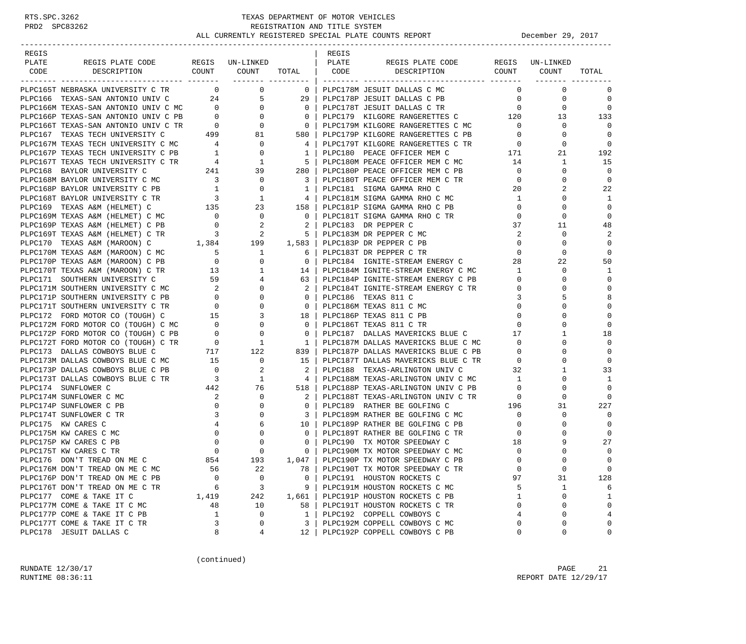# TEXAS DEPARTMENT OF MOTOR VEHICLES
## REGISTRATION AND TITLE SYSTEM
### ALL CURRENTLY REGISTERED SPECIAL PLATE COUNTS REPORT — December 29, 2017

| REGIS PLATE CODE | REGIS PLATE CODE DESCRIPTION | REGIS COUNT | UN-LINKED COUNT | TOTAL |
|---|---|---|---|---|
| PLPC165T | NEBRASKA UNIVERSITY C TR | 0 | 0 | 0 |
| PLPC166 | TEXAS-SAN ANTONIO UNIV C | 24 | 5 | 29 |
| PLPC166M | TEXAS-SAN ANTONIO UNIV C MC | 0 | 0 | 0 |
| PLPC166P | TEXAS-SAN ANTONIO UNIV C PB | 0 | 0 | 0 |
| PLPC166T | TEXAS-SAN ANTONIO UNIV C TR | 0 | 0 | 0 |
| PLPC167 | TEXAS TECH UNIVERSITY C | 499 | 81 | 580 |
| PLPC167M | TEXAS TECH UNIVERSITY C MC | 4 | 0 | 4 |
| PLPC167P | TEXAS TECH UNIVERSITY C PB | 1 | 0 | 1 |
| PLPC167T | TEXAS TECH UNIVERSITY C TR | 4 | 1 | 5 |
| PLPC168 | BAYLOR UNIVERSITY C | 241 | 39 | 280 |
| PLPC168M | BAYLOR UNIVERSITY C MC | 3 | 0 | 3 |
| PLPC168P | BAYLOR UNIVERSITY C PB | 1 | 0 | 1 |
| PLPC168T | BAYLOR UNIVERSITY C TR | 3 | 1 | 4 |
| PLPC169 | TEXAS A&M (HELMET) C | 135 | 23 | 158 |
| PLPC169M | TEXAS A&M (HELMET) C MC | 0 | 0 | 0 |
| PLPC169P | TEXAS A&M (HELMET) C PB | 0 | 2 | 2 |
| PLPC169T | TEXAS A&M (HELMET) C TR | 3 | 2 | 5 |
| PLPC170 | TEXAS A&M (MAROON) C | 1,384 | 199 | 1,583 |
| PLPC170M | TEXAS A&M (MAROON) C MC | 5 | 1 | 6 |
| PLPC170P | TEXAS A&M (MAROON) C PB | 0 | 0 | 0 |
| PLPC170T | TEXAS A&M (MAROON) C TR | 13 | 1 | 14 |
| PLPC171 | SOUTHERN UNIVERSITY C | 59 | 4 | 63 |
| PLPC171M | SOUTHERN UNIVERSITY C MC | 2 | 0 | 2 |
| PLPC171P | SOUTHERN UNIVERSITY C PB | 0 | 0 | 0 |
| PLPC171T | SOUTHERN UNIVERSITY C TR | 0 | 0 | 0 |
| PLPC172 | FORD MOTOR CO (TOUGH) C | 15 | 3 | 18 |
| PLPC172M | FORD MOTOR CO (TOUGH) C MC | 0 | 0 | 0 |
| PLPC172P | FORD MOTOR CO (TOUGH) C PB | 0 | 0 | 0 |
| PLPC172T | FORD MOTOR CO (TOUGH) C TR | 0 | 1 | 1 |
| PLPC173 | DALLAS COWBOYS BLUE C | 717 | 122 | 839 |
| PLPC173M | DALLAS COWBOYS BLUE C MC | 15 | 0 | 15 |
| PLPC173P | DALLAS COWBOYS BLUE C PB | 0 | 2 | 2 |
| PLPC173T | DALLAS COWBOYS BLUE C TR | 3 | 1 | 4 |
| PLPC174 | SUNFLOWER C | 442 | 76 | 518 |
| PLPC174M | SUNFLOWER C MC | 2 | 0 | 2 |
| PLPC174P | SUNFLOWER C PB | 0 | 0 | 0 |
| PLPC174T | SUNFLOWER C TR | 3 | 0 | 3 |
| PLPC175 | KW CARES C | 4 | 6 | 10 |
| PLPC175M | KW CARES C MC | 0 | 0 | 0 |
| PLPC175P | KW CARES C PB | 0 | 0 | 0 |
| PLPC175T | KW CARES C TR | 0 | 0 | 0 |
| PLPC176 | DON'T TREAD ON ME C | 854 | 193 | 1,047 |
| PLPC176M | DON'T TREAD ON ME C MC | 56 | 22 | 78 |
| PLPC176P | DON'T TREAD ON ME C PB | 0 | 0 | 0 |
| PLPC176T | DON'T TREAD ON ME C TR | 6 | 3 | 9 |
| PLPC177 | COME & TAKE IT C | 1,419 | 242 | 1,661 |
| PLPC177M | COME & TAKE IT C MC | 48 | 10 | 58 |
| PLPC177P | COME & TAKE IT C PB | 1 | 0 | 1 |
| PLPC177T | COME & TAKE IT C TR | 3 | 0 | 3 |
| PLPC178 | JESUIT DALLAS C | 8 | 4 | 12 |
| PLPC178M | JESUIT DALLAS C MC | 0 | 0 | 0 |
| PLPC178P | JESUIT DALLAS C PB | 0 | 0 | 0 |
| PLPC178T | JESUIT DALLAS C TR | 0 | 0 | 0 |
| PLPC179 | KILGORE RANGERETTES C | 120 | 13 | 133 |
| PLPC179M | KILGORE RANGERETTES C MC | 0 | 0 | 0 |
| PLPC179P | KILGORE RANGERETTES C PB | 0 | 0 | 0 |
| PLPC179T | KILGORE RANGERETTES C TR | 0 | 0 | 0 |
| PLPC180 | PEACE OFFICER MEM C | 171 | 21 | 192 |
| PLPC180M | PEACE OFFICER MEM C MC | 14 | 1 | 15 |
| PLPC180P | PEACE OFFICER MEM C PB | 0 | 0 | 0 |
| PLPC180T | PEACE OFFICER MEM C TR | 0 | 0 | 0 |
| PLPC181 | SIGMA GAMMA RHO C | 20 | 2 | 22 |
| PLPC181M | SIGMA GAMMA RHO C MC | 1 | 0 | 1 |
| PLPC181P | SIGMA GAMMA RHO C PB | 0 | 0 | 0 |
| PLPC181T | SIGMA GAMMA RHO C TR | 0 | 0 | 0 |
| PLPC183 | DR PEPPER C | 37 | 11 | 48 |
| PLPC183M | DR PEPPER C MC | 2 | 0 | 2 |
| PLPC183P | DR PEPPER C PB | 0 | 0 | 0 |
| PLPC183T | DR PEPPER C TR | 0 | 0 | 0 |
| PLPC184 | IGNITE-STREAM ENERGY C | 28 | 22 | 50 |
| PLPC184M | IGNITE-STREAM ENERGY C MC | 1 | 0 | 1 |
| PLPC184P | IGNITE-STREAM ENERGY C PB | 0 | 0 | 0 |
| PLPC184T | IGNITE-STREAM ENERGY C TR | 0 | 0 | 0 |
| PLPC186 | TEXAS 811 C | 3 | 5 | 8 |
| PLPC186M | TEXAS 811 C MC | 0 | 0 | 0 |
| PLPC186P | TEXAS 811 C PB | 0 | 0 | 0 |
| PLPC186T | TEXAS 811 C TR | 0 | 0 | 0 |
| PLPC187 | DALLAS MAVERICKS BLUE C | 17 | 1 | 18 |
| PLPC187M | DALLAS MAVERICKS BLUE C MC | 0 | 0 | 0 |
| PLPC187P | DALLAS MAVERICKS BLUE C PB | 0 | 0 | 0 |
| PLPC187T | DALLAS MAVERICKS BLUE C TR | 0 | 0 | 0 |
| PLPC188 | TEXAS-ARLINGTON UNIV C | 32 | 1 | 33 |
| PLPC188M | TEXAS-ARLINGTON UNIV C MC | 1 | 0 | 1 |
| PLPC188P | TEXAS-ARLINGTON UNIV C PB | 0 | 0 | 0 |
| PLPC188T | TEXAS-ARLINGTON UNIV C TR | 0 | 0 | 0 |
| PLPC189 | RATHER BE GOLFING C | 196 | 31 | 227 |
| PLPC189M | RATHER BE GOLFING C MC | 0 | 0 | 0 |
| PLPC189P | RATHER BE GOLFING C PB | 0 | 0 | 0 |
| PLPC189T | RATHER BE GOLFING C TR | 0 | 0 | 0 |
| PLPC190 | TX MOTOR SPEEDWAY C | 18 | 9 | 27 |
| PLPC190M | TX MOTOR SPEEDWAY C MC | 0 | 0 | 0 |
| PLPC190P | TX MOTOR SPEEDWAY C PB | 0 | 0 | 0 |
| PLPC190T | TX MOTOR SPEEDWAY C TR | 0 | 0 | 0 |
| PLPC191 | HOUSTON ROCKETS C | 97 | 31 | 128 |
| PLPC191M | HOUSTON ROCKETS C MC | 5 | 1 | 6 |
| PLPC191P | HOUSTON ROCKETS C PB | 1 | 0 | 1 |
| PLPC191T | HOUSTON ROCKETS C TR | 0 | 0 | 0 |
| PLPC192 | COPPELL COWBOYS C | 4 | 0 | 4 |
| PLPC192M | COPPELL COWBOYS C MC | 0 | 0 | 0 |
| PLPC192P | COPPELL COWBOYS C PB | 0 | 0 | 0 |

(continued)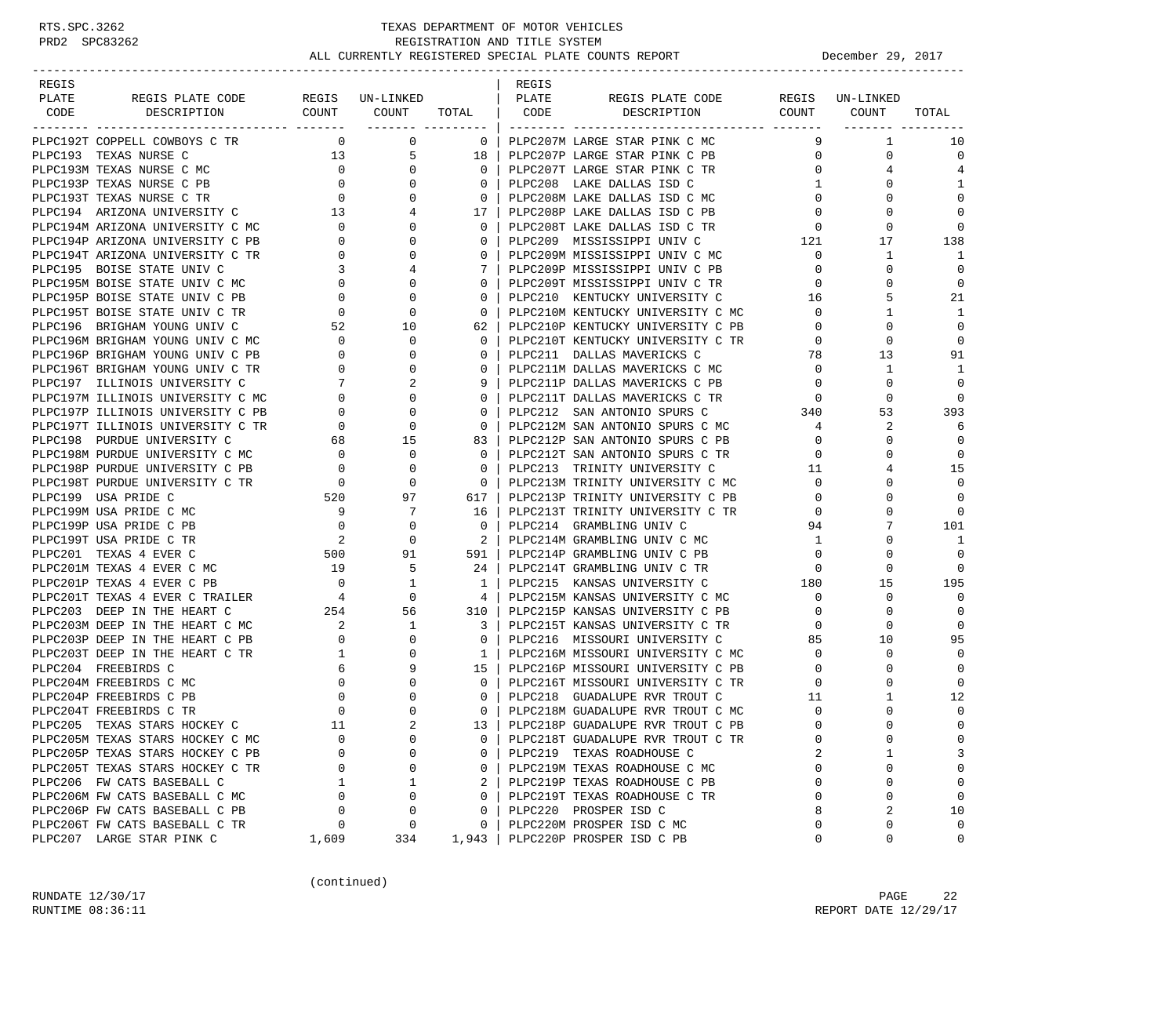RTS.SPC.3262
PRD2 SPC83262

# TEXAS DEPARTMENT OF MOTOR VEHICLES
## REGISTRATION AND TITLE SYSTEM
## ALL CURRENTLY REGISTERED SPECIAL PLATE COUNTS REPORT

December 29, 2017

| REGIS PLATE CODE | REGIS PLATE CODE DESCRIPTION | REGIS COUNT | UN-LINKED COUNT | TOTAL |
|---|---|---|---|---|
| PLPC192T | COPPELL COWBOYS C TR | 0 | 0 | 0 |
| PLPC193 | TEXAS NURSE C | 13 | 5 | 18 |
| PLPC193M | TEXAS NURSE C MC | 0 | 0 | 0 |
| PLPC193P | TEXAS NURSE C PB | 0 | 0 | 0 |
| PLPC193T | TEXAS NURSE C TR | 0 | 0 | 0 |
| PLPC194 | ARIZONA UNIVERSITY C | 13 | 4 | 17 |
| PLPC194M | ARIZONA UNIVERSITY C MC | 0 | 0 | 0 |
| PLPC194P | ARIZONA UNIVERSITY C PB | 0 | 0 | 0 |
| PLPC194T | ARIZONA UNIVERSITY C TR | 0 | 0 | 0 |
| PLPC195 | BOISE STATE UNIV C | 3 | 4 | 7 |
| PLPC195M | BOISE STATE UNIV C MC | 0 | 0 | 0 |
| PLPC195P | BOISE STATE UNIV C PB | 0 | 0 | 0 |
| PLPC195T | BOISE STATE UNIV C TR | 0 | 0 | 0 |
| PLPC196 | BRIGHAM YOUNG UNIV C | 52 | 10 | 62 |
| PLPC196M | BRIGHAM YOUNG UNIV C MC | 0 | 0 | 0 |
| PLPC196P | BRIGHAM YOUNG UNIV C PB | 0 | 0 | 0 |
| PLPC196T | BRIGHAM YOUNG UNIV C TR | 0 | 0 | 0 |
| PLPC197 | ILLINOIS UNIVERSITY C | 7 | 2 | 9 |
| PLPC197M | ILLINOIS UNIVERSITY C MC | 0 | 0 | 0 |
| PLPC197P | ILLINOIS UNIVERSITY C PB | 0 | 0 | 0 |
| PLPC197T | ILLINOIS UNIVERSITY C TR | 0 | 0 | 0 |
| PLPC198 | PURDUE UNIVERSITY C | 68 | 15 | 83 |
| PLPC198M | PURDUE UNIVERSITY C MC | 0 | 0 | 0 |
| PLPC198P | PURDUE UNIVERSITY C PB | 0 | 0 | 0 |
| PLPC198T | PURDUE UNIVERSITY C TR | 0 | 0 | 0 |
| PLPC199 | USA PRIDE C | 520 | 97 | 617 |
| PLPC199M | USA PRIDE C MC | 9 | 7 | 16 |
| PLPC199P | USA PRIDE C PB | 0 | 0 | 0 |
| PLPC199T | USA PRIDE C TR | 2 | 0 | 2 |
| PLPC201 | TEXAS 4 EVER C | 500 | 91 | 591 |
| PLPC201M | TEXAS 4 EVER C MC | 19 | 5 | 24 |
| PLPC201P | TEXAS 4 EVER C PB | 0 | 1 | 1 |
| PLPC201T | TEXAS 4 EVER C TRAILER | 4 | 0 | 4 |
| PLPC203 | DEEP IN THE HEART C | 254 | 56 | 310 |
| PLPC203M | DEEP IN THE HEART C MC | 2 | 1 | 3 |
| PLPC203P | DEEP IN THE HEART C PB | 0 | 0 | 0 |
| PLPC203T | DEEP IN THE HEART C TR | 1 | 0 | 1 |
| PLPC204 | FREEBIRDS C | 6 | 9 | 15 |
| PLPC204M | FREEBIRDS C MC | 0 | 0 | 0 |
| PLPC204P | FREEBIRDS C PB | 0 | 0 | 0 |
| PLPC204T | FREEBIRDS C TR | 0 | 0 | 0 |
| PLPC205 | TEXAS STARS HOCKEY C | 11 | 2 | 13 |
| PLPC205M | TEXAS STARS HOCKEY C MC | 0 | 0 | 0 |
| PLPC205P | TEXAS STARS HOCKEY C PB | 0 | 0 | 0 |
| PLPC205T | TEXAS STARS HOCKEY C TR | 0 | 0 | 0 |
| PLPC206 | FW CATS BASEBALL C | 1 | 1 | 2 |
| PLPC206M | FW CATS BASEBALL C MC | 0 | 0 | 0 |
| PLPC206P | FW CATS BASEBALL C PB | 0 | 0 | 0 |
| PLPC206T | FW CATS BASEBALL C TR | 0 | 0 | 0 |
| PLPC207 | LARGE STAR PINK C | 1,609 | 334 | 1,943 |
| PLPC207M | LARGE STAR PINK C MC | 9 | 1 | 10 |
| PLPC207P | LARGE STAR PINK C PB | 0 | 0 | 0 |
| PLPC207T | LARGE STAR PINK C TR | 0 | 4 | 4 |
| PLPC208 | LAKE DALLAS ISD C | 1 | 0 | 1 |
| PLPC208M | LAKE DALLAS ISD C MC | 0 | 0 | 0 |
| PLPC208P | LAKE DALLAS ISD C PB | 0 | 0 | 0 |
| PLPC208T | LAKE DALLAS ISD C TR | 0 | 0 | 0 |
| PLPC209 | MISSISSIPPI UNIV C | 121 | 17 | 138 |
| PLPC209M | MISSISSIPPI UNIV C MC | 0 | 1 | 1 |
| PLPC209P | MISSISSIPPI UNIV C PB | 0 | 0 | 0 |
| PLPC209T | MISSISSIPPI UNIV C TR | 0 | 0 | 0 |
| PLPC210 | KENTUCKY UNIVERSITY C | 16 | 5 | 21 |
| PLPC210M | KENTUCKY UNIVERSITY C MC | 0 | 1 | 1 |
| PLPC210P | KENTUCKY UNIVERSITY C PB | 0 | 0 | 0 |
| PLPC210T | KENTUCKY UNIVERSITY C TR | 0 | 0 | 0 |
| PLPC211 | DALLAS MAVERICKS C | 78 | 13 | 91 |
| PLPC211M | DALLAS MAVERICKS C MC | 0 | 1 | 1 |
| PLPC211P | DALLAS MAVERICKS C PB | 0 | 0 | 0 |
| PLPC211T | DALLAS MAVERICKS C TR | 0 | 0 | 0 |
| PLPC212 | SAN ANTONIO SPURS C | 340 | 53 | 393 |
| PLPC212M | SAN ANTONIO SPURS C MC | 4 | 2 | 6 |
| PLPC212P | SAN ANTONIO SPURS C PB | 0 | 0 | 0 |
| PLPC212T | SAN ANTONIO SPURS C TR | 0 | 0 | 0 |
| PLPC213 | TRINITY UNIVERSITY C | 11 | 4 | 15 |
| PLPC213M | TRINITY UNIVERSITY C MC | 0 | 0 | 0 |
| PLPC213P | TRINITY UNIVERSITY C PB | 0 | 0 | 0 |
| PLPC213T | TRINITY UNIVERSITY C TR | 0 | 0 | 0 |
| PLPC214 | GRAMBLING UNIV C | 94 | 7 | 101 |
| PLPC214M | GRAMBLING UNIV C MC | 1 | 0 | 1 |
| PLPC214P | GRAMBLING UNIV C PB | 0 | 0 | 0 |
| PLPC214T | GRAMBLING UNIV C TR | 0 | 0 | 0 |
| PLPC215 | KANSAS UNIVERSITY C | 180 | 15 | 195 |
| PLPC215M | KANSAS UNIVERSITY C MC | 0 | 0 | 0 |
| PLPC215P | KANSAS UNIVERSITY C PB | 0 | 0 | 0 |
| PLPC215T | KANSAS UNIVERSITY C TR | 0 | 0 | 0 |
| PLPC216 | MISSOURI UNIVERSITY C | 85 | 10 | 95 |
| PLPC216M | MISSOURI UNIVERSITY C MC | 0 | 0 | 0 |
| PLPC216P | MISSOURI UNIVERSITY C PB | 0 | 0 | 0 |
| PLPC216T | MISSOURI UNIVERSITY C TR | 0 | 0 | 0 |
| PLPC218 | GUADALUPE RVR TROUT C | 11 | 1 | 12 |
| PLPC218M | GUADALUPE RVR TROUT C MC | 0 | 0 | 0 |
| PLPC218P | GUADALUPE RVR TROUT C PB | 0 | 0 | 0 |
| PLPC218T | GUADALUPE RVR TROUT C TR | 0 | 0 | 0 |
| PLPC219 | TEXAS ROADHOUSE C | 2 | 1 | 3 |
| PLPC219M | TEXAS ROADHOUSE C MC | 0 | 0 | 0 |
| PLPC219P | TEXAS ROADHOUSE C PB | 0 | 0 | 0 |
| PLPC219T | TEXAS ROADHOUSE C TR | 0 | 0 | 0 |
| PLPC220 | PROSPER ISD C | 8 | 2 | 10 |
| PLPC220M | PROSPER ISD C MC | 0 | 0 | 0 |
| PLPC220P | PROSPER ISD C PB | 0 | 0 | 0 |

(continued)

RUNDATE 12/30/17
RUNTIME 08:36:11

REPORT DATE 12/29/17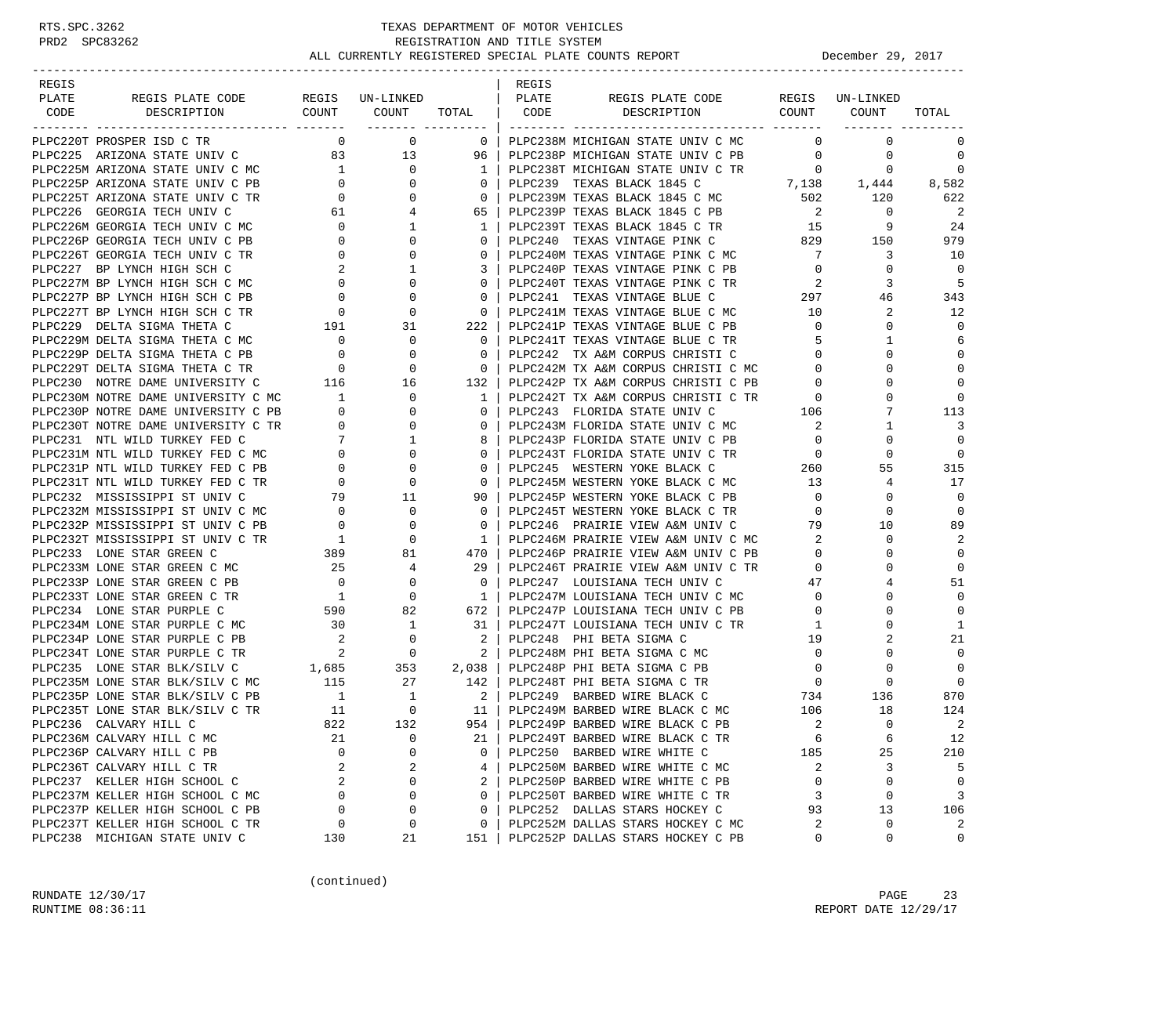TEXAS DEPARTMENT OF MOTOR VEHICLES
REGISTRATION AND TITLE SYSTEM
ALL CURRENTLY REGISTERED SPECIAL PLATE COUNTS REPORT — December 29, 2017

| REGIS PLATE CODE | REGIS PLATE CODE DESCRIPTION | REGIS COUNT | UN-LINKED COUNT | TOTAL |
|---|---|---|---|---|
| PLPC220T | PROSPER ISD C TR | 0 | 0 | 0 |
| PLPC225 | ARIZONA STATE UNIV C | 83 | 13 | 96 |
| PLPC225M | ARIZONA STATE UNIV C MC | 1 | 0 | 1 |
| PLPC225P | ARIZONA STATE UNIV C PB | 0 | 0 | 0 |
| PLPC225T | ARIZONA STATE UNIV C TR | 0 | 0 | 0 |
| PLPC226 | GEORGIA TECH UNIV C | 61 | 4 | 65 |
| PLPC226M | GEORGIA TECH UNIV C MC | 0 | 1 | 1 |
| PLPC226P | GEORGIA TECH UNIV C PB | 0 | 0 | 0 |
| PLPC226T | GEORGIA TECH UNIV C TR | 0 | 0 | 0 |
| PLPC227 | BP LYNCH HIGH SCH C | 2 | 1 | 3 |
| PLPC227M | BP LYNCH HIGH SCH C MC | 0 | 0 | 0 |
| PLPC227P | BP LYNCH HIGH SCH C PB | 0 | 0 | 0 |
| PLPC227T | BP LYNCH HIGH SCH C TR | 0 | 0 | 0 |
| PLPC229 | DELTA SIGMA THETA C | 191 | 31 | 222 |
| PLPC229M | DELTA SIGMA THETA C MC | 0 | 0 | 0 |
| PLPC229P | DELTA SIGMA THETA C PB | 0 | 0 | 0 |
| PLPC229T | DELTA SIGMA THETA C TR | 0 | 0 | 0 |
| PLPC230 | NOTRE DAME UNIVERSITY C | 116 | 16 | 132 |
| PLPC230M | NOTRE DAME UNIVERSITY C MC | 1 | 0 | 1 |
| PLPC230P | NOTRE DAME UNIVERSITY C PB | 0 | 0 | 0 |
| PLPC230T | NOTRE DAME UNIVERSITY C TR | 0 | 0 | 0 |
| PLPC231 | NTL WILD TURKEY FED C | 7 | 1 | 8 |
| PLPC231M | NTL WILD TURKEY FED C MC | 0 | 0 | 0 |
| PLPC231P | NTL WILD TURKEY FED C PB | 0 | 0 | 0 |
| PLPC231T | NTL WILD TURKEY FED C TR | 0 | 0 | 0 |
| PLPC232 | MISSISSIPPI ST UNIV C | 79 | 11 | 90 |
| PLPC232M | MISSISSIPPI ST UNIV C MC | 0 | 0 | 0 |
| PLPC232P | MISSISSIPPI ST UNIV C PB | 0 | 0 | 0 |
| PLPC232T | MISSISSIPPI ST UNIV C TR | 1 | 0 | 1 |
| PLPC233 | LONE STAR GREEN C | 389 | 81 | 470 |
| PLPC233M | LONE STAR GREEN C MC | 25 | 4 | 29 |
| PLPC233P | LONE STAR GREEN C PB | 0 | 0 | 0 |
| PLPC233T | LONE STAR GREEN C TR | 1 | 0 | 1 |
| PLPC234 | LONE STAR PURPLE C | 590 | 82 | 672 |
| PLPC234M | LONE STAR PURPLE C MC | 30 | 1 | 31 |
| PLPC234P | LONE STAR PURPLE C PB | 2 | 0 | 2 |
| PLPC234T | LONE STAR PURPLE C TR | 2 | 0 | 2 |
| PLPC235 | LONE STAR BLK/SILV C | 1,685 | 353 | 2,038 |
| PLPC235M | LONE STAR BLK/SILV C MC | 115 | 27 | 142 |
| PLPC235P | LONE STAR BLK/SILV C PB | 1 | 1 | 2 |
| PLPC235T | LONE STAR BLK/SILV C TR | 11 | 0 | 11 |
| PLPC236 | CALVARY HILL C | 822 | 132 | 954 |
| PLPC236M | CALVARY HILL C MC | 21 | 0 | 21 |
| PLPC236P | CALVARY HILL C PB | 0 | 0 | 0 |
| PLPC236T | CALVARY HILL C TR | 2 | 2 | 4 |
| PLPC237 | KELLER HIGH SCHOOL C | 2 | 0 | 2 |
| PLPC237M | KELLER HIGH SCHOOL C MC | 0 | 0 | 0 |
| PLPC237P | KELLER HIGH SCHOOL C PB | 0 | 0 | 0 |
| PLPC237T | KELLER HIGH SCHOOL C TR | 0 | 0 | 0 |
| PLPC238 | MICHIGAN STATE UNIV C | 130 | 21 | 151 |
| PLPC238M | MICHIGAN STATE UNIV C MC | 0 | 0 | 0 |
| PLPC238P | MICHIGAN STATE UNIV C PB | 0 | 0 | 0 |
| PLPC238T | MICHIGAN STATE UNIV C TR | 0 | 0 | 0 |
| PLPC239 | TEXAS BLACK 1845 C | 7,138 | 1,444 | 8,582 |
| PLPC239M | TEXAS BLACK 1845 C MC | 502 | 120 | 622 |
| PLPC239P | TEXAS BLACK 1845 C PB | 2 | 0 | 2 |
| PLPC239T | TEXAS BLACK 1845 C TR | 15 | 9 | 24 |
| PLPC240 | TEXAS VINTAGE PINK C | 829 | 150 | 979 |
| PLPC240M | TEXAS VINTAGE PINK C MC | 7 | 3 | 10 |
| PLPC240P | TEXAS VINTAGE PINK C PB | 0 | 0 | 0 |
| PLPC240T | TEXAS VINTAGE PINK C TR | 2 | 3 | 5 |
| PLPC241 | TEXAS VINTAGE BLUE C | 297 | 46 | 343 |
| PLPC241M | TEXAS VINTAGE BLUE C MC | 10 | 2 | 12 |
| PLPC241P | TEXAS VINTAGE BLUE C PB | 0 | 0 | 0 |
| PLPC241T | TEXAS VINTAGE BLUE C TR | 5 | 1 | 6 |
| PLPC242 | TX A&M CORPUS CHRISTI C | 0 | 0 | 0 |
| PLPC242M | TX A&M CORPUS CHRISTI C MC | 0 | 0 | 0 |
| PLPC242P | TX A&M CORPUS CHRISTI C PB | 0 | 0 | 0 |
| PLPC242T | TX A&M CORPUS CHRISTI C TR | 0 | 0 | 0 |
| PLPC243 | FLORIDA STATE UNIV C | 106 | 7 | 113 |
| PLPC243M | FLORIDA STATE UNIV C MC | 2 | 1 | 3 |
| PLPC243P | FLORIDA STATE UNIV C PB | 0 | 0 | 0 |
| PLPC243T | FLORIDA STATE UNIV C TR | 0 | 0 | 0 |
| PLPC245 | WESTERN YOKE BLACK C | 260 | 55 | 315 |
| PLPC245M | WESTERN YOKE BLACK C MC | 13 | 4 | 17 |
| PLPC245P | WESTERN YOKE BLACK C PB | 0 | 0 | 0 |
| PLPC245T | WESTERN YOKE BLACK C TR | 0 | 0 | 0 |
| PLPC246 | PRAIRIE VIEW A&M UNIV C | 79 | 10 | 89 |
| PLPC246M | PRAIRIE VIEW A&M UNIV C MC | 2 | 0 | 2 |
| PLPC246P | PRAIRIE VIEW A&M UNIV C PB | 0 | 0 | 0 |
| PLPC246T | PRAIRIE VIEW A&M UNIV C TR | 0 | 0 | 0 |
| PLPC247 | LOUISIANA TECH UNIV C | 47 | 4 | 51 |
| PLPC247M | LOUISIANA TECH UNIV C MC | 0 | 0 | 0 |
| PLPC247P | LOUISIANA TECH UNIV C PB | 0 | 0 | 0 |
| PLPC247T | LOUISIANA TECH UNIV C TR | 1 | 0 | 1 |
| PLPC248 | PHI BETA SIGMA C | 19 | 2 | 21 |
| PLPC248M | PHI BETA SIGMA C MC | 0 | 0 | 0 |
| PLPC248P | PHI BETA SIGMA C PB | 0 | 0 | 0 |
| PLPC248T | PHI BETA SIGMA C TR | 0 | 0 | 0 |
| PLPC249 | BARBED WIRE BLACK C | 734 | 136 | 870 |
| PLPC249M | BARBED WIRE BLACK C MC | 106 | 18 | 124 |
| PLPC249P | BARBED WIRE BLACK C PB | 2 | 0 | 2 |
| PLPC249T | BARBED WIRE BLACK C TR | 6 | 6 | 12 |
| PLPC250 | BARBED WIRE WHITE C | 185 | 25 | 210 |
| PLPC250M | BARBED WIRE WHITE C MC | 2 | 3 | 5 |
| PLPC250P | BARBED WIRE WHITE C PB | 0 | 0 | 0 |
| PLPC250T | BARBED WIRE WHITE C TR | 3 | 0 | 3 |
| PLPC252 | DALLAS STARS HOCKEY C | 93 | 13 | 106 |
| PLPC252M | DALLAS STARS HOCKEY C MC | 2 | 0 | 2 |
| PLPC252P | DALLAS STARS HOCKEY C PB | 0 | 0 | 0 |

(continued)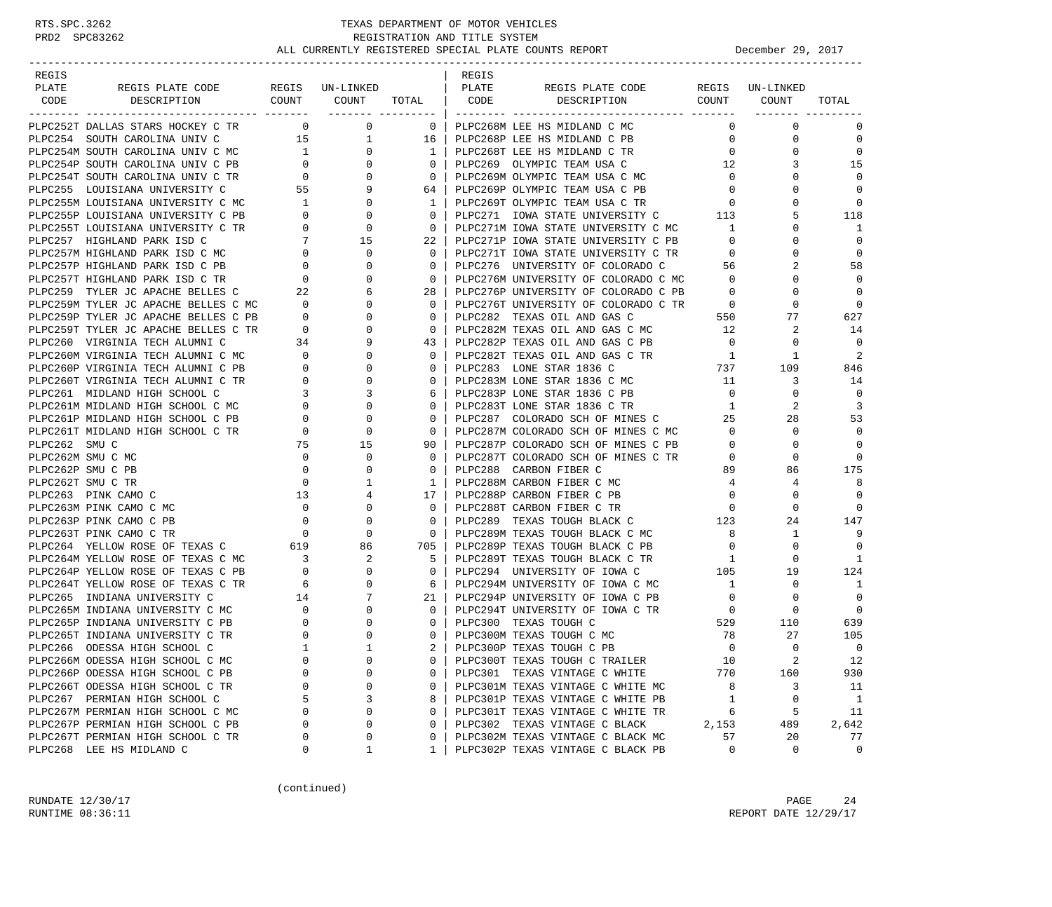TEXAS DEPARTMENT OF MOTOR VEHICLES
REGISTRATION AND TITLE SYSTEM
ALL CURRENTLY REGISTERED SPECIAL PLATE COUNTS REPORT — December 29, 2017

| REGIS PLATE CODE | REGIS PLATE CODE DESCRIPTION | REGIS COUNT | UN-LINKED COUNT | TOTAL |
|---|---|---|---|---|
| PLPC252T | DALLAS STARS HOCKEY C TR | 0 | 0 | 0 |
| PLPC254 | SOUTH CAROLINA UNIV C | 15 | 1 | 16 |
| PLPC254M | SOUTH CAROLINA UNIV C MC | 1 | 0 | 1 |
| PLPC254P | SOUTH CAROLINA UNIV C PB | 0 | 0 | 0 |
| PLPC254T | SOUTH CAROLINA UNIV C TR | 0 | 0 | 0 |
| PLPC255 | LOUISIANA UNIVERSITY C | 55 | 9 | 64 |
| PLPC255M | LOUISIANA UNIVERSITY C MC | 1 | 0 | 1 |
| PLPC255P | LOUISIANA UNIVERSITY C PB | 0 | 0 | 0 |
| PLPC255T | LOUISIANA UNIVERSITY C TR | 0 | 0 | 0 |
| PLPC257 | HIGHLAND PARK ISD C | 7 | 15 | 22 |
| PLPC257M | HIGHLAND PARK ISD C MC | 0 | 0 | 0 |
| PLPC257P | HIGHLAND PARK ISD C PB | 0 | 0 | 0 |
| PLPC257T | HIGHLAND PARK ISD C TR | 0 | 0 | 0 |
| PLPC259 | TYLER JC APACHE BELLES C | 22 | 6 | 28 |
| PLPC259M | TYLER JC APACHE BELLES C MC | 0 | 0 | 0 |
| PLPC259P | TYLER JC APACHE BELLES C PB | 0 | 0 | 0 |
| PLPC259T | TYLER JC APACHE BELLES C TR | 0 | 0 | 0 |
| PLPC260 | VIRGINIA TECH ALUMNI C | 34 | 9 | 43 |
| PLPC260M | VIRGINIA TECH ALUMNI C MC | 0 | 0 | 0 |
| PLPC260P | VIRGINIA TECH ALUMNI C PB | 0 | 0 | 0 |
| PLPC260T | VIRGINIA TECH ALUMNI C TR | 0 | 0 | 0 |
| PLPC261 | MIDLAND HIGH SCHOOL C | 3 | 3 | 6 |
| PLPC261M | MIDLAND HIGH SCHOOL C MC | 0 | 0 | 0 |
| PLPC261P | MIDLAND HIGH SCHOOL C PB | 0 | 0 | 0 |
| PLPC261T | MIDLAND HIGH SCHOOL C TR | 0 | 0 | 0 |
| PLPC262 | SMU C | 75 | 15 | 90 |
| PLPC262M | SMU C MC | 0 | 0 | 0 |
| PLPC262P | SMU C PB | 0 | 0 | 0 |
| PLPC262T | SMU C TR | 0 | 1 | 1 |
| PLPC263 | PINK CAMO C | 13 | 4 | 17 |
| PLPC263M | PINK CAMO C MC | 0 | 0 | 0 |
| PLPC263P | PINK CAMO C PB | 0 | 0 | 0 |
| PLPC263T | PINK CAMO C TR | 0 | 0 | 0 |
| PLPC264 | YELLOW ROSE OF TEXAS C | 619 | 86 | 705 |
| PLPC264M | YELLOW ROSE OF TEXAS C MC | 3 | 2 | 5 |
| PLPC264P | YELLOW ROSE OF TEXAS C PB | 0 | 0 | 0 |
| PLPC264T | YELLOW ROSE OF TEXAS C TR | 6 | 0 | 6 |
| PLPC265 | INDIANA UNIVERSITY C | 14 | 7 | 21 |
| PLPC265M | INDIANA UNIVERSITY C MC | 0 | 0 | 0 |
| PLPC265P | INDIANA UNIVERSITY C PB | 0 | 0 | 0 |
| PLPC265T | INDIANA UNIVERSITY C TR | 0 | 0 | 0 |
| PLPC266 | ODESSA HIGH SCHOOL C | 1 | 1 | 2 |
| PLPC266M | ODESSA HIGH SCHOOL C MC | 0 | 0 | 0 |
| PLPC266P | ODESSA HIGH SCHOOL C PB | 0 | 0 | 0 |
| PLPC266T | ODESSA HIGH SCHOOL C TR | 0 | 0 | 0 |
| PLPC267 | PERMIAN HIGH SCHOOL C | 5 | 3 | 8 |
| PLPC267M | PERMIAN HIGH SCHOOL C MC | 0 | 0 | 0 |
| PLPC267P | PERMIAN HIGH SCHOOL C PB | 0 | 0 | 0 |
| PLPC267T | PERMIAN HIGH SCHOOL C TR | 0 | 0 | 0 |
| PLPC268 | LEE HS MIDLAND C | 0 | 1 | 1 |
| PLPC268M | LEE HS MIDLAND C MC | 0 | 0 | 0 |
| PLPC268P | LEE HS MIDLAND C PB | 0 | 0 | 0 |
| PLPC268T | LEE HS MIDLAND C TR | 0 | 0 | 0 |
| PLPC269 | OLYMPIC TEAM USA C | 12 | 3 | 15 |
| PLPC269M | OLYMPIC TEAM USA C MC | 0 | 0 | 0 |
| PLPC269P | OLYMPIC TEAM USA C PB | 0 | 0 | 0 |
| PLPC269T | OLYMPIC TEAM USA C TR | 0 | 0 | 0 |
| PLPC271 | IOWA STATE UNIVERSITY C | 113 | 5 | 118 |
| PLPC271M | IOWA STATE UNIVERSITY C MC | 1 | 0 | 1 |
| PLPC271P | IOWA STATE UNIVERSITY C PB | 0 | 0 | 0 |
| PLPC271T | IOWA STATE UNIVERSITY C TR | 0 | 0 | 0 |
| PLPC276 | UNIVERSITY OF COLORADO C | 56 | 2 | 58 |
| PLPC276M | UNIVERSITY OF COLORADO C MC | 0 | 0 | 0 |
| PLPC276P | UNIVERSITY OF COLORADO C PB | 0 | 0 | 0 |
| PLPC276T | UNIVERSITY OF COLORADO C TR | 0 | 0 | 0 |
| PLPC282 | TEXAS OIL AND GAS C | 550 | 77 | 627 |
| PLPC282M | TEXAS OIL AND GAS C MC | 12 | 2 | 14 |
| PLPC282P | TEXAS OIL AND GAS C PB | 0 | 0 | 0 |
| PLPC282T | TEXAS OIL AND GAS C TR | 1 | 1 | 2 |
| PLPC283 | LONE STAR 1836 C | 737 | 109 | 846 |
| PLPC283M | LONE STAR 1836 C MC | 11 | 3 | 14 |
| PLPC283P | LONE STAR 1836 C PB | 0 | 0 | 0 |
| PLPC283T | LONE STAR 1836 C TR | 1 | 2 | 3 |
| PLPC287 | COLORADO SCH OF MINES C | 25 | 28 | 53 |
| PLPC287M | COLORADO SCH OF MINES C MC | 0 | 0 | 0 |
| PLPC287P | COLORADO SCH OF MINES C PB | 0 | 0 | 0 |
| PLPC287T | COLORADO SCH OF MINES C TR | 0 | 0 | 0 |
| PLPC288 | CARBON FIBER C | 89 | 86 | 175 |
| PLPC288M | CARBON FIBER C MC | 4 | 4 | 8 |
| PLPC288P | CARBON FIBER C PB | 0 | 0 | 0 |
| PLPC288T | CARBON FIBER C TR | 0 | 0 | 0 |
| PLPC289 | TEXAS TOUGH BLACK C | 123 | 24 | 147 |
| PLPC289M | TEXAS TOUGH BLACK C MC | 8 | 1 | 9 |
| PLPC289P | TEXAS TOUGH BLACK C PB | 0 | 0 | 0 |
| PLPC289T | TEXAS TOUGH BLACK C TR | 1 | 0 | 1 |
| PLPC294 | UNIVERSITY OF IOWA C | 105 | 19 | 124 |
| PLPC294M | UNIVERSITY OF IOWA C MC | 1 | 0 | 1 |
| PLPC294P | UNIVERSITY OF IOWA C PB | 0 | 0 | 0 |
| PLPC294T | UNIVERSITY OF IOWA C TR | 0 | 0 | 0 |
| PLPC300 | TEXAS TOUGH C | 529 | 110 | 639 |
| PLPC300M | TEXAS TOUGH C MC | 78 | 27 | 105 |
| PLPC300P | TEXAS TOUGH C PB | 0 | 0 | 0 |
| PLPC300T | TEXAS TOUGH C TRAILER | 10 | 2 | 12 |
| PLPC301 | TEXAS VINTAGE C WHITE | 770 | 160 | 930 |
| PLPC301M | TEXAS VINTAGE C WHITE MC | 8 | 3 | 11 |
| PLPC301P | TEXAS VINTAGE C WHITE PB | 1 | 0 | 1 |
| PLPC301T | TEXAS VINTAGE C WHITE TR | 6 | 5 | 11 |
| PLPC302 | TEXAS VINTAGE C BLACK | 2,153 | 489 | 2,642 |
| PLPC302M | TEXAS VINTAGE C BLACK MC | 57 | 20 | 77 |
| PLPC302P | TEXAS VINTAGE C BLACK PB | 0 | 0 | 0 |

(continued)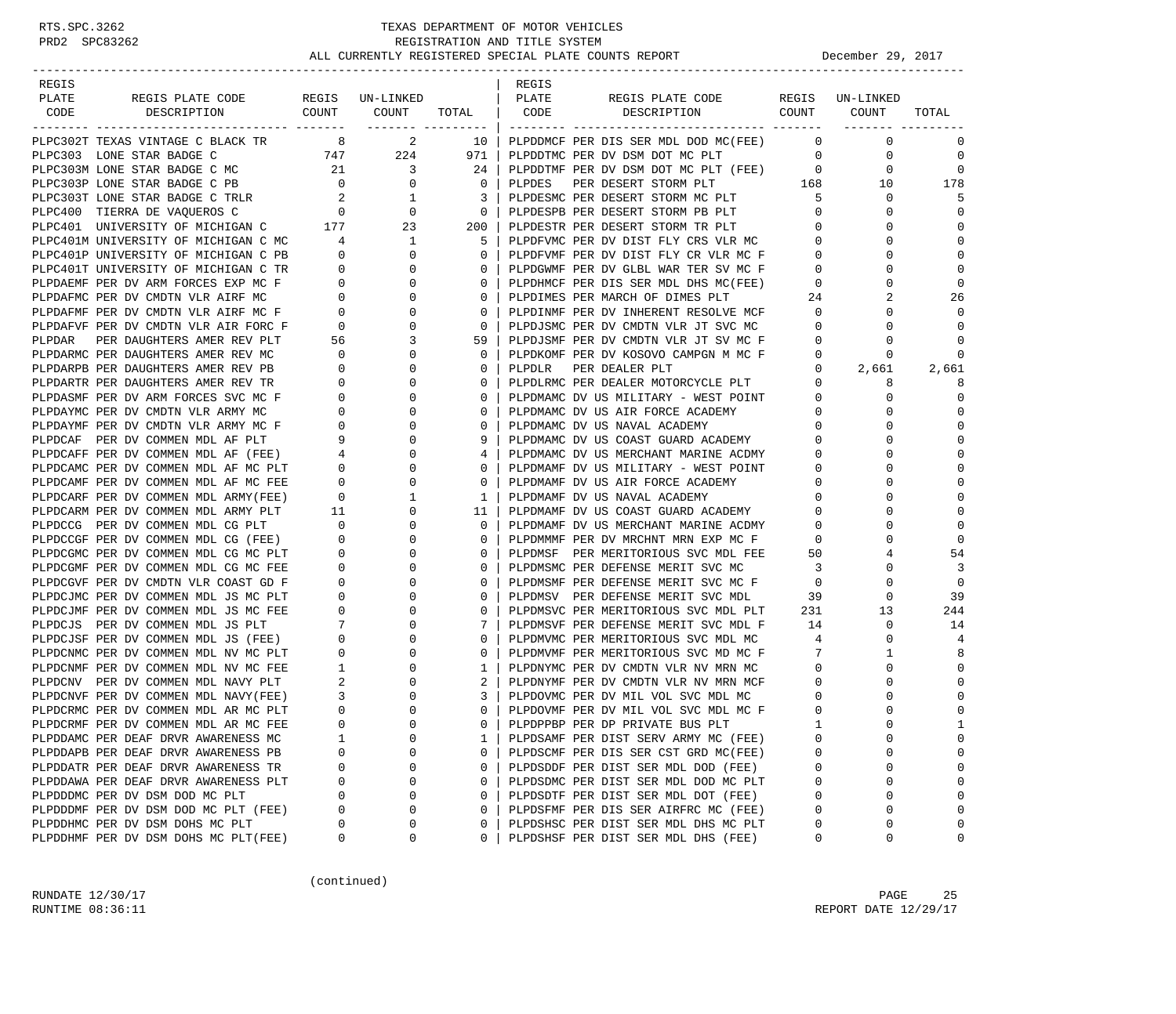TEXAS DEPARTMENT OF MOTOR VEHICLES
REGISTRATION AND TITLE SYSTEM
ALL CURRENTLY REGISTERED SPECIAL PLATE COUNTS REPORT — December 29, 2017

| REGIS PLATE CODE | REGIS PLATE CODE DESCRIPTION | REGIS COUNT | UN-LINKED COUNT | TOTAL |
|---|---|---|---|---|
| PLPC302T | TEXAS VINTAGE C BLACK TR | 8 | 2 | 10 |
| PLPC303 | LONE STAR BADGE C | 747 | 224 | 971 |
| PLPC303M | LONE STAR BADGE C MC | 21 | 3 | 24 |
| PLPC303P | LONE STAR BADGE C PB | 0 | 0 | 0 |
| PLPC303T | LONE STAR BADGE C TRLR | 2 | 1 | 3 |
| PLPC400 | TIERRA DE VAQUEROS C | 0 | 0 | 0 |
| PLPC401 | UNIVERSITY OF MICHIGAN C | 177 | 23 | 200 |
| PLPC401M | UNIVERSITY OF MICHIGAN C MC | 4 | 1 | 5 |
| PLPC401P | UNIVERSITY OF MICHIGAN C PB | 0 | 0 | 0 |
| PLPC401T | UNIVERSITY OF MICHIGAN C TR | 0 | 0 | 0 |
| PLPDAEMF | PER DV ARM FORCES EXP MC F | 0 | 0 | 0 |
| PLPDAFMC | PER DV CMDTN VLR AIRF MC | 0 | 0 | 0 |
| PLPDAFMF | PER DV CMDTN VLR AIRF MC F | 0 | 0 | 0 |
| PLPDAFVF | PER DV CMDTN VLR AIR FORC F | 0 | 0 | 0 |
| PLPDAR | PER DAUGHTERS AMER REV PLT | 56 | 3 | 59 |
| PLPDARMC | PER DAUGHTERS AMER REV MC | 0 | 0 | 0 |
| PLPDARPB | PER DAUGHTERS AMER REV PB | 0 | 0 | 0 |
| PLPDARTR | PER DAUGHTERS AMER REV TR | 0 | 0 | 0 |
| PLPDASMF | PER DV ARM FORCES SVC MC F | 0 | 0 | 0 |
| PLPDAYMC | PER DV CMDTN VLR ARMY MC | 0 | 0 | 0 |
| PLPDAYMF | PER DV CMDTN VLR ARMY MC F | 0 | 0 | 0 |
| PLPDCAF | PER DV COMMEN MDL AF PLT | 9 | 0 | 9 |
| PLPDCAFF | PER DV COMMEN MDL AF (FEE) | 4 | 0 | 4 |
| PLPDCAMC | PER DV COMMEN MDL AF MC PLT | 0 | 0 | 0 |
| PLPDCAMF | PER DV COMMEN MDL AF MC FEE | 0 | 0 | 0 |
| PLPDCARF | PER DV COMMEN MDL ARMY(FEE) | 0 | 1 | 1 |
| PLPDCARM | PER DV COMMEN MDL ARMY PLT | 11 | 0 | 11 |
| PLPDCCG | PER DV COMMEN MDL CG PLT | 0 | 0 | 0 |
| PLPDCCGF | PER DV COMMEN MDL CG (FEE) | 0 | 0 | 0 |
| PLPDCGMC | PER DV COMMEN MDL CG MC PLT | 0 | 0 | 0 |
| PLPDCGMF | PER DV COMMEN MDL CG MC FEE | 0 | 0 | 0 |
| PLPDCGVF | PER DV CMDTN VLR COAST GD F | 0 | 0 | 0 |
| PLPDCJMC | PER DV COMMEN MDL JS MC PLT | 0 | 0 | 0 |
| PLPDCJMF | PER DV COMMEN MDL JS MC FEE | 0 | 0 | 0 |
| PLPDCJS | PER DV COMMEN MDL JS PLT | 7 | 0 | 7 |
| PLPDCJSF | PER DV COMMEN MDL JS (FEE) | 0 | 0 | 0 |
| PLPDCNMC | PER DV COMMEN MDL NV MC PLT | 0 | 0 | 0 |
| PLPDCNMF | PER DV COMMEN MDL NV MC FEE | 1 | 0 | 1 |
| PLPDCNV | PER DV COMMEN MDL NAVY PLT | 2 | 0 | 2 |
| PLPDCNVF | PER DV COMMEN MDL NAVY(FEE) | 3 | 0 | 3 |
| PLPDCRMC | PER DV COMMEN MDL AR MC PLT | 0 | 0 | 0 |
| PLPDCRMF | PER DV COMMEN MDL AR MC FEE | 0 | 0 | 0 |
| PLPDDAMC | PER DEAF DRVR AWARENESS MC | 1 | 0 | 1 |
| PLPDDAPB | PER DEAF DRVR AWARENESS PB | 0 | 0 | 0 |
| PLPDDATR | PER DEAF DRVR AWARENESS TR | 0 | 0 | 0 |
| PLPDDAWA | PER DEAF DRVR AWARENESS PLT | 0 | 0 | 0 |
| PLPDDDMC | PER DV DSM DOD MC PLT | 0 | 0 | 0 |
| PLPDDDMF | PER DV DSM DOD MC PLT (FEE) | 0 | 0 | 0 |
| PLPDDHMC | PER DV DSM DOHS MC PLT | 0 | 0 | 0 |
| PLPDDHMF | PER DV DSM DOHS MC PLT(FEE) | 0 | 0 | 0 |
| PLPDDMCF | PER DIS SER MDL DOD MC(FEE) | 0 | 0 | 0 |
| PLPDDTMC | PER DV DSM DOT MC PLT | 0 | 0 | 0 |
| PLPDDTMF | PER DV DSM DOT MC PLT (FEE) | 0 | 0 | 0 |
| PLPDES | PER DESERT STORM PLT | 168 | 10 | 178 |
| PLPDESMC | PER DESERT STORM MC PLT | 5 | 0 | 5 |
| PLPDESPB | PER DESERT STORM PB PLT | 0 | 0 | 0 |
| PLPDESTR | PER DESERT STORM TR PLT | 0 | 0 | 0 |
| PLPDFVMC | PER DV DIST FLY CRS VLR MC | 0 | 0 | 0 |
| PLPDFVMF | PER DV DIST FLY CR VLR MC F | 0 | 0 | 0 |
| PLPDGWMF | PER DV GLBL WAR TER SV MC F | 0 | 0 | 0 |
| PLPDHMCF | PER DIS SER MDL DHS MC(FEE) | 0 | 0 | 0 |
| PLPDIMES | PER MARCH OF DIMES PLT | 24 | 2 | 26 |
| PLPDINMF | PER DV INHERENT RESOLVE MCF | 0 | 0 | 0 |
| PLPDJSMC | PER DV CMDTN VLR JT SVC MC | 0 | 0 | 0 |
| PLPDJSMF | PER DV CMDTN VLR JT SV MC F | 0 | 0 | 0 |
| PLPDKOMF | PER DV KOSOVO CAMPGN M MC F | 0 | 0 | 0 |
| PLPDLR | PER DEALER PLT | 0 | 2,661 | 2,661 |
| PLPDLRMC | PER DEALER MOTORCYCLE PLT | 0 | 8 | 8 |
| PLPDMAMC | DV US MILITARY - WEST POINT | 0 | 0 | 0 |
| PLPDMAMC | DV US AIR FORCE ACADEMY | 0 | 0 | 0 |
| PLPDMAMC | DV US NAVAL ACADEMY | 0 | 0 | 0 |
| PLPDMAMC | DV US COAST GUARD ACADEMY | 0 | 0 | 0 |
| PLPDMAMC | DV US MERCHANT MARINE ACDMY | 0 | 0 | 0 |
| PLPDMAMF | DV US MILITARY - WEST POINT | 0 | 0 | 0 |
| PLPDMAMF | DV US AIR FORCE ACADEMY | 0 | 0 | 0 |
| PLPDMAMF | DV US NAVAL ACADEMY | 0 | 0 | 0 |
| PLPDMAMF | DV US COAST GUARD ACADEMY | 0 | 0 | 0 |
| PLPDMAMF | DV US MERCHANT MARINE ACDMY | 0 | 0 | 0 |
| PLPDMMMF | PER DV MRCHNT MRN EXP MC F | 0 | 0 | 0 |
| PLPDMSF | PER MERITORIOUS SVC MDL FEE | 50 | 4 | 54 |
| PLPDMSMC | PER DEFENSE MERIT SVC MC | 3 | 0 | 3 |
| PLPDMSMF | PER DEFENSE MERIT SVC MC F | 0 | 0 | 0 |
| PLPDMSV | PER DEFENSE MERIT SVC MDL | 39 | 0 | 39 |
| PLPDMSVC | PER MERITORIOUS SVC MDL PLT | 231 | 13 | 244 |
| PLPDMSVF | PER DEFENSE MERIT SVC MDL F | 14 | 0 | 14 |
| PLPDMVMC | PER MERITORIOUS SVC MDL MC | 4 | 0 | 4 |
| PLPDMVMF | PER MERITORIOUS SVC MD MC F | 7 | 1 | 8 |
| PLPDNYMC | PER DV CMDTN VLR NV MRN MC | 0 | 0 | 0 |
| PLPDNYMF | PER DV CMDTN VLR NV MRN MCF | 0 | 0 | 0 |
| PLPDOVMC | PER DV MIL VOL SVC MDL MC | 0 | 0 | 0 |
| PLPDOVMF | PER DV MIL VOL SVC MDL MC F | 0 | 0 | 0 |
| PLPDPPBP | PER DP PRIVATE BUS PLT | 1 | 0 | 1 |
| PLPDSAMF | PER DIST SERV ARMY MC (FEE) | 0 | 0 | 0 |
| PLPDSCMF | PER DIS SER CST GRD MC(FEE) | 0 | 0 | 0 |
| PLPDSDDF | PER DIST SER MDL DOD (FEE) | 0 | 0 | 0 |
| PLPDSDMC | PER DIST SER MDL DOD MC PLT | 0 | 0 | 0 |
| PLPDSDTF | PER DIST SER MDL DOT (FEE) | 0 | 0 | 0 |
| PLPDSFMF | PER DIS SER AIRFRC MC (FEE) | 0 | 0 | 0 |
| PLPDSHSC | PER DIST SER MDL DHS MC PLT | 0 | 0 | 0 |
| PLPDSHSF | PER DIST SER MDL DHS (FEE) | 0 | 0 | 0 |

(continued)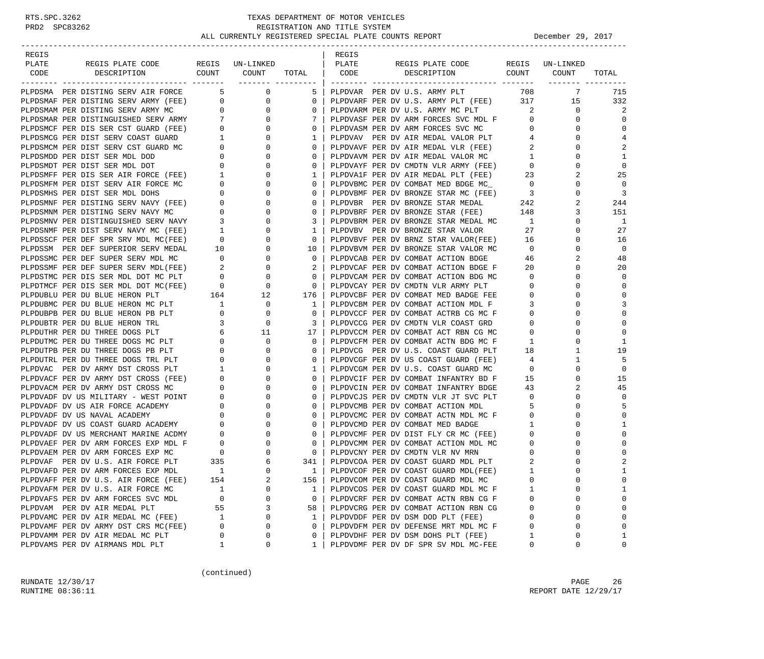# TEXAS DEPARTMENT OF MOTOR VEHICLES
## REGISTRATION AND TITLE SYSTEM
### ALL CURRENTLY REGISTERED SPECIAL PLATE COUNTS REPORT — December 29, 2017

| REGIS PLATE CODE | REGIS PLATE CODE DESCRIPTION | REGIS COUNT | UN-LINKED COUNT | TOTAL |
|---|---|---|---|---|
| PLPDSMA | PER DISTING SERV AIR FORCE | 5 | 0 | 5 |
| PLPDSMAF | PER DISTING SERV ARMY (FEE) | 0 | 0 | 0 |
| PLPDSMAM | PER DISTING SERV ARMY MC | 0 | 0 | 0 |
| PLPDSMAR | PER DISTINGUISHED SERV ARMY | 7 | 0 | 7 |
| PLPDSMCF | PER DIS SER CST GUARD (FEE) | 0 | 0 | 0 |
| PLPDSMCG | PER DIST SERV COAST GUARD | 1 | 0 | 1 |
| PLPDSMCM | PER DIST SERV CST GUARD MC | 0 | 0 | 0 |
| PLPDSMDD | PER DIST SER MDL DOD | 0 | 0 | 0 |
| PLPDSMDT | PER DIST SER MDL DOT | 0 | 0 | 0 |
| PLPDSMFF | PER DIS SER AIR FORCE (FEE) | 1 | 0 | 1 |
| PLPDSMFM | PER DIST SERV AIR FORCE MC | 0 | 0 | 0 |
| PLPDSMHS | PER DIST SER MDL DOHS | 0 | 0 | 0 |
| PLPDSMNF | PER DISTING SERV NAVY (FEE) | 0 | 0 | 0 |
| PLPDSMNM | PER DISTING SERV NAVY MC | 0 | 0 | 0 |
| PLPDSMNV | PER DISTINGUISHED SERV NAVY | 3 | 0 | 3 |
| PLPDSNMF | PER DIST SERV NAVY MC (FEE) | 1 | 0 | 1 |
| PLPDSSCF | PER DEF SPR SRV MDL MC(FEE) | 0 | 0 | 0 |
| PLPDSSM | PER DEF SUPERIOR SERV MEDAL | 10 | 0 | 10 |
| PLPDSSMC | PER DEF SUPER SERV MDL MC | 0 | 0 | 0 |
| PLPDSSMF | PER DEF SUPER SERV MDL(FEE) | 2 | 0 | 2 |
| PLPDSTMC | PER DIS SER MDL DOT MC PLT | 0 | 0 | 0 |
| PLPDTMCF | PER DIS SER MDL DOT MC(FEE) | 0 | 0 | 0 |
| PLPDUBLU | PER DU BLUE HERON PLT | 164 | 12 | 176 |
| PLPDUBMC | PER DU BLUE HERON MC PLT | 1 | 0 | 1 |
| PLPDUBPB | PER DU BLUE HERON PB PLT | 0 | 0 | 0 |
| PLPDUBTR | PER DU BLUE HERON TRL | 3 | 0 | 3 |
| PLPDUTHR | PER DU THREE DOGS PLT | 6 | 11 | 17 |
| PLPDUTMC | PER DU THREE DOGS MC PLT | 0 | 0 | 0 |
| PLPDUTPB | PER DU THREE DOGS PB PLT | 0 | 0 | 0 |
| PLPDUTRL | PER DU THREE DOGS TRL PLT | 0 | 0 | 0 |
| PLPDVAC | PER DV ARMY DST CROSS PLT | 1 | 0 | 1 |
| PLPDVACF | PER DV ARMY DST CROSS (FEE) | 0 | 0 | 0 |
| PLPDVACM | PER DV ARMY DST CROSS MC | 0 | 0 | 0 |
| PLPDVADF | DV US MILITARY - WEST POINT | 0 | 0 | 0 |
| PLPDVADF | DV US AIR FORCE ACADEMY | 0 | 0 | 0 |
| PLPDVADF | DV US NAVAL ACADEMY | 0 | 0 | 0 |
| PLPDVADF | DV US COAST GUARD ACADEMY | 0 | 0 | 0 |
| PLPDVADF | DV US MERCHANT MARINE ACDMY | 0 | 0 | 0 |
| PLPDVAEF | PER DV ARM FORCES EXP MDL F | 0 | 0 | 0 |
| PLPDVAEM | PER DV ARM FORCES EXP MC | 0 | 0 | 0 |
| PLPDVAF | PER DV U.S. AIR FORCE PLT | 335 | 6 | 341 |
| PLPDVAFD | PER DV ARM FORCES EXP MDL | 1 | 0 | 1 |
| PLPDVAFF | PER DV U.S. AIR FORCE (FEE) | 154 | 2 | 156 |
| PLPDVAFM | PER DV U.S. AIR FORCE MC | 1 | 0 | 1 |
| PLPDVAFS | PER DV ARM FORCES SVC MDL | 0 | 0 | 0 |
| PLPDVAM | PER DV AIR MEDAL PLT | 55 | 3 | 58 |
| PLPDVAMC | PER DV AIR MEDAL MC (FEE) | 1 | 0 | 1 |
| PLPDVAMF | PER DV ARMY DST CRS MC(FEE) | 0 | 0 | 0 |
| PLPDVAMM | PER DV AIR MEDAL MC PLT | 0 | 0 | 0 |
| PLPDVAMS | PER DV AIRMANS MDL PLT | 1 | 0 | 1 |
| PLPDVAR | PER DV U.S. ARMY PLT | 708 | 7 | 715 |
| PLPDVARF | PER DV U.S. ARMY PLT (FEE) | 317 | 15 | 332 |
| PLPDVARM | PER DV U.S. ARMY MC PLT | 2 | 0 | 2 |
| PLPDVASF | PER DV ARM FORCES SVC MDL F | 0 | 0 | 0 |
| PLPDVASM | PER DV ARM FORCES SVC MC | 0 | 0 | 0 |
| PLPDVAV | PER DV AIR MEDAL VALOR PLT | 4 | 0 | 4 |
| PLPDVAVF | PER DV AIR MEDAL VLR (FEE) | 2 | 0 | 2 |
| PLPDVAVM | PER DV AIR MEDAL VALOR MC | 1 | 0 | 1 |
| PLPDVAYF | PER DV CMDTN VLR ARMY (FEE) | 0 | 0 | 0 |
| PLPDVA1F | PER DV AIR MEDAL PLT (FEE) | 23 | 2 | 25 |
| PLPDVBMC | PER DV COMBAT MED BDGE MC_ | 0 | 0 | 0 |
| PLPDVBMF | PER DV BRONZE STAR MC (FEE) | 3 | 0 | 3 |
| PLPDVBR | PER DV BRONZE STAR MEDAL | 242 | 2 | 244 |
| PLPDVBRF | PER DV BRONZE STAR (FEE) | 148 | 3 | 151 |
| PLPDVBRM | PER DV BRONZE STAR MEDAL MC | 1 | 0 | 1 |
| PLPDVBV | PER DV BRONZE STAR VALOR | 27 | 0 | 27 |
| PLPDVBVF | PER DV BRNZ STAR VALOR(FEE) | 16 | 0 | 16 |
| PLPDVBVM | PER DV BRONZE STAR VALOR MC | 0 | 0 | 0 |
| PLPDVCAB | PER DV COMBAT ACTION BDGE | 46 | 2 | 48 |
| PLPDVCAF | PER DV COMBAT ACTION BDGE F | 20 | 0 | 20 |
| PLPDVCAM | PER DV COMBAT ACTION BDG MC | 0 | 0 | 0 |
| PLPDVCAY | PER DV CMDTN VLR ARMY PLT | 0 | 0 | 0 |
| PLPDVCBF | PER DV COMBAT MED BADGE FEE | 0 | 0 | 0 |
| PLPDVCBM | PER DV COMBAT ACTION MDL F | 3 | 0 | 3 |
| PLPDVCCF | PER DV COMBAT ACTRB CG MC F | 0 | 0 | 0 |
| PLPDVCCG | PER DV CMDTN VLR COAST GRD | 0 | 0 | 0 |
| PLPDVCCM | PER DV COMBAT ACT RBN CG MC | 0 | 0 | 0 |
| PLPDVCFM | PER DV COMBAT ACTN BDG MC F | 1 | 0 | 1 |
| PLPDVCG | PER DV U.S. COAST GUARD PLT | 18 | 1 | 19 |
| PLPDVCGF | PER DV US COAST GUARD (FEE) | 4 | 1 | 5 |
| PLPDVCGM | PER DV U.S. COAST GUARD MC | 0 | 0 | 0 |
| PLPDVCIF | PER DV COMBAT INFANTRY BD F | 15 | 0 | 15 |
| PLPDVCIN | PER DV COMBAT INFANTRY BDGE | 43 | 2 | 45 |
| PLPDVCJS | PER DV CMDTN VLR JT SVC PLT | 0 | 0 | 0 |
| PLPDVCMB | PER DV COMBAT ACTION MDL | 5 | 0 | 5 |
| PLPDVCMC | PER DV COMBAT ACTN MDL MC F | 0 | 0 | 0 |
| PLPDVCMD | PER DV COMBAT MED BADGE | 1 | 0 | 1 |
| PLPDVCMF | PER DV DIST FLY CR MC (FEE) | 0 | 0 | 0 |
| PLPDVCMM | PER DV COMBAT ACTION MDL MC | 0 | 0 | 0 |
| PLPDVCNY | PER DV CMDTN VLR NV MRN | 0 | 0 | 0 |
| PLPDVCOA | PER DV COAST GUARD MDL PLT | 2 | 0 | 2 |
| PLPDVCOF | PER DV COAST GUARD MDL(FEE) | 1 | 0 | 1 |
| PLPDVCOM | PER DV COAST GUARD MDL MC | 0 | 0 | 0 |
| PLPDVCOS | PER DV COAST GUARD MDL MC F | 1 | 0 | 1 |
| PLPDVCRF | PER DV COMBAT ACTN RBN CG F | 0 | 0 | 0 |
| PLPDVCRG | PER DV COMBAT ACTION RBN CG | 0 | 0 | 0 |
| PLPDVDDF | PER DV DSM DOD PLT (FEE) | 0 | 0 | 0 |
| PLPDVDFM | PER DV DEFENSE MRT MDL MC F | 0 | 0 | 0 |
| PLPDVDHF | PER DV DSM DOHS PLT (FEE) | 1 | 0 | 1 |
| PLPDVDMF | PER DV DF SPR SV MDL MC-FEE | 0 | 0 | 0 |

(continued)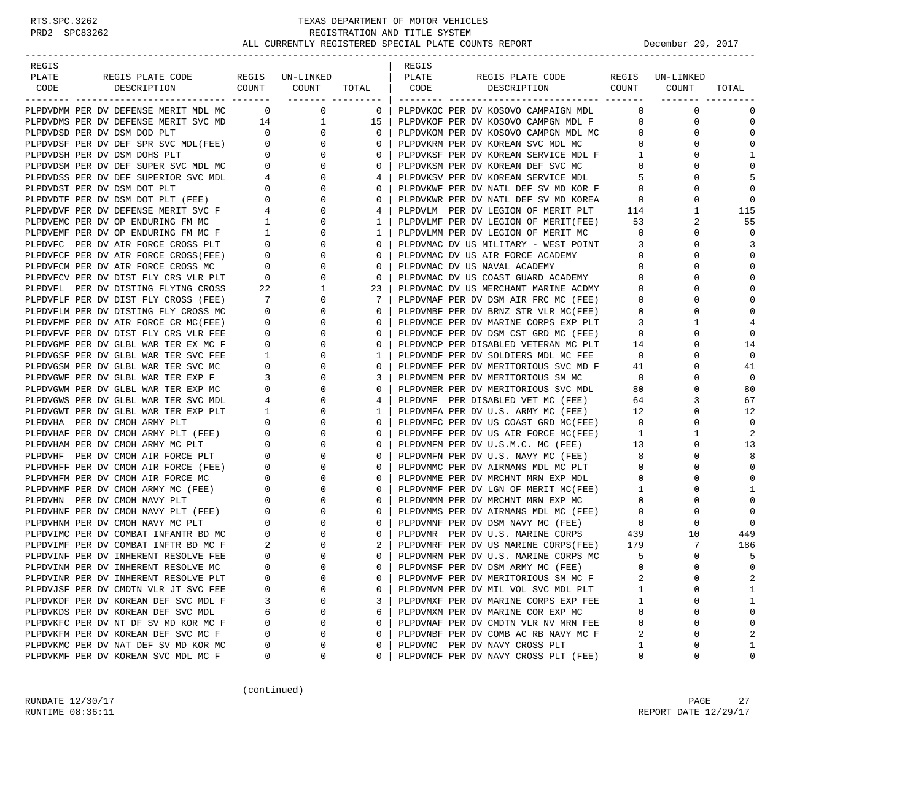# TEXAS DEPARTMENT OF MOTOR VEHICLES
## REGISTRATION AND TITLE SYSTEM
### ALL CURRENTLY REGISTERED SPECIAL PLATE COUNTS REPORT

December 29, 2017

| REGIS PLATE CODE | REGIS PLATE CODE DESCRIPTION | REGIS COUNT | UN-LINKED COUNT | TOTAL |
|---|---|---|---|---|
| PLPDVDMM | PER DV DEFENSE MERIT MDL MC | 0 | 0 | 0 |
| PLPDVDMS | PER DV DEFENSE MERIT SVC MD | 14 | 1 | 15 |
| PLPDVDSD | PER DV DSM DOD PLT | 0 | 0 | 0 |
| PLPDVDSF | PER DV DEF SPR SVC MDL(FEE) | 0 | 0 | 0 |
| PLPDVDSH | PER DV DSM DOHS PLT | 0 | 0 | 0 |
| PLPDVDSM | PER DV DEF SUPER SVC MDL MC | 0 | 0 | 0 |
| PLPDVDSS | PER DV DEF SUPERIOR SVC MDL | 4 | 0 | 4 |
| PLPDVDST | PER DV DSM DOT PLT | 0 | 0 | 0 |
| PLPDVDTF | PER DV DSM DOT PLT (FEE) | 0 | 0 | 0 |
| PLPDVDVF | PER DV DEFENSE MERIT SVC F | 4 | 0 | 4 |
| PLPDVEMC | PER DV OP ENDURING FM MC | 1 | 0 | 1 |
| PLPDVEMF | PER DV OP ENDURING FM MC F | 1 | 0 | 1 |
| PLPDVFC | PER DV AIR FORCE CROSS PLT | 0 | 0 | 0 |
| PLPDVFCF | PER DV AIR FORCE CROSS(FEE) | 0 | 0 | 0 |
| PLPDVFCM | PER DV AIR FORCE CROSS MC | 0 | 0 | 0 |
| PLPDVFCV | PER DV DIST FLY CRS VLR PLT | 0 | 0 | 0 |
| PLPDVFL | PER DV DISTING FLYING CROSS | 22 | 1 | 23 |
| PLPDVFLF | PER DV DIST FLY CROSS (FEE) | 7 | 0 | 7 |
| PLPDVFLM | PER DV DISTING FLY CROSS MC | 0 | 0 | 0 |
| PLPDVFMF | PER DV AIR FORCE CR MC(FEE) | 0 | 0 | 0 |
| PLPDVFVF | PER DV DIST FLY CRS VLR FEE | 0 | 0 | 0 |
| PLPDVGMF | PER DV GLBL WAR TER EX MC F | 0 | 0 | 0 |
| PLPDVGSF | PER DV GLBL WAR TER SVC FEE | 1 | 0 | 1 |
| PLPDVGSM | PER DV GLBL WAR TER SVC MC | 0 | 0 | 0 |
| PLPDVGWF | PER DV GLBL WAR TER EXP F | 3 | 0 | 3 |
| PLPDVGWM | PER DV GLBL WAR TER EXP MC | 0 | 0 | 0 |
| PLPDVGWS | PER DV GLBL WAR TER SVC MDL | 4 | 0 | 4 |
| PLPDVGWT | PER DV GLBL WAR TER EXP PLT | 1 | 0 | 1 |
| PLPDVHA | PER DV CMOH ARMY PLT | 0 | 0 | 0 |
| PLPDVHAF | PER DV CMOH ARMY PLT (FEE) | 0 | 0 | 0 |
| PLPDVHAM | PER DV CMOH ARMY MC PLT | 0 | 0 | 0 |
| PLPDVHF | PER DV CMOH AIR FORCE PLT | 0 | 0 | 0 |
| PLPDVHFF | PER DV CMOH AIR FORCE (FEE) | 0 | 0 | 0 |
| PLPDVHFM | PER DV CMOH AIR FORCE MC | 0 | 0 | 0 |
| PLPDVHMF | PER DV CMOH ARMY MC (FEE) | 0 | 0 | 0 |
| PLPDVHN | PER DV CMOH NAVY PLT | 0 | 0 | 0 |
| PLPDVHNF | PER DV CMOH NAVY PLT (FEE) | 0 | 0 | 0 |
| PLPDVHNM | PER DV CMOH NAVY MC PLT | 0 | 0 | 0 |
| PLPDVIMC | PER DV COMBAT INFANTR BD MC | 0 | 0 | 0 |
| PLPDVIMF | PER DV COMBAT INFTR BD MC F | 2 | 0 | 2 |
| PLPDVINF | PER DV INHERENT RESOLVE FEE | 0 | 0 | 0 |
| PLPDVINM | PER DV INHERENT RESOLVE MC | 0 | 0 | 0 |
| PLPDVINR | PER DV INHERENT RESOLVE PLT | 0 | 0 | 0 |
| PLPDVJSF | PER DV CMDTN VLR JT SVC FEE | 0 | 0 | 0 |
| PLPDVKDF | PER DV KOREAN DEF SVC MDL F | 3 | 0 | 3 |
| PLPDVKDS | PER DV KOREAN DEF SVC MDL | 6 | 0 | 6 |
| PLPDVKFC | PER DV NT DF SV MD KOR MC F | 0 | 0 | 0 |
| PLPDVKFM | PER DV KOREAN DEF SVC MC F | 0 | 0 | 0 |
| PLPDVKMC | PER DV NAT DEF SV MD KOR MC | 0 | 0 | 0 |
| PLPDVKMF | PER DV KOREAN SVC MDL MC F | 0 | 0 | 0 |
| PLPDVKOC | PER DV KOSOVO CAMPAIGN MDL | 0 | 0 | 0 |
| PLPDVKOF | PER DV KOSOVO CAMPGN MDL F | 0 | 0 | 0 |
| PLPDVKOM | PER DV KOSOVO CAMPGN MDL MC | 0 | 0 | 0 |
| PLPDVKRM | PER DV KOREAN SVC MDL MC | 0 | 0 | 0 |
| PLPDVKSF | PER DV KOREAN SERVICE MDL F | 1 | 0 | 1 |
| PLPDVKSM | PER DV KOREAN DEF SVC MC | 0 | 0 | 0 |
| PLPDVKSV | PER DV KOREAN SERVICE MDL | 5 | 0 | 5 |
| PLPDVKWF | PER DV NATL DEF SV MD KOR F | 0 | 0 | 0 |
| PLPDVKWR | PER DV NATL DEF SV MD KOREA | 0 | 0 | 0 |
| PLPDVLM | PER DV LEGION OF MERIT PLT | 114 | 1 | 115 |
| PLPDVLMF | PER DV LEGION OF MERIT(FEE) | 53 | 2 | 55 |
| PLPDVLMM | PER DV LEGION OF MERIT MC | 0 | 0 | 0 |
| PLPDVMAC | DV US MILITARY - WEST POINT | 3 | 0 | 3 |
| PLPDVMAC | DV US AIR FORCE ACADEMY | 0 | 0 | 0 |
| PLPDVMAC | DV US NAVAL ACADEMY | 0 | 0 | 0 |
| PLPDVMAC | DV US COAST GUARD ACADEMY | 0 | 0 | 0 |
| PLPDVMAC | DV US MERCHANT MARINE ACDMY | 0 | 0 | 0 |
| PLPDVMAF | PER DV DSM AIR FRC MC (FEE) | 0 | 0 | 0 |
| PLPDVMBF | PER DV BRNZ STR VLR MC(FEE) | 0 | 0 | 0 |
| PLPDVMCE | PER DV MARINE CORPS EXP PLT | 3 | 1 | 4 |
| PLPDVMCF | PER DV DSM CST GRD MC (FEE) | 0 | 0 | 0 |
| PLPDVMCP | PER DISABLED VETERAN MC PLT | 14 | 0 | 14 |
| PLPDVMDF | PER DV SOLDIERS MDL MC FEE | 0 | 0 | 0 |
| PLPDVMEF | PER DV MERITORIOUS SVC MD F | 41 | 0 | 41 |
| PLPDVMEM | PER DV MERITORIOUS SM MC | 0 | 0 | 0 |
| PLPDVMER | PER DV MERITORIOUS SVC MDL | 80 | 0 | 80 |
| PLPDVMF | PER DISABLED VET MC (FEE) | 64 | 3 | 67 |
| PLPDVMFA | PER DV U.S. ARMY MC (FEE) | 12 | 0 | 12 |
| PLPDVMFC | PER DV US COAST GRD MC(FEE) | 0 | 0 | 0 |
| PLPDVMFF | PER DV US AIR FORCE MC(FEE) | 1 | 1 | 2 |
| PLPDVMFM | PER DV U.S.M.C. MC (FEE) | 13 | 0 | 13 |
| PLPDVMFN | PER DV U.S. NAVY MC (FEE) | 8 | 0 | 8 |
| PLPDVMMC | PER DV AIRMANS MDL MC PLT | 0 | 0 | 0 |
| PLPDVMME | PER DV MRCHNT MRN EXP MDL | 0 | 0 | 0 |
| PLPDVMMF | PER DV LGN OF MERIT MC(FEE) | 1 | 0 | 1 |
| PLPDVMMM | PER DV MRCHNT MRN EXP MC | 0 | 0 | 0 |
| PLPDVMMS | PER DV AIRMANS MDL MC (FEE) | 0 | 0 | 0 |
| PLPDVMNF | PER DV DSM NAVY MC (FEE) | 0 | 0 | 0 |
| PLPDVMR | PER DV U.S. MARINE CORPS | 439 | 10 | 449 |
| PLPDVMRF | PER DV US MARINE CORPS(FEE) | 179 | 7 | 186 |
| PLPDVMRM | PER DV U.S. MARINE CORPS MC | 5 | 0 | 5 |
| PLPDVMSF | PER DV DSM ARMY MC (FEE) | 0 | 0 | 0 |
| PLPDVMVF | PER DV MERITORIOUS SM MC F | 2 | 0 | 2 |
| PLPDVMVM | PER DV MIL VOL SVC MDL PLT | 1 | 0 | 1 |
| PLPDVMXF | PER DV MARINE CORPS EXP FEE | 1 | 0 | 1 |
| PLPDVMXM | PER DV MARINE COR EXP MC | 0 | 0 | 0 |
| PLPDVNAF | PER DV CMDTN VLR NV MRN FEE | 0 | 0 | 0 |
| PLPDVNBF | PER DV COMB AC RB NAVY MC F | 2 | 0 | 2 |
| PLPDVNC | PER DV NAVY CROSS PLT | 1 | 0 | 1 |
| PLPDVNCF | PER DV NAVY CROSS PLT (FEE) | 0 | 0 | 0 |

(continued)

RUNDATE 12/30/17
RUNTIME 08:36:11

REPORT DATE 12/29/17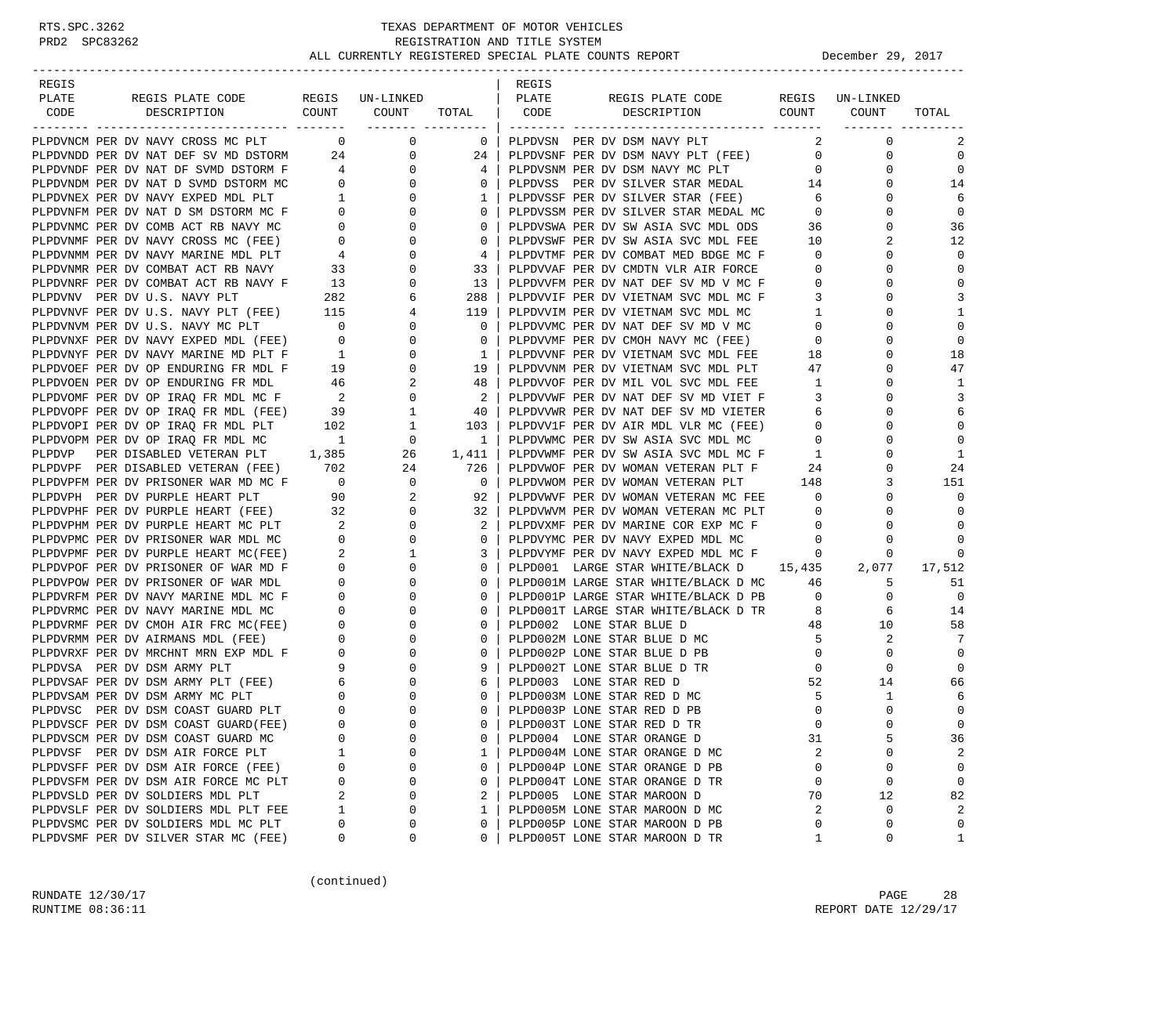RTS.SPC.3262 TEXAS DEPARTMENT OF MOTOR VEHICLES
PRD2 SPC83262 REGISTRATION AND TITLE SYSTEM
ALL CURRENTLY REGISTERED SPECIAL PLATE COUNTS REPORT December 29, 2017

| REGIS PLATE CODE | REGIS PLATE CODE DESCRIPTION | REGIS COUNT | UN-LINKED COUNT | TOTAL |
|---|---|---|---|---|
| PLPDVNCM | PER DV NAVY CROSS MC PLT | 0 | 0 | 0 |
| PLPDVNDD | PER DV NAT DEF SV MD DSTORM | 24 | 0 | 24 |
| PLPDVNDF | PER DV NAT DF SVMD DSTORM F | 4 | 0 | 4 |
| PLPDVNDM | PER DV NAT D SVMD DSTORM MC | 0 | 0 | 0 |
| PLPDVNEX | PER DV NAVY EXPED MDL PLT | 1 | 0 | 1 |
| PLPDVNFM | PER DV NAT D SM DSTORM MC F | 0 | 0 | 0 |
| PLPDVNMC | PER DV COMB ACT RB NAVY MC | 0 | 0 | 0 |
| PLPDVNMF | PER DV NAVY CROSS MC (FEE) | 0 | 0 | 0 |
| PLPDVNMM | PER DV NAVY MARINE MDL PLT | 4 | 0 | 4 |
| PLPDVNMR | PER DV COMBAT ACT RB NAVY | 33 | 0 | 33 |
| PLPDVNRF | PER DV COMBAT ACT RB NAVY F | 13 | 0 | 13 |
| PLPDVNV | PER DV U.S. NAVY PLT | 282 | 6 | 288 |
| PLPDVNVF | PER DV U.S. NAVY PLT (FEE) | 115 | 4 | 119 |
| PLPDVNVM | PER DV U.S. NAVY MC PLT | 0 | 0 | 0 |
| PLPDVNXF | PER DV NAVY EXPED MDL (FEE) | 0 | 0 | 0 |
| PLPDVNYF | PER DV NAVY MARINE MD PLT F | 1 | 0 | 1 |
| PLPDVOEF | PER DV OP ENDURING FR MDL F | 19 | 0 | 19 |
| PLPDVOEN | PER DV OP ENDURING FR MDL | 46 | 2 | 48 |
| PLPDVOMF | PER DV OP IRAQ FR MDL MC F | 2 | 0 | 2 |
| PLPDVOPF | PER DV OP IRAQ FR MDL (FEE) | 39 | 1 | 40 |
| PLPDVOPI | PER DV OP IRAQ FR MDL PLT | 102 | 1 | 103 |
| PLPDVOPM | PER DV OP IRAQ FR MDL MC | 1 | 0 | 1 |
| PLPDVP | PER DISABLED VETERAN PLT | 1,385 | 26 | 1,411 |
| PLPDVPF | PER DISABLED VETERAN (FEE) | 702 | 24 | 726 |
| PLPDVPFM | PER DV PRISONER WAR MD MC F | 0 | 0 | 0 |
| PLPDVPH | PER DV PURPLE HEART PLT | 90 | 2 | 92 |
| PLPDVPHF | PER DV PURPLE HEART (FEE) | 32 | 0 | 32 |
| PLPDVPHM | PER DV PURPLE HEART MC PLT | 2 | 0 | 2 |
| PLPDVPMC | PER DV PRISONER WAR MDL MC | 0 | 0 | 0 |
| PLPDVPMF | PER DV PURPLE HEART MC(FEE) | 2 | 1 | 3 |
| PLPDVPOF | PER DV PRISONER OF WAR MD F | 0 | 0 | 0 |
| PLPDVPOW | PER DV PRISONER OF WAR MDL | 0 | 0 | 0 |
| PLPDVRFM | PER DV NAVY MARINE MDL MC F | 0 | 0 | 0 |
| PLPDVRMC | PER DV NAVY MARINE MDL MC | 0 | 0 | 0 |
| PLPDVRMF | PER DV CMOH AIR FRC MC(FEE) | 0 | 0 | 0 |
| PLPDVRMM | PER DV AIRMANS MDL (FEE) | 0 | 0 | 0 |
| PLPDVRXF | PER DV MRCHNT MRN EXP MDL F | 0 | 0 | 0 |
| PLPDVSA | PER DV DSM ARMY PLT | 9 | 0 | 9 |
| PLPDVSAF | PER DV DSM ARMY PLT (FEE) | 6 | 0 | 6 |
| PLPDVSAM | PER DV DSM ARMY MC PLT | 0 | 0 | 0 |
| PLPDVSC | PER DV DSM COAST GUARD PLT | 0 | 0 | 0 |
| PLPDVSCF | PER DV DSM COAST GUARD(FEE) | 0 | 0 | 0 |
| PLPDVSCM | PER DV DSM COAST GUARD MC | 0 | 0 | 0 |
| PLPDVSF | PER DV DSM AIR FORCE PLT | 1 | 0 | 1 |
| PLPDVSFF | PER DV DSM AIR FORCE (FEE) | 0 | 0 | 0 |
| PLPDVSFM | PER DV DSM AIR FORCE MC PLT | 0 | 0 | 0 |
| PLPDVSLD | PER DV SOLDIERS MDL PLT | 2 | 0 | 2 |
| PLPDVSLF | PER DV SOLDIERS MDL PLT FEE | 1 | 0 | 1 |
| PLPDVSMC | PER DV SOLDIERS MDL MC PLT | 0 | 0 | 0 |
| PLPDVSMF | PER DV SILVER STAR MC (FEE) | 0 | 0 | 0 |
| PLPDVSN | PER DV DSM NAVY PLT | 2 | 0 | 2 |
| PLPDVSNF | PER DV DSM NAVY PLT (FEE) | 0 | 0 | 0 |
| PLPDVSNM | PER DV DSM NAVY MC PLT | 0 | 0 | 0 |
| PLPDVSS | PER DV SILVER STAR MEDAL | 14 | 0 | 14 |
| PLPDVSSF | PER DV SILVER STAR (FEE) | 6 | 0 | 6 |
| PLPDVSSM | PER DV SILVER STAR MEDAL MC | 0 | 0 | 0 |
| PLPDVSWA | PER DV SW ASIA SVC MDL ODS | 36 | 0 | 36 |
| PLPDVSWF | PER DV SW ASIA SVC MDL FEE | 10 | 2 | 12 |
| PLPDVTMF | PER DV COMBAT MED BDGE MC F | 0 | 0 | 0 |
| PLPDVVAF | PER DV CMDTN VLR AIR FORCE | 0 | 0 | 0 |
| PLPDVVFM | PER DV NAT DEF SV MD V MC F | 0 | 0 | 0 |
| PLPDVVIF | PER DV VIETNAM SVC MDL MC F | 3 | 0 | 3 |
| PLPDVVIM | PER DV VIETNAM SVC MDL MC | 1 | 0 | 1 |
| PLPDVVMC | PER DV NAT DEF SV MD V MC | 0 | 0 | 0 |
| PLPDVVMF | PER DV CMOH NAVY MC (FEE) | 0 | 0 | 0 |
| PLPDVVNF | PER DV VIETNAM SVC MDL FEE | 18 | 0 | 18 |
| PLPDVVNM | PER DV VIETNAM SVC MDL PLT | 47 | 0 | 47 |
| PLPDVVOF | PER DV MIL VOL SVC MDL FEE | 1 | 0 | 1 |
| PLPDVVWF | PER DV NAT DEF SV MD VIET F | 3 | 0 | 3 |
| PLPDVVWR | PER DV NAT DEF SV MD VIETER | 6 | 0 | 6 |
| PLPDVV1F | PER DV AIR MDL VLR MC (FEE) | 0 | 0 | 0 |
| PLPDVWMC | PER DV SW ASIA SVC MDL MC | 0 | 0 | 0 |
| PLPDVWMF | PER DV SW ASIA SVC MDL MC F | 1 | 0 | 1 |
| PLPDVWOF | PER DV WOMAN VETERAN PLT F | 24 | 0 | 24 |
| PLPDVWOM | PER DV WOMAN VETERAN PLT | 148 | 3 | 151 |
| PLPDVWVF | PER DV WOMAN VETERAN MC FEE | 0 | 0 | 0 |
| PLPDVWVM | PER DV WOMAN VETERAN MC PLT | 0 | 0 | 0 |
| PLPDVXMF | PER DV MARINE COR EXP MC F | 0 | 0 | 0 |
| PLPDVYMC | PER DV NAVY EXPED MDL MC | 0 | 0 | 0 |
| PLPDVYMF | PER DV NAVY EXPED MDL MC F | 0 | 0 | 0 |
| PLPD001 | LARGE STAR WHITE/BLACK D | 15,435 | 2,077 | 17,512 |
| PLPD001M | LARGE STAR WHITE/BLACK D MC | 46 | 5 | 51 |
| PLPD001P | LARGE STAR WHITE/BLACK D PB | 0 | 0 | 0 |
| PLPD001T | LARGE STAR WHITE/BLACK D TR | 8 | 6 | 14 |
| PLPD002 | LONE STAR BLUE D | 48 | 10 | 58 |
| PLPD002M | LONE STAR BLUE D MC | 5 | 2 | 7 |
| PLPD002P | LONE STAR BLUE D PB | 0 | 0 | 0 |
| PLPD002T | LONE STAR BLUE D TR | 0 | 0 | 0 |
| PLPD003 | LONE STAR RED D | 52 | 14 | 66 |
| PLPD003M | LONE STAR RED D MC | 5 | 1 | 6 |
| PLPD003P | LONE STAR RED D PB | 0 | 0 | 0 |
| PLPD003T | LONE STAR RED D TR | 0 | 0 | 0 |
| PLPD004 | LONE STAR ORANGE D | 31 | 5 | 36 |
| PLPD004M | LONE STAR ORANGE D MC | 2 | 0 | 2 |
| PLPD004P | LONE STAR ORANGE D PB | 0 | 0 | 0 |
| PLPD004T | LONE STAR ORANGE D TR | 0 | 0 | 0 |
| PLPD005 | LONE STAR MAROON D | 70 | 12 | 82 |
| PLPD005M | LONE STAR MAROON D MC | 2 | 0 | 2 |
| PLPD005P | LONE STAR MAROON D PB | 0 | 0 | 0 |
| PLPD005T | LONE STAR MAROON D TR | 1 | 0 | 1 |

(continued)

RUNDATE 12/30/17
RUNTIME 08:36:11
REPORT DATE 12/29/17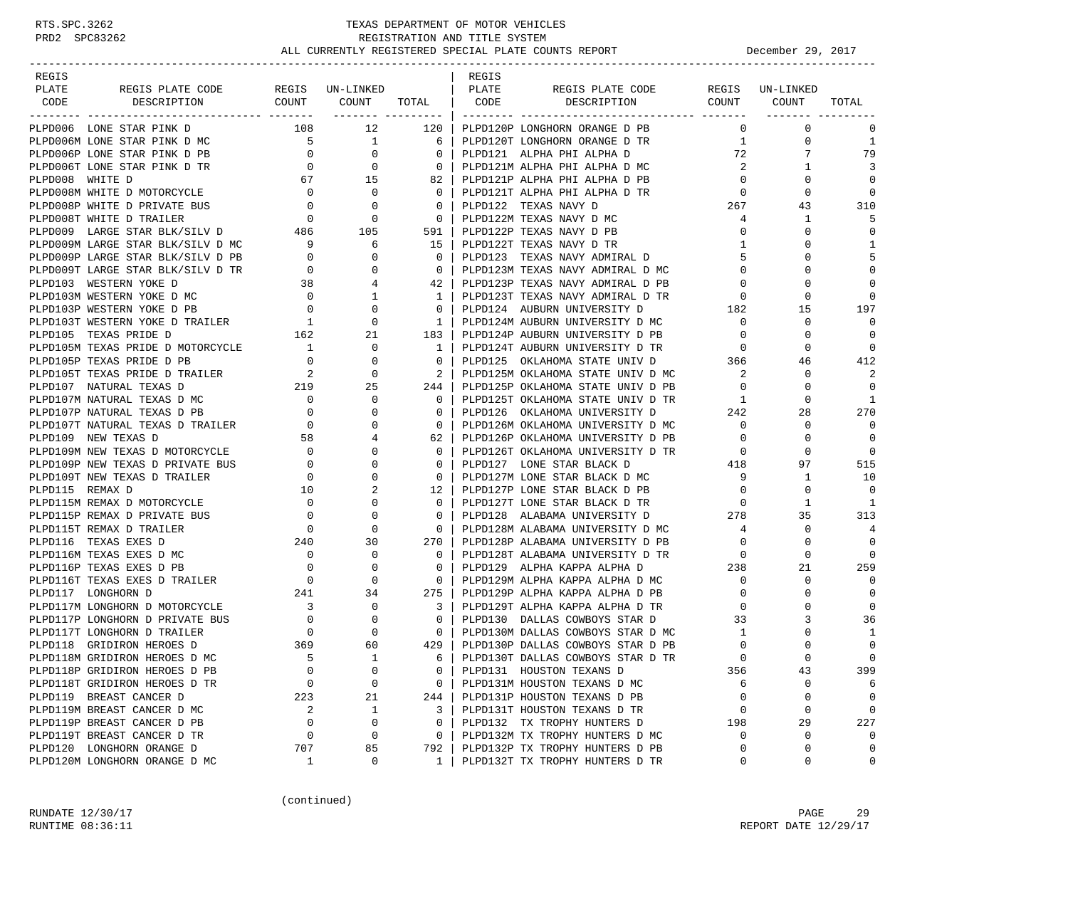TEXAS DEPARTMENT OF MOTOR VEHICLES
REGISTRATION AND TITLE SYSTEM
ALL CURRENTLY REGISTERED SPECIAL PLATE COUNTS REPORT — December 29, 2017

| REGIS PLATE CODE | REGIS PLATE CODE DESCRIPTION | REGIS COUNT | UN-LINKED COUNT | TOTAL |
|---|---|---|---|---|
| PLPD006 | LONE STAR PINK D | 108 | 12 | 120 |
| PLPD006M | LONE STAR PINK D MC | 5 | 1 | 6 |
| PLPD006P | LONE STAR PINK D PB | 0 | 0 | 0 |
| PLPD006T | LONE STAR PINK D TR | 0 | 0 | 0 |
| PLPD008 | WHITE D | 67 | 15 | 82 |
| PLPD008M | WHITE D MOTORCYCLE | 0 | 0 | 0 |
| PLPD008P | WHITE D PRIVATE BUS | 0 | 0 | 0 |
| PLPD008T | WHITE D TRAILER | 0 | 0 | 0 |
| PLPD009 | LARGE STAR BLK/SILV D | 486 | 105 | 591 |
| PLPD009M | LARGE STAR BLK/SILV D MC | 9 | 6 | 15 |
| PLPD009P | LARGE STAR BLK/SILV D PB | 0 | 0 | 0 |
| PLPD009T | LARGE STAR BLK/SILV D TR | 0 | 0 | 0 |
| PLPD103 | WESTERN YOKE D | 38 | 4 | 42 |
| PLPD103M | WESTERN YOKE D MC | 0 | 1 | 1 |
| PLPD103P | WESTERN YOKE D PB | 0 | 0 | 0 |
| PLPD103T | WESTERN YOKE D TRAILER | 1 | 0 | 1 |
| PLPD105 | TEXAS PRIDE D | 162 | 21 | 183 |
| PLPD105M | TEXAS PRIDE D MOTORCYCLE | 1 | 0 | 1 |
| PLPD105P | TEXAS PRIDE D PB | 0 | 0 | 0 |
| PLPD105T | TEXAS PRIDE D TRAILER | 2 | 0 | 2 |
| PLPD107 | NATURAL TEXAS D | 219 | 25 | 244 |
| PLPD107M | NATURAL TEXAS D MC | 0 | 0 | 0 |
| PLPD107P | NATURAL TEXAS D PB | 0 | 0 | 0 |
| PLPD107T | NATURAL TEXAS D TRAILER | 0 | 0 | 0 |
| PLPD109 | NEW TEXAS D | 58 | 4 | 62 |
| PLPD109M | NEW TEXAS D MOTORCYCLE | 0 | 0 | 0 |
| PLPD109P | NEW TEXAS D PRIVATE BUS | 0 | 0 | 0 |
| PLPD109T | NEW TEXAS D TRAILER | 0 | 0 | 0 |
| PLPD115 | REMAX D | 10 | 2 | 12 |
| PLPD115M | REMAX D MOTORCYCLE | 0 | 0 | 0 |
| PLPD115P | REMAX D PRIVATE BUS | 0 | 0 | 0 |
| PLPD115T | REMAX D TRAILER | 0 | 0 | 0 |
| PLPD116 | TEXAS EXES D | 240 | 30 | 270 |
| PLPD116M | TEXAS EXES D MC | 0 | 0 | 0 |
| PLPD116P | TEXAS EXES D PB | 0 | 0 | 0 |
| PLPD116T | TEXAS EXES D TRAILER | 0 | 0 | 0 |
| PLPD117 | LONGHORN D | 241 | 34 | 275 |
| PLPD117M | LONGHORN D MOTORCYCLE | 3 | 0 | 3 |
| PLPD117P | LONGHORN D PRIVATE BUS | 0 | 0 | 0 |
| PLPD117T | LONGHORN D TRAILER | 0 | 0 | 0 |
| PLPD118 | GRIDIRON HEROES D | 369 | 60 | 429 |
| PLPD118M | GRIDIRON HEROES D MC | 5 | 1 | 6 |
| PLPD118P | GRIDIRON HEROES D PB | 0 | 0 | 0 |
| PLPD118T | GRIDIRON HEROES D TR | 0 | 0 | 0 |
| PLPD119 | BREAST CANCER D | 223 | 21 | 244 |
| PLPD119M | BREAST CANCER D MC | 2 | 1 | 3 |
| PLPD119P | BREAST CANCER D PB | 0 | 0 | 0 |
| PLPD119T | BREAST CANCER D TR | 0 | 0 | 0 |
| PLPD120 | LONGHORN ORANGE D | 707 | 85 | 792 |
| PLPD120M | LONGHORN ORANGE D MC | 1 | 0 | 1 |
| PLPD120P | LONGHORN ORANGE D PB | 0 | 0 | 0 |
| PLPD120T | LONGHORN ORANGE D TR | 1 | 0 | 1 |
| PLPD121 | ALPHA PHI ALPHA D | 72 | 7 | 79 |
| PLPD121M | ALPHA PHI ALPHA D MC | 2 | 1 | 3 |
| PLPD121P | ALPHA PHI ALPHA D PB | 0 | 0 | 0 |
| PLPD121T | ALPHA PHI ALPHA D TR | 0 | 0 | 0 |
| PLPD122 | TEXAS NAVY D | 267 | 43 | 310 |
| PLPD122M | TEXAS NAVY D MC | 4 | 1 | 5 |
| PLPD122P | TEXAS NAVY D PB | 0 | 0 | 0 |
| PLPD122T | TEXAS NAVY D TR | 1 | 0 | 1 |
| PLPD123 | TEXAS NAVY ADMIRAL D | 5 | 0 | 5 |
| PLPD123M | TEXAS NAVY ADMIRAL D MC | 0 | 0 | 0 |
| PLPD123P | TEXAS NAVY ADMIRAL D PB | 0 | 0 | 0 |
| PLPD123T | TEXAS NAVY ADMIRAL D TR | 0 | 0 | 0 |
| PLPD124 | AUBURN UNIVERSITY D | 182 | 15 | 197 |
| PLPD124M | AUBURN UNIVERSITY D MC | 0 | 0 | 0 |
| PLPD124P | AUBURN UNIVERSITY D PB | 0 | 0 | 0 |
| PLPD124T | AUBURN UNIVERSITY D TR | 0 | 0 | 0 |
| PLPD125 | OKLAHOMA STATE UNIV D | 366 | 46 | 412 |
| PLPD125M | OKLAHOMA STATE UNIV D MC | 2 | 0 | 2 |
| PLPD125P | OKLAHOMA STATE UNIV D PB | 0 | 0 | 0 |
| PLPD125T | OKLAHOMA STATE UNIV D TR | 1 | 0 | 1 |
| PLPD126 | OKLAHOMA UNIVERSITY D | 242 | 28 | 270 |
| PLPD126M | OKLAHOMA UNIVERSITY D MC | 0 | 0 | 0 |
| PLPD126P | OKLAHOMA UNIVERSITY D PB | 0 | 0 | 0 |
| PLPD126T | OKLAHOMA UNIVERSITY D TR | 0 | 0 | 0 |
| PLPD127 | LONE STAR BLACK D | 418 | 97 | 515 |
| PLPD127M | LONE STAR BLACK D MC | 9 | 1 | 10 |
| PLPD127P | LONE STAR BLACK D PB | 0 | 0 | 0 |
| PLPD127T | LONE STAR BLACK D TR | 0 | 1 | 1 |
| PLPD128 | ALABAMA UNIVERSITY D | 278 | 35 | 313 |
| PLPD128M | ALABAMA UNIVERSITY D MC | 4 | 0 | 4 |
| PLPD128P | ALABAMA UNIVERSITY D PB | 0 | 0 | 0 |
| PLPD128T | ALABAMA UNIVERSITY D TR | 0 | 0 | 0 |
| PLPD129 | ALPHA KAPPA ALPHA D | 238 | 21 | 259 |
| PLPD129M | ALPHA KAPPA ALPHA D MC | 0 | 0 | 0 |
| PLPD129P | ALPHA KAPPA ALPHA D PB | 0 | 0 | 0 |
| PLPD129T | ALPHA KAPPA ALPHA D TR | 0 | 0 | 0 |
| PLPD130 | DALLAS COWBOYS STAR D | 33 | 3 | 36 |
| PLPD130M | DALLAS COWBOYS STAR D MC | 1 | 0 | 1 |
| PLPD130P | DALLAS COWBOYS STAR D PB | 0 | 0 | 0 |
| PLPD130T | DALLAS COWBOYS STAR D TR | 0 | 0 | 0 |
| PLPD131 | HOUSTON TEXANS D | 356 | 43 | 399 |
| PLPD131M | HOUSTON TEXANS D MC | 6 | 0 | 6 |
| PLPD131P | HOUSTON TEXANS D PB | 0 | 0 | 0 |
| PLPD131T | HOUSTON TEXANS D TR | 0 | 0 | 0 |
| PLPD132 | TX TROPHY HUNTERS D | 198 | 29 | 227 |
| PLPD132M | TX TROPHY HUNTERS D MC | 0 | 0 | 0 |
| PLPD132P | TX TROPHY HUNTERS D PB | 0 | 0 | 0 |
| PLPD132T | TX TROPHY HUNTERS D TR | 0 | 0 | 0 |

(continued)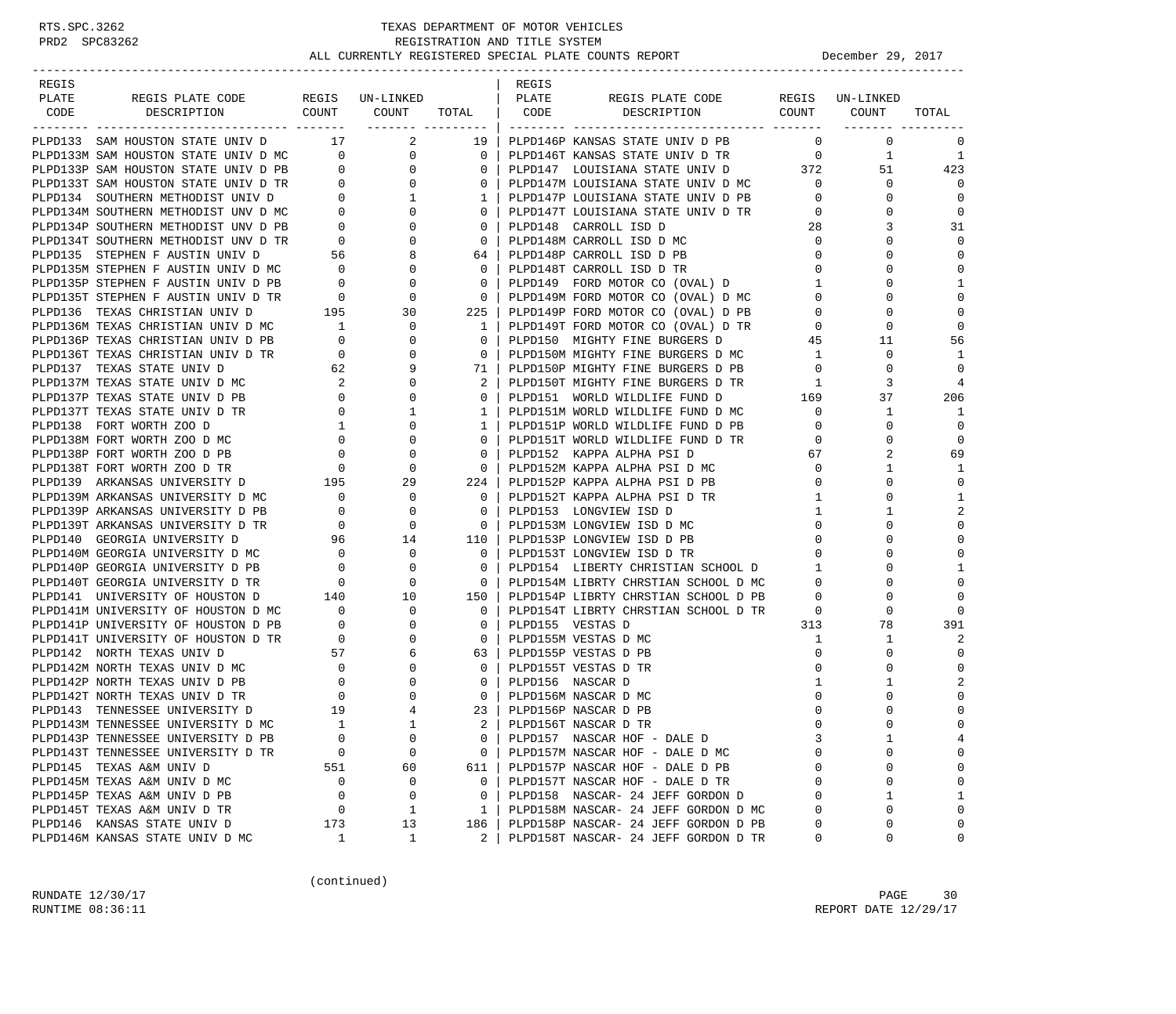TEXAS DEPARTMENT OF MOTOR VEHICLES
REGISTRATION AND TITLE SYSTEM
ALL CURRENTLY REGISTERED SPECIAL PLATE COUNTS REPORT — December 29, 2017

| REGIS PLATE CODE | REGIS PLATE CODE DESCRIPTION | REGIS COUNT | UN-LINKED COUNT | TOTAL |
|---|---|---|---|---|
| PLPD133 | SAM HOUSTON STATE UNIV D | 17 | 2 | 19 |
| PLPD133M | SAM HOUSTON STATE UNIV D MC | 0 | 0 | 0 |
| PLPD133P | SAM HOUSTON STATE UNIV D PB | 0 | 0 | 0 |
| PLPD133T | SAM HOUSTON STATE UNIV D TR | 0 | 0 | 0 |
| PLPD134 | SOUTHERN METHODIST UNIV D | 0 | 1 | 1 |
| PLPD134M | SOUTHERN METHODIST UNV D MC | 0 | 0 | 0 |
| PLPD134P | SOUTHERN METHODIST UNV D PB | 0 | 0 | 0 |
| PLPD134T | SOUTHERN METHODIST UNV D TR | 0 | 0 | 0 |
| PLPD135 | STEPHEN F AUSTIN UNIV D | 56 | 8 | 64 |
| PLPD135M | STEPHEN F AUSTIN UNIV D MC | 0 | 0 | 0 |
| PLPD135P | STEPHEN F AUSTIN UNIV D PB | 0 | 0 | 0 |
| PLPD135T | STEPHEN F AUSTIN UNIV D TR | 0 | 0 | 0 |
| PLPD136 | TEXAS CHRISTIAN UNIV D | 195 | 30 | 225 |
| PLPD136M | TEXAS CHRISTIAN UNIV D MC | 1 | 0 | 1 |
| PLPD136P | TEXAS CHRISTIAN UNIV D PB | 0 | 0 | 0 |
| PLPD136T | TEXAS CHRISTIAN UNIV D TR | 0 | 0 | 0 |
| PLPD137 | TEXAS STATE UNIV D | 62 | 9 | 71 |
| PLPD137M | TEXAS STATE UNIV D MC | 2 | 0 | 2 |
| PLPD137P | TEXAS STATE UNIV D PB | 0 | 0 | 0 |
| PLPD137T | TEXAS STATE UNIV D TR | 0 | 1 | 1 |
| PLPD138 | FORT WORTH ZOO D | 1 | 0 | 1 |
| PLPD138M | FORT WORTH ZOO D MC | 0 | 0 | 0 |
| PLPD138P | FORT WORTH ZOO D PB | 0 | 0 | 0 |
| PLPD138T | FORT WORTH ZOO D TR | 0 | 0 | 0 |
| PLPD139 | ARKANSAS UNIVERSITY D | 195 | 29 | 224 |
| PLPD139M | ARKANSAS UNIVERSITY D MC | 0 | 0 | 0 |
| PLPD139P | ARKANSAS UNIVERSITY D PB | 0 | 0 | 0 |
| PLPD139T | ARKANSAS UNIVERSITY D TR | 0 | 0 | 0 |
| PLPD140 | GEORGIA UNIVERSITY D | 96 | 14 | 110 |
| PLPD140M | GEORGIA UNIVERSITY D MC | 0 | 0 | 0 |
| PLPD140P | GEORGIA UNIVERSITY D PB | 0 | 0 | 0 |
| PLPD140T | GEORGIA UNIVERSITY D TR | 0 | 0 | 0 |
| PLPD141 | UNIVERSITY OF HOUSTON D | 140 | 10 | 150 |
| PLPD141M | UNIVERSITY OF HOUSTON D MC | 0 | 0 | 0 |
| PLPD141P | UNIVERSITY OF HOUSTON D PB | 0 | 0 | 0 |
| PLPD141T | UNIVERSITY OF HOUSTON D TR | 0 | 0 | 0 |
| PLPD142 | NORTH TEXAS UNIV D | 57 | 6 | 63 |
| PLPD142M | NORTH TEXAS UNIV D MC | 0 | 0 | 0 |
| PLPD142P | NORTH TEXAS UNIV D PB | 0 | 0 | 0 |
| PLPD142T | NORTH TEXAS UNIV D TR | 0 | 0 | 0 |
| PLPD143 | TENNESSEE UNIVERSITY D | 19 | 4 | 23 |
| PLPD143M | TENNESSEE UNIVERSITY D MC | 1 | 1 | 2 |
| PLPD143P | TENNESSEE UNIVERSITY D PB | 0 | 0 | 0 |
| PLPD143T | TENNESSEE UNIVERSITY D TR | 0 | 0 | 0 |
| PLPD145 | TEXAS A&M UNIV D | 551 | 60 | 611 |
| PLPD145M | TEXAS A&M UNIV D MC | 0 | 0 | 0 |
| PLPD145P | TEXAS A&M UNIV D PB | 0 | 0 | 0 |
| PLPD145T | TEXAS A&M UNIV D TR | 0 | 1 | 1 |
| PLPD146 | KANSAS STATE UNIV D | 173 | 13 | 186 |
| PLPD146M | KANSAS STATE UNIV D MC | 1 | 1 | 2 |
| PLPD146P | KANSAS STATE UNIV D PB | 0 | 0 | 0 |
| PLPD146T | KANSAS STATE UNIV D TR | 0 | 1 | 1 |
| PLPD147 | LOUISIANA STATE UNIV D | 372 | 51 | 423 |
| PLPD147M | LOUISIANA STATE UNIV D MC | 0 | 0 | 0 |
| PLPD147P | LOUISIANA STATE UNIV D PB | 0 | 0 | 0 |
| PLPD147T | LOUISIANA STATE UNIV D TR | 0 | 0 | 0 |
| PLPD148 | CARROLL ISD D | 28 | 3 | 31 |
| PLPD148M | CARROLL ISD D MC | 0 | 0 | 0 |
| PLPD148P | CARROLL ISD D PB | 0 | 0 | 0 |
| PLPD148T | CARROLL ISD D TR | 0 | 0 | 0 |
| PLPD149 | FORD MOTOR CO (OVAL) D | 1 | 0 | 1 |
| PLPD149M | FORD MOTOR CO (OVAL) D MC | 0 | 0 | 0 |
| PLPD149P | FORD MOTOR CO (OVAL) D PB | 0 | 0 | 0 |
| PLPD149T | FORD MOTOR CO (OVAL) D TR | 0 | 0 | 0 |
| PLPD150 | MIGHTY FINE BURGERS D | 45 | 11 | 56 |
| PLPD150M | MIGHTY FINE BURGERS D MC | 1 | 0 | 1 |
| PLPD150P | MIGHTY FINE BURGERS D PB | 0 | 0 | 0 |
| PLPD150T | MIGHTY FINE BURGERS D TR | 1 | 3 | 4 |
| PLPD151 | WORLD WILDLIFE FUND D | 169 | 37 | 206 |
| PLPD151M | WORLD WILDLIFE FUND D MC | 0 | 1 | 1 |
| PLPD151P | WORLD WILDLIFE FUND D PB | 0 | 0 | 0 |
| PLPD151T | WORLD WILDLIFE FUND D TR | 0 | 0 | 0 |
| PLPD152 | KAPPA ALPHA PSI D | 67 | 2 | 69 |
| PLPD152M | KAPPA ALPHA PSI D MC | 0 | 1 | 1 |
| PLPD152P | KAPPA ALPHA PSI D PB | 0 | 0 | 0 |
| PLPD152T | KAPPA ALPHA PSI D TR | 1 | 0 | 1 |
| PLPD153 | LONGVIEW ISD D | 1 | 1 | 2 |
| PLPD153M | LONGVIEW ISD D MC | 0 | 0 | 0 |
| PLPD153P | LONGVIEW ISD D PB | 0 | 0 | 0 |
| PLPD153T | LONGVIEW ISD D TR | 0 | 0 | 0 |
| PLPD154 | LIBERTY CHRISTIAN SCHOOL D | 1 | 0 | 1 |
| PLPD154M | LIBRTY CHRSTIAN SCHOOL D MC | 0 | 0 | 0 |
| PLPD154P | LIBRTY CHRSTIAN SCHOOL D PB | 0 | 0 | 0 |
| PLPD154T | LIBRTY CHRSTIAN SCHOOL D TR | 0 | 0 | 0 |
| PLPD155 | VESTAS D | 313 | 78 | 391 |
| PLPD155M | VESTAS D MC | 1 | 1 | 2 |
| PLPD155P | VESTAS D PB | 0 | 0 | 0 |
| PLPD155T | VESTAS D TR | 0 | 0 | 0 |
| PLPD156 | NASCAR D | 1 | 1 | 2 |
| PLPD156M | NASCAR D MC | 0 | 0 | 0 |
| PLPD156P | NASCAR D PB | 0 | 0 | 0 |
| PLPD156T | NASCAR D TR | 0 | 0 | 0 |
| PLPD157 | NASCAR HOF - DALE D | 3 | 1 | 4 |
| PLPD157M | NASCAR HOF - DALE D MC | 0 | 0 | 0 |
| PLPD157P | NASCAR HOF - DALE D PB | 0 | 0 | 0 |
| PLPD157T | NASCAR HOF - DALE D TR | 0 | 0 | 0 |
| PLPD158 | NASCAR- 24 JEFF GORDON D | 0 | 1 | 1 |
| PLPD158M | NASCAR- 24 JEFF GORDON D MC | 0 | 0 | 0 |
| PLPD158P | NASCAR- 24 JEFF GORDON D PB | 0 | 0 | 0 |
| PLPD158T | NASCAR- 24 JEFF GORDON D TR | 0 | 0 | 0 |

(continued)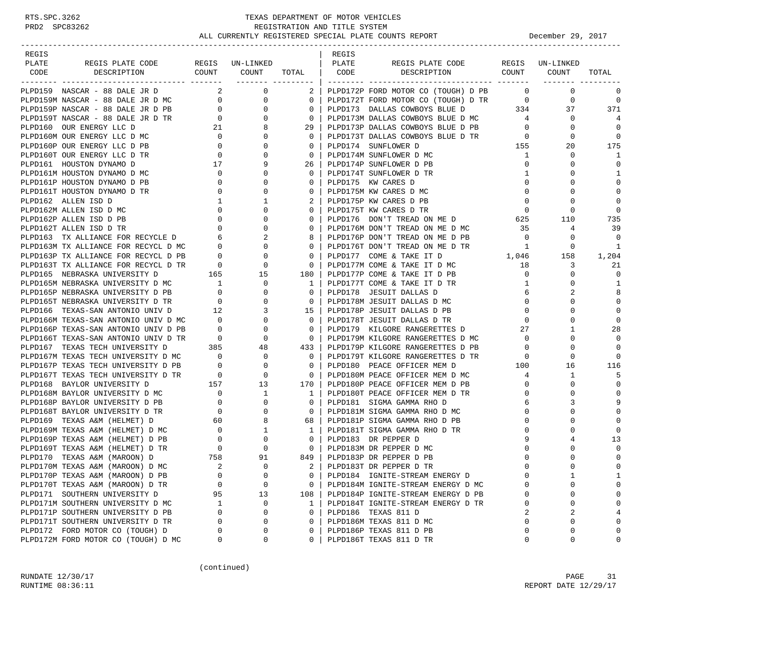RTS.SPC.3262 TEXAS DEPARTMENT OF MOTOR VEHICLES
PRD2 SPC83262 REGISTRATION AND TITLE SYSTEM
ALL CURRENTLY REGISTERED SPECIAL PLATE COUNTS REPORT December 29, 2017

| REGIS PLATE CODE | REGIS PLATE CODE DESCRIPTION | REGIS COUNT | UN-LINKED COUNT | TOTAL | REGIS PLATE CODE | REGIS PLATE CODE DESCRIPTION | REGIS COUNT | UN-LINKED COUNT | TOTAL |
|---|---|---|---|---|---|---|---|---|---|
| PLPD159 | NASCAR - 88 DALE JR D | 2 | 0 | 2 | PLPD172P | FORD MOTOR CO (TOUGH) D PB | 0 | 0 | 0 |
| PLPD159M | NASCAR - 88 DALE JR D MC | 0 | 0 | 0 | PLPD172T | FORD MOTOR CO (TOUGH) D TR | 0 | 0 | 0 |
| PLPD159P | NASCAR - 88 DALE JR D PB | 0 | 0 | 0 | PLPD173 | DALLAS COWBOYS BLUE D | 334 | 37 | 371 |
| PLPD159T | NASCAR - 88 DALE JR D TR | 0 | 0 | 0 | PLPD173M | DALLAS COWBOYS BLUE D MC | 4 | 0 | 4 |
| PLPD160 | OUR ENERGY LLC D | 21 | 8 | 29 | PLPD173P | DALLAS COWBOYS BLUE D PB | 0 | 0 | 0 |
| PLPD160M | OUR ENERGY LLC D MC | 0 | 0 | 0 | PLPD173T | DALLAS COWBOYS BLUE D TR | 0 | 0 | 0 |
| PLPD160P | OUR ENERGY LLC D PB | 0 | 0 | 0 | PLPD174 | SUNFLOWER D | 155 | 20 | 175 |
| PLPD160T | OUR ENERGY LLC D TR | 0 | 0 | 0 | PLPD174M | SUNFLOWER D MC | 1 | 0 | 1 |
| PLPD161 | HOUSTON DYNAMO D | 17 | 9 | 26 | PLPD174P | SUNFLOWER D PB | 0 | 0 | 0 |
| PLPD161M | HOUSTON DYNAMO D MC | 0 | 0 | 0 | PLPD174T | SUNFLOWER D TR | 1 | 0 | 1 |
| PLPD161P | HOUSTON DYNAMO D PB | 0 | 0 | 0 | PLPD175 | KW CARES D | 0 | 0 | 0 |
| PLPD161T | HOUSTON DYNAMO D TR | 0 | 0 | 0 | PLPD175M | KW CARES D MC | 0 | 0 | 0 |
| PLPD162 | ALLEN ISD D | 1 | 1 | 2 | PLPD175P | KW CARES D PB | 0 | 0 | 0 |
| PLPD162M | ALLEN ISD D MC | 0 | 0 | 0 | PLPD175T | KW CARES D TR | 0 | 0 | 0 |
| PLPD162P | ALLEN ISD D PB | 0 | 0 | 0 | PLPD176 | DON'T TREAD ON ME D | 625 | 110 | 735 |
| PLPD162T | ALLEN ISD D TR | 0 | 0 | 0 | PLPD176M | DON'T TREAD ON ME D MC | 35 | 4 | 39 |
| PLPD163 | TX ALLIANCE FOR RECYCLE D | 6 | 2 | 8 | PLPD176P | DON'T TREAD ON ME D PB | 0 | 0 | 0 |
| PLPD163M | TX ALLIANCE FOR RECYCL D MC | 0 | 0 | 0 | PLPD176T | DON'T TREAD ON ME D TR | 1 | 0 | 1 |
| PLPD163P | TX ALLIANCE FOR RECYCL D PB | 0 | 0 | 0 | PLPD177 | COME & TAKE IT D | 1,046 | 158 | 1,204 |
| PLPD163T | TX ALLIANCE FOR RECYCL D TR | 0 | 0 | 0 | PLPD177M | COME & TAKE IT D MC | 18 | 3 | 21 |
| PLPD165 | NEBRASKA UNIVERSITY D | 165 | 15 | 180 | PLPD177P | COME & TAKE IT D PB | 0 | 0 | 0 |
| PLPD165M | NEBRASKA UNIVERSITY D MC | 1 | 0 | 1 | PLPD177T | COME & TAKE IT D TR | 1 | 0 | 1 |
| PLPD165P | NEBRASKA UNIVERSITY D PB | 0 | 0 | 0 | PLPD178 | JESUIT DALLAS D | 6 | 2 | 8 |
| PLPD165T | NEBRASKA UNIVERSITY D TR | 0 | 0 | 0 | PLPD178M | JESUIT DALLAS D MC | 0 | 0 | 0 |
| PLPD166 | TEXAS-SAN ANTONIO UNIV D | 12 | 3 | 15 | PLPD178P | JESUIT DALLAS D PB | 0 | 0 | 0 |
| PLPD166M | TEXAS-SAN ANTONIO UNIV D MC | 0 | 0 | 0 | PLPD178T | JESUIT DALLAS D TR | 0 | 0 | 0 |
| PLPD166P | TEXAS-SAN ANTONIO UNIV D PB | 0 | 0 | 0 | PLPD179 | KILGORE RANGERETTES D | 27 | 1 | 28 |
| PLPD166T | TEXAS-SAN ANTONIO UNIV D TR | 0 | 0 | 0 | PLPD179M | KILGORE RANGERETTES D MC | 0 | 0 | 0 |
| PLPD167 | TEXAS TECH UNIVERSITY D | 385 | 48 | 433 | PLPD179P | KILGORE RANGERETTES D PB | 0 | 0 | 0 |
| PLPD167M | TEXAS TECH UNIVERSITY D MC | 0 | 0 | 0 | PLPD179T | KILGORE RANGERETTES D TR | 0 | 0 | 0 |
| PLPD167P | TEXAS TECH UNIVERSITY D PB | 0 | 0 | 0 | PLPD180 | PEACE OFFICER MEM D | 100 | 16 | 116 |
| PLPD167T | TEXAS TECH UNIVERSITY D TR | 0 | 0 | 0 | PLPD180M | PEACE OFFICER MEM D MC | 4 | 1 | 5 |
| PLPD168 | BAYLOR UNIVERSITY D | 157 | 13 | 170 | PLPD180P | PEACE OFFICER MEM D PB | 0 | 0 | 0 |
| PLPD168M | BAYLOR UNIVERSITY D MC | 0 | 1 | 1 | PLPD180T | PEACE OFFICER MEM D TR | 0 | 0 | 0 |
| PLPD168P | BAYLOR UNIVERSITY D PB | 0 | 0 | 0 | PLPD181 | SIGMA GAMMA RHO D | 6 | 3 | 9 |
| PLPD168T | BAYLOR UNIVERSITY D TR | 0 | 0 | 0 | PLPD181M | SIGMA GAMMA RHO D MC | 0 | 0 | 0 |
| PLPD169 | TEXAS A&M (HELMET) D | 60 | 8 | 68 | PLPD181P | SIGMA GAMMA RHO D PB | 0 | 0 | 0 |
| PLPD169M | TEXAS A&M (HELMET) D MC | 0 | 1 | 1 | PLPD181T | SIGMA GAMMA RHO D TR | 0 | 0 | 0 |
| PLPD169P | TEXAS A&M (HELMET) D PB | 0 | 0 | 0 | PLPD183 | DR PEPPER D | 9 | 4 | 13 |
| PLPD169T | TEXAS A&M (HELMET) D TR | 0 | 0 | 0 | PLPD183M | DR PEPPER D MC | 0 | 0 | 0 |
| PLPD170 | TEXAS A&M (MAROON) D | 758 | 91 | 849 | PLPD183P | DR PEPPER D PB | 0 | 0 | 0 |
| PLPD170M | TEXAS A&M (MAROON) D MC | 2 | 0 | 2 | PLPD183T | DR PEPPER D TR | 0 | 0 | 0 |
| PLPD170P | TEXAS A&M (MAROON) D PB | 0 | 0 | 0 | PLPD184 | IGNITE-STREAM ENERGY D | 0 | 1 | 1 |
| PLPD170T | TEXAS A&M (MAROON) D TR | 0 | 0 | 0 | PLPD184M | IGNITE-STREAM ENERGY D MC | 0 | 0 | 0 |
| PLPD171 | SOUTHERN UNIVERSITY D | 95 | 13 | 108 | PLPD184P | IGNITE-STREAM ENERGY D PB | 0 | 0 | 0 |
| PLPD171M | SOUTHERN UNIVERSITY D MC | 1 | 0 | 1 | PLPD184T | IGNITE-STREAM ENERGY D TR | 0 | 0 | 0 |
| PLPD171P | SOUTHERN UNIVERSITY D PB | 0 | 0 | 0 | PLPD186 | TEXAS 811 D | 2 | 2 | 4 |
| PLPD171T | SOUTHERN UNIVERSITY D TR | 0 | 0 | 0 | PLPD186M | TEXAS 811 D MC | 0 | 0 | 0 |
| PLPD172 | FORD MOTOR CO (TOUGH) D | 0 | 0 | 0 | PLPD186P | TEXAS 811 D PB | 0 | 0 | 0 |
| PLPD172M | FORD MOTOR CO (TOUGH) D MC | 0 | 0 | 0 | PLPD186T | TEXAS 811 D TR | 0 | 0 | 0 |

(continued)

RUNDATE 12/30/17
RUNTIME 08:36:11
REPORT DATE 12/29/17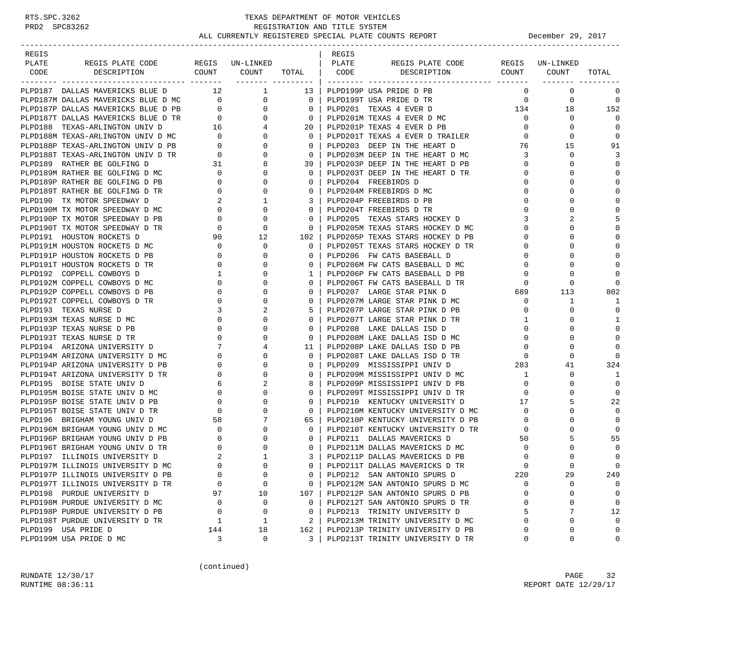# TEXAS DEPARTMENT OF MOTOR VEHICLES
## REGISTRATION AND TITLE SYSTEM
### ALL CURRENTLY REGISTERED SPECIAL PLATE COUNTS REPORT — December 29, 2017

RTS.SPC.3262
PRD2 SPC83262

| REGIS PLATE CODE | REGIS PLATE CODE DESCRIPTION | REGIS COUNT | UN-LINKED COUNT | TOTAL |
|---|---|---|---|---|
| PLPD187 | DALLAS MAVERICKS BLUE D | 12 | 1 | 13 |
| PLPD187M | DALLAS MAVERICKS BLUE D MC | 0 | 0 | 0 |
| PLPD187P | DALLAS MAVERICKS BLUE D PB | 0 | 0 | 0 |
| PLPD187T | DALLAS MAVERICKS BLUE D TR | 0 | 0 | 0 |
| PLPD188 | TEXAS-ARLINGTON UNIV D | 16 | 4 | 20 |
| PLPD188M | TEXAS-ARLINGTON UNIV D MC | 0 | 0 | 0 |
| PLPD188P | TEXAS-ARLINGTON UNIV D PB | 0 | 0 | 0 |
| PLPD188T | TEXAS-ARLINGTON UNIV D TR | 0 | 0 | 0 |
| PLPD189 | RATHER BE GOLFING D | 31 | 8 | 39 |
| PLPD189M | RATHER BE GOLFING D MC | 0 | 0 | 0 |
| PLPD189P | RATHER BE GOLFING D PB | 0 | 0 | 0 |
| PLPD189T | RATHER BE GOLFING D TR | 0 | 0 | 0 |
| PLPD190 | TX MOTOR SPEEDWAY D | 2 | 1 | 3 |
| PLPD190M | TX MOTOR SPEEDWAY D MC | 0 | 0 | 0 |
| PLPD190P | TX MOTOR SPEEDWAY D PB | 0 | 0 | 0 |
| PLPD190T | TX MOTOR SPEEDWAY D TR | 0 | 0 | 0 |
| PLPD191 | HOUSTON ROCKETS D | 90 | 12 | 102 |
| PLPD191M | HOUSTON ROCKETS D MC | 0 | 0 | 0 |
| PLPD191P | HOUSTON ROCKETS D PB | 0 | 0 | 0 |
| PLPD191T | HOUSTON ROCKETS D TR | 0 | 0 | 0 |
| PLPD192 | COPPELL COWBOYS D | 1 | 0 | 1 |
| PLPD192M | COPPELL COWBOYS D MC | 0 | 0 | 0 |
| PLPD192P | COPPELL COWBOYS D PB | 0 | 0 | 0 |
| PLPD192T | COPPELL COWBOYS D TR | 0 | 0 | 0 |
| PLPD193 | TEXAS NURSE D | 3 | 2 | 5 |
| PLPD193M | TEXAS NURSE D MC | 0 | 0 | 0 |
| PLPD193P | TEXAS NURSE D PB | 0 | 0 | 0 |
| PLPD193T | TEXAS NURSE D TR | 0 | 0 | 0 |
| PLPD194 | ARIZONA UNIVERSITY D | 7 | 4 | 11 |
| PLPD194M | ARIZONA UNIVERSITY D MC | 0 | 0 | 0 |
| PLPD194P | ARIZONA UNIVERSITY D PB | 0 | 0 | 0 |
| PLPD194T | ARIZONA UNIVERSITY D TR | 0 | 0 | 0 |
| PLPD195 | BOISE STATE UNIV D | 6 | 2 | 8 |
| PLPD195M | BOISE STATE UNIV D MC | 0 | 0 | 0 |
| PLPD195P | BOISE STATE UNIV D PB | 0 | 0 | 0 |
| PLPD195T | BOISE STATE UNIV D TR | 0 | 0 | 0 |
| PLPD196 | BRIGHAM YOUNG UNIV D | 58 | 7 | 65 |
| PLPD196M | BRIGHAM YOUNG UNIV D MC | 0 | 0 | 0 |
| PLPD196P | BRIGHAM YOUNG UNIV D PB | 0 | 0 | 0 |
| PLPD196T | BRIGHAM YOUNG UNIV D TR | 0 | 0 | 0 |
| PLPD197 | ILLINOIS UNIVERSITY D | 2 | 1 | 3 |
| PLPD197M | ILLINOIS UNIVERSITY D MC | 0 | 0 | 0 |
| PLPD197P | ILLINOIS UNIVERSITY D PB | 0 | 0 | 0 |
| PLPD197T | ILLINOIS UNIVERSITY D TR | 0 | 0 | 0 |
| PLPD198 | PURDUE UNIVERSITY D | 97 | 10 | 107 |
| PLPD198M | PURDUE UNIVERSITY D MC | 0 | 0 | 0 |
| PLPD198P | PURDUE UNIVERSITY D PB | 0 | 0 | 0 |
| PLPD198T | PURDUE UNIVERSITY D TR | 1 | 1 | 2 |
| PLPD199 | USA PRIDE D | 144 | 18 | 162 |
| PLPD199M | USA PRIDE D MC | 3 | 0 | 3 |
| PLPD199P | USA PRIDE D PB | 0 | 0 | 0 |
| PLPD199T | USA PRIDE D TR | 0 | 0 | 0 |
| PLPD201 | TEXAS 4 EVER D | 134 | 18 | 152 |
| PLPD201M | TEXAS 4 EVER D MC | 0 | 0 | 0 |
| PLPD201P | TEXAS 4 EVER D PB | 0 | 0 | 0 |
| PLPD201T | TEXAS 4 EVER D TRAILER | 0 | 0 | 0 |
| PLPD203 | DEEP IN THE HEART D | 76 | 15 | 91 |
| PLPD203M | DEEP IN THE HEART D MC | 3 | 0 | 3 |
| PLPD203P | DEEP IN THE HEART D PB | 0 | 0 | 0 |
| PLPD203T | DEEP IN THE HEART D TR | 0 | 0 | 0 |
| PLPD204 | FREEBIRDS D | 0 | 0 | 0 |
| PLPD204M | FREEBIRDS D MC | 0 | 0 | 0 |
| PLPD204P | FREEBIRDS D PB | 0 | 0 | 0 |
| PLPD204T | FREEBIRDS D TR | 0 | 0 | 0 |
| PLPD205 | TEXAS STARS HOCKEY D | 3 | 2 | 5 |
| PLPD205M | TEXAS STARS HOCKEY D MC | 0 | 0 | 0 |
| PLPD205P | TEXAS STARS HOCKEY D PB | 0 | 0 | 0 |
| PLPD205T | TEXAS STARS HOCKEY D TR | 0 | 0 | 0 |
| PLPD206 | FW CATS BASEBALL D | 0 | 0 | 0 |
| PLPD206M | FW CATS BASEBALL D MC | 0 | 0 | 0 |
| PLPD206P | FW CATS BASEBALL D PB | 0 | 0 | 0 |
| PLPD206T | FW CATS BASEBALL D TR | 0 | 0 | 0 |
| PLPD207 | LARGE STAR PINK D | 689 | 113 | 802 |
| PLPD207M | LARGE STAR PINK D MC | 0 | 1 | 1 |
| PLPD207P | LARGE STAR PINK D PB | 0 | 0 | 0 |
| PLPD207T | LARGE STAR PINK D TR | 1 | 0 | 1 |
| PLPD208 | LAKE DALLAS ISD D | 0 | 0 | 0 |
| PLPD208M | LAKE DALLAS ISD D MC | 0 | 0 | 0 |
| PLPD208P | LAKE DALLAS ISD D PB | 0 | 0 | 0 |
| PLPD208T | LAKE DALLAS ISD D TR | 0 | 0 | 0 |
| PLPD209 | MISSISSIPPI UNIV D | 283 | 41 | 324 |
| PLPD209M | MISSISSIPPI UNIV D MC | 1 | 0 | 1 |
| PLPD209P | MISSISSIPPI UNIV D PB | 0 | 0 | 0 |
| PLPD209T | MISSISSIPPI UNIV D TR | 0 | 0 | 0 |
| PLPD210 | KENTUCKY UNIVERSITY D | 17 | 5 | 22 |
| PLPD210M | KENTUCKY UNIVERSITY D MC | 0 | 0 | 0 |
| PLPD210P | KENTUCKY UNIVERSITY D PB | 0 | 0 | 0 |
| PLPD210T | KENTUCKY UNIVERSITY D TR | 0 | 0 | 0 |
| PLPD211 | DALLAS MAVERICKS D | 50 | 5 | 55 |
| PLPD211M | DALLAS MAVERICKS D MC | 0 | 0 | 0 |
| PLPD211P | DALLAS MAVERICKS D PB | 0 | 0 | 0 |
| PLPD211T | DALLAS MAVERICKS D TR | 0 | 0 | 0 |
| PLPD212 | SAN ANTONIO SPURS D | 220 | 29 | 249 |
| PLPD212M | SAN ANTONIO SPURS D MC | 0 | 0 | 0 |
| PLPD212P | SAN ANTONIO SPURS D PB | 0 | 0 | 0 |
| PLPD212T | SAN ANTONIO SPURS D TR | 0 | 0 | 0 |
| PLPD213 | TRINITY UNIVERSITY D | 5 | 7 | 12 |
| PLPD213M | TRINITY UNIVERSITY D MC | 0 | 0 | 0 |
| PLPD213P | TRINITY UNIVERSITY D PB | 0 | 0 | 0 |
| PLPD213T | TRINITY UNIVERSITY D TR | 0 | 0 | 0 |

(continued)

RUNDATE 12/30/17
RUNTIME 08:36:11
REPORT DATE 12/29/17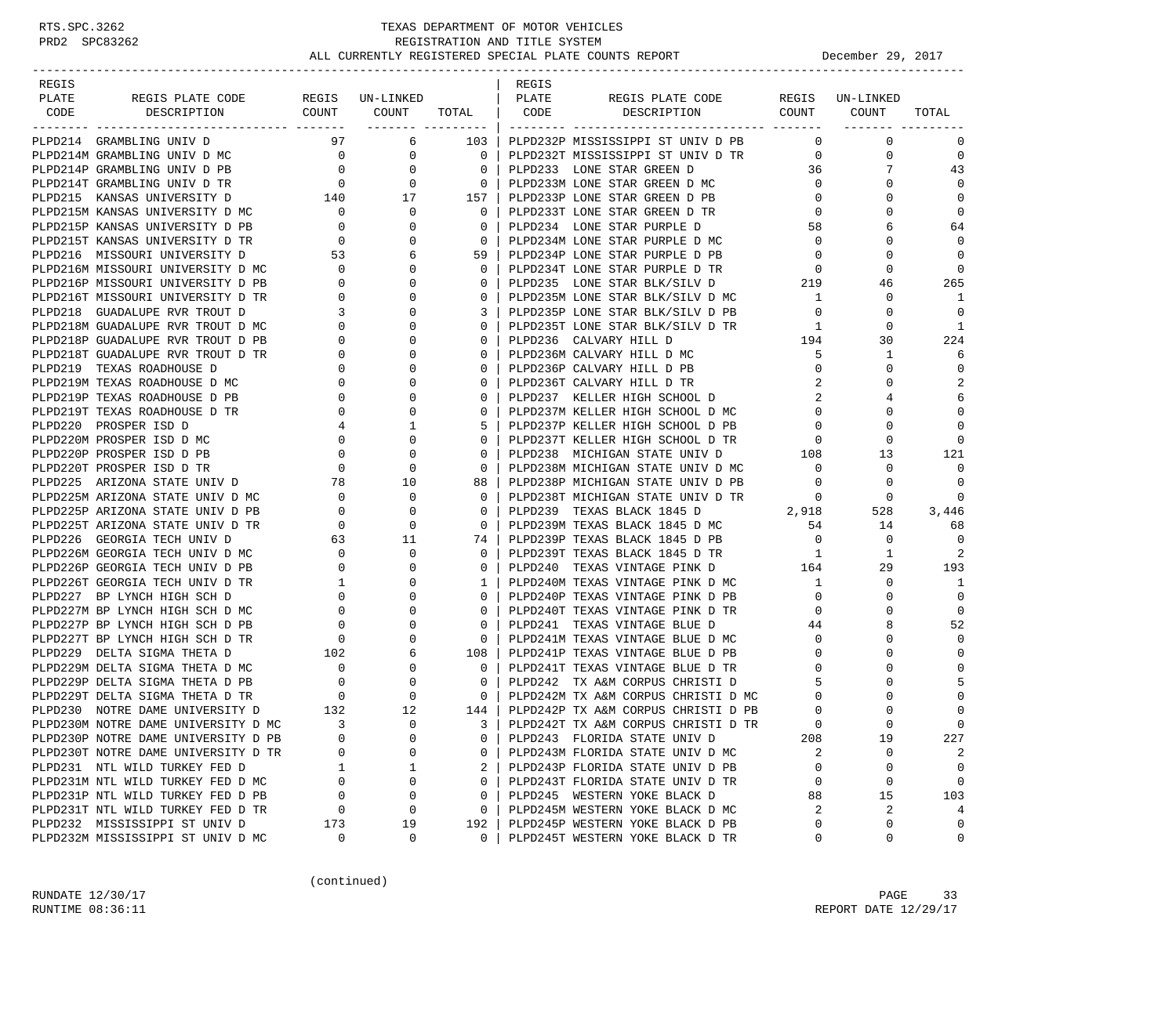RTS.SPC.3262 — TEXAS DEPARTMENT OF MOTOR VEHICLES
PRD2 SPC83262 — REGISTRATION AND TITLE SYSTEM
ALL CURRENTLY REGISTERED SPECIAL PLATE COUNTS REPORT — December 29, 2017

| REGIS PLATE CODE | REGIS PLATE CODE DESCRIPTION | REGIS COUNT | UN-LINKED COUNT | TOTAL |
|---|---|---|---|---|
| PLPD214 | GRAMBLING UNIV D | 97 | 6 | 103 |
| PLPD214M | GRAMBLING UNIV D MC | 0 | 0 | 0 |
| PLPD214P | GRAMBLING UNIV D PB | 0 | 0 | 0 |
| PLPD214T | GRAMBLING UNIV D TR | 0 | 0 | 0 |
| PLPD215 | KANSAS UNIVERSITY D | 140 | 17 | 157 |
| PLPD215M | KANSAS UNIVERSITY D MC | 0 | 0 | 0 |
| PLPD215P | KANSAS UNIVERSITY D PB | 0 | 0 | 0 |
| PLPD215T | KANSAS UNIVERSITY D TR | 0 | 0 | 0 |
| PLPD216 | MISSOURI UNIVERSITY D | 53 | 6 | 59 |
| PLPD216M | MISSOURI UNIVERSITY D MC | 0 | 0 | 0 |
| PLPD216P | MISSOURI UNIVERSITY D PB | 0 | 0 | 0 |
| PLPD216T | MISSOURI UNIVERSITY D TR | 0 | 0 | 0 |
| PLPD218 | GUADALUPE RVR TROUT D | 3 | 0 | 3 |
| PLPD218M | GUADALUPE RVR TROUT D MC | 0 | 0 | 0 |
| PLPD218P | GUADALUPE RVR TROUT D PB | 0 | 0 | 0 |
| PLPD218T | GUADALUPE RVR TROUT D TR | 0 | 0 | 0 |
| PLPD219 | TEXAS ROADHOUSE D | 0 | 0 | 0 |
| PLPD219M | TEXAS ROADHOUSE D MC | 0 | 0 | 0 |
| PLPD219P | TEXAS ROADHOUSE D PB | 0 | 0 | 0 |
| PLPD219T | TEXAS ROADHOUSE D TR | 0 | 0 | 0 |
| PLPD220 | PROSPER ISD D | 4 | 1 | 5 |
| PLPD220M | PROSPER ISD D MC | 0 | 0 | 0 |
| PLPD220P | PROSPER ISD D PB | 0 | 0 | 0 |
| PLPD220T | PROSPER ISD D TR | 0 | 0 | 0 |
| PLPD225 | ARIZONA STATE UNIV D | 78 | 10 | 88 |
| PLPD225M | ARIZONA STATE UNIV D MC | 0 | 0 | 0 |
| PLPD225P | ARIZONA STATE UNIV D PB | 0 | 0 | 0 |
| PLPD225T | ARIZONA STATE UNIV D TR | 0 | 0 | 0 |
| PLPD226 | GEORGIA TECH UNIV D | 63 | 11 | 74 |
| PLPD226M | GEORGIA TECH UNIV D MC | 0 | 0 | 0 |
| PLPD226P | GEORGIA TECH UNIV D PB | 0 | 0 | 0 |
| PLPD226T | GEORGIA TECH UNIV D TR | 1 | 0 | 1 |
| PLPD227 | BP LYNCH HIGH SCH D | 0 | 0 | 0 |
| PLPD227M | BP LYNCH HIGH SCH D MC | 0 | 0 | 0 |
| PLPD227P | BP LYNCH HIGH SCH D PB | 0 | 0 | 0 |
| PLPD227T | BP LYNCH HIGH SCH D TR | 0 | 0 | 0 |
| PLPD229 | DELTA SIGMA THETA D | 102 | 6 | 108 |
| PLPD229M | DELTA SIGMA THETA D MC | 0 | 0 | 0 |
| PLPD229P | DELTA SIGMA THETA D PB | 0 | 0 | 0 |
| PLPD229T | DELTA SIGMA THETA D TR | 0 | 0 | 0 |
| PLPD230 | NOTRE DAME UNIVERSITY D | 132 | 12 | 144 |
| PLPD230M | NOTRE DAME UNIVERSITY D MC | 3 | 0 | 3 |
| PLPD230P | NOTRE DAME UNIVERSITY D PB | 0 | 0 | 0 |
| PLPD230T | NOTRE DAME UNIVERSITY D TR | 0 | 0 | 0 |
| PLPD231 | NTL WILD TURKEY FED D | 1 | 1 | 2 |
| PLPD231M | NTL WILD TURKEY FED D MC | 0 | 0 | 0 |
| PLPD231P | NTL WILD TURKEY FED D PB | 0 | 0 | 0 |
| PLPD231T | NTL WILD TURKEY FED D TR | 0 | 0 | 0 |
| PLPD232 | MISSISSIPPI ST UNIV D | 173 | 19 | 192 |
| PLPD232M | MISSISSIPPI ST UNIV D MC | 0 | 0 | 0 |
| PLPD232P | MISSISSIPPI ST UNIV D PB | 0 | 0 | 0 |
| PLPD232T | MISSISSIPPI ST UNIV D TR | 0 | 0 | 0 |
| PLPD233 | LONE STAR GREEN D | 36 | 7 | 43 |
| PLPD233M | LONE STAR GREEN D MC | 0 | 0 | 0 |
| PLPD233P | LONE STAR GREEN D PB | 0 | 0 | 0 |
| PLPD233T | LONE STAR GREEN D TR | 0 | 0 | 0 |
| PLPD234 | LONE STAR PURPLE D | 58 | 6 | 64 |
| PLPD234M | LONE STAR PURPLE D MC | 0 | 0 | 0 |
| PLPD234P | LONE STAR PURPLE D PB | 0 | 0 | 0 |
| PLPD234T | LONE STAR PURPLE D TR | 0 | 0 | 0 |
| PLPD235 | LONE STAR BLK/SILV D | 219 | 46 | 265 |
| PLPD235M | LONE STAR BLK/SILV D MC | 1 | 0 | 1 |
| PLPD235P | LONE STAR BLK/SILV D PB | 0 | 0 | 0 |
| PLPD235T | LONE STAR BLK/SILV D TR | 1 | 0 | 1 |
| PLPD236 | CALVARY HILL D | 194 | 30 | 224 |
| PLPD236M | CALVARY HILL D MC | 5 | 1 | 6 |
| PLPD236P | CALVARY HILL D PB | 0 | 0 | 0 |
| PLPD236T | CALVARY HILL D TR | 2 | 0 | 2 |
| PLPD237 | KELLER HIGH SCHOOL D | 2 | 4 | 6 |
| PLPD237M | KELLER HIGH SCHOOL D MC | 0 | 0 | 0 |
| PLPD237P | KELLER HIGH SCHOOL D PB | 0 | 0 | 0 |
| PLPD237T | KELLER HIGH SCHOOL D TR | 0 | 0 | 0 |
| PLPD238 | MICHIGAN STATE UNIV D | 108 | 13 | 121 |
| PLPD238M | MICHIGAN STATE UNIV D MC | 0 | 0 | 0 |
| PLPD238P | MICHIGAN STATE UNIV D PB | 0 | 0 | 0 |
| PLPD238T | MICHIGAN STATE UNIV D TR | 0 | 0 | 0 |
| PLPD239 | TEXAS BLACK 1845 D | 2,918 | 528 | 3,446 |
| PLPD239M | TEXAS BLACK 1845 D MC | 54 | 14 | 68 |
| PLPD239P | TEXAS BLACK 1845 D PB | 0 | 0 | 0 |
| PLPD239T | TEXAS BLACK 1845 D TR | 1 | 1 | 2 |
| PLPD240 | TEXAS VINTAGE PINK D | 164 | 29 | 193 |
| PLPD240M | TEXAS VINTAGE PINK D MC | 1 | 0 | 1 |
| PLPD240P | TEXAS VINTAGE PINK D PB | 0 | 0 | 0 |
| PLPD240T | TEXAS VINTAGE PINK D TR | 0 | 0 | 0 |
| PLPD241 | TEXAS VINTAGE BLUE D | 44 | 8 | 52 |
| PLPD241M | TEXAS VINTAGE BLUE D MC | 0 | 0 | 0 |
| PLPD241P | TEXAS VINTAGE BLUE D PB | 0 | 0 | 0 |
| PLPD241T | TEXAS VINTAGE BLUE D TR | 0 | 0 | 0 |
| PLPD242 | TX A&M CORPUS CHRISTI D | 5 | 0 | 5 |
| PLPD242M | TX A&M CORPUS CHRISTI D MC | 0 | 0 | 0 |
| PLPD242P | TX A&M CORPUS CHRISTI D PB | 0 | 0 | 0 |
| PLPD242T | TX A&M CORPUS CHRISTI D TR | 0 | 0 | 0 |
| PLPD243 | FLORIDA STATE UNIV D | 208 | 19 | 227 |
| PLPD243M | FLORIDA STATE UNIV D MC | 2 | 0 | 2 |
| PLPD243P | FLORIDA STATE UNIV D PB | 0 | 0 | 0 |
| PLPD243T | FLORIDA STATE UNIV D TR | 0 | 0 | 0 |
| PLPD245 | WESTERN YOKE BLACK D | 88 | 15 | 103 |
| PLPD245M | WESTERN YOKE BLACK D MC | 2 | 2 | 4 |
| PLPD245P | WESTERN YOKE BLACK D PB | 0 | 0 | 0 |
| PLPD245T | WESTERN YOKE BLACK D TR | 0 | 0 | 0 |

(continued)

RUNDATE 12/30/17 — RUNTIME 08:36:11 — REPORT DATE 12/29/17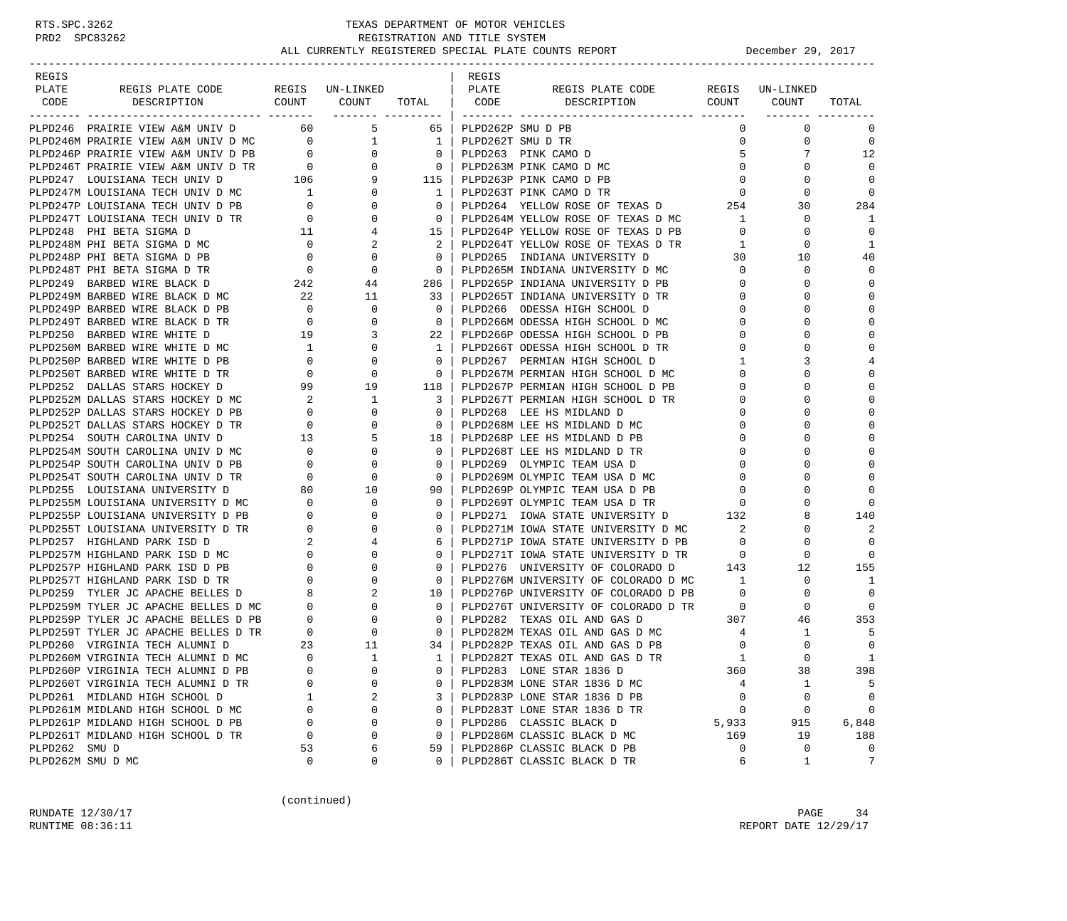TEXAS DEPARTMENT OF MOTOR VEHICLES
REGISTRATION AND TITLE SYSTEM
ALL CURRENTLY REGISTERED SPECIAL PLATE COUNTS REPORT — December 29, 2017

| REGIS PLATE CODE | REGIS PLATE CODE DESCRIPTION | REGIS COUNT | UN-LINKED COUNT | TOTAL |
|---|---|---|---|---|
| PLPD246 | PRAIRIE VIEW A&M UNIV D | 60 | 5 | 65 |
| PLPD246M | PRAIRIE VIEW A&M UNIV D MC | 0 | 1 | 1 |
| PLPD246P | PRAIRIE VIEW A&M UNIV D PB | 0 | 0 | 0 |
| PLPD246T | PRAIRIE VIEW A&M UNIV D TR | 0 | 0 | 0 |
| PLPD247 | LOUISIANA TECH UNIV D | 106 | 9 | 115 |
| PLPD247M | LOUISIANA TECH UNIV D MC | 1 | 0 | 1 |
| PLPD247P | LOUISIANA TECH UNIV D PB | 0 | 0 | 0 |
| PLPD247T | LOUISIANA TECH UNIV D TR | 0 | 0 | 0 |
| PLPD248 | PHI BETA SIGMA D | 11 | 4 | 15 |
| PLPD248M | PHI BETA SIGMA D MC | 0 | 2 | 2 |
| PLPD248P | PHI BETA SIGMA D PB | 0 | 0 | 0 |
| PLPD248T | PHI BETA SIGMA D TR | 0 | 0 | 0 |
| PLPD249 | BARBED WIRE BLACK D | 242 | 44 | 286 |
| PLPD249M | BARBED WIRE BLACK D MC | 22 | 11 | 33 |
| PLPD249P | BARBED WIRE BLACK D PB | 0 | 0 | 0 |
| PLPD249T | BARBED WIRE BLACK D TR | 0 | 0 | 0 |
| PLPD250 | BARBED WIRE WHITE D | 19 | 3 | 22 |
| PLPD250M | BARBED WIRE WHITE D MC | 1 | 0 | 1 |
| PLPD250P | BARBED WIRE WHITE D PB | 0 | 0 | 0 |
| PLPD250T | BARBED WIRE WHITE D TR | 0 | 0 | 0 |
| PLPD252 | DALLAS STARS HOCKEY D | 99 | 19 | 118 |
| PLPD252M | DALLAS STARS HOCKEY D MC | 2 | 1 | 3 |
| PLPD252P | DALLAS STARS HOCKEY D PB | 0 | 0 | 0 |
| PLPD252T | DALLAS STARS HOCKEY D TR | 0 | 0 | 0 |
| PLPD254 | SOUTH CAROLINA UNIV D | 13 | 5 | 18 |
| PLPD254M | SOUTH CAROLINA UNIV D MC | 0 | 0 | 0 |
| PLPD254P | SOUTH CAROLINA UNIV D PB | 0 | 0 | 0 |
| PLPD254T | SOUTH CAROLINA UNIV D TR | 0 | 0 | 0 |
| PLPD255 | LOUISIANA UNIVERSITY D | 80 | 10 | 90 |
| PLPD255M | LOUISIANA UNIVERSITY D MC | 0 | 0 | 0 |
| PLPD255P | LOUISIANA UNIVERSITY D PB | 0 | 0 | 0 |
| PLPD255T | LOUISIANA UNIVERSITY D TR | 0 | 0 | 0 |
| PLPD257 | HIGHLAND PARK ISD D | 2 | 4 | 6 |
| PLPD257M | HIGHLAND PARK ISD D MC | 0 | 0 | 0 |
| PLPD257P | HIGHLAND PARK ISD D PB | 0 | 0 | 0 |
| PLPD257T | HIGHLAND PARK ISD D TR | 0 | 0 | 0 |
| PLPD259 | TYLER JC APACHE BELLES D | 8 | 2 | 10 |
| PLPD259M | TYLER JC APACHE BELLES D MC | 0 | 0 | 0 |
| PLPD259P | TYLER JC APACHE BELLES D PB | 0 | 0 | 0 |
| PLPD259T | TYLER JC APACHE BELLES D TR | 0 | 0 | 0 |
| PLPD260 | VIRGINIA TECH ALUMNI D | 23 | 11 | 34 |
| PLPD260M | VIRGINIA TECH ALUMNI D MC | 0 | 1 | 1 |
| PLPD260P | VIRGINIA TECH ALUMNI D PB | 0 | 0 | 0 |
| PLPD260T | VIRGINIA TECH ALUMNI D TR | 0 | 0 | 0 |
| PLPD261 | MIDLAND HIGH SCHOOL D | 1 | 2 | 3 |
| PLPD261M | MIDLAND HIGH SCHOOL D MC | 0 | 0 | 0 |
| PLPD261P | MIDLAND HIGH SCHOOL D PB | 0 | 0 | 0 |
| PLPD261T | MIDLAND HIGH SCHOOL D TR | 0 | 0 | 0 |
| PLPD262 | SMU D | 53 | 6 | 59 |
| PLPD262M | SMU D MC | 0 | 0 | 0 |
| PLPD262P | SMU D PB | 0 | 0 | 0 |
| PLPD262T | SMU D TR | 0 | 0 | 0 |
| PLPD263 | PINK CAMO D | 5 | 7 | 12 |
| PLPD263M | PINK CAMO D MC | 0 | 0 | 0 |
| PLPD263P | PINK CAMO D PB | 0 | 0 | 0 |
| PLPD263T | PINK CAMO D TR | 0 | 0 | 0 |
| PLPD264 | YELLOW ROSE OF TEXAS D | 254 | 30 | 284 |
| PLPD264M | YELLOW ROSE OF TEXAS D MC | 1 | 0 | 1 |
| PLPD264P | YELLOW ROSE OF TEXAS D PB | 0 | 0 | 0 |
| PLPD264T | YELLOW ROSE OF TEXAS D TR | 1 | 0 | 1 |
| PLPD265 | INDIANA UNIVERSITY D | 30 | 10 | 40 |
| PLPD265M | INDIANA UNIVERSITY D MC | 0 | 0 | 0 |
| PLPD265P | INDIANA UNIVERSITY D PB | 0 | 0 | 0 |
| PLPD265T | INDIANA UNIVERSITY D TR | 0 | 0 | 0 |
| PLPD266 | ODESSA HIGH SCHOOL D | 0 | 0 | 0 |
| PLPD266M | ODESSA HIGH SCHOOL D MC | 0 | 0 | 0 |
| PLPD266P | ODESSA HIGH SCHOOL D PB | 0 | 0 | 0 |
| PLPD266T | ODESSA HIGH SCHOOL D TR | 0 | 0 | 0 |
| PLPD267 | PERMIAN HIGH SCHOOL D | 1 | 3 | 4 |
| PLPD267M | PERMIAN HIGH SCHOOL D MC | 0 | 0 | 0 |
| PLPD267P | PERMIAN HIGH SCHOOL D PB | 0 | 0 | 0 |
| PLPD267T | PERMIAN HIGH SCHOOL D TR | 0 | 0 | 0 |
| PLPD268 | LEE HS MIDLAND D | 0 | 0 | 0 |
| PLPD268M | LEE HS MIDLAND D MC | 0 | 0 | 0 |
| PLPD268P | LEE HS MIDLAND D PB | 0 | 0 | 0 |
| PLPD268T | LEE HS MIDLAND D TR | 0 | 0 | 0 |
| PLPD269 | OLYMPIC TEAM USA D | 0 | 0 | 0 |
| PLPD269M | OLYMPIC TEAM USA D MC | 0 | 0 | 0 |
| PLPD269P | OLYMPIC TEAM USA D PB | 0 | 0 | 0 |
| PLPD269T | OLYMPIC TEAM USA D TR | 0 | 0 | 0 |
| PLPD271 | IOWA STATE UNIVERSITY D | 132 | 8 | 140 |
| PLPD271M | IOWA STATE UNIVERSITY D MC | 2 | 0 | 2 |
| PLPD271P | IOWA STATE UNIVERSITY D PB | 0 | 0 | 0 |
| PLPD271T | IOWA STATE UNIVERSITY D TR | 0 | 0 | 0 |
| PLPD276 | UNIVERSITY OF COLORADO D | 143 | 12 | 155 |
| PLPD276M | UNIVERSITY OF COLORADO D MC | 1 | 0 | 1 |
| PLPD276P | UNIVERSITY OF COLORADO D PB | 0 | 0 | 0 |
| PLPD276T | UNIVERSITY OF COLORADO D TR | 0 | 0 | 0 |
| PLPD282 | TEXAS OIL AND GAS D | 307 | 46 | 353 |
| PLPD282M | TEXAS OIL AND GAS D MC | 4 | 1 | 5 |
| PLPD282P | TEXAS OIL AND GAS D PB | 0 | 0 | 0 |
| PLPD282T | TEXAS OIL AND GAS D TR | 1 | 0 | 1 |
| PLPD283 | LONE STAR 1836 D | 360 | 38 | 398 |
| PLPD283M | LONE STAR 1836 D MC | 4 | 1 | 5 |
| PLPD283P | LONE STAR 1836 D PB | 0 | 0 | 0 |
| PLPD283T | LONE STAR 1836 D TR | 0 | 0 | 0 |
| PLPD286 | CLASSIC BLACK D | 5,933 | 915 | 6,848 |
| PLPD286M | CLASSIC BLACK D MC | 169 | 19 | 188 |
| PLPD286P | CLASSIC BLACK D PB | 0 | 0 | 0 |
| PLPD286T | CLASSIC BLACK D TR | 6 | 1 | 7 |

(continued)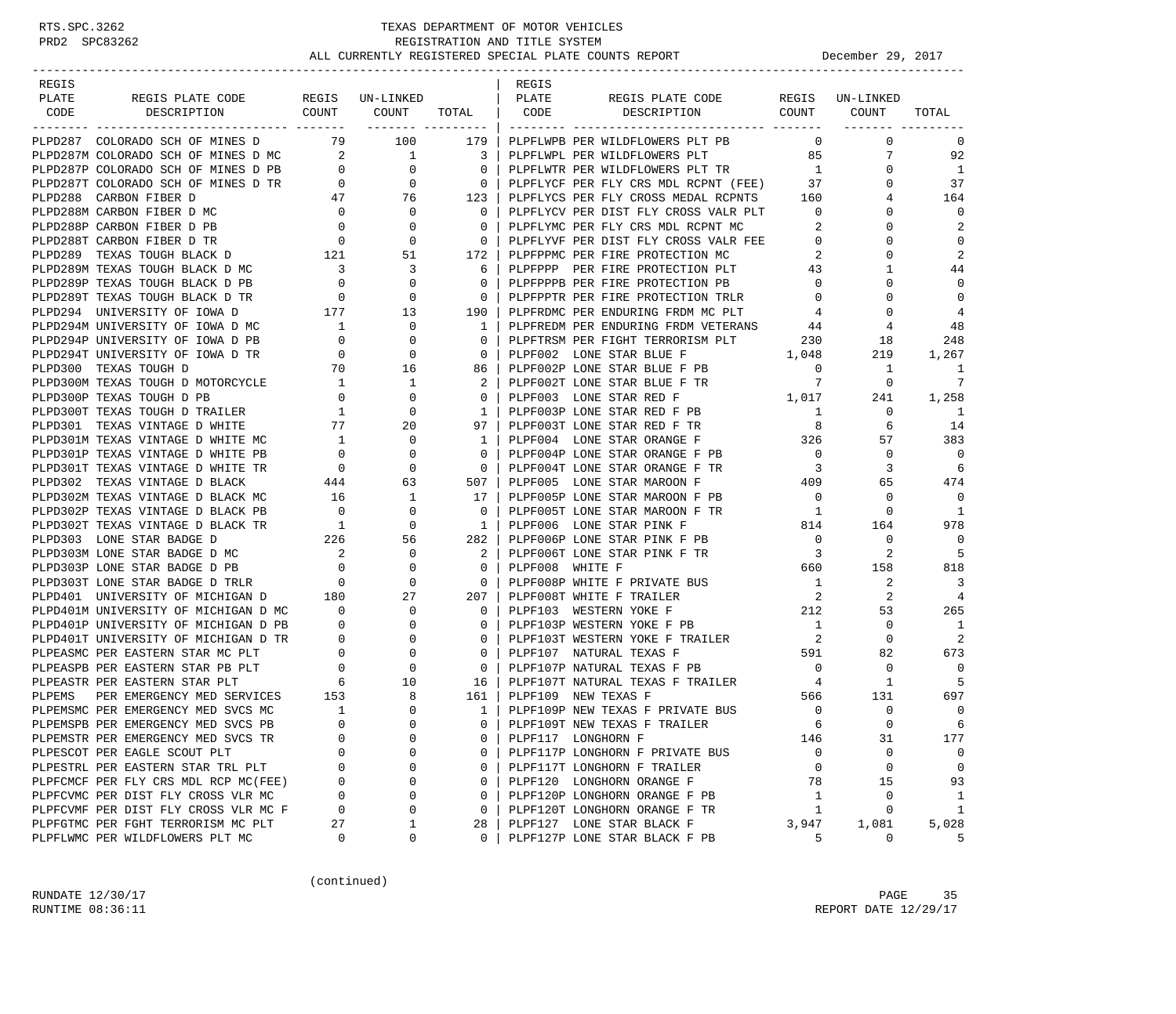RTS.SPC.3262
PRD2 SPC83262

# TEXAS DEPARTMENT OF MOTOR VEHICLES
## REGISTRATION AND TITLE SYSTEM
## ALL CURRENTLY REGISTERED SPECIAL PLATE COUNTS REPORT

December 29, 2017

| REGIS PLATE CODE | REGIS PLATE CODE DESCRIPTION | REGIS COUNT | UN-LINKED COUNT | TOTAL |
|---|---|---|---|---|
| PLPD287 | COLORADO SCH OF MINES D | 79 | 100 | 179 |
| PLPD287M | COLORADO SCH OF MINES D MC | 2 | 1 | 3 |
| PLPD287P | COLORADO SCH OF MINES D PB | 0 | 0 | 0 |
| PLPD287T | COLORADO SCH OF MINES D TR | 0 | 0 | 0 |
| PLPD288 | CARBON FIBER D | 47 | 76 | 123 |
| PLPD288M | CARBON FIBER D MC | 0 | 0 | 0 |
| PLPD288P | CARBON FIBER D PB | 0 | 0 | 0 |
| PLPD288T | CARBON FIBER D TR | 0 | 0 | 0 |
| PLPD289 | TEXAS TOUGH BLACK D | 121 | 51 | 172 |
| PLPD289M | TEXAS TOUGH BLACK D MC | 3 | 3 | 6 |
| PLPD289P | TEXAS TOUGH BLACK D PB | 0 | 0 | 0 |
| PLPD289T | TEXAS TOUGH BLACK D TR | 0 | 0 | 0 |
| PLPD294 | UNIVERSITY OF IOWA D | 177 | 13 | 190 |
| PLPD294M | UNIVERSITY OF IOWA D MC | 1 | 0 | 1 |
| PLPD294P | UNIVERSITY OF IOWA D PB | 0 | 0 | 0 |
| PLPD294T | UNIVERSITY OF IOWA D TR | 0 | 0 | 0 |
| PLPD300 | TEXAS TOUGH D | 70 | 16 | 86 |
| PLPD300M | TEXAS TOUGH D MOTORCYCLE | 1 | 1 | 2 |
| PLPD300P | TEXAS TOUGH D PB | 0 | 0 | 0 |
| PLPD300T | TEXAS TOUGH D TRAILER | 1 | 0 | 1 |
| PLPD301 | TEXAS VINTAGE D WHITE | 77 | 20 | 97 |
| PLPD301M | TEXAS VINTAGE D WHITE MC | 1 | 0 | 1 |
| PLPD301P | TEXAS VINTAGE D WHITE PB | 0 | 0 | 0 |
| PLPD301T | TEXAS VINTAGE D WHITE TR | 0 | 0 | 0 |
| PLPD302 | TEXAS VINTAGE D BLACK | 444 | 63 | 507 |
| PLPD302M | TEXAS VINTAGE D BLACK MC | 16 | 1 | 17 |
| PLPD302P | TEXAS VINTAGE D BLACK PB | 0 | 0 | 0 |
| PLPD302T | TEXAS VINTAGE D BLACK TR | 1 | 0 | 1 |
| PLPD303 | LONE STAR BADGE D | 226 | 56 | 282 |
| PLPD303M | LONE STAR BADGE D MC | 2 | 0 | 2 |
| PLPD303P | LONE STAR BADGE D PB | 0 | 0 | 0 |
| PLPD303T | LONE STAR BADGE D TRLR | 0 | 0 | 0 |
| PLPD401 | UNIVERSITY OF MICHIGAN D | 180 | 27 | 207 |
| PLPD401M | UNIVERSITY OF MICHIGAN D MC | 0 | 0 | 0 |
| PLPD401P | UNIVERSITY OF MICHIGAN D PB | 0 | 0 | 0 |
| PLPD401T | UNIVERSITY OF MICHIGAN D TR | 0 | 0 | 0 |
| PLPEASMC | PER EASTERN STAR MC PLT | 0 | 0 | 0 |
| PLPEASPB | PER EASTERN STAR PB PLT | 0 | 0 | 0 |
| PLPEASTR | PER EASTERN STAR PLT | 6 | 10 | 16 |
| PLPEMS | PER EMERGENCY MED SERVICES | 153 | 8 | 161 |
| PLPEMSMC | PER EMERGENCY MED SVCS MC | 1 | 0 | 1 |
| PLPEMSPB | PER EMERGENCY MED SVCS PB | 0 | 0 | 0 |
| PLPEMSTR | PER EMERGENCY MED SVCS TR | 0 | 0 | 0 |
| PLPESCOT | PER EAGLE SCOUT PLT | 0 | 0 | 0 |
| PLPESTRL | PER EASTERN STAR TRL PLT | 0 | 0 | 0 |
| PLPFCMCF | PER FLY CRS MDL RCP MC(FEE) | 0 | 0 | 0 |
| PLPFCVMC | PER DIST FLY CROSS VLR MC | 0 | 0 | 0 |
| PLPFCVMF | PER DIST FLY CROSS VLR MC F | 0 | 0 | 0 |
| PLPFGTMC | PER FGHT TERRORISM MC PLT | 27 | 1 | 28 |
| PLPFLWMC | PER WILDFLOWERS PLT MC | 0 | 0 | 0 |
| PLPFLWPB | PER WILDFLOWERS PLT PB | 0 | 0 | 0 |
| PLPFLWPL | PER WILDFLOWERS PLT | 85 | 7 | 92 |
| PLPFLWTR | PER WILDFLOWERS PLT TR | 1 | 0 | 1 |
| PLPFLYCF | PER FLY CRS MDL RCPNT (FEE) | 37 | 0 | 37 |
| PLPFLYCS | PER FLY CROSS MEDAL RCPNTS | 160 | 4 | 164 |
| PLPFLYCV | PER DIST FLY CROSS VALR PLT | 0 | 0 | 0 |
| PLPFLYMC | PER FLY CRS MDL RCPNT MC | 2 | 0 | 2 |
| PLPFLYVF | PER DIST FLY CROSS VALR FEE | 0 | 0 | 0 |
| PLPFPPMC | PER FIRE PROTECTION MC | 2 | 0 | 2 |
| PLPFPPP | PER FIRE PROTECTION PLT | 43 | 1 | 44 |
| PLPFPPPB | PER FIRE PROTECTION PB | 0 | 0 | 0 |
| PLPFPPTR | PER FIRE PROTECTION TRLR | 0 | 0 | 0 |
| PLPFRDMC | PER ENDURING FRDM MC PLT | 4 | 0 | 4 |
| PLPFREDM | PER ENDURING FRDM VETERANS | 44 | 4 | 48 |
| PLPFTRSM | PER FIGHT TERRORISM PLT | 230 | 18 | 248 |
| PLPF002 | LONE STAR BLUE F | 1,048 | 219 | 1,267 |
| PLPF002P | LONE STAR BLUE F PB | 0 | 1 | 1 |
| PLPF002T | LONE STAR BLUE F TR | 7 | 0 | 7 |
| PLPF003 | LONE STAR RED F | 1,017 | 241 | 1,258 |
| PLPF003P | LONE STAR RED F PB | 1 | 0 | 1 |
| PLPF003T | LONE STAR RED F TR | 8 | 6 | 14 |
| PLPF004 | LONE STAR ORANGE F | 326 | 57 | 383 |
| PLPF004P | LONE STAR ORANGE F PB | 0 | 0 | 0 |
| PLPF004T | LONE STAR ORANGE F TR | 3 | 3 | 6 |
| PLPF005 | LONE STAR MAROON F | 409 | 65 | 474 |
| PLPF005P | LONE STAR MAROON F PB | 0 | 0 | 0 |
| PLPF005T | LONE STAR MAROON F TR | 1 | 0 | 1 |
| PLPF006 | LONE STAR PINK F | 814 | 164 | 978 |
| PLPF006P | LONE STAR PINK F PB | 0 | 0 | 0 |
| PLPF006T | LONE STAR PINK F TR | 3 | 2 | 5 |
| PLPF008 | WHITE F | 660 | 158 | 818 |
| PLPF008P | WHITE F PRIVATE BUS | 1 | 2 | 3 |
| PLPF008T | WHITE F TRAILER | 2 | 2 | 4 |
| PLPF103 | WESTERN YOKE F | 212 | 53 | 265 |
| PLPF103P | WESTERN YOKE F PB | 1 | 0 | 1 |
| PLPF103T | WESTERN YOKE F TRAILER | 2 | 0 | 2 |
| PLPF107 | NATURAL TEXAS F | 591 | 82 | 673 |
| PLPF107P | NATURAL TEXAS F PB | 0 | 0 | 0 |
| PLPF107T | NATURAL TEXAS F TRAILER | 4 | 1 | 5 |
| PLPF109 | NEW TEXAS F | 566 | 131 | 697 |
| PLPF109P | NEW TEXAS F PRIVATE BUS | 0 | 0 | 0 |
| PLPF109T | NEW TEXAS F TRAILER | 6 | 0 | 6 |
| PLPF117 | LONGHORN F | 146 | 31 | 177 |
| PLPF117P | LONGHORN F PRIVATE BUS | 0 | 0 | 0 |
| PLPF117T | LONGHORN F TRAILER | 0 | 0 | 0 |
| PLPF120 | LONGHORN ORANGE F | 78 | 15 | 93 |
| PLPF120P | LONGHORN ORANGE F PB | 1 | 0 | 1 |
| PLPF120T | LONGHORN ORANGE F TR | 1 | 0 | 1 |
| PLPF127 | LONE STAR BLACK F | 3,947 | 1,081 | 5,028 |
| PLPF127P | LONE STAR BLACK F PB | 5 | 0 | 5 |

(continued)

RUNDATE 12/30/17
RUNTIME 08:36:11

REPORT DATE 12/29/17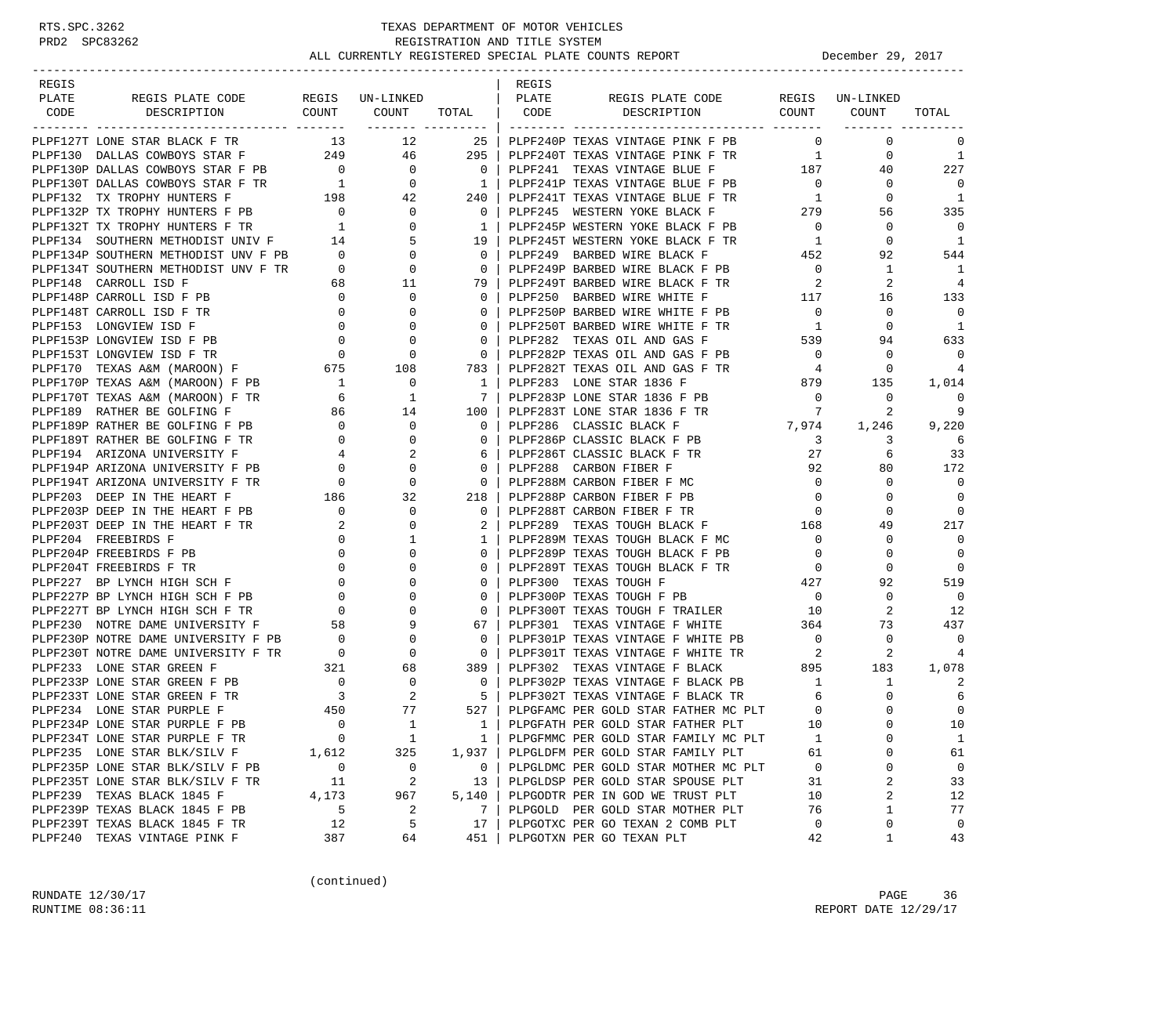RTS.SPC.3262 TEXAS DEPARTMENT OF MOTOR VEHICLES
PRD2 SPC83262 REGISTRATION AND TITLE SYSTEM
ALL CURRENTLY REGISTERED SPECIAL PLATE COUNTS REPORT December 29, 2017

| REGIS PLATE CODE | REGIS PLATE CODE DESCRIPTION | REGIS COUNT | UN-LINKED COUNT | TOTAL |
|---|---|---|---|---|
| PLPF127T | LONE STAR BLACK F TR | 13 | 12 | 25 |
| PLPF130 | DALLAS COWBOYS STAR F | 249 | 46 | 295 |
| PLPF130P | DALLAS COWBOYS STAR F PB | 0 | 0 | 0 |
| PLPF130T | DALLAS COWBOYS STAR F TR | 1 | 0 | 1 |
| PLPF132 | TX TROPHY HUNTERS F | 198 | 42 | 240 |
| PLPF132P | TX TROPHY HUNTERS F PB | 0 | 0 | 0 |
| PLPF132T | TX TROPHY HUNTERS F TR | 1 | 0 | 1 |
| PLPF134 | SOUTHERN METHODIST UNIV F | 14 | 5 | 19 |
| PLPF134P | SOUTHERN METHODIST UNV F PB | 0 | 0 | 0 |
| PLPF134T | SOUTHERN METHODIST UNV F TR | 0 | 0 | 0 |
| PLPF148 | CARROLL ISD F | 68 | 11 | 79 |
| PLPF148P | CARROLL ISD F PB | 0 | 0 | 0 |
| PLPF148T | CARROLL ISD F TR | 0 | 0 | 0 |
| PLPF153 | LONGVIEW ISD F | 0 | 0 | 0 |
| PLPF153P | LONGVIEW ISD F PB | 0 | 0 | 0 |
| PLPF153T | LONGVIEW ISD F TR | 0 | 0 | 0 |
| PLPF170 | TEXAS A&M (MAROON) F | 675 | 108 | 783 |
| PLPF170P | TEXAS A&M (MAROON) F PB | 1 | 0 | 1 |
| PLPF170T | TEXAS A&M (MAROON) F TR | 6 | 1 | 7 |
| PLPF189 | RATHER BE GOLFING F | 86 | 14 | 100 |
| PLPF189P | RATHER BE GOLFING F PB | 0 | 0 | 0 |
| PLPF189T | RATHER BE GOLFING F TR | 0 | 0 | 0 |
| PLPF194 | ARIZONA UNIVERSITY F | 4 | 2 | 6 |
| PLPF194P | ARIZONA UNIVERSITY F PB | 0 | 0 | 0 |
| PLPF194T | ARIZONA UNIVERSITY F TR | 0 | 0 | 0 |
| PLPF203 | DEEP IN THE HEART F | 186 | 32 | 218 |
| PLPF203P | DEEP IN THE HEART F PB | 0 | 0 | 0 |
| PLPF203T | DEEP IN THE HEART F TR | 2 | 0 | 2 |
| PLPF204 | FREEBIRDS F | 0 | 1 | 1 |
| PLPF204P | FREEBIRDS F PB | 0 | 0 | 0 |
| PLPF204T | FREEBIRDS F TR | 0 | 0 | 0 |
| PLPF227 | BP LYNCH HIGH SCH F | 0 | 0 | 0 |
| PLPF227P | BP LYNCH HIGH SCH F PB | 0 | 0 | 0 |
| PLPF227T | BP LYNCH HIGH SCH F TR | 0 | 0 | 0 |
| PLPF230 | NOTRE DAME UNIVERSITY F | 58 | 9 | 67 |
| PLPF230P | NOTRE DAME UNIVERSITY F PB | 0 | 0 | 0 |
| PLPF230T | NOTRE DAME UNIVERSITY F TR | 0 | 0 | 0 |
| PLPF233 | LONE STAR GREEN F | 321 | 68 | 389 |
| PLPF233P | LONE STAR GREEN F PB | 0 | 0 | 0 |
| PLPF233T | LONE STAR GREEN F TR | 3 | 2 | 5 |
| PLPF234 | LONE STAR PURPLE F | 450 | 77 | 527 |
| PLPF234P | LONE STAR PURPLE F PB | 0 | 1 | 1 |
| PLPF234T | LONE STAR PURPLE F TR | 0 | 1 | 1 |
| PLPF235 | LONE STAR BLK/SILV F | 1,612 | 325 | 1,937 |
| PLPF235P | LONE STAR BLK/SILV F PB | 0 | 0 | 0 |
| PLPF235T | LONE STAR BLK/SILV F TR | 11 | 2 | 13 |
| PLPF239 | TEXAS BLACK 1845 F | 4,173 | 967 | 5,140 |
| PLPF239P | TEXAS BLACK 1845 F PB | 5 | 2 | 7 |
| PLPF239T | TEXAS BLACK 1845 F TR | 12 | 5 | 17 |
| PLPF240 | TEXAS VINTAGE PINK F | 387 | 64 | 451 |
| PLPF240P | TEXAS VINTAGE PINK F PB | 0 | 0 | 0 |
| PLPF240T | TEXAS VINTAGE PINK F TR | 1 | 0 | 1 |
| PLPF241 | TEXAS VINTAGE BLUE F | 187 | 40 | 227 |
| PLPF241P | TEXAS VINTAGE BLUE F PB | 0 | 0 | 0 |
| PLPF241T | TEXAS VINTAGE BLUE F TR | 1 | 0 | 1 |
| PLPF245 | WESTERN YOKE BLACK F | 279 | 56 | 335 |
| PLPF245P | WESTERN YOKE BLACK F PB | 0 | 0 | 0 |
| PLPF245T | WESTERN YOKE BLACK F TR | 1 | 0 | 1 |
| PLPF249 | BARBED WIRE BLACK F | 452 | 92 | 544 |
| PLPF249P | BARBED WIRE BLACK F PB | 0 | 1 | 1 |
| PLPF249T | BARBED WIRE BLACK F TR | 2 | 2 | 4 |
| PLPF250 | BARBED WIRE WHITE F | 117 | 16 | 133 |
| PLPF250P | BARBED WIRE WHITE F PB | 0 | 0 | 0 |
| PLPF250T | BARBED WIRE WHITE F TR | 1 | 0 | 1 |
| PLPF282 | TEXAS OIL AND GAS F | 539 | 94 | 633 |
| PLPF282P | TEXAS OIL AND GAS F PB | 0 | 0 | 0 |
| PLPF282T | TEXAS OIL AND GAS F TR | 4 | 0 | 4 |
| PLPF283 | LONE STAR 1836 F | 879 | 135 | 1,014 |
| PLPF283P | LONE STAR 1836 F PB | 0 | 0 | 0 |
| PLPF283T | LONE STAR 1836 F TR | 7 | 2 | 9 |
| PLPF286 | CLASSIC BLACK F | 7,974 | 1,246 | 9,220 |
| PLPF286P | CLASSIC BLACK F PB | 3 | 3 | 6 |
| PLPF286T | CLASSIC BLACK F TR | 27 | 6 | 33 |
| PLPF288 | CARBON FIBER F | 92 | 80 | 172 |
| PLPF288M | CARBON FIBER F MC | 0 | 0 | 0 |
| PLPF288P | CARBON FIBER F PB | 0 | 0 | 0 |
| PLPF288T | CARBON FIBER F TR | 0 | 0 | 0 |
| PLPF289 | TEXAS TOUGH BLACK F | 168 | 49 | 217 |
| PLPF289M | TEXAS TOUGH BLACK F MC | 0 | 0 | 0 |
| PLPF289P | TEXAS TOUGH BLACK F PB | 0 | 0 | 0 |
| PLPF289T | TEXAS TOUGH BLACK F TR | 0 | 0 | 0 |
| PLPF300 | TEXAS TOUGH F | 427 | 92 | 519 |
| PLPF300P | TEXAS TOUGH F PB | 0 | 0 | 0 |
| PLPF300T | TEXAS TOUGH F TRAILER | 10 | 2 | 12 |
| PLPF301 | TEXAS VINTAGE F WHITE | 364 | 73 | 437 |
| PLPF301P | TEXAS VINTAGE F WHITE PB | 0 | 0 | 0 |
| PLPF301T | TEXAS VINTAGE F WHITE TR | 2 | 2 | 4 |
| PLPF302 | TEXAS VINTAGE F BLACK | 895 | 183 | 1,078 |
| PLPF302P | TEXAS VINTAGE F BLACK PB | 1 | 1 | 2 |
| PLPF302T | TEXAS VINTAGE F BLACK TR | 6 | 0 | 6 |
| PLPGFAMC | PER GOLD STAR FATHER MC PLT | 0 | 0 | 0 |
| PLPGFATH | PER GOLD STAR FATHER PLT | 10 | 0 | 10 |
| PLPGFMMC | PER GOLD STAR FAMILY MC PLT | 1 | 0 | 1 |
| PLPGLDFM | PER GOLD STAR FAMILY PLT | 61 | 0 | 61 |
| PLPGLDMC | PER GOLD STAR MOTHER MC PLT | 0 | 0 | 0 |
| PLPGLDSP | PER GOLD STAR SPOUSE PLT | 31 | 2 | 33 |
| PLPGODTR | PER IN GOD WE TRUST PLT | 10 | 2 | 12 |
| PLPGOLD | PER GOLD STAR MOTHER PLT | 76 | 1 | 77 |
| PLPGOTXC | PER GO TEXAN 2 COMB PLT | 0 | 0 | 0 |
| PLPGOTXN | PER GO TEXAN PLT | 42 | 1 | 43 |

(continued)

RUNDATE 12/30/17
RUNTIME 08:36:11
REPORT DATE 12/29/17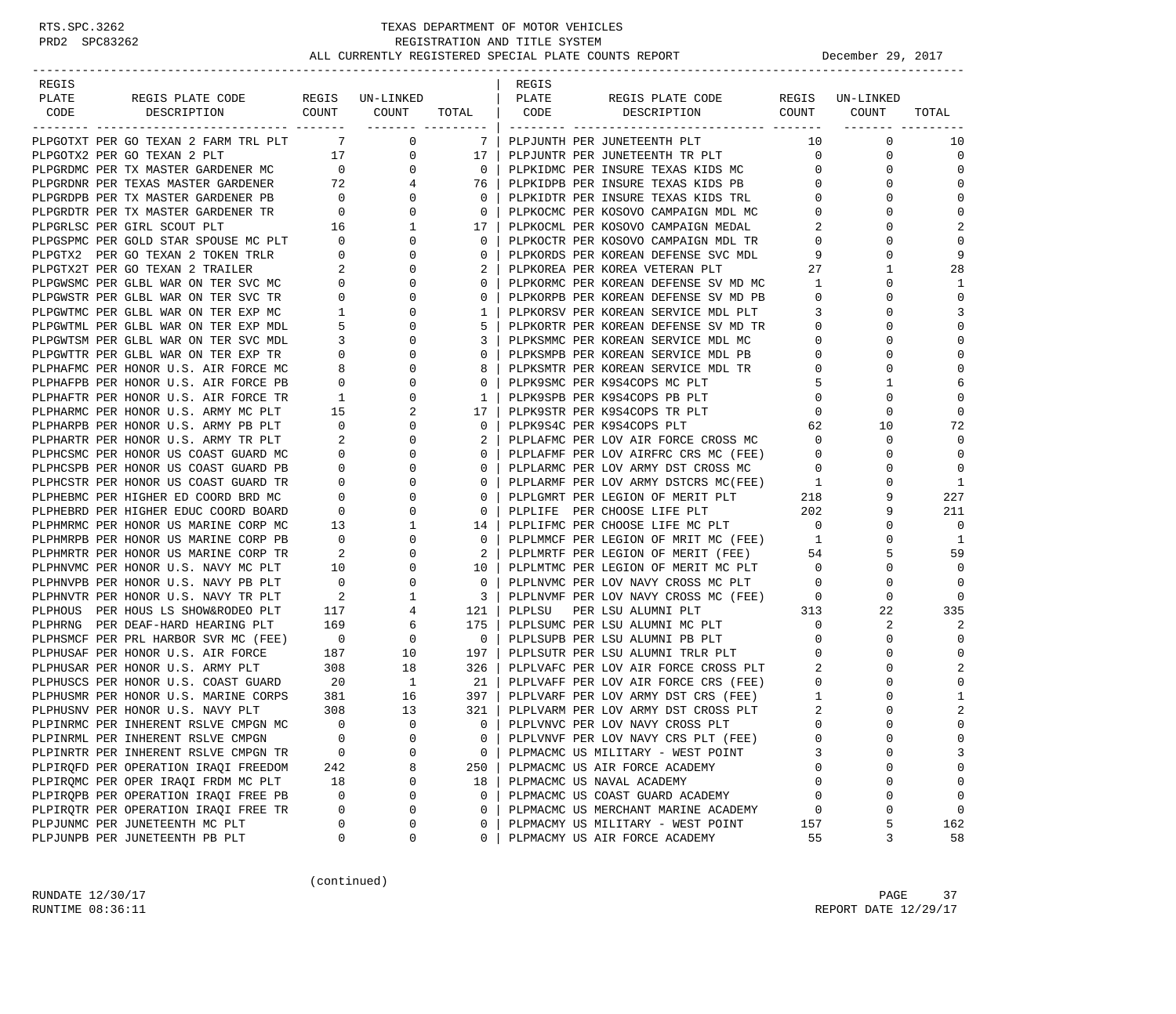TEXAS DEPARTMENT OF MOTOR VEHICLES
REGISTRATION AND TITLE SYSTEM
ALL CURRENTLY REGISTERED SPECIAL PLATE COUNTS REPORT — December 29, 2017

| REGIS PLATE CODE | REGIS PLATE CODE DESCRIPTION | REGIS COUNT | UN-LINKED COUNT | TOTAL |
|---|---|---|---|---|
| PLPGOTXT | PER GO TEXAN 2 FARM TRL PLT | 7 | 0 | 7 |
| PLPGOTX2 | PER GO TEXAN 2 PLT | 17 | 0 | 17 |
| PLPGRDMC | PER TX MASTER GARDENER MC | 0 | 0 | 0 |
| PLPGRDNR | PER TEXAS MASTER GARDENER | 72 | 4 | 76 |
| PLPGRDPB | PER TX MASTER GARDENER PB | 0 | 0 | 0 |
| PLPGRDTR | PER TX MASTER GARDENER TR | 0 | 0 | 0 |
| PLPGRLSC | PER GIRL SCOUT PLT | 16 | 1 | 17 |
| PLPGSPMC | PER GOLD STAR SPOUSE MC PLT | 0 | 0 | 0 |
| PLPGTX2 | PER GO TEXAN 2 TOKEN TRLR | 0 | 0 | 0 |
| PLPGTX2T | PER GO TEXAN 2 TRAILER | 2 | 0 | 2 |
| PLPGWSMC | PER GLBL WAR ON TER SVC MC | 0 | 0 | 0 |
| PLPGWSTR | PER GLBL WAR ON TER SVC TR | 0 | 0 | 0 |
| PLPGWTMC | PER GLBL WAR ON TER EXP MC | 1 | 0 | 1 |
| PLPGWTML | PER GLBL WAR ON TER EXP MDL | 5 | 0 | 5 |
| PLPGWTSM | PER GLBL WAR ON TER SVC MDL | 3 | 0 | 3 |
| PLPGWTTR | PER GLBL WAR ON TER EXP TR | 0 | 0 | 0 |
| PLPHAFMC | PER HONOR U.S. AIR FORCE MC | 8 | 0 | 8 |
| PLPHAFPB | PER HONOR U.S. AIR FORCE PB | 0 | 0 | 0 |
| PLPHAFTR | PER HONOR U.S. AIR FORCE TR | 1 | 0 | 1 |
| PLPHARMC | PER HONOR U.S. ARMY MC PLT | 15 | 2 | 17 |
| PLPHARPB | PER HONOR U.S. ARMY PB PLT | 0 | 0 | 0 |
| PLPHARTR | PER HONOR U.S. ARMY TR PLT | 2 | 0 | 2 |
| PLPHCSMC | PER HONOR US COAST GUARD MC | 0 | 0 | 0 |
| PLPHCSPB | PER HONOR US COAST GUARD PB | 0 | 0 | 0 |
| PLPHCSTR | PER HONOR US COAST GUARD TR | 0 | 0 | 0 |
| PLPHEBMC | PER HIGHER ED COORD BRD MC | 0 | 0 | 0 |
| PLPHEBRD | PER HIGHER EDUC COORD BOARD | 0 | 0 | 0 |
| PLPHMRMC | PER HONOR US MARINE CORP MC | 13 | 1 | 14 |
| PLPHMRPB | PER HONOR US MARINE CORP PB | 0 | 0 | 0 |
| PLPHMRTR | PER HONOR US MARINE CORP TR | 2 | 0 | 2 |
| PLPHNVMC | PER HONOR U.S. NAVY MC PLT | 10 | 0 | 10 |
| PLPHNVPB | PER HONOR U.S. NAVY PB PLT | 0 | 0 | 0 |
| PLPHNVTR | PER HONOR U.S. NAVY TR PLT | 2 | 1 | 3 |
| PLPHOUS | PER HOUS LS SHOW&RODEO PLT | 117 | 4 | 121 |
| PLPHRNG | PER DEAF-HARD HEARING PLT | 169 | 6 | 175 |
| PLPHSMCF | PER PRL HARBOR SVR MC (FEE) | 0 | 0 | 0 |
| PLPHUSAF | PER HONOR U.S. AIR FORCE | 187 | 10 | 197 |
| PLPHUSAR | PER HONOR U.S. ARMY PLT | 308 | 18 | 326 |
| PLPHUSCS | PER HONOR U.S. COAST GUARD | 20 | 1 | 21 |
| PLPHUSMR | PER HONOR U.S. MARINE CORPS | 381 | 16 | 397 |
| PLPHUSNV | PER HONOR U.S. NAVY PLT | 308 | 13 | 321 |
| PLPINRMC | PER INHERENT RSLVE CMPGN MC | 0 | 0 | 0 |
| PLPINRML | PER INHERENT RSLVE CMPGN | 0 | 0 | 0 |
| PLPINRTR | PER INHERENT RSLVE CMPGN TR | 0 | 0 | 0 |
| PLPIRQFD | PER OPERATION IRAQI FREEDOM | 242 | 8 | 250 |
| PLPIRQMC | PER OPER IRAQI FRDM MC PLT | 18 | 0 | 18 |
| PLPIRQPB | PER OPERATION IRAQI FREE PB | 0 | 0 | 0 |
| PLPIRQTR | PER OPERATION IRAQI FREE TR | 0 | 0 | 0 |
| PLPJUNMC | PER JUNETEENTH MC PLT | 0 | 0 | 0 |
| PLPJUNPB | PER JUNETEENTH PB PLT | 0 | 0 | 0 |
| PLPJUNTH | PER JUNETEENTH PLT | 10 | 0 | 10 |
| PLPJUNTR | PER JUNETEENTH TR PLT | 0 | 0 | 0 |
| PLPKIDMC | PER INSURE TEXAS KIDS MC | 0 | 0 | 0 |
| PLPKIDPB | PER INSURE TEXAS KIDS PB | 0 | 0 | 0 |
| PLPKIDTR | PER INSURE TEXAS KIDS TRL | 0 | 0 | 0 |
| PLPKOCMC | PER KOSOVO CAMPAIGN MDL MC | 0 | 0 | 0 |
| PLPKOCML | PER KOSOVO CAMPAIGN MEDAL | 2 | 0 | 2 |
| PLPKOCTR | PER KOSOVO CAMPAIGN MDL TR | 0 | 0 | 0 |
| PLPKORDS | PER KOREAN DEFENSE SVC MDL | 9 | 0 | 9 |
| PLPKOREA | PER KOREA VETERAN PLT | 27 | 1 | 28 |
| PLPKORMC | PER KOREAN DEFENSE SV MD MC | 1 | 0 | 1 |
| PLPKORPB | PER KOREAN DEFENSE SV MD PB | 0 | 0 | 0 |
| PLPKORSV | PER KOREAN SERVICE MDL PLT | 3 | 0 | 3 |
| PLPKORTR | PER KOREAN DEFENSE SV MD TR | 0 | 0 | 0 |
| PLPKSMMC | PER KOREAN SERVICE MDL MC | 0 | 0 | 0 |
| PLPKSMPB | PER KOREAN SERVICE MDL PB | 0 | 0 | 0 |
| PLPKSMTR | PER KOREAN SERVICE MDL TR | 0 | 0 | 0 |
| PLPK9SMC | PER K9S4COPS MC PLT | 5 | 1 | 6 |
| PLPK9SPB | PER K9S4COPS PB PLT | 0 | 0 | 0 |
| PLPK9STR | PER K9S4COPS TR PLT | 0 | 0 | 0 |
| PLPK9S4C | PER K9S4COPS PLT | 62 | 10 | 72 |
| PLPLAFMC | PER LOV AIR FORCE CROSS MC | 0 | 0 | 0 |
| PLPLAFMF | PER LOV AIRFRC CRS MC (FEE) | 0 | 0 | 0 |
| PLPLARMC | PER LOV ARMY DST CROSS MC | 0 | 0 | 0 |
| PLPLARMF | PER LOV ARMY DSTCRS MC(FEE) | 1 | 0 | 1 |
| PLPLGMRT | PER LEGION OF MERIT PLT | 218 | 9 | 227 |
| PLPLIFE | PER CHOOSE LIFE PLT | 202 | 9 | 211 |
| PLPLIFMC | PER CHOOSE LIFE MC PLT | 0 | 0 | 0 |
| PLPLMMCF | PER LEGION OF MRIT MC (FEE) | 1 | 0 | 1 |
| PLPLMRTF | PER LEGION OF MERIT (FEE) | 54 | 5 | 59 |
| PLPLMTMC | PER LEGION OF MERIT MC PLT | 0 | 0 | 0 |
| PLPLNVMC | PER LOV NAVY CROSS MC PLT | 0 | 0 | 0 |
| PLPLNVMF | PER LOV NAVY CROSS MC (FEE) | 0 | 0 | 0 |
| PLPLSU | PER LSU ALUMNI PLT | 313 | 22 | 335 |
| PLPLSUMC | PER LSU ALUMNI MC PLT | 0 | 2 | 2 |
| PLPLSUPB | PER LSU ALUMNI PB PLT | 0 | 0 | 0 |
| PLPLSUTR | PER LSU ALUMNI TRLR PLT | 0 | 0 | 0 |
| PLPLVAFC | PER LOV AIR FORCE CROSS PLT | 2 | 0 | 2 |
| PLPLVAFF | PER LOV AIR FORCE CRS (FEE) | 0 | 0 | 0 |
| PLPLVARF | PER LOV ARMY DST CRS (FEE) | 1 | 0 | 1 |
| PLPLVARM | PER LOV ARMY DST CROSS PLT | 2 | 0 | 2 |
| PLPLVNVC | PER LOV NAVY CROSS PLT | 0 | 0 | 0 |
| PLPLVNVF | PER LOV NAVY CRS PLT (FEE) | 0 | 0 | 0 |
| PLPMACMC | US MILITARY - WEST POINT | 3 | 0 | 3 |
| PLPMACMC | US AIR FORCE ACADEMY | 0 | 0 | 0 |
| PLPMACMC | US NAVAL ACADEMY | 0 | 0 | 0 |
| PLPMACMC | US COAST GUARD ACADEMY | 0 | 0 | 0 |
| PLPMACMC | US MERCHANT MARINE ACADEMY | 0 | 0 | 0 |
| PLPMACMY | US MILITARY - WEST POINT | 157 | 5 | 162 |
| PLPMACMY | US AIR FORCE ACADEMY | 55 | 3 | 58 |

(continued)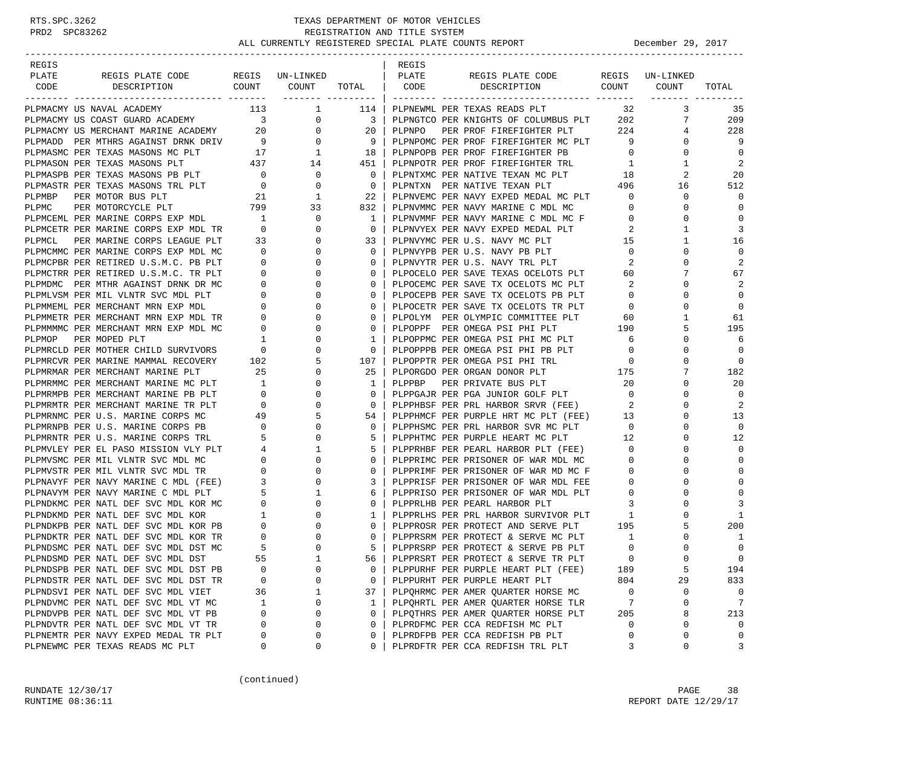RTS.SPC.3262 TEXAS DEPARTMENT OF MOTOR VEHICLES
PRD2 SPC83262 REGISTRATION AND TITLE SYSTEM
ALL CURRENTLY REGISTERED SPECIAL PLATE COUNTS REPORT December 29, 2017

| REGIS PLATE CODE | REGIS PLATE CODE DESCRIPTION | REGIS COUNT | UN-LINKED COUNT | TOTAL |
|---|---|---|---|---|
| PLPMACMY | US NAVAL ACADEMY | 113 | 1 | 114 |
| PLPMACMY | US COAST GUARD ACADEMY | 3 | 0 | 3 |
| PLPMACMY | US MERCHANT MARINE ACADEMY | 20 | 0 | 20 |
| PLPMADD | PER MTHRS AGAINST DRNK DRIV | 9 | 0 | 9 |
| PLPMASMC | PER TEXAS MASONS MC PLT | 17 | 1 | 18 |
| PLPMASON | PER TEXAS MASONS PLT | 437 | 14 | 451 |
| PLPMASPB | PER TEXAS MASONS PB PLT | 0 | 0 | 0 |
| PLPMASTR | PER TEXAS MASONS TRL PLT | 0 | 0 | 0 |
| PLPMBP | PER MOTOR BUS PLT | 21 | 1 | 22 |
| PLPMC | PER MOTORCYCLE PLT | 799 | 33 | 832 |
| PLPMCEML | PER MARINE CORPS EXP MDL | 1 | 0 | 1 |
| PLPMCETR | PER MARINE CORPS EXP MDL TR | 0 | 0 | 0 |
| PLPMCL | PER MARINE CORPS LEAGUE PLT | 33 | 0 | 33 |
| PLPMCMMC | PER MARINE CORPS EXP MDL MC | 0 | 0 | 0 |
| PLPMCPBR | PER RETIRED U.S.M.C. PB PLT | 0 | 0 | 0 |
| PLPMCTRR | PER RETIRED U.S.M.C. TR PLT | 0 | 0 | 0 |
| PLPMDMC | PER MTHR AGAINST DRNK DR MC | 0 | 0 | 0 |
| PLPMLVSM | PER MIL VLNTR SVC MDL PLT | 0 | 0 | 0 |
| PLPMMEML | PER MERCHANT MRN EXP MDL | 0 | 0 | 0 |
| PLPMMETR | PER MERCHANT MRN EXP MDL TR | 0 | 0 | 0 |
| PLPMMMMC | PER MERCHANT MRN EXP MDL MC | 0 | 0 | 0 |
| PLPMOP | PER MOPED PLT | 1 | 0 | 1 |
| PLPMRCLD | PER MOTHER CHILD SURVIVORS | 0 | 0 | 0 |
| PLPMRCVR | PER MARINE MAMMAL RECOVERY | 102 | 5 | 107 |
| PLPMRMAR | PER MERCHANT MARINE PLT | 25 | 0 | 25 |
| PLPMRMMC | PER MERCHANT MARINE MC PLT | 1 | 0 | 1 |
| PLPMRMPB | PER MERCHANT MARINE PB PLT | 0 | 0 | 0 |
| PLPMRMTR | PER MERCHANT MARINE TR PLT | 0 | 0 | 0 |
| PLPMRNMC | PER U.S. MARINE CORPS MC | 49 | 5 | 54 |
| PLPMRNPB | PER U.S. MARINE CORPS PB | 0 | 0 | 0 |
| PLPMRNTR | PER U.S. MARINE CORPS TRL | 5 | 0 | 5 |
| PLPMVLEY | PER EL PASO MISSION VLY PLT | 4 | 1 | 5 |
| PLPMVSMC | PER MIL VLNTR SVC MDL MC | 0 | 0 | 0 |
| PLPMVSTR | PER MIL VLNTR SVC MDL TR | 0 | 0 | 0 |
| PLPNAVYF | PER NAVY MARINE C MDL (FEE) | 3 | 0 | 3 |
| PLPNAVYM | PER NAVY MARINE C MDL PLT | 5 | 1 | 6 |
| PLPNDKMC | PER NATL DEF SVC MDL KOR MC | 0 | 0 | 0 |
| PLPNDKMD | PER NATL DEF SVC MDL KOR | 1 | 0 | 1 |
| PLPNDKPB | PER NATL DEF SVC MDL KOR PB | 0 | 0 | 0 |
| PLPNDKTR | PER NATL DEF SVC MDL KOR TR | 0 | 0 | 0 |
| PLPNDSMC | PER NATL DEF SVC MDL DST MC | 5 | 0 | 5 |
| PLPNDSMD | PER NATL DEF SVC MDL DST | 55 | 1 | 56 |
| PLPNDSPB | PER NATL DEF SVC MDL DST PB | 0 | 0 | 0 |
| PLPNDSTR | PER NATL DEF SVC MDL DST TR | 0 | 0 | 0 |
| PLPNDSVI | PER NATL DEF SVC MDL VIET | 36 | 1 | 37 |
| PLPNDVMC | PER NATL DEF SVC MDL VT MC | 1 | 0 | 1 |
| PLPNDVPB | PER NATL DEF SVC MDL VT PB | 0 | 0 | 0 |
| PLPNDVTR | PER NATL DEF SVC MDL VT TR | 0 | 0 | 0 |
| PLPNEMTR | PER NAVY EXPED MEDAL TR PLT | 0 | 0 | 0 |
| PLPNEWMC | PER TEXAS READS MC PLT | 0 | 0 | 0 |
| PLPNEWML | PER TEXAS READS PLT | 32 | 3 | 35 |
| PLPNGTCO | PER KNIGHTS OF COLUMBUS PLT | 202 | 7 | 209 |
| PLPNPO | PER PROF FIREFIGHTER PLT | 224 | 4 | 228 |
| PLPNPOMC | PER PROF FIREFIGHTER MC PLT | 9 | 0 | 9 |
| PLPNPOPB | PER PROF FIREFIGHTER PB | 0 | 0 | 0 |
| PLPNPOTR | PER PROF FIREFIGHTER TRL | 1 | 1 | 2 |
| PLPNTXMC | PER NATIVE TEXAN MC PLT | 18 | 2 | 20 |
| PLPNTXN | PER NATIVE TEXAN PLT | 496 | 16 | 512 |
| PLPNVEMC | PER NAVY EXPED MEDAL MC PLT | 0 | 0 | 0 |
| PLPNVMMC | PER NAVY MARINE C MDL MC | 0 | 0 | 0 |
| PLPNVMMF | PER NAVY MARINE C MDL MC F | 0 | 0 | 0 |
| PLPNVYEX | PER NAVY EXPED MEDAL PLT | 2 | 1 | 3 |
| PLPNVYMC | PER U.S. NAVY MC PLT | 15 | 1 | 16 |
| PLPNVYPB | PER U.S. NAVY PB PLT | 0 | 0 | 0 |
| PLPNVYTR | PER U.S. NAVY TRL PLT | 2 | 0 | 2 |
| PLPOCELO | PER SAVE TEXAS OCELOTS PLT | 60 | 7 | 67 |
| PLPOCEMC | PER SAVE TX OCELOTS MC PLT | 2 | 0 | 2 |
| PLPOCEPB | PER SAVE TX OCELOTS PB PLT | 0 | 0 | 0 |
| PLPOCETR | PER SAVE TX OCELOTS TR PLT | 0 | 0 | 0 |
| PLPOLYM | PER OLYMPIC COMMITTEE PLT | 60 | 1 | 61 |
| PLPOPPF | PER OMEGA PSI PHI PLT | 190 | 5 | 195 |
| PLPOPPMC | PER OMEGA PSI PHI MC PLT | 6 | 0 | 6 |
| PLPOPPPB | PER OMEGA PSI PHI PB PLT | 0 | 0 | 0 |
| PLPOPPTR | PER OMEGA PSI PHI TRL | 0 | 0 | 0 |
| PLPORGDO | PER ORGAN DONOR PLT | 175 | 7 | 182 |
| PLPPBP | PER PRIVATE BUS PLT | 20 | 0 | 20 |
| PLPPGAJR | PER PGA JUNIOR GOLF PLT | 0 | 0 | 0 |
| PLPPHBSF | PER PRL HARBOR SRVR (FEE) | 2 | 0 | 2 |
| PLPPHMCF | PER PURPLE HRT MC PLT (FEE) | 13 | 0 | 13 |
| PLPPHSMC | PER PRL HARBOR SVR MC PLT | 0 | 0 | 0 |
| PLPPHTMC | PER PURPLE HEART MC PLT | 12 | 0 | 12 |
| PLPPRHBF | PER PEARL HARBOR PLT (FEE) | 0 | 0 | 0 |
| PLPPRIMC | PER PRISONER OF WAR MDL MC | 0 | 0 | 0 |
| PLPPRIMF | PER PRISONER OF WAR MD MC F | 0 | 0 | 0 |
| PLPPRISF | PER PRISONER OF WAR MDL FEE | 0 | 0 | 0 |
| PLPPRISO | PER PRISONER OF WAR MDL PLT | 0 | 0 | 0 |
| PLPPRLHB | PER PEARL HARBOR PLT | 3 | 0 | 3 |
| PLPPRLHS | PER PRL HARBOR SURVIVOR PLT | 1 | 0 | 1 |
| PLPPROSR | PER PROTECT AND SERVE PLT | 195 | 5 | 200 |
| PLPPRSRM | PER PROTECT & SERVE MC PLT | 1 | 0 | 1 |
| PLPPRSRP | PER PROTECT & SERVE PB PLT | 0 | 0 | 0 |
| PLPPRSRT | PER PROTECT & SERVE TR PLT | 0 | 0 | 0 |
| PLPPURHF | PER PURPLE HEART PLT (FEE) | 189 | 5 | 194 |
| PLPPURHT | PER PURPLE HEART PLT | 804 | 29 | 833 |
| PLPQHRMC | PER AMER QUARTER HORSE MC | 0 | 0 | 0 |
| PLPQHRTL | PER AMER QUARTER HORSE TLR | 7 | 0 | 7 |
| PLPQTHRS | PER AMER QUARTER HORSE PLT | 205 | 8 | 213 |
| PLPRDFMC | PER CCA REDFISH MC PLT | 0 | 0 | 0 |
| PLPRDFPB | PER CCA REDFISH PB PLT | 0 | 0 | 0 |
| PLPRDFTR | PER CCA REDFISH TRL PLT | 3 | 0 | 3 |

(continued)

RUNDATE 12/30/17
RUNTIME 08:36:11
REPORT DATE 12/29/17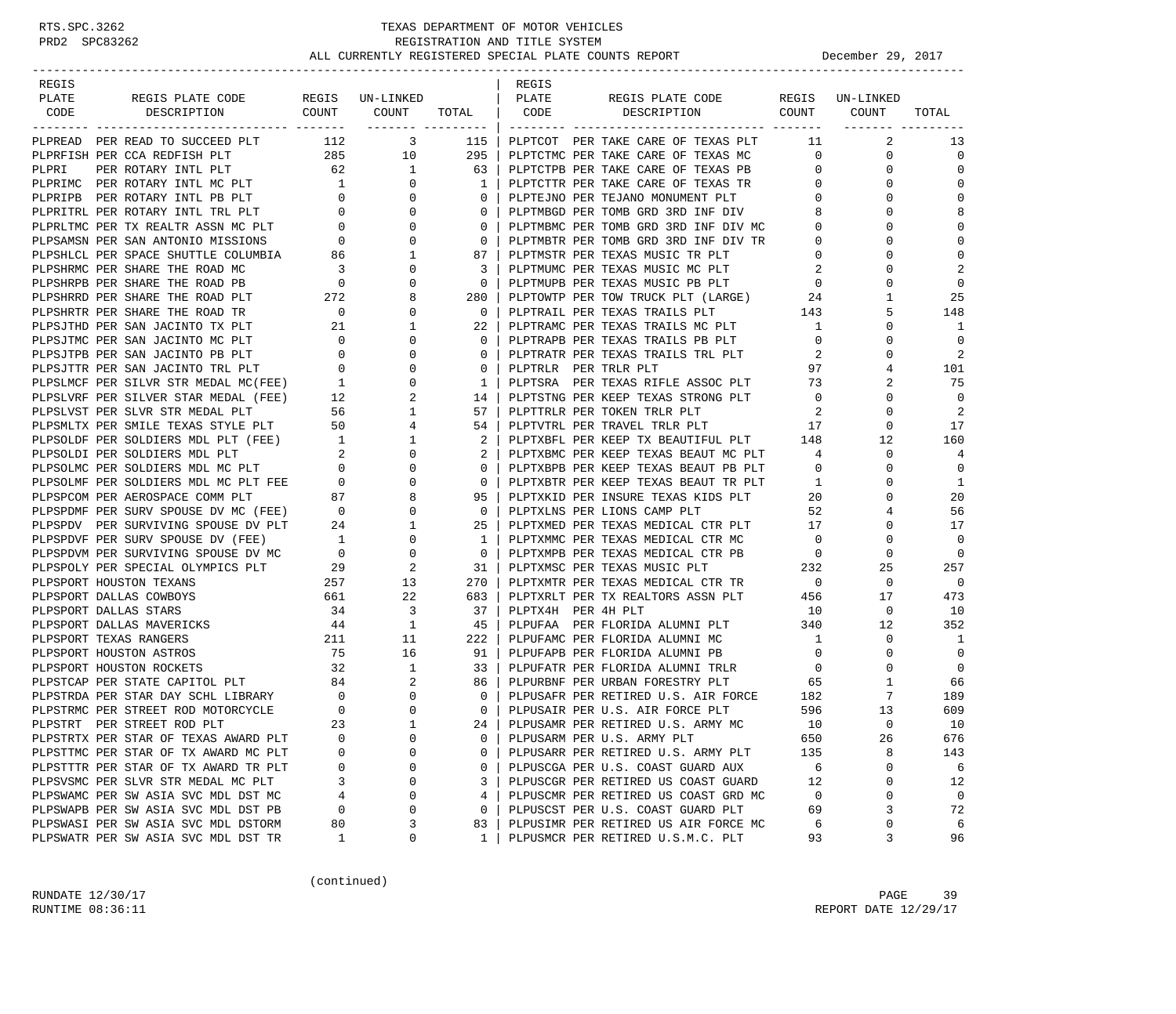RTS.SPC.3262 — TEXAS DEPARTMENT OF MOTOR VEHICLES
PRD2 SPC83262 — REGISTRATION AND TITLE SYSTEM

ALL CURRENTLY REGISTERED SPECIAL PLATE COUNTS REPORT — December 29, 2017

| REGIS PLATE CODE | REGIS PLATE CODE DESCRIPTION | REGIS COUNT | UN-LINKED COUNT | TOTAL |
|---|---|---|---|---|
| PLPREAD | PER READ TO SUCCEED PLT | 112 | 3 | 115 |
| PLPRFISH | PER CCA REDFISH PLT | 285 | 10 | 295 |
| PLPRI | PER ROTARY INTL PLT | 62 | 1 | 63 |
| PLPRIMC | PER ROTARY INTL MC PLT | 1 | 0 | 1 |
| PLPRIPB | PER ROTARY INTL PB PLT | 0 | 0 | 0 |
| PLPRITRL | PER ROTARY INTL TRL PLT | 0 | 0 | 0 |
| PLPRLTMC | PER TX REALTR ASSN MC PLT | 0 | 0 | 0 |
| PLPSAMSN | PER SAN ANTONIO MISSIONS | 0 | 0 | 0 |
| PLPSHLCL | PER SPACE SHUTTLE COLUMBIA | 86 | 1 | 87 |
| PLPSHRMC | PER SHARE THE ROAD MC | 3 | 0 | 3 |
| PLPSHRPB | PER SHARE THE ROAD PB | 0 | 0 | 0 |
| PLPSHRRD | PER SHARE THE ROAD PLT | 272 | 8 | 280 |
| PLPSHRTR | PER SHARE THE ROAD TR | 0 | 0 | 0 |
| PLPSJTHD | PER SAN JACINTO TX PLT | 21 | 1 | 22 |
| PLPSJTMC | PER SAN JACINTO MC PLT | 0 | 0 | 0 |
| PLPSJTPB | PER SAN JACINTO PB PLT | 0 | 0 | 0 |
| PLPSJTTR | PER SAN JACINTO TRL PLT | 0 | 0 | 0 |
| PLPSLMCF | PER SILVR STR MEDAL MC(FEE) | 1 | 0 | 1 |
| PLPSLVRF | PER SILVER STAR MEDAL (FEE) | 12 | 2 | 14 |
| PLPSLVST | PER SLVR STR MEDAL PLT | 56 | 1 | 57 |
| PLPSMLTX | PER SMILE TEXAS STYLE PLT | 50 | 4 | 54 |
| PLPSOLDF | PER SOLDIERS MDL PLT (FEE) | 1 | 1 | 2 |
| PLPSOLDI | PER SOLDIERS MDL PLT | 2 | 0 | 2 |
| PLPSOLMC | PER SOLDIERS MDL MC PLT | 0 | 0 | 0 |
| PLPSOLMF | PER SOLDIERS MDL MC PLT FEE | 0 | 0 | 0 |
| PLPSPCOM | PER AEROSPACE COMM PLT | 87 | 8 | 95 |
| PLPSPDMF | PER SURV SPOUSE DV MC (FEE) | 0 | 0 | 0 |
| PLPSPDV | PER SURVIVING SPOUSE DV PLT | 24 | 1 | 25 |
| PLPSPDVF | PER SURV SPOUSE DV (FEE) | 1 | 0 | 1 |
| PLPSPDVM | PER SURVIVING SPOUSE DV MC | 0 | 0 | 0 |
| PLPSPOLY | PER SPECIAL OLYMPICS PLT | 29 | 2 | 31 |
| PLPSPORT | HOUSTON TEXANS | 257 | 13 | 270 |
| PLPSPORT | DALLAS COWBOYS | 661 | 22 | 683 |
| PLPSPORT | DALLAS STARS | 34 | 3 | 37 |
| PLPSPORT | DALLAS MAVERICKS | 44 | 1 | 45 |
| PLPSPORT | TEXAS RANGERS | 211 | 11 | 222 |
| PLPSPORT | HOUSTON ASTROS | 75 | 16 | 91 |
| PLPSPORT | HOUSTON ROCKETS | 32 | 1 | 33 |
| PLPSTCAP | PER STATE CAPITOL PLT | 84 | 2 | 86 |
| PLPSTRDA | PER STAR DAY SCHL LIBRARY | 0 | 0 | 0 |
| PLPSTRMC | PER STREET ROD MOTORCYCLE | 0 | 0 | 0 |
| PLPSTRT | PER STREET ROD PLT | 23 | 1 | 24 |
| PLPSTRTX | PER STAR OF TEXAS AWARD PLT | 0 | 0 | 0 |
| PLPSTTMC | PER STAR OF TX AWARD MC PLT | 0 | 0 | 0 |
| PLPSTTTR | PER STAR OF TX AWARD TR PLT | 0 | 0 | 0 |
| PLPSVSMC | PER SLVR STR MEDAL MC PLT | 3 | 0 | 3 |
| PLPSWAMC | PER SW ASIA SVC MDL DST MC | 4 | 0 | 4 |
| PLPSWAPB | PER SW ASIA SVC MDL DST PB | 0 | 0 | 0 |
| PLPSWASI | PER SW ASIA SVC MDL DSTORM | 80 | 3 | 83 |
| PLPSWATR | PER SW ASIA SVC MDL DST TR | 1 | 0 | 1 |
| PLPTCOT | PER TAKE CARE OF TEXAS PLT | 11 | 2 | 13 |
| PLPTCTMC | PER TAKE CARE OF TEXAS MC | 0 | 0 | 0 |
| PLPTCTPB | PER TAKE CARE OF TEXAS PB | 0 | 0 | 0 |
| PLPTCTTR | PER TAKE CARE OF TEXAS TR | 0 | 0 | 0 |
| PLPTEJNO | PER TEJANO MONUMENT PLT | 0 | 0 | 0 |
| PLPTMBGD | PER TOMB GRD 3RD INF DIV | 8 | 0 | 8 |
| PLPTMBMC | PER TOMB GRD 3RD INF DIV MC | 0 | 0 | 0 |
| PLPTMBTR | PER TOMB GRD 3RD INF DIV TR | 0 | 0 | 0 |
| PLPTMSTR | PER TEXAS MUSIC TR PLT | 0 | 0 | 0 |
| PLPTMUMC | PER TEXAS MUSIC MC PLT | 2 | 0 | 2 |
| PLPTMUPB | PER TEXAS MUSIC PB PLT | 0 | 0 | 0 |
| PLPTOWTP | PER TOW TRUCK PLT (LARGE) | 24 | 1 | 25 |
| PLPTRAIL | PER TEXAS TRAILS PLT | 143 | 5 | 148 |
| PLPTRAMC | PER TEXAS TRAILS MC PLT | 1 | 0 | 1 |
| PLPTRAPB | PER TEXAS TRAILS PB PLT | 0 | 0 | 0 |
| PLPTRATR | PER TEXAS TRAILS TRL PLT | 2 | 0 | 2 |
| PLPTRLR | PER TRLR PLT | 97 | 4 | 101 |
| PLPTSRA | PER TEXAS RIFLE ASSOC PLT | 73 | 2 | 75 |
| PLPTSTNG | PER KEEP TEXAS STRONG PLT | 0 | 0 | 0 |
| PLPTTRLR | PER TOKEN TRLR PLT | 2 | 0 | 2 |
| PLPTVTRL | PER TRAVEL TRLR PLT | 17 | 0 | 17 |
| PLPTXBFL | PER KEEP TX BEAUTIFUL PLT | 148 | 12 | 160 |
| PLPTXBMC | PER KEEP TEXAS BEAUT MC PLT | 4 | 0 | 4 |
| PLPTXBPB | PER KEEP TEXAS BEAUT PB PLT | 0 | 0 | 0 |
| PLPTXBTR | PER KEEP TEXAS BEAUT TR PLT | 1 | 0 | 1 |
| PLPTXKID | PER INSURE TEXAS KIDS PLT | 20 | 0 | 20 |
| PLPTXLNS | PER LIONS CAMP PLT | 52 | 4 | 56 |
| PLPTXMED | PER TEXAS MEDICAL CTR PLT | 17 | 0 | 17 |
| PLPTXMMC | PER TEXAS MEDICAL CTR MC | 0 | 0 | 0 |
| PLPTXMPB | PER TEXAS MEDICAL CTR PB | 0 | 0 | 0 |
| PLPTXMSC | PER TEXAS MUSIC PLT | 232 | 25 | 257 |
| PLPTXMTR | PER TEXAS MEDICAL CTR TR | 0 | 0 | 0 |
| PLPTXRLT | PER TX REALTORS ASSN PLT | 456 | 17 | 473 |
| PLPTX4H | PER 4H PLT | 10 | 0 | 10 |
| PLPUFAA | PER FLORIDA ALUMNI PLT | 340 | 12 | 352 |
| PLPUFAMC | PER FLORIDA ALUMNI MC | 1 | 0 | 1 |
| PLPUFAPB | PER FLORIDA ALUMNI PB | 0 | 0 | 0 |
| PLPUFATR | PER FLORIDA ALUMNI TRLR | 0 | 0 | 0 |
| PLPURBNF | PER URBAN FORESTRY PLT | 65 | 1 | 66 |
| PLPUSAFR | PER RETIRED U.S. AIR FORCE | 182 | 7 | 189 |
| PLPUSAIR | PER U.S. AIR FORCE PLT | 596 | 13 | 609 |
| PLPUSAMR | PER RETIRED U.S. ARMY MC | 10 | 0 | 10 |
| PLPUSARM | PER U.S. ARMY PLT | 650 | 26 | 676 |
| PLPUSARR | PER RETIRED U.S. ARMY PLT | 135 | 8 | 143 |
| PLPUSCGA | PER U.S. COAST GUARD AUX | 6 | 0 | 6 |
| PLPUSCGR | PER RETIRED US COAST GUARD | 12 | 0 | 12 |
| PLPUSCMR | PER RETIRED US COAST GRD MC | 0 | 0 | 0 |
| PLPUSCST | PER U.S. COAST GUARD PLT | 69 | 3 | 72 |
| PLPUSIMR | PER RETIRED US AIR FORCE MC | 6 | 0 | 6 |
| PLPUSMCR | PER RETIRED U.S.M.C. PLT | 93 | 3 | 96 |

(continued)

RUNDATE 12/30/17
RUNTIME 08:36:11
REPORT DATE 12/29/17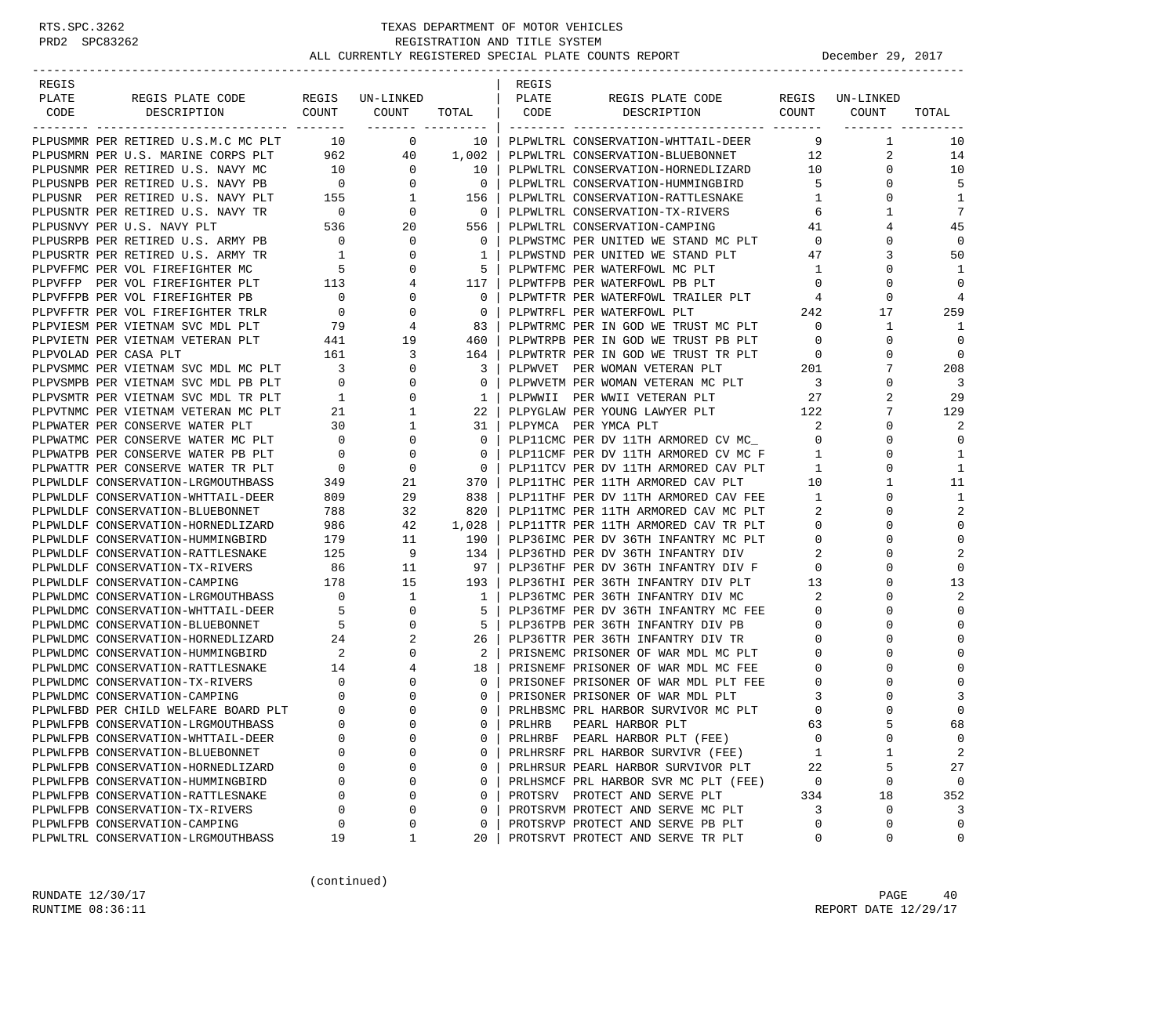RTS.SPC.3262
PRD2 SPC83262

# TEXAS DEPARTMENT OF MOTOR VEHICLES
## REGISTRATION AND TITLE SYSTEM
### ALL CURRENTLY REGISTERED SPECIAL PLATE COUNTS REPORT

December 29, 2017

| REGIS PLATE CODE | REGIS PLATE CODE DESCRIPTION | REGIS COUNT | UN-LINKED COUNT | TOTAL |
|---|---|---|---|---|
| PLPUSMMR | PER RETIRED U.S.M.C MC PLT | 10 | 0 | 10 |
| PLPUSMRN | PER U.S. MARINE CORPS PLT | 962 | 40 | 1,002 |
| PLPUSNMR | PER RETIRED U.S. NAVY MC | 10 | 0 | 10 |
| PLPUSNPB | PER RETIRED U.S. NAVY PB | 0 | 0 | 0 |
| PLPUSNR | PER RETIRED U.S. NAVY PLT | 155 | 1 | 156 |
| PLPUSNTR | PER RETIRED U.S. NAVY TR | 0 | 0 | 0 |
| PLPUSNVY | PER U.S. NAVY PLT | 536 | 20 | 556 |
| PLPUSRPB | PER RETIRED U.S. ARMY PB | 0 | 0 | 0 |
| PLPUSRTR | PER RETIRED U.S. ARMY TR | 1 | 0 | 1 |
| PLPVFFMC | PER VOL FIREFIGHTER MC | 5 | 0 | 5 |
| PLPVFFP | PER VOL FIREFIGHTER PLT | 113 | 4 | 117 |
| PLPVFFPB | PER VOL FIREFIGHTER PB | 0 | 0 | 0 |
| PLPVFFTR | PER VOL FIREFIGHTER TRLR | 0 | 0 | 0 |
| PLPVIESM | PER VIETNAM SVC MDL PLT | 79 | 4 | 83 |
| PLPVIETN | PER VIETNAM VETERAN PLT | 441 | 19 | 460 |
| PLPVOLAD | PER CASA PLT | 161 | 3 | 164 |
| PLPVSMMC | PER VIETNAM SVC MDL MC PLT | 3 | 0 | 3 |
| PLPVSMPB | PER VIETNAM SVC MDL PB PLT | 0 | 0 | 0 |
| PLPVSMTR | PER VIETNAM SVC MDL TR PLT | 1 | 0 | 1 |
| PLPVTNMC | PER VIETNAM VETERAN MC PLT | 21 | 1 | 22 |
| PLPWATER | PER CONSERVE WATER PLT | 30 | 1 | 31 |
| PLPWATMC | PER CONSERVE WATER MC PLT | 0 | 0 | 0 |
| PLPWATPB | PER CONSERVE WATER PB PLT | 0 | 0 | 0 |
| PLPWATTR | PER CONSERVE WATER TR PLT | 0 | 0 | 0 |
| PLPWLDLF | CONSERVATION-LRGMOUTHBASS | 349 | 21 | 370 |
| PLPWLDLF | CONSERVATION-WHTTAIL-DEER | 809 | 29 | 838 |
| PLPWLDLF | CONSERVATION-BLUEBONNET | 788 | 32 | 820 |
| PLPWLDLF | CONSERVATION-HORNEDLIZARD | 986 | 42 | 1,028 |
| PLPWLDLF | CONSERVATION-HUMMINGBIRD | 179 | 11 | 190 |
| PLPWLDLF | CONSERVATION-RATTLESNAKE | 125 | 9 | 134 |
| PLPWLDLF | CONSERVATION-TX-RIVERS | 86 | 11 | 97 |
| PLPWLDLF | CONSERVATION-CAMPING | 178 | 15 | 193 |
| PLPWLDMC | CONSERVATION-LRGMOUTHBASS | 0 | 1 | 1 |
| PLPWLDMC | CONSERVATION-WHTTAIL-DEER | 5 | 0 | 5 |
| PLPWLDMC | CONSERVATION-BLUEBONNET | 5 | 0 | 5 |
| PLPWLDMC | CONSERVATION-HORNEDLIZARD | 24 | 2 | 26 |
| PLPWLDMC | CONSERVATION-HUMMINGBIRD | 2 | 0 | 2 |
| PLPWLDMC | CONSERVATION-RATTLESNAKE | 14 | 4 | 18 |
| PLPWLDMC | CONSERVATION-TX-RIVERS | 0 | 0 | 0 |
| PLPWLDMC | CONSERVATION-CAMPING | 0 | 0 | 0 |
| PLPWLFBD | PER CHILD WELFARE BOARD PLT | 0 | 0 | 0 |
| PLPWLFPB | CONSERVATION-LRGMOUTHBASS | 0 | 0 | 0 |
| PLPWLFPB | CONSERVATION-WHTTAIL-DEER | 0 | 0 | 0 |
| PLPWLFPB | CONSERVATION-BLUEBONNET | 0 | 0 | 0 |
| PLPWLFPB | CONSERVATION-HORNEDLIZARD | 0 | 0 | 0 |
| PLPWLFPB | CONSERVATION-HUMMINGBIRD | 0 | 0 | 0 |
| PLPWLFPB | CONSERVATION-RATTLESNAKE | 0 | 0 | 0 |
| PLPWLFPB | CONSERVATION-TX-RIVERS | 0 | 0 | 0 |
| PLPWLFPB | CONSERVATION-CAMPING | 0 | 0 | 0 |
| PLPWLTRL | CONSERVATION-LRGMOUTHBASS | 19 | 1 | 20 |
| PLPWLTRL | CONSERVATION-WHTTAIL-DEER | 9 | 1 | 10 |
| PLPWLTRL | CONSERVATION-BLUEBONNET | 12 | 2 | 14 |
| PLPWLTRL | CONSERVATION-HORNEDLIZARD | 10 | 0 | 10 |
| PLPWLTRL | CONSERVATION-HUMMINGBIRD | 5 | 0 | 5 |
| PLPWLTRL | CONSERVATION-RATTLESNAKE | 1 | 0 | 1 |
| PLPWLTRL | CONSERVATION-TX-RIVERS | 6 | 1 | 7 |
| PLPWLTRL | CONSERVATION-CAMPING | 41 | 4 | 45 |
| PLPWSTMC | PER UNITED WE STAND MC PLT | 0 | 0 | 0 |
| PLPWSTND | PER UNITED WE STAND PLT | 47 | 3 | 50 |
| PLPWTFMC | PER WATERFOWL MC PLT | 1 | 0 | 1 |
| PLPWTFPB | PER WATERFOWL PB PLT | 0 | 0 | 0 |
| PLPWTFTR | PER WATERFOWL TRAILER PLT | 4 | 0 | 4 |
| PLPWTRFL | PER WATERFOWL PLT | 242 | 17 | 259 |
| PLPWTRMC | PER IN GOD WE TRUST MC PLT | 0 | 1 | 1 |
| PLPWTRPB | PER IN GOD WE TRUST PB PLT | 0 | 0 | 0 |
| PLPWTRTR | PER IN GOD WE TRUST TR PLT | 0 | 0 | 0 |
| PLPWVET | PER WOMAN VETERAN PLT | 201 | 7 | 208 |
| PLPWVETM | PER WOMAN VETERAN MC PLT | 3 | 0 | 3 |
| PLPWWII | PER WWII VETERAN PLT | 27 | 2 | 29 |
| PLPYGLAW | PER YOUNG LAWYER PLT | 122 | 7 | 129 |
| PLPYMCA | PER YMCA PLT | 2 | 0 | 2 |
| PLP11CMC | PER DV 11TH ARMORED CV MC_ | 0 | 0 | 0 |
| PLP11CMF | PER DV 11TH ARMORED CV MC F | 1 | 0 | 1 |
| PLP11TCV | PER DV 11TH ARMORED CAV PLT | 1 | 0 | 1 |
| PLP11THC | PER 11TH ARMORED CAV PLT | 10 | 1 | 11 |
| PLP11THF | PER DV 11TH ARMORED CAV FEE | 1 | 0 | 1 |
| PLP11TMC | PER 11TH ARMORED CAV MC PLT | 2 | 0 | 2 |
| PLP11TTR | PER 11TH ARMORED CAV TR PLT | 0 | 0 | 0 |
| PLP36IMC | PER DV 36TH INFANTRY MC PLT | 0 | 0 | 0 |
| PLP36THD | PER DV 36TH INFANTRY DIV | 2 | 0 | 2 |
| PLP36THF | PER DV 36TH INFANTRY DIV F | 0 | 0 | 0 |
| PLP36THI | PER 36TH INFANTRY DIV PLT | 13 | 0 | 13 |
| PLP36TMC | PER 36TH INFANTRY DIV MC | 2 | 0 | 2 |
| PLP36TMF | PER DV 36TH INFANTRY MC FEE | 0 | 0 | 0 |
| PLP36TPB | PER 36TH INFANTRY DIV PB | 0 | 0 | 0 |
| PLP36TTR | PER 36TH INFANTRY DIV TR | 0 | 0 | 0 |
| PRISNEMC | PRISONER OF WAR MDL MC PLT | 0 | 0 | 0 |
| PRISNEMF | PRISONER OF WAR MDL MC FEE | 0 | 0 | 0 |
| PRISONEF | PRISONER OF WAR MDL PLT FEE | 0 | 0 | 0 |
| PRISONER | PRISONER OF WAR MDL PLT | 3 | 0 | 3 |
| PRLHBSMC | PRL HARBOR SURVIVOR MC PLT | 0 | 0 | 0 |
| PRLHRB | PEARL HARBOR PLT | 63 | 5 | 68 |
| PRLHRBF | PEARL HARBOR PLT (FEE) | 0 | 0 | 0 |
| PRLHRSRF | PRL HARBOR SURVIVR (FEE) | 1 | 1 | 2 |
| PRLHRSUR | PEARL HARBOR SURVIVOR PLT | 22 | 5 | 27 |
| PRLHSMCF | PRL HARBOR SVR MC PLT (FEE) | 0 | 0 | 0 |
| PROTSRV | PROTECT AND SERVE PLT | 334 | 18 | 352 |
| PROTSRVM | PROTECT AND SERVE MC PLT | 3 | 0 | 3 |
| PROTSRVP | PROTECT AND SERVE PB PLT | 0 | 0 | 0 |
| PROTSRVT | PROTECT AND SERVE TR PLT | 0 | 0 | 0 |

(continued)

RUNDATE 12/30/17
RUNTIME 08:36:11

REPORT DATE 12/29/17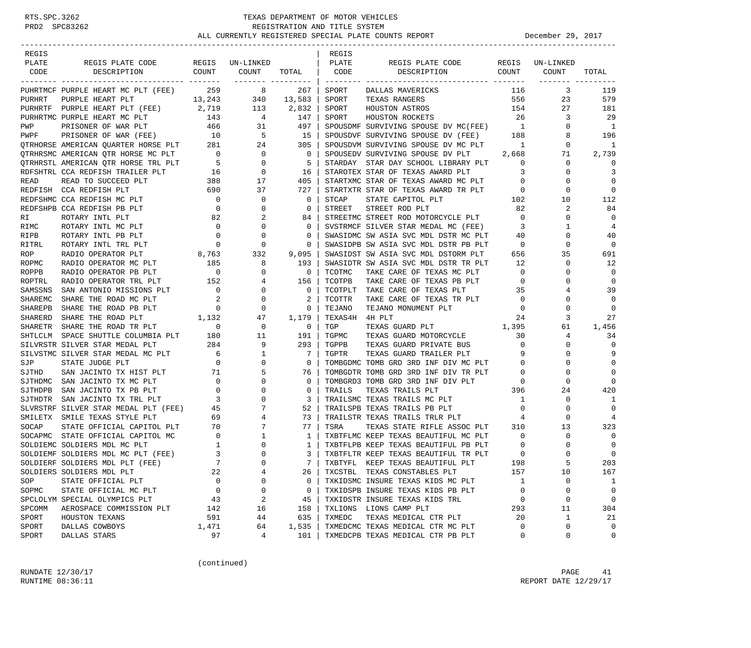# TEXAS DEPARTMENT OF MOTOR VEHICLES
## REGISTRATION AND TITLE SYSTEM
### ALL CURRENTLY REGISTERED SPECIAL PLATE COUNTS REPORT — December 29, 2017

RTS.SPC.3262
PRD2 SPC83262

| REGIS PLATE CODE | REGIS PLATE CODE DESCRIPTION | REGIS COUNT | UN-LINKED COUNT | TOTAL |
|---|---|---|---|---|
| PUHRTMCF | PURPLE HEART MC PLT (FEE) | 259 | 8 | 267 |
| PURHRT | PURPLE HEART PLT | 13,243 | 340 | 13,583 |
| PURHRTF | PURPLE HEART PLT (FEE) | 2,719 | 113 | 2,832 |
| PURHRTMC | PURPLE HEART MC PLT | 143 | 4 | 147 |
| PWP | PRISONER OF WAR PLT | 466 | 31 | 497 |
| PWPF | PRISONER OF WAR (FEE) | 10 | 5 | 15 |
| QTRHORSE | AMERICAN QUARTER HORSE PLT | 281 | 24 | 305 |
| QTRHRSMC | AMERICAN QTR HORSE MC PLT | 0 | 0 | 0 |
| QTRHRSTL | AMERICAN QTR HORSE TRL PLT | 5 | 0 | 5 |
| RDFSHTRL | CCA REDFISH TRAILER PLT | 16 | 0 | 16 |
| READ | READ TO SUCCEED PLT | 388 | 17 | 405 |
| REDFISH | CCA REDFISH PLT | 690 | 37 | 727 |
| REDFSHMC | CCA REDFISH MC PLT | 0 | 0 | 0 |
| REDFSHPB | CCA REDFISH PB PLT | 0 | 0 | 0 |
| RI | ROTARY INTL PLT | 82 | 2 | 84 |
| RIMC | ROTARY INTL MC PLT | 0 | 0 | 0 |
| RIPB | ROTARY INTL PB PLT | 0 | 0 | 0 |
| RITRL | ROTARY INTL TRL PLT | 0 | 0 | 0 |
| ROP | RADIO OPERATOR PLT | 8,763 | 332 | 9,095 |
| ROPMC | RADIO OPERATOR MC PLT | 185 | 8 | 193 |
| ROPPB | RADIO OPERATOR PB PLT | 0 | 0 | 0 |
| ROPTRL | RADIO OPERATOR TRL PLT | 152 | 4 | 156 |
| SAMSSNS | SAN ANTONIO MISSIONS PLT | 0 | 0 | 0 |
| SHAREMC | SHARE THE ROAD MC PLT | 2 | 0 | 2 |
| SHAREPB | SHARE THE ROAD PB PLT | 0 | 0 | 0 |
| SHARERD | SHARE THE ROAD PLT | 1,132 | 47 | 1,179 |
| SHARETR | SHARE THE ROAD TR PLT | 0 | 0 | 0 |
| SHTLCLM | SPACE SHUTTLE COLUMBIA PLT | 180 | 11 | 191 |
| SILVRSTR | SILVER STAR MEDAL PLT | 284 | 9 | 293 |
| SILVSTMC | SILVER STAR MEDAL MC PLT | 6 | 1 | 7 |
| SJP | STATE JUDGE PLT | 0 | 0 | 0 |
| SJTHD | SAN JACINTO TX HIST PLT | 71 | 5 | 76 |
| SJTHDMC | SAN JACINTO TX MC PLT | 0 | 0 | 0 |
| SJTHDPB | SAN JACINTO TX PB PLT | 0 | 0 | 0 |
| SJTHDTR | SAN JACINTO TX TRL PLT | 3 | 0 | 3 |
| SLVRSTRF | SILVER STAR MEDAL PLT (FEE) | 45 | 7 | 52 |
| SMILETX | SMILE TEXAS STYLE PLT | 69 | 4 | 73 |
| SOCAP | STATE OFFICIAL CAPITOL PLT | 70 | 7 | 77 |
| SOCAPMC | STATE OFFICIAL CAPITOL MC | 0 | 1 | 1 |
| SOLDIEMC | SOLDIERS MDL MC PLT | 1 | 0 | 1 |
| SOLDIEMF | SOLDIERS MDL MC PLT (FEE) | 3 | 0 | 3 |
| SOLDIERF | SOLDIERS MDL PLT (FEE) | 7 | 0 | 7 |
| SOLDIERS | SOLDIERS MDL PLT | 22 | 4 | 26 |
| SOP | STATE OFFICIAL PLT | 0 | 0 | 0 |
| SOPMC | STATE OFFICIAL MC PLT | 0 | 0 | 0 |
| SPCLOLYM | SPECIAL OLYMPICS PLT | 43 | 2 | 45 |
| SPCOMM | AEROSPACE COMMISSION PLT | 142 | 16 | 158 |
| SPORT | HOUSTON TEXANS | 591 | 44 | 635 |
| SPORT | DALLAS COWBOYS | 1,471 | 64 | 1,535 |
| SPORT | DALLAS STARS | 97 | 4 | 101 |
| SPORT | DALLAS MAVERICKS | 116 | 3 | 119 |
| SPORT | TEXAS RANGERS | 556 | 23 | 579 |
| SPORT | HOUSTON ASTROS | 154 | 27 | 181 |
| SPORT | HOUSTON ROCKETS | 26 | 3 | 29 |
| SPOUSDMF | SURVIVING SPOUSE DV MC(FEE) | 1 | 0 | 1 |
| SPOUSDVF | SURVIVING SPOUSE DV (FEE) | 188 | 8 | 196 |
| SPOUSDVM | SURVIVING SPOUSE DV MC PLT | 1 | 0 | 1 |
| SPOUSEDV | SURVIVING SPOUSE DV PLT | 2,668 | 71 | 2,739 |
| STARDAY | STAR DAY SCHOOL LIBRARY PLT | 0 | 0 | 0 |
| STAROTEX | STAR OF TEXAS AWARD PLT | 3 | 0 | 3 |
| STARTXMC | STAR OF TEXAS AWARD MC PLT | 0 | 0 | 0 |
| STARTXTR | STAR OF TEXAS AWARD TR PLT | 0 | 0 | 0 |
| STCAP | STATE CAPITOL PLT | 102 | 10 | 112 |
| STREET | STREET ROD PLT | 82 | 2 | 84 |
| STREETMC | STREET ROD MOTORCYCLE PLT | 0 | 0 | 0 |
| SVSTRMCF | SILVER STAR MEDAL MC (FEE) | 3 | 1 | 4 |
| SWASIDMC | SW ASIA SVC MDL DSTR MC PLT | 40 | 0 | 40 |
| SWASIDPB | SW ASIA SVC MDL DSTR PB PLT | 0 | 0 | 0 |
| SWASIDST | SW ASIA SVC MDL DSTORM PLT | 656 | 35 | 691 |
| SWASIDTR | SW ASIA SVC MDL DSTR TR PLT | 12 | 0 | 12 |
| TCOTMC | TAKE CARE OF TEXAS MC PLT | 0 | 0 | 0 |
| TCOTPB | TAKE CARE OF TEXAS PB PLT | 0 | 0 | 0 |
| TCOTPLT | TAKE CARE OF TEXAS PLT | 35 | 4 | 39 |
| TCOTTR | TAKE CARE OF TEXAS TR PLT | 0 | 0 | 0 |
| TEJANO | TEJANO MONUMENT PLT | 0 | 0 | 0 |
| TEXAS4H | 4H PLT | 24 | 3 | 27 |
| TGP | TEXAS GUARD PLT | 1,395 | 61 | 1,456 |
| TGPMC | TEXAS GUARD MOTORCYCLE | 30 | 4 | 34 |
| TGPPB | TEXAS GUARD PRIVATE BUS | 0 | 0 | 0 |
| TGPTR | TEXAS GUARD TRAILER PLT | 9 | 0 | 9 |
| TOMBGDMC | TOMB GRD 3RD INF DIV MC PLT | 0 | 0 | 0 |
| TOMBGDTR | TOMB GRD 3RD INF DIV TR PLT | 0 | 0 | 0 |
| TOMBGRD3 | TOMB GRD 3RD INF DIV PLT | 0 | 0 | 0 |
| TRAILS | TEXAS TRAILS PLT | 396 | 24 | 420 |
| TRAILSMC | TEXAS TRAILS MC PLT | 1 | 0 | 1 |
| TRAILSPB | TEXAS TRAILS PB PLT | 0 | 0 | 0 |
| TRAILSTR | TEXAS TRAILS TRLR PLT | 4 | 0 | 4 |
| TSRA | TEXAS STATE RIFLE ASSOC PLT | 310 | 13 | 323 |
| TXBTFLMC | KEEP TEXAS BEAUTIFUL MC PLT | 0 | 0 | 0 |
| TXBTFLPB | KEEP TEXAS BEAUTIFUL PB PLT | 0 | 0 | 0 |
| TXBTFLTR | KEEP TEXAS BEAUTIFUL TR PLT | 0 | 0 | 0 |
| TXBTYFL | KEEP TEXAS BEAUTIFUL PLT | 198 | 5 | 203 |
| TXCSTBL | TEXAS CONSTABLES PLT | 157 | 10 | 167 |
| TXKIDSMC | INSURE TEXAS KIDS MC PLT | 1 | 0 | 1 |
| TXKIDSPB | INSURE TEXAS KIDS PB PLT | 0 | 0 | 0 |
| TXKIDSTR | INSURE TEXAS KIDS TRL | 0 | 0 | 0 |
| TXLIONS | LIONS CAMP PLT | 293 | 11 | 304 |
| TXMEDC | TEXAS MEDICAL CTR PLT | 20 | 1 | 21 |
| TXMEDCMC | TEXAS MEDICAL CTR MC PLT | 0 | 0 | 0 |
| TXMEDCPB | TEXAS MEDICAL CTR PB PLT | 0 | 0 | 0 |

(continued)

RUNDATE 12/30/17
RUNTIME 08:36:11
REPORT DATE 12/29/17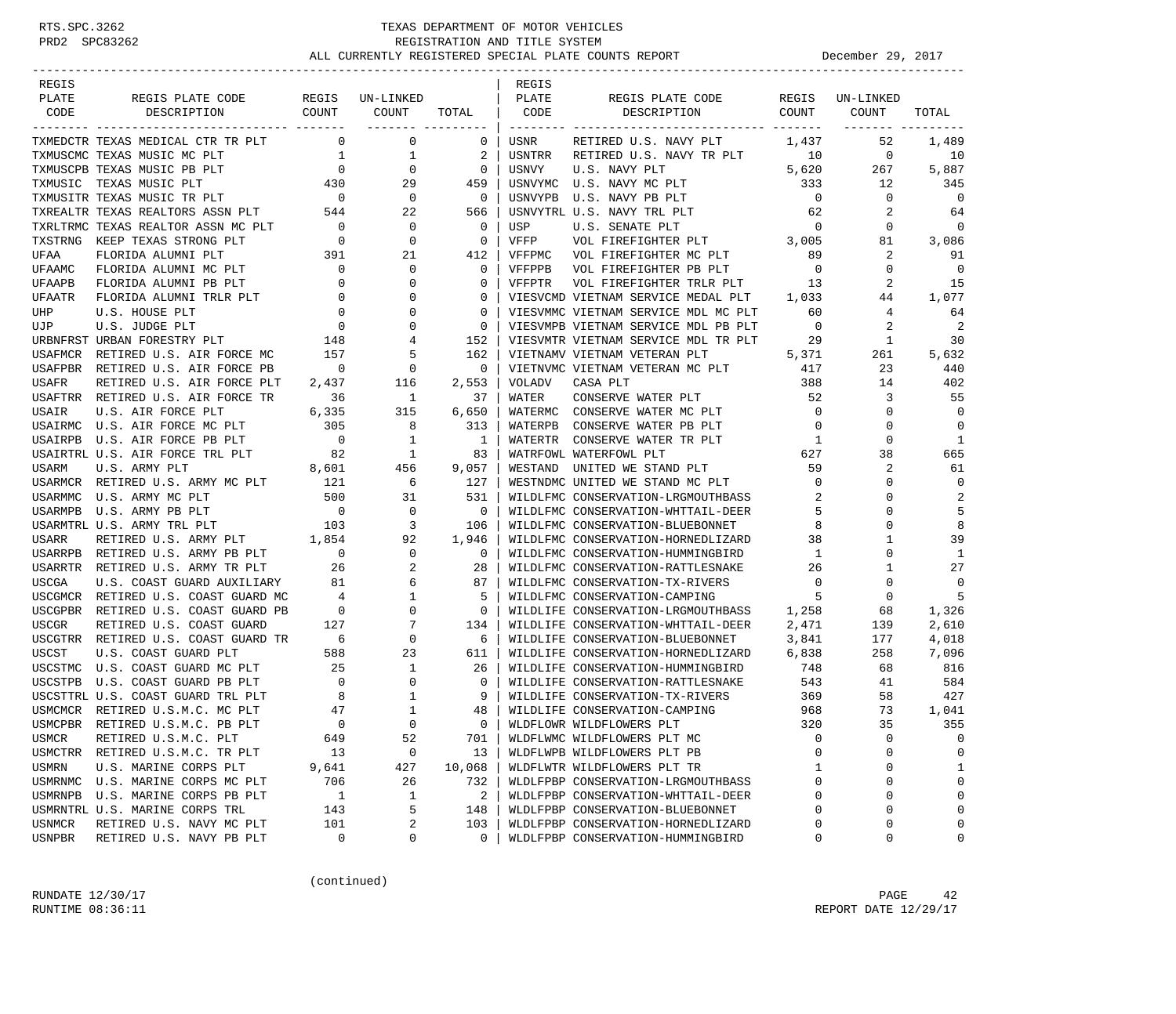RTS.SPC.3262
PRD2 SPC83262

# TEXAS DEPARTMENT OF MOTOR VEHICLES
## REGISTRATION AND TITLE SYSTEM
## ALL CURRENTLY REGISTERED SPECIAL PLATE COUNTS REPORT

December 29, 2017

| REGIS PLATE CODE | REGIS PLATE CODE DESCRIPTION | REGIS COUNT | UN-LINKED COUNT | TOTAL |
|---|---|---|---|---|
| TXMEDCTR | TEXAS MEDICAL CTR TR PLT | 0 | 0 | 0 |
| TXMUSCMC | TEXAS MUSIC MC PLT | 1 | 1 | 2 |
| TXMUSCPB | TEXAS MUSIC PB PLT | 0 | 0 | 0 |
| TXMUSIC | TEXAS MUSIC PLT | 430 | 29 | 459 |
| TXMUSITR | TEXAS MUSIC TR PLT | 0 | 0 | 0 |
| TXREALTR | TEXAS REALTORS ASSN PLT | 544 | 22 | 566 |
| TXRLTRMC | TEXAS REALTOR ASSN MC PLT | 0 | 0 | 0 |
| TXSTRNG | KEEP TEXAS STRONG PLT | 0 | 0 | 0 |
| UFAA | FLORIDA ALUMNI PLT | 391 | 21 | 412 |
| UFAAMC | FLORIDA ALUMNI MC PLT | 0 | 0 | 0 |
| UFAAPB | FLORIDA ALUMNI PB PLT | 0 | 0 | 0 |
| UFAATR | FLORIDA ALUMNI TRLR PLT | 0 | 0 | 0 |
| UHP | U.S. HOUSE PLT | 0 | 0 | 0 |
| UJP | U.S. JUDGE PLT | 0 | 0 | 0 |
| URBNFRST | URBAN FORESTRY PLT | 148 | 4 | 152 |
| USAFMCR | RETIRED U.S. AIR FORCE MC | 157 | 5 | 162 |
| USAFPBR | RETIRED U.S. AIR FORCE PB | 0 | 0 | 0 |
| USAFR | RETIRED U.S. AIR FORCE PLT | 2,437 | 116 | 2,553 |
| USAFTRR | RETIRED U.S. AIR FORCE TR | 36 | 1 | 37 |
| USAIR | U.S. AIR FORCE PLT | 6,335 | 315 | 6,650 |
| USAIRMC | U.S. AIR FORCE MC PLT | 305 | 8 | 313 |
| USAIRPB | U.S. AIR FORCE PB PLT | 0 | 1 | 1 |
| USAIRTRL | U.S. AIR FORCE TRL PLT | 82 | 1 | 83 |
| USARM | U.S. ARMY PLT | 8,601 | 456 | 9,057 |
| USARMCR | RETIRED U.S. ARMY MC PLT | 121 | 6 | 127 |
| USARMMC | U.S. ARMY MC PLT | 500 | 31 | 531 |
| USARMPB | U.S. ARMY PB PLT | 0 | 0 | 0 |
| USARMTRL | U.S. ARMY TRL PLT | 103 | 3 | 106 |
| USARR | RETIRED U.S. ARMY PLT | 1,854 | 92 | 1,946 |
| USARRPB | RETIRED U.S. ARMY PB PLT | 0 | 0 | 0 |
| USARRTR | RETIRED U.S. ARMY TR PLT | 26 | 2 | 28 |
| USCGA | U.S. COAST GUARD AUXILIARY | 81 | 6 | 87 |
| USCGMCR | RETIRED U.S. COAST GUARD MC | 4 | 1 | 5 |
| USCGPBR | RETIRED U.S. COAST GUARD PB | 0 | 0 | 0 |
| USCGR | RETIRED U.S. COAST GUARD | 127 | 7 | 134 |
| USCGTRR | RETIRED U.S. COAST GUARD TR | 6 | 0 | 6 |
| USCST | U.S. COAST GUARD PLT | 588 | 23 | 611 |
| USCSTMC | U.S. COAST GUARD MC PLT | 25 | 1 | 26 |
| USCSTPB | U.S. COAST GUARD PB PLT | 0 | 0 | 0 |
| USCSTTRL | U.S. COAST GUARD TRL PLT | 8 | 1 | 9 |
| USMCMCR | RETIRED U.S.M.C. MC PLT | 47 | 1 | 48 |
| USMCPBR | RETIRED U.S.M.C. PB PLT | 0 | 0 | 0 |
| USMCR | RETIRED U.S.M.C. PLT | 649 | 52 | 701 |
| USMCTRR | RETIRED U.S.M.C. TR PLT | 13 | 0 | 13 |
| USMRN | U.S. MARINE CORPS PLT | 9,641 | 427 | 10,068 |
| USMRNMC | U.S. MARINE CORPS MC PLT | 706 | 26 | 732 |
| USMRNPB | U.S. MARINE CORPS PB PLT | 1 | 1 | 2 |
| USMRNTRL | U.S. MARINE CORPS TRL | 143 | 5 | 148 |
| USNMCR | RETIRED U.S. NAVY MC PLT | 101 | 2 | 103 |
| USNPBR | RETIRED U.S. NAVY PB PLT | 0 | 0 | 0 |
| USNR | RETIRED U.S. NAVY PLT | 1,437 | 52 | 1,489 |
| USNTRR | RETIRED U.S. NAVY TR PLT | 10 | 0 | 10 |
| USNVY | U.S. NAVY PLT | 5,620 | 267 | 5,887 |
| USNVYMC | U.S. NAVY MC PLT | 333 | 12 | 345 |
| USNVYPB | U.S. NAVY PB PLT | 0 | 0 | 0 |
| USNVYTRL | U.S. NAVY TRL PLT | 62 | 2 | 64 |
| USP | U.S. SENATE PLT | 0 | 0 | 0 |
| VFFP | VOL FIREFIGHTER PLT | 3,005 | 81 | 3,086 |
| VFFPMC | VOL FIREFIGHTER MC PLT | 89 | 2 | 91 |
| VFFPPB | VOL FIREFIGHTER PB PLT | 0 | 0 | 0 |
| VFFPTR | VOL FIREFIGHTER TRLR PLT | 13 | 2 | 15 |
| VIESVCMD | VIETNAM SERVICE MEDAL PLT | 1,033 | 44 | 1,077 |
| VIESVMMC | VIETNAM SERVICE MDL MC PLT | 60 | 4 | 64 |
| VIESVMPB | VIETNAM SERVICE MDL PB PLT | 0 | 2 | 2 |
| VIESVMTR | VIETNAM SERVICE MDL TR PLT | 29 | 1 | 30 |
| VIETNAMV | VIETNAM VETERAN PLT | 5,371 | 261 | 5,632 |
| VIETNVMC | VIETNAM VETERAN MC PLT | 417 | 23 | 440 |
| VOLADV | CASA PLT | 388 | 14 | 402 |
| WATER | CONSERVE WATER PLT | 52 | 3 | 55 |
| WATERMC | CONSERVE WATER MC PLT | 0 | 0 | 0 |
| WATERPB | CONSERVE WATER PB PLT | 0 | 0 | 0 |
| WATERTR | CONSERVE WATER TR PLT | 1 | 0 | 1 |
| WATRFOWL | WATERFOWL PLT | 627 | 38 | 665 |
| WESTAND | UNITED WE STAND PLT | 59 | 2 | 61 |
| WESTNDMC | UNITED WE STAND MC PLT | 0 | 0 | 0 |
| WILDLFMC | CONSERVATION-LRGMOUTHBASS | 2 | 0 | 2 |
| WILDLFMC | CONSERVATION-WHTTAIL-DEER | 5 | 0 | 5 |
| WILDLFMC | CONSERVATION-BLUEBONNET | 8 | 0 | 8 |
| WILDLFMC | CONSERVATION-HORNEDLIZARD | 38 | 1 | 39 |
| WILDLFMC | CONSERVATION-HUMMINGBIRD | 1 | 0 | 1 |
| WILDLFMC | CONSERVATION-RATTLESNAKE | 26 | 1 | 27 |
| WILDLFMC | CONSERVATION-TX-RIVERS | 0 | 0 | 0 |
| WILDLFMC | CONSERVATION-CAMPING | 5 | 0 | 5 |
| WILDLIFE | CONSERVATION-LRGMOUTHBASS | 1,258 | 68 | 1,326 |
| WILDLIFE | CONSERVATION-WHTTAIL-DEER | 2,471 | 139 | 2,610 |
| WILDLIFE | CONSERVATION-BLUEBONNET | 3,841 | 177 | 4,018 |
| WILDLIFE | CONSERVATION-HORNEDLIZARD | 6,838 | 258 | 7,096 |
| WILDLIFE | CONSERVATION-HUMMINGBIRD | 748 | 68 | 816 |
| WILDLIFE | CONSERVATION-RATTLESNAKE | 543 | 41 | 584 |
| WILDLIFE | CONSERVATION-TX-RIVERS | 369 | 58 | 427 |
| WILDLIFE | CONSERVATION-CAMPING | 968 | 73 | 1,041 |
| WLDFLOWR | WILDFLOWERS PLT | 320 | 35 | 355 |
| WLDFLWMC | WILDFLOWERS PLT MC | 0 | 0 | 0 |
| WLDFLWPB | WILDFLOWERS PLT PB | 0 | 0 | 0 |
| WLDFLWTR | WILDFLOWERS PLT TR | 1 | 0 | 1 |
| WLDLFPBP | CONSERVATION-LRGMOUTHBASS | 0 | 0 | 0 |
| WLDLFPBP | CONSERVATION-WHTTAIL-DEER | 0 | 0 | 0 |
| WLDLFPBP | CONSERVATION-BLUEBONNET | 0 | 0 | 0 |
| WLDLFPBP | CONSERVATION-HORNEDLIZARD | 0 | 0 | 0 |
| WLDLFPBP | CONSERVATION-HUMMINGBIRD | 0 | 0 | 0 |

(continued)

RUNDATE 12/30/17
RUNTIME 08:36:11

REPORT DATE 12/29/17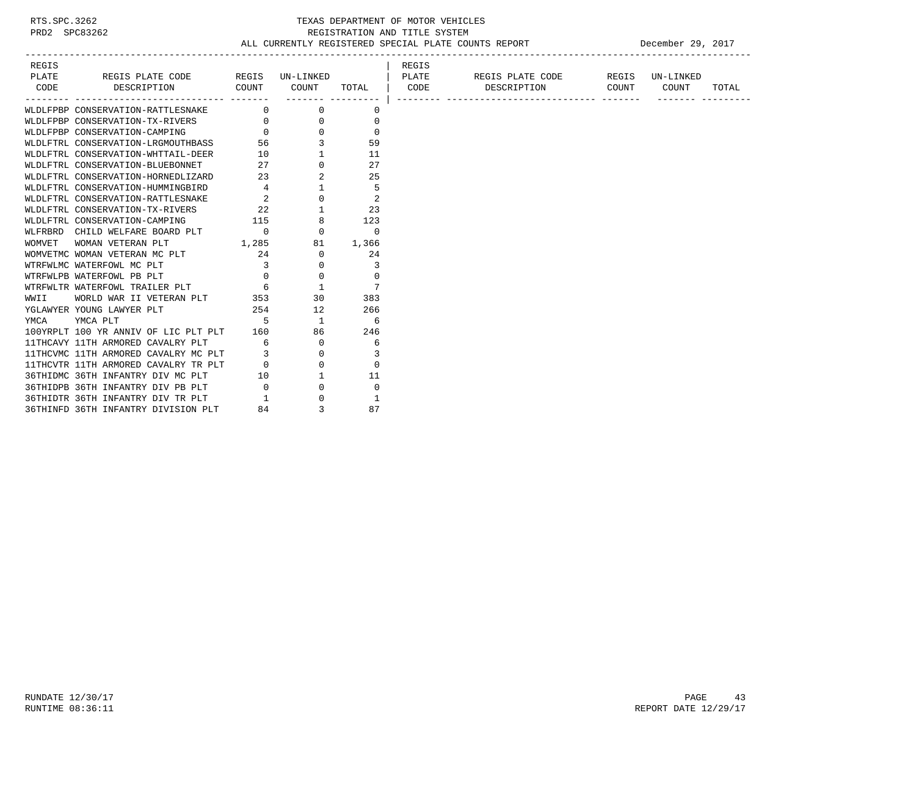TEXAS DEPARTMENT OF MOTOR VEHICLES
REGISTRATION AND TITLE SYSTEM
ALL CURRENTLY REGISTERED SPECIAL PLATE COUNTS REPORT

December 29, 2017

| REGIS PLATE CODE | REGIS PLATE CODE DESCRIPTION | REGIS COUNT | UN-LINKED COUNT | TOTAL |
|---|---|---|---|---|
| WLDLFPBP | CONSERVATION-RATTLESNAKE | 0 | 0 | 0 |
| WLDLFPBP | CONSERVATION-TX-RIVERS | 0 | 0 | 0 |
| WLDLFPBP | CONSERVATION-CAMPING | 0 | 0 | 0 |
| WLDLFTRL | CONSERVATION-LRGMOUTHBASS | 56 | 3 | 59 |
| WLDLFTRL | CONSERVATION-WHTTAIL-DEER | 10 | 1 | 11 |
| WLDLFTRL | CONSERVATION-BLUEBONNET | 27 | 0 | 27 |
| WLDLFTRL | CONSERVATION-HORNEDLIZARD | 23 | 2 | 25 |
| WLDLFTRL | CONSERVATION-HUMMINGBIRD | 4 | 1 | 5 |
| WLDLFTRL | CONSERVATION-RATTLESNAKE | 2 | 0 | 2 |
| WLDLFTRL | CONSERVATION-TX-RIVERS | 22 | 1 | 23 |
| WLDLFTRL | CONSERVATION-CAMPING | 115 | 8 | 123 |
| WLFRBRD | CHILD WELFARE BOARD PLT | 0 | 0 | 0 |
| WOMVET | WOMAN VETERAN PLT | 1,285 | 81 | 1,366 |
| WOMVETMC | WOMAN VETERAN MC PLT | 24 | 0 | 24 |
| WTRFWLMC | WATERFOWL MC PLT | 3 | 0 | 3 |
| WTRFWLPB | WATERFOWL PB PLT | 0 | 0 | 0 |
| WTRFWLTR | WATERFOWL TRAILER PLT | 6 | 1 | 7 |
| WWII | WORLD WAR II VETERAN PLT | 353 | 30 | 383 |
| YGLAWYER | YOUNG LAWYER PLT | 254 | 12 | 266 |
| YMCA | YMCA PLT | 5 | 1 | 6 |
| 100YRPLT | 100 YR ANNIV OF LIC PLT PLT | 160 | 86 | 246 |
| 11THCAVY | 11TH ARMORED CAVALRY PLT | 6 | 0 | 6 |
| 11THCVMC | 11TH ARMORED CAVALRY MC PLT | 3 | 0 | 3 |
| 11THCVTR | 11TH ARMORED CAVALRY TR PLT | 0 | 0 | 0 |
| 36THIDMC | 36TH INFANTRY DIV MC PLT | 10 | 1 | 11 |
| 36THIDPB | 36TH INFANTRY DIV PB PLT | 0 | 0 | 0 |
| 36THIDTR | 36TH INFANTRY DIV TR PLT | 1 | 0 | 1 |
| 36THINFD | 36TH INFANTRY DIVISION PLT | 84 | 3 | 87 |

RUNDATE 12/30/17
RUNTIME 08:36:11

REPORT DATE 12/29/17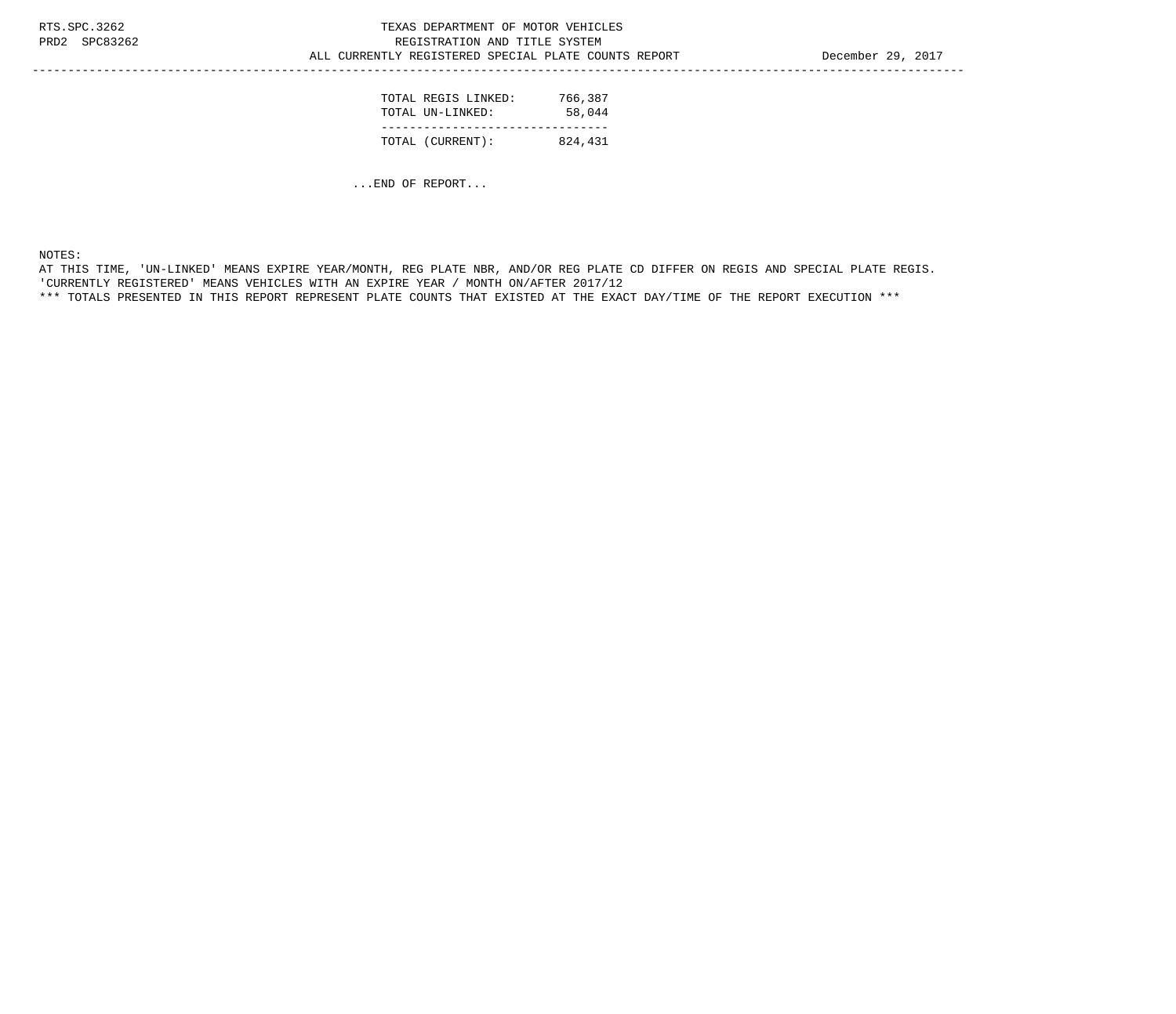TOTAL REGIS LINKED: 766,387
TOTAL UN-LINKED: 58,044

TOTAL (CURRENT): 824,431

...END OF REPORT...

NOTES:
AT THIS TIME, 'UN-LINKED' MEANS EXPIRE YEAR/MONTH, REG PLATE NBR, AND/OR REG PLATE CD DIFFER ON REGIS AND SPECIAL PLATE REGIS.
'CURRENTLY REGISTERED' MEANS VEHICLES WITH AN EXPIRE YEAR / MONTH ON/AFTER 2017/12
*** TOTALS PRESENTED IN THIS REPORT REPRESENT PLATE COUNTS THAT EXISTED AT THE EXACT DAY/TIME OF THE REPORT EXECUTION ***